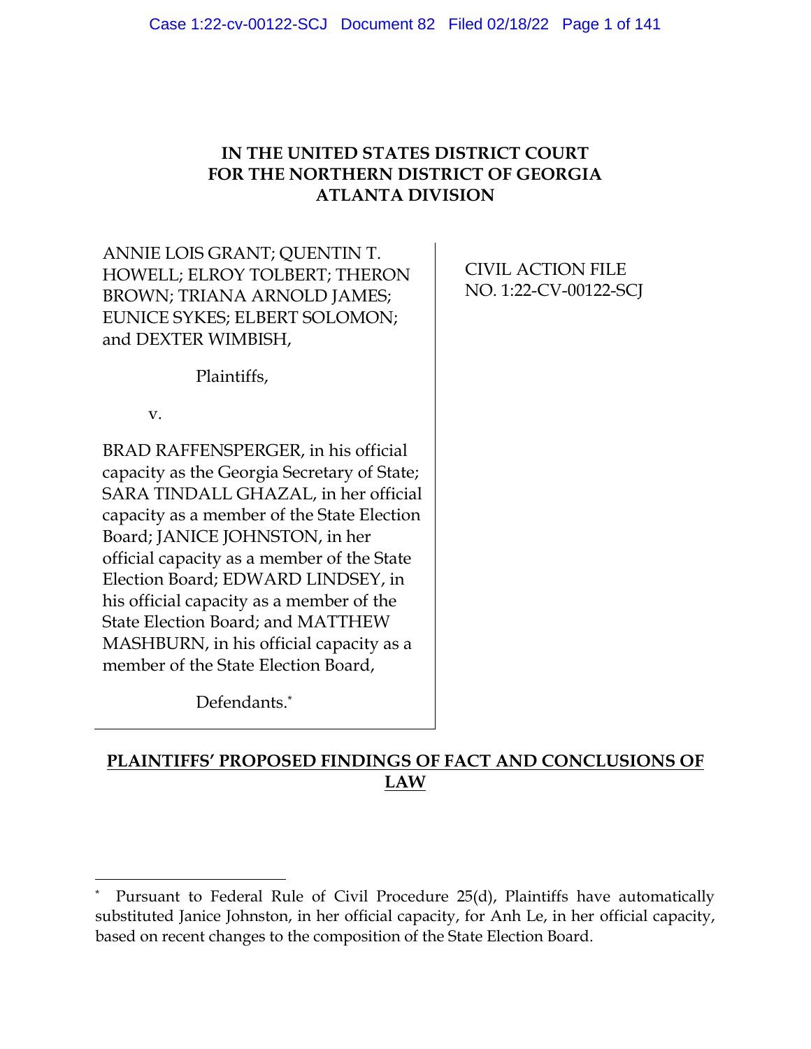**IN THE UNITED STATES DISTRICT COURT**
**FOR THE NORTHERN DISTRICT OF GEORGIA**
**ATLANTA DIVISION**

ANNIE LOIS GRANT; QUENTIN T. HOWELL; ELROY TOLBERT; THERON BROWN; TRIANA ARNOLD JAMES; EUNICE SYKES; ELBERT SOLOMON; and DEXTER WIMBISH,

Plaintiffs,

v.

BRAD RAFFENSPERGER, in his official capacity as the Georgia Secretary of State; SARA TINDALL GHAZAL, in her official capacity as a member of the State Election Board; JANICE JOHNSTON, in her official capacity as a member of the State Election Board; EDWARD LINDSEY, in his official capacity as a member of the State Election Board; and MATTHEW MASHBURN, in his official capacity as a member of the State Election Board,

Defendants.*

CIVIL ACTION FILE
NO. 1:22-CV-00122-SCJ

**PLAINTIFFS' PROPOSED FINDINGS OF FACT AND CONCLUSIONS OF LAW**

---

* Pursuant to Federal Rule of Civil Procedure 25(d), Plaintiffs have automatically substituted Janice Johnston, in her official capacity, for Anh Le, in her official capacity, based on recent changes to the composition of the State Election Board.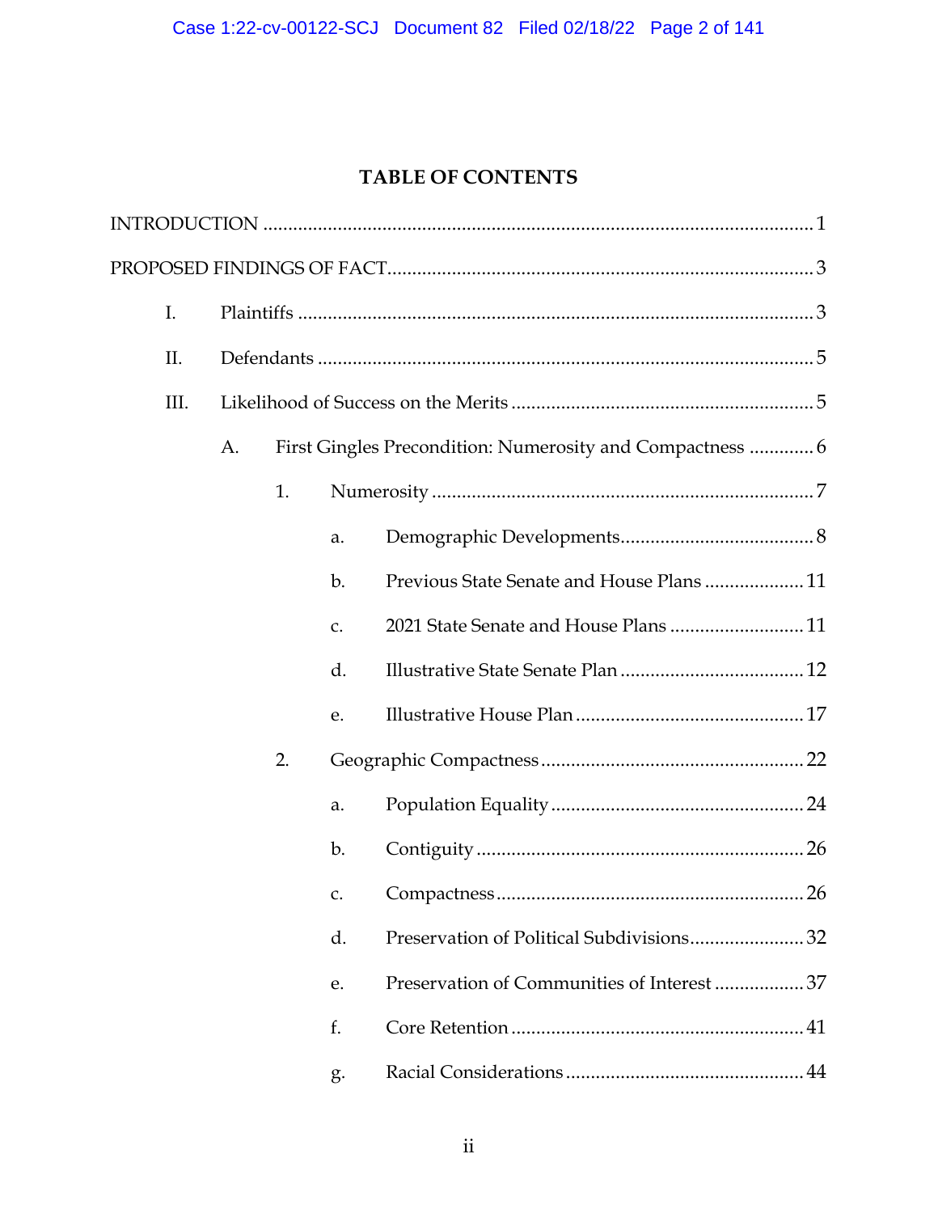## TABLE OF CONTENTS

INTRODUCTION .......... 1

PROPOSED FINDINGS OF FACT .......... 3

- I. Plaintiffs .......... 3
- II. Defendants .......... 5
- III. Likelihood of Success on the Merits .......... 5
  - A. First Gingles Precondition: Numerosity and Compactness .......... 6
    - 1. Numerosity .......... 7
      - a. Demographic Developments .......... 8
      - b. Previous State Senate and House Plans .......... 11
      - c. 2021 State Senate and House Plans .......... 11
      - d. Illustrative State Senate Plan .......... 12
      - e. Illustrative House Plan .......... 17
    - 2. Geographic Compactness .......... 22
      - a. Population Equality .......... 24
      - b. Contiguity .......... 26
      - c. Compactness .......... 26
      - d. Preservation of Political Subdivisions .......... 32
      - e. Preservation of Communities of Interest .......... 37
      - f. Core Retention .......... 41
      - g. Racial Considerations .......... 44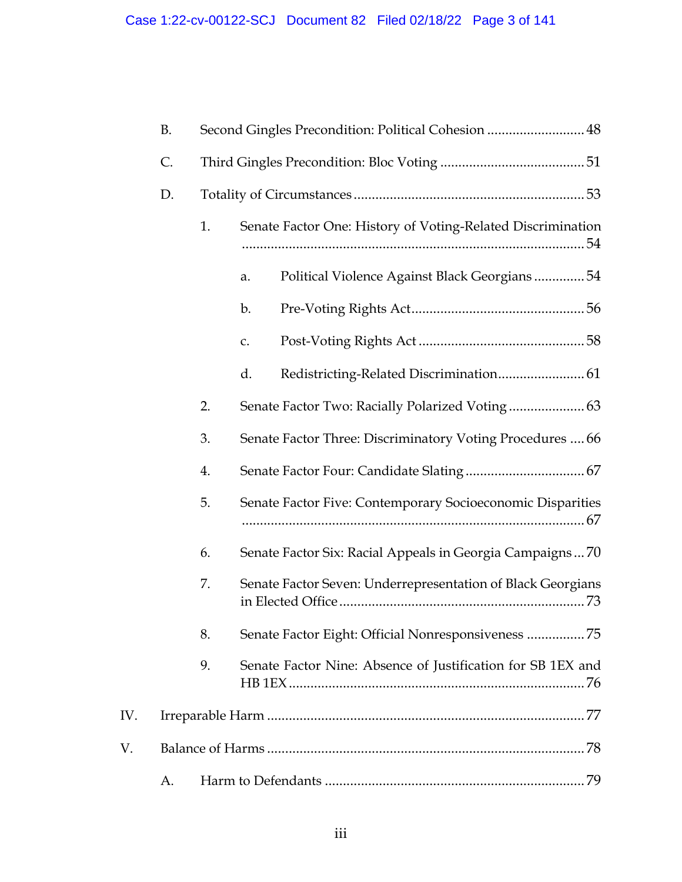B. Second Gingles Precondition: Political Cohesion .......................... 48

C. Third Gingles Precondition: Bloc Voting ........................................ 51

D. Totality of Circumstances ................................................................ 53

1. Senate Factor One: History of Voting-Related Discrimination .............................................................................................. 54

a. Political Violence Against Black Georgians ............. 54

b. Pre-Voting Rights Act................................................ 56

c. Post-Voting Rights Act .............................................. 58

d. Redistricting-Related Discrimination........................ 61

2. Senate Factor Two: Racially Polarized Voting ..................... 63

3. Senate Factor Three: Discriminatory Voting Procedures .... 66

4. Senate Factor Four: Candidate Slating ................................. 67

5. Senate Factor Five: Contemporary Socioeconomic Disparities .............................................................................................. 67

6. Senate Factor Six: Racial Appeals in Georgia Campaigns ... 70

7. Senate Factor Seven: Underrepresentation of Black Georgians in Elected Office ................................................................... 73

8. Senate Factor Eight: Official Nonresponsiveness ................ 75

9. Senate Factor Nine: Absence of Justification for SB 1EX and HB 1EX ................................................................................. 76

IV. Irreparable Harm ....................................................................................... 77

V. Balance of Harms ....................................................................................... 78

A. Harm to Defendants ....................................................................... 79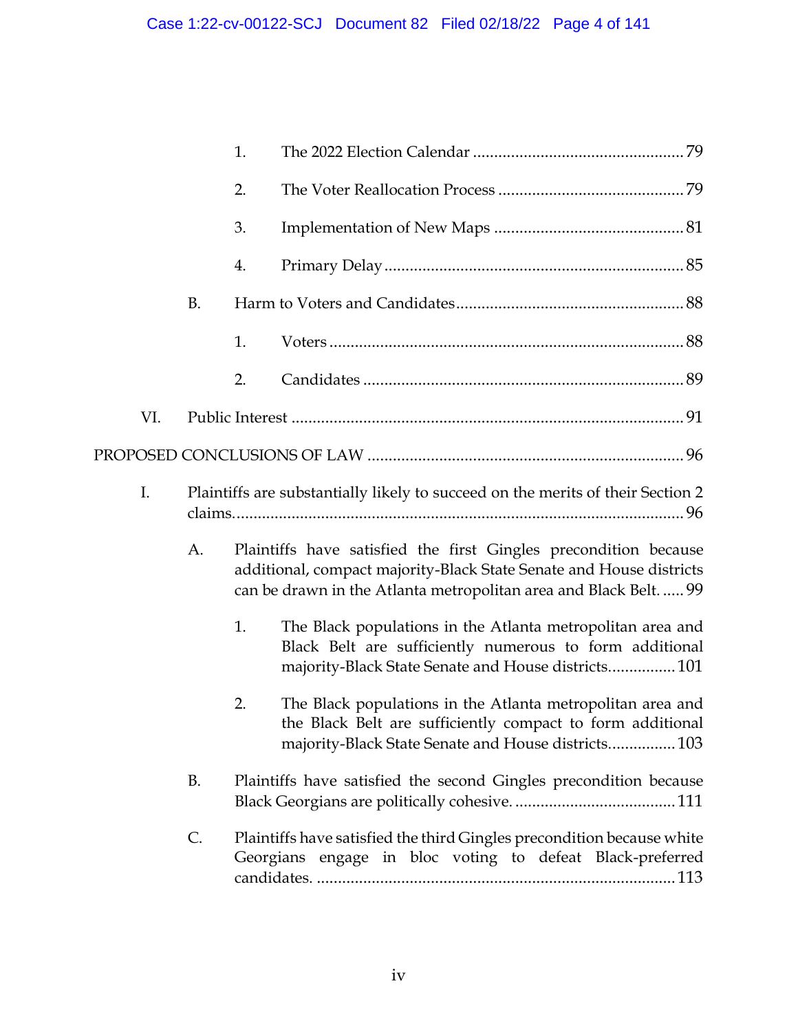1. The 2022 Election Calendar ..................................................79

2. The Voter Reallocation Process ............................................79

3. Implementation of New Maps .............................................81

4. Primary Delay .......................................................................85

B. Harm to Voters and Candidates ......................................................88

1. Voters ....................................................................................88

2. Candidates ............................................................................89

VI. Public Interest ............................................................................................91

PROPOSED CONCLUSIONS OF LAW ..........................................................................96

I. Plaintiffs are substantially likely to succeed on the merits of their Section 2 claims. ..........................................................................................................96

A. Plaintiffs have satisfied the first Gingles precondition because additional, compact majority-Black State Senate and House districts can be drawn in the Atlanta metropolitan area and Black Belt. ..... 99

1. The Black populations in the Atlanta metropolitan area and Black Belt are sufficiently numerous to form additional majority-Black State Senate and House districts................101

2. The Black populations in the Atlanta metropolitan area and the Black Belt are sufficiently compact to form additional majority-Black State Senate and House districts................103

B. Plaintiffs have satisfied the second Gingles precondition because Black Georgians are politically cohesive. ......................................111

C. Plaintiffs have satisfied the third Gingles precondition because white Georgians engage in bloc voting to defeat Black-preferred candidates. ....................................................................................113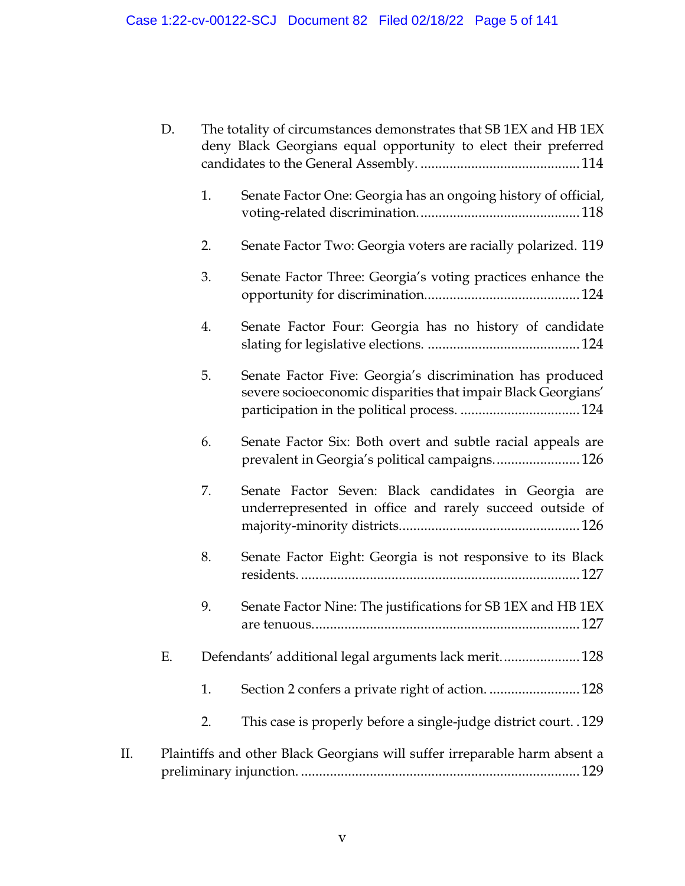D. The totality of circumstances demonstrates that SB 1EX and HB 1EX deny Black Georgians equal opportunity to elect their preferred candidates to the General Assembly. ........................................... 114

1. Senate Factor One: Georgia has an ongoing history of official, voting-related discrimination. ........................................... 118

2. Senate Factor Two: Georgia voters are racially polarized. 119

3. Senate Factor Three: Georgia's voting practices enhance the opportunity for discrimination .......................................... 124

4. Senate Factor Four: Georgia has no history of candidate slating for legislative elections. .......................................... 124

5. Senate Factor Five: Georgia's discrimination has produced severe socioeconomic disparities that impair Black Georgians' participation in the political process. ................................ 124

6. Senate Factor Six: Both overt and subtle racial appeals are prevalent in Georgia's political campaigns. ....................... 126

7. Senate Factor Seven: Black candidates in Georgia are underrepresented in office and rarely succeed outside of majority-minority districts ................................................ 126

8. Senate Factor Eight: Georgia is not responsive to its Black residents. ........................................................................... 127

9. Senate Factor Nine: The justifications for SB 1EX and HB 1EX are tenuous ........................................................................ 127

E. Defendants' additional legal arguments lack merit. .................... 128

1. Section 2 confers a private right of action. ......................... 128

2. This case is properly before a single-judge district court. . 129

II. Plaintiffs and other Black Georgians will suffer irreparable harm absent a preliminary injunction. ........................................................................... 129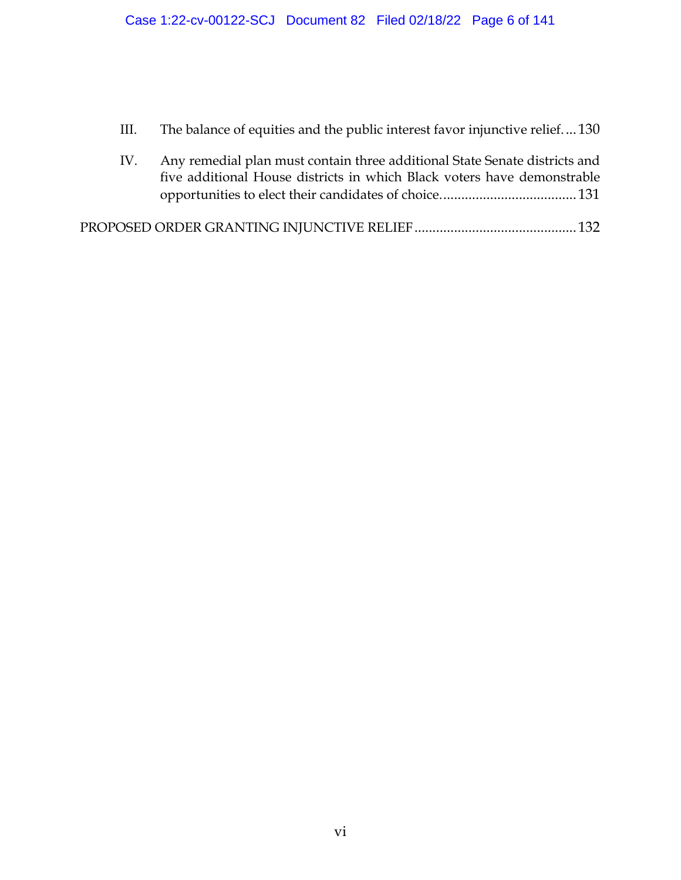III. The balance of equities and the public interest favor injunctive relief.... 130

IV. Any remedial plan must contain three additional State Senate districts and five additional House districts in which Black voters have demonstrable opportunities to elect their candidates of choice..................................... 131

PROPOSED ORDER GRANTING INJUNCTIVE RELIEF............................................. 132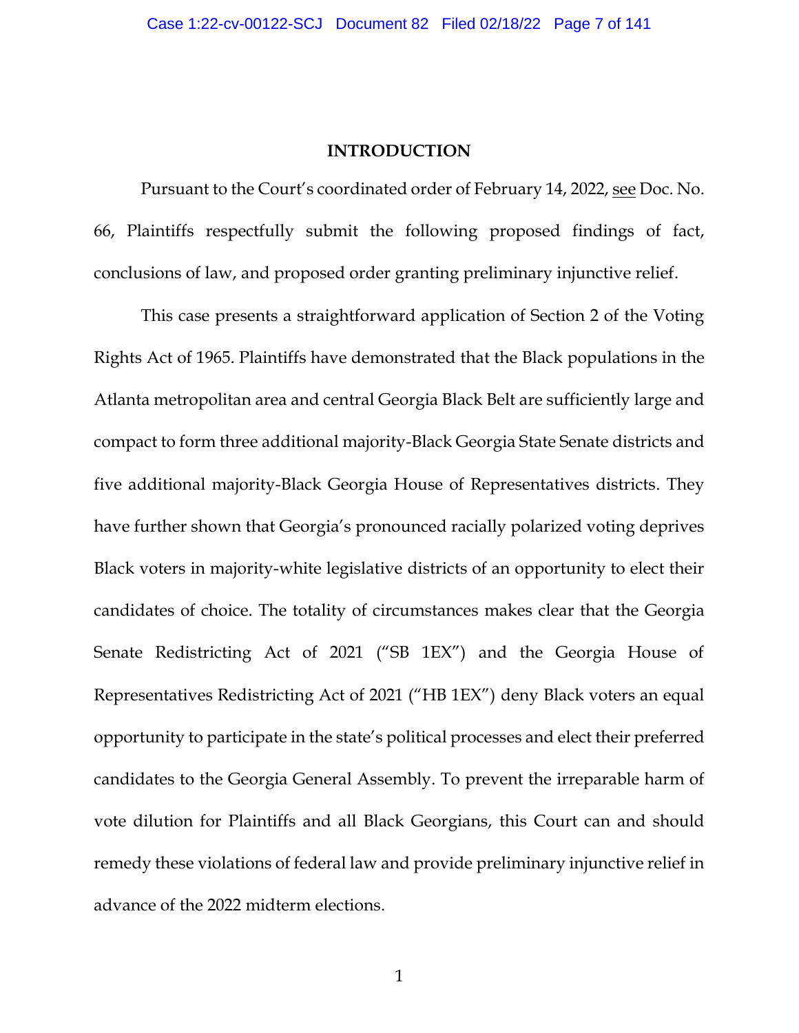## INTRODUCTION

Pursuant to the Court's coordinated order of February 14, 2022, see Doc. No. 66, Plaintiffs respectfully submit the following proposed findings of fact, conclusions of law, and proposed order granting preliminary injunctive relief.

This case presents a straightforward application of Section 2 of the Voting Rights Act of 1965. Plaintiffs have demonstrated that the Black populations in the Atlanta metropolitan area and central Georgia Black Belt are sufficiently large and compact to form three additional majority-Black Georgia State Senate districts and five additional majority-Black Georgia House of Representatives districts. They have further shown that Georgia's pronounced racially polarized voting deprives Black voters in majority-white legislative districts of an opportunity to elect their candidates of choice. The totality of circumstances makes clear that the Georgia Senate Redistricting Act of 2021 ("SB 1EX") and the Georgia House of Representatives Redistricting Act of 2021 ("HB 1EX") deny Black voters an equal opportunity to participate in the state's political processes and elect their preferred candidates to the Georgia General Assembly. To prevent the irreparable harm of vote dilution for Plaintiffs and all Black Georgians, this Court can and should remedy these violations of federal law and provide preliminary injunctive relief in advance of the 2022 midterm elections.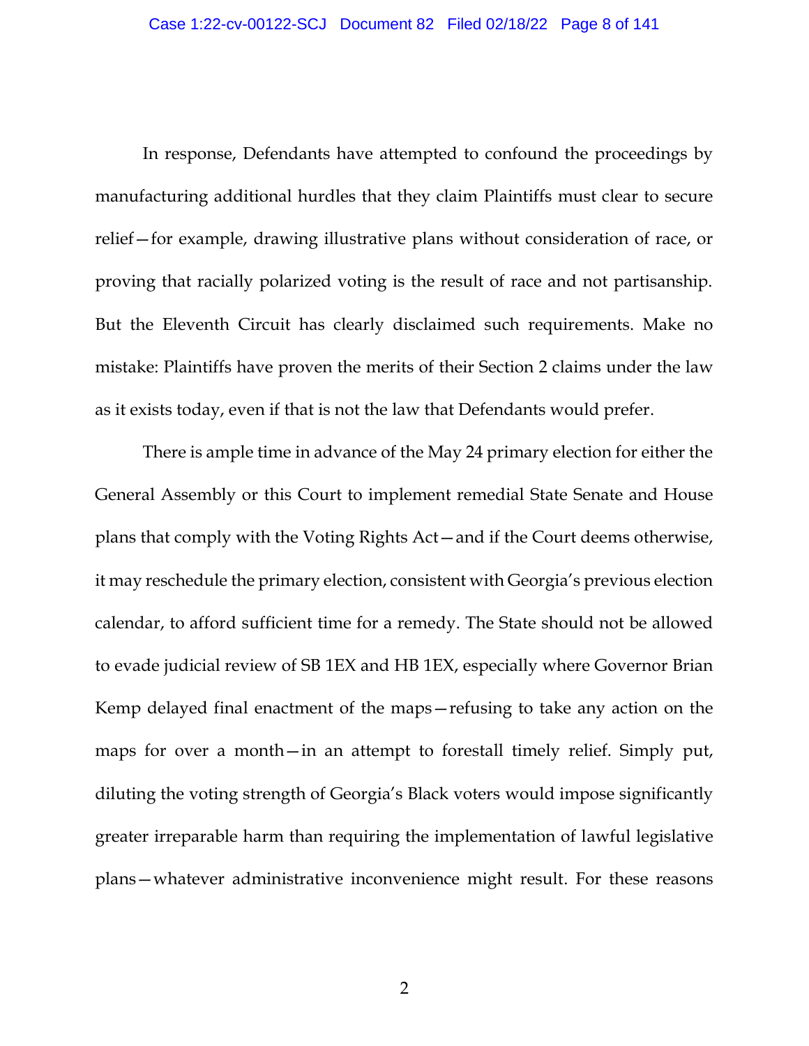In response, Defendants have attempted to confound the proceedings by manufacturing additional hurdles that they claim Plaintiffs must clear to secure relief—for example, drawing illustrative plans without consideration of race, or proving that racially polarized voting is the result of race and not partisanship. But the Eleventh Circuit has clearly disclaimed such requirements. Make no mistake: Plaintiffs have proven the merits of their Section 2 claims under the law as it exists today, even if that is not the law that Defendants would prefer.

There is ample time in advance of the May 24 primary election for either the General Assembly or this Court to implement remedial State Senate and House plans that comply with the Voting Rights Act—and if the Court deems otherwise, it may reschedule the primary election, consistent with Georgia's previous election calendar, to afford sufficient time for a remedy. The State should not be allowed to evade judicial review of SB 1EX and HB 1EX, especially where Governor Brian Kemp delayed final enactment of the maps—refusing to take any action on the maps for over a month—in an attempt to forestall timely relief. Simply put, diluting the voting strength of Georgia's Black voters would impose significantly greater irreparable harm than requiring the implementation of lawful legislative plans—whatever administrative inconvenience might result. For these reasons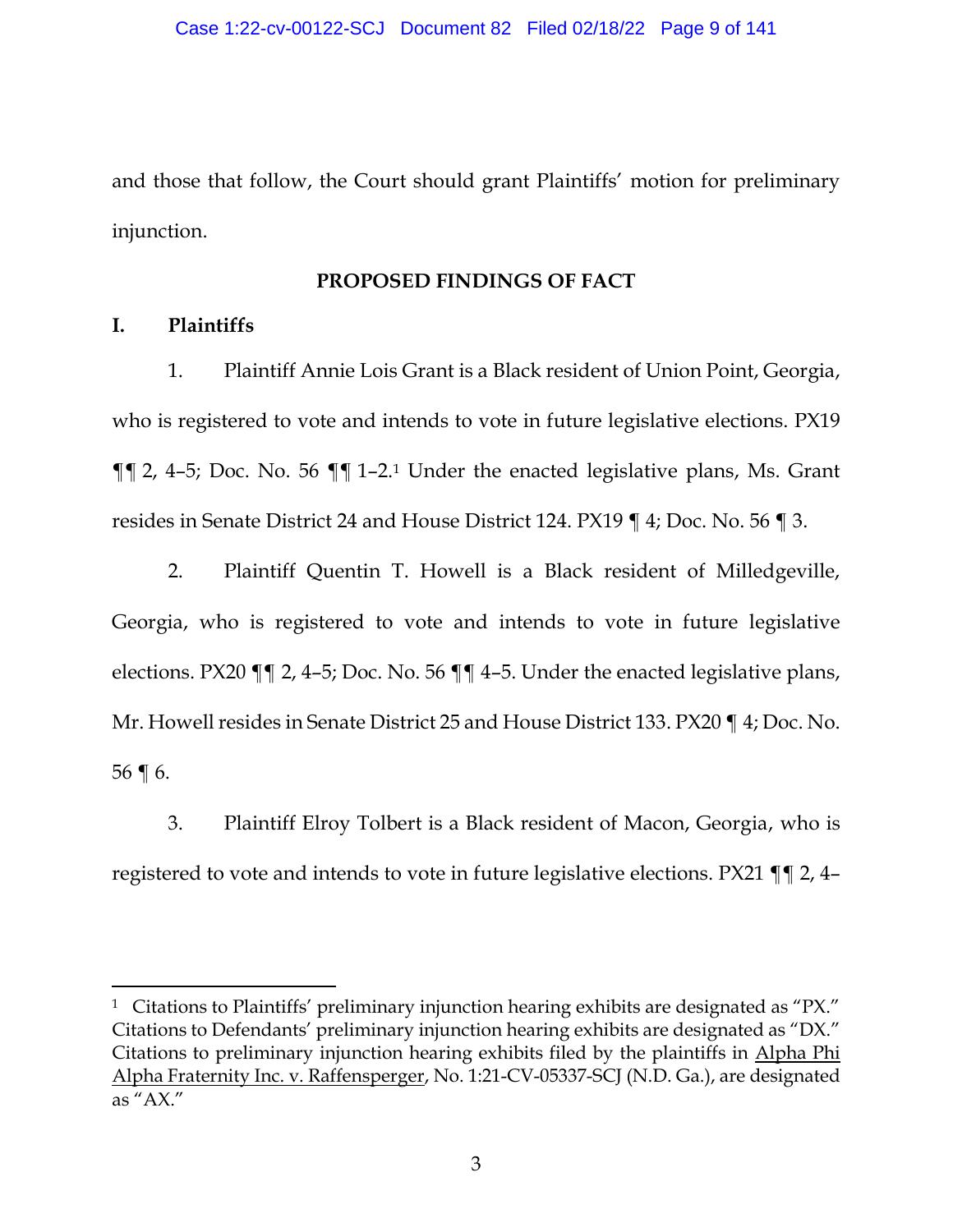and those that follow, the Court should grant Plaintiffs' motion for preliminary injunction.

## PROPOSED FINDINGS OF FACT

### I. Plaintiffs

1. Plaintiff Annie Lois Grant is a Black resident of Union Point, Georgia, who is registered to vote and intends to vote in future legislative elections. PX19 ¶¶ 2, 4–5; Doc. No. 56 ¶¶ 1–2.[1] Under the enacted legislative plans, Ms. Grant resides in Senate District 24 and House District 124. PX19 ¶ 4; Doc. No. 56 ¶ 3.

2. Plaintiff Quentin T. Howell is a Black resident of Milledgeville, Georgia, who is registered to vote and intends to vote in future legislative elections. PX20 ¶¶ 2, 4–5; Doc. No. 56 ¶¶ 4–5. Under the enacted legislative plans, Mr. Howell resides in Senate District 25 and House District 133. PX20 ¶ 4; Doc. No. 56 ¶ 6.

3. Plaintiff Elroy Tolbert is a Black resident of Macon, Georgia, who is registered to vote and intends to vote in future legislative elections. PX21 ¶¶ 2, 4–

---

[1] Citations to Plaintiffs' preliminary injunction hearing exhibits are designated as "PX." Citations to Defendants' preliminary injunction hearing exhibits are designated as "DX." Citations to preliminary injunction hearing exhibits filed by the plaintiffs in Alpha Phi Alpha Fraternity Inc. v. Raffensperger, No. 1:21-CV-05337-SCJ (N.D. Ga.), are designated as "AX."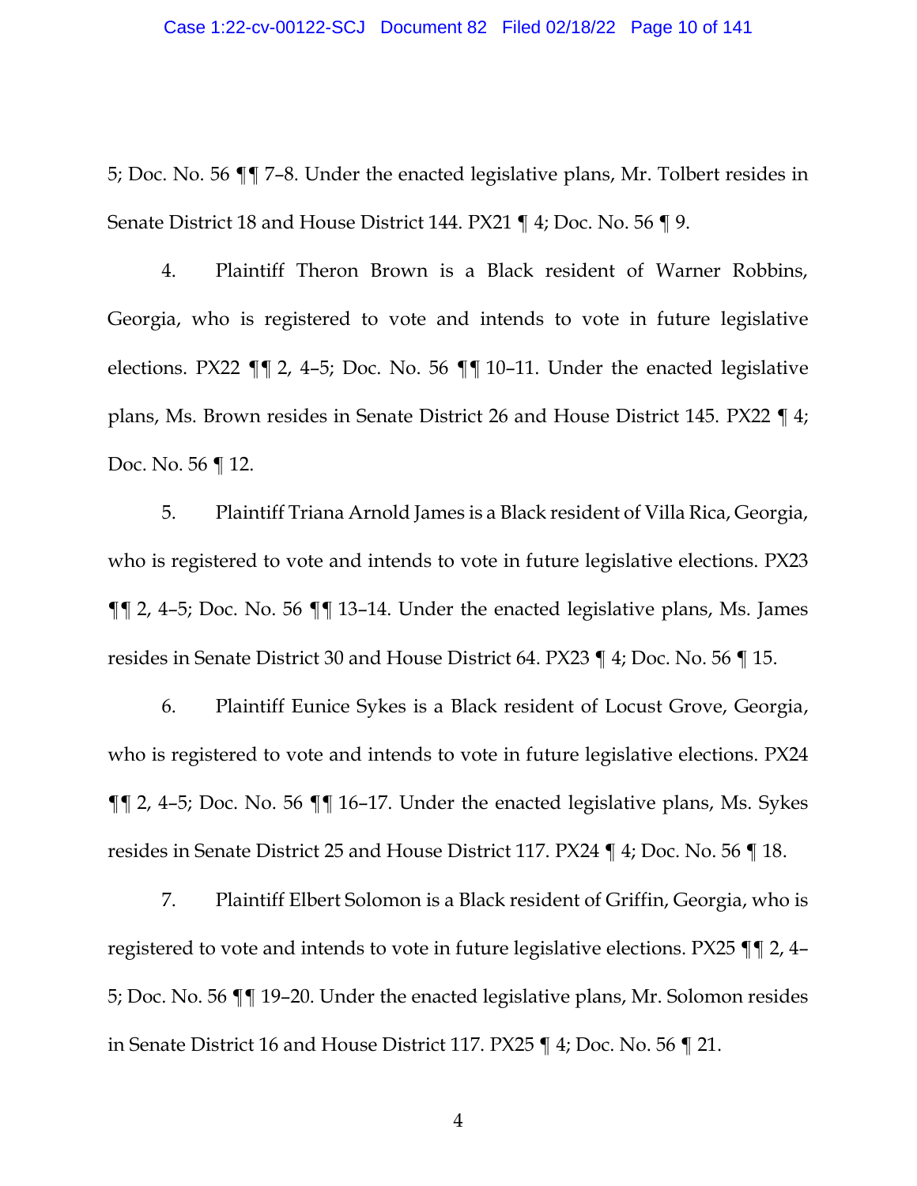5; Doc. No. 56 ¶¶ 7–8. Under the enacted legislative plans, Mr. Tolbert resides in Senate District 18 and House District 144. PX21 ¶ 4; Doc. No. 56 ¶ 9.

4. Plaintiff Theron Brown is a Black resident of Warner Robbins, Georgia, who is registered to vote and intends to vote in future legislative elections. PX22 ¶¶ 2, 4–5; Doc. No. 56 ¶¶ 10–11. Under the enacted legislative plans, Ms. Brown resides in Senate District 26 and House District 145. PX22 ¶ 4; Doc. No. 56 ¶ 12.

5. Plaintiff Triana Arnold James is a Black resident of Villa Rica, Georgia, who is registered to vote and intends to vote in future legislative elections. PX23 ¶¶ 2, 4–5; Doc. No. 56 ¶¶ 13–14. Under the enacted legislative plans, Ms. James resides in Senate District 30 and House District 64. PX23 ¶ 4; Doc. No. 56 ¶ 15.

6. Plaintiff Eunice Sykes is a Black resident of Locust Grove, Georgia, who is registered to vote and intends to vote in future legislative elections. PX24 ¶¶ 2, 4–5; Doc. No. 56 ¶¶ 16–17. Under the enacted legislative plans, Ms. Sykes resides in Senate District 25 and House District 117. PX24 ¶ 4; Doc. No. 56 ¶ 18.

7. Plaintiff Elbert Solomon is a Black resident of Griffin, Georgia, who is registered to vote and intends to vote in future legislative elections. PX25 ¶¶ 2, 4–5; Doc. No. 56 ¶¶ 19–20. Under the enacted legislative plans, Mr. Solomon resides in Senate District 16 and House District 117. PX25 ¶ 4; Doc. No. 56 ¶ 21.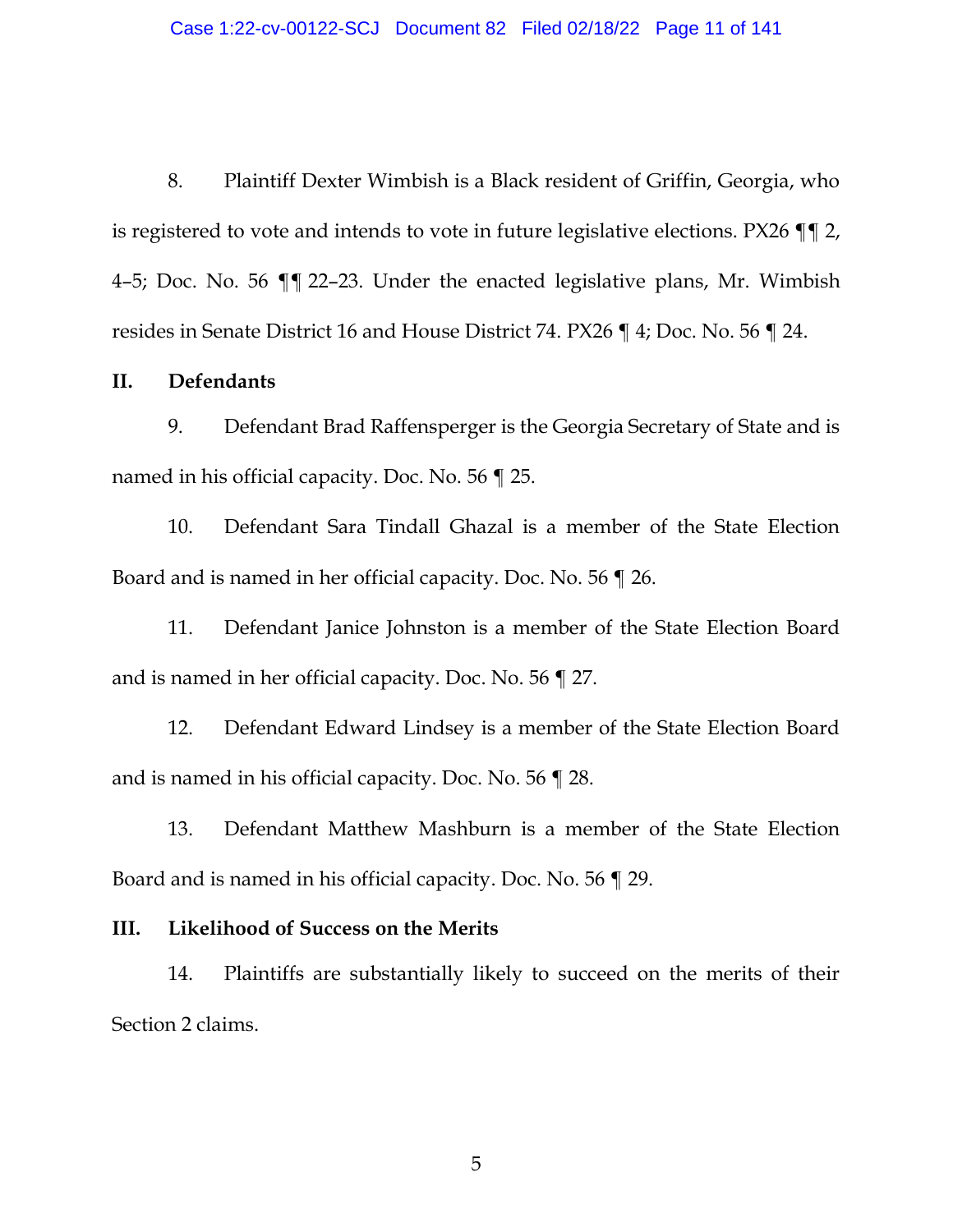8. Plaintiff Dexter Wimbish is a Black resident of Griffin, Georgia, who is registered to vote and intends to vote in future legislative elections. PX26 ¶¶ 2, 4–5; Doc. No. 56 ¶¶ 22–23. Under the enacted legislative plans, Mr. Wimbish resides in Senate District 16 and House District 74. PX26 ¶ 4; Doc. No. 56 ¶ 24.

## II. Defendants

9. Defendant Brad Raffensperger is the Georgia Secretary of State and is named in his official capacity. Doc. No. 56 ¶ 25.

10. Defendant Sara Tindall Ghazal is a member of the State Election Board and is named in her official capacity. Doc. No. 56 ¶ 26.

11. Defendant Janice Johnston is a member of the State Election Board and is named in her official capacity. Doc. No. 56 ¶ 27.

12. Defendant Edward Lindsey is a member of the State Election Board and is named in his official capacity. Doc. No. 56 ¶ 28.

13. Defendant Matthew Mashburn is a member of the State Election Board and is named in his official capacity. Doc. No. 56 ¶ 29.

## III. Likelihood of Success on the Merits

14. Plaintiffs are substantially likely to succeed on the merits of their Section 2 claims.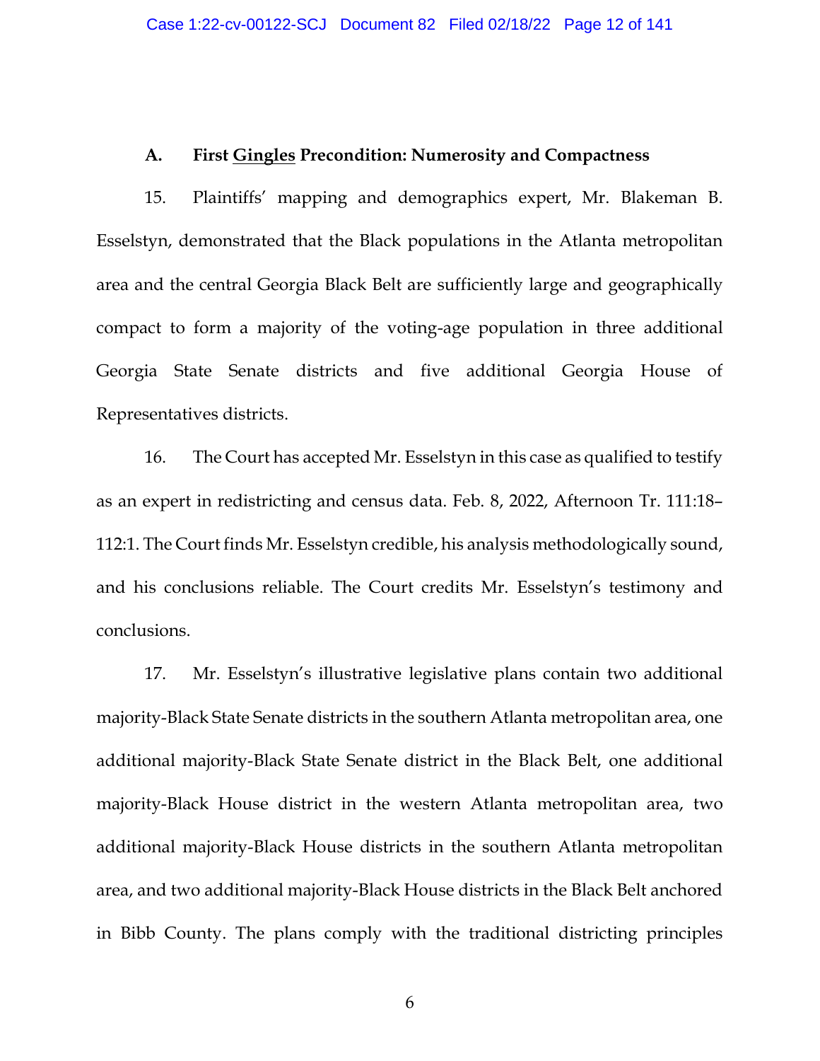### A. First <u>Gingles</u> Precondition: Numerosity and Compactness

15. Plaintiffs' mapping and demographics expert, Mr. Blakeman B. Esselstyn, demonstrated that the Black populations in the Atlanta metropolitan area and the central Georgia Black Belt are sufficiently large and geographically compact to form a majority of the voting-age population in three additional Georgia State Senate districts and five additional Georgia House of Representatives districts.

16. The Court has accepted Mr. Esselstyn in this case as qualified to testify as an expert in redistricting and census data. Feb. 8, 2022, Afternoon Tr. 111:18–112:1. The Court finds Mr. Esselstyn credible, his analysis methodologically sound, and his conclusions reliable. The Court credits Mr. Esselstyn's testimony and conclusions.

17. Mr. Esselstyn's illustrative legislative plans contain two additional majority-Black State Senate districts in the southern Atlanta metropolitan area, one additional majority-Black State Senate district in the Black Belt, one additional majority-Black House district in the western Atlanta metropolitan area, two additional majority-Black House districts in the southern Atlanta metropolitan area, and two additional majority-Black House districts in the Black Belt anchored in Bibb County. The plans comply with the traditional districting principles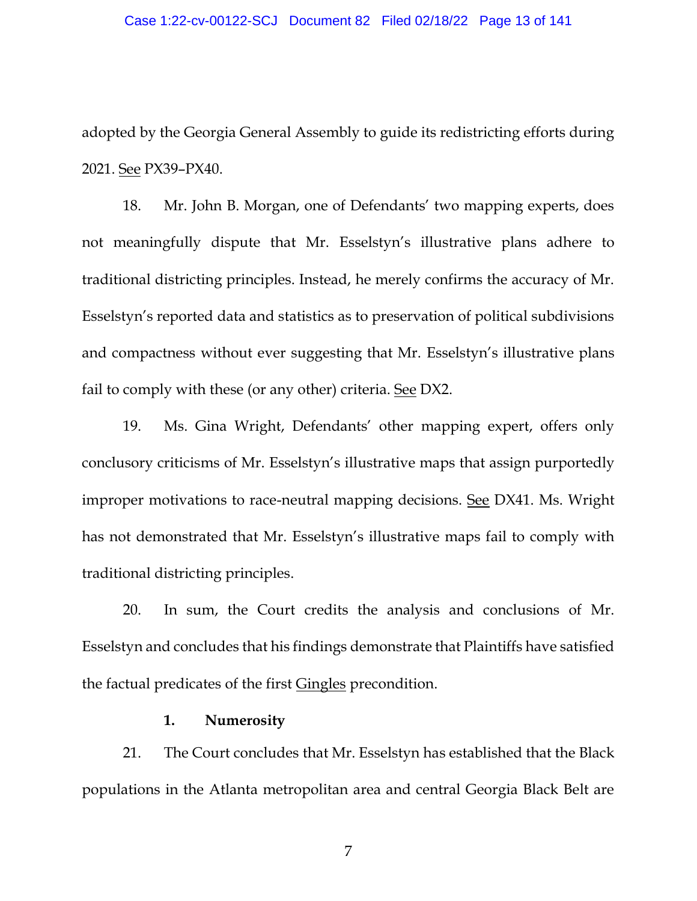adopted by the Georgia General Assembly to guide its redistricting efforts during 2021. See PX39–PX40.

18. Mr. John B. Morgan, one of Defendants' two mapping experts, does not meaningfully dispute that Mr. Esselstyn's illustrative plans adhere to traditional districting principles. Instead, he merely confirms the accuracy of Mr. Esselstyn's reported data and statistics as to preservation of political subdivisions and compactness without ever suggesting that Mr. Esselstyn's illustrative plans fail to comply with these (or any other) criteria. See DX2.

19. Ms. Gina Wright, Defendants' other mapping expert, offers only conclusory criticisms of Mr. Esselstyn's illustrative maps that assign purportedly improper motivations to race-neutral mapping decisions. See DX41. Ms. Wright has not demonstrated that Mr. Esselstyn's illustrative maps fail to comply with traditional districting principles.

20. In sum, the Court credits the analysis and conclusions of Mr. Esselstyn and concludes that his findings demonstrate that Plaintiffs have satisfied the factual predicates of the first Gingles precondition.

**1. Numerosity**

21. The Court concludes that Mr. Esselstyn has established that the Black populations in the Atlanta metropolitan area and central Georgia Black Belt are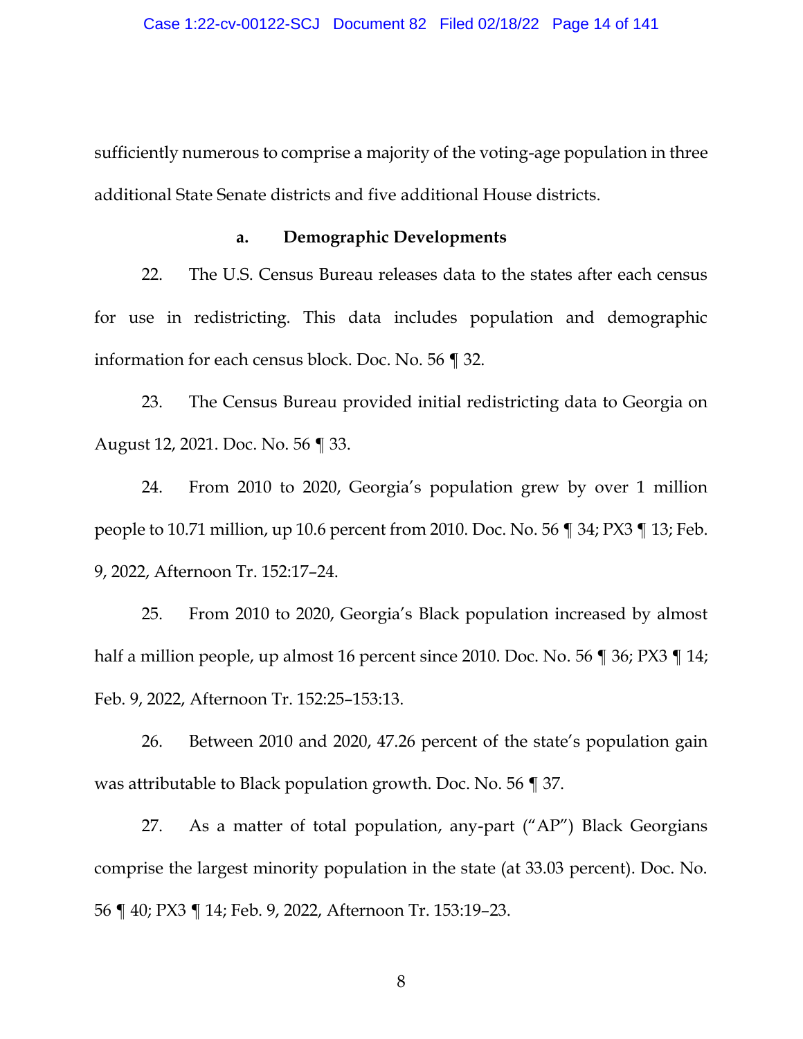sufficiently numerous to comprise a majority of the voting-age population in three additional State Senate districts and five additional House districts.

**a. Demographic Developments**

22. The U.S. Census Bureau releases data to the states after each census for use in redistricting. This data includes population and demographic information for each census block. Doc. No. 56 ¶ 32.

23. The Census Bureau provided initial redistricting data to Georgia on August 12, 2021. Doc. No. 56 ¶ 33.

24. From 2010 to 2020, Georgia's population grew by over 1 million people to 10.71 million, up 10.6 percent from 2010. Doc. No. 56 ¶ 34; PX3 ¶ 13; Feb. 9, 2022, Afternoon Tr. 152:17–24.

25. From 2010 to 2020, Georgia's Black population increased by almost half a million people, up almost 16 percent since 2010. Doc. No. 56 ¶ 36; PX3 ¶ 14; Feb. 9, 2022, Afternoon Tr. 152:25–153:13.

26. Between 2010 and 2020, 47.26 percent of the state's population gain was attributable to Black population growth. Doc. No. 56 ¶ 37.

27. As a matter of total population, any-part ("AP") Black Georgians comprise the largest minority population in the state (at 33.03 percent). Doc. No. 56 ¶ 40; PX3 ¶ 14; Feb. 9, 2022, Afternoon Tr. 153:19–23.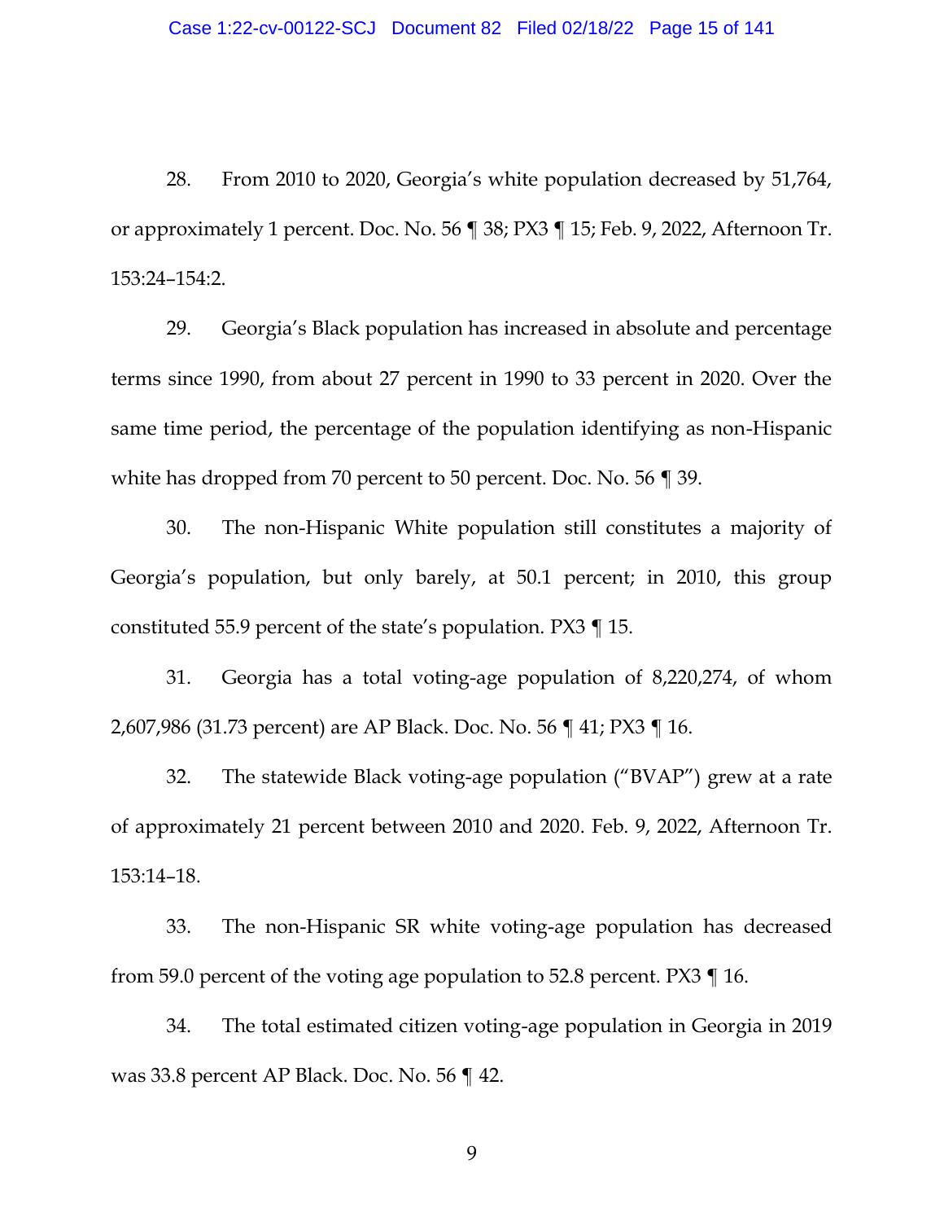28. From 2010 to 2020, Georgia's white population decreased by 51,764, or approximately 1 percent. Doc. No. 56 ¶ 38; PX3 ¶ 15; Feb. 9, 2022, Afternoon Tr. 153:24–154:2.

29. Georgia's Black population has increased in absolute and percentage terms since 1990, from about 27 percent in 1990 to 33 percent in 2020. Over the same time period, the percentage of the population identifying as non-Hispanic white has dropped from 70 percent to 50 percent. Doc. No. 56 ¶ 39.

30. The non-Hispanic White population still constitutes a majority of Georgia's population, but only barely, at 50.1 percent; in 2010, this group constituted 55.9 percent of the state's population. PX3 ¶ 15.

31. Georgia has a total voting-age population of 8,220,274, of whom 2,607,986 (31.73 percent) are AP Black. Doc. No. 56 ¶ 41; PX3 ¶ 16.

32. The statewide Black voting-age population ("BVAP") grew at a rate of approximately 21 percent between 2010 and 2020. Feb. 9, 2022, Afternoon Tr. 153:14–18.

33. The non-Hispanic SR white voting-age population has decreased from 59.0 percent of the voting age population to 52.8 percent. PX3 ¶ 16.

34. The total estimated citizen voting-age population in Georgia in 2019 was 33.8 percent AP Black. Doc. No. 56 ¶ 42.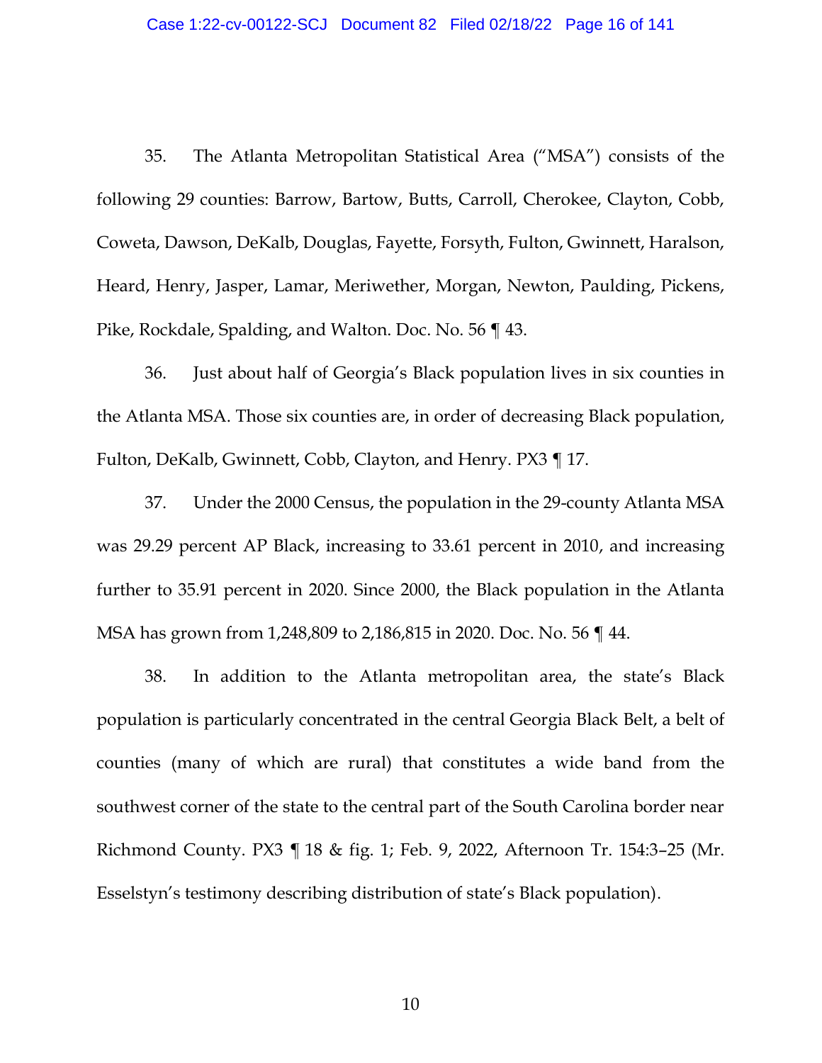35. The Atlanta Metropolitan Statistical Area ("MSA") consists of the following 29 counties: Barrow, Bartow, Butts, Carroll, Cherokee, Clayton, Cobb, Coweta, Dawson, DeKalb, Douglas, Fayette, Forsyth, Fulton, Gwinnett, Haralson, Heard, Henry, Jasper, Lamar, Meriwether, Morgan, Newton, Paulding, Pickens, Pike, Rockdale, Spalding, and Walton. Doc. No. 56 ¶ 43.

36. Just about half of Georgia's Black population lives in six counties in the Atlanta MSA. Those six counties are, in order of decreasing Black population, Fulton, DeKalb, Gwinnett, Cobb, Clayton, and Henry. PX3 ¶ 17.

37. Under the 2000 Census, the population in the 29-county Atlanta MSA was 29.29 percent AP Black, increasing to 33.61 percent in 2010, and increasing further to 35.91 percent in 2020. Since 2000, the Black population in the Atlanta MSA has grown from 1,248,809 to 2,186,815 in 2020. Doc. No. 56 ¶ 44.

38. In addition to the Atlanta metropolitan area, the state's Black population is particularly concentrated in the central Georgia Black Belt, a belt of counties (many of which are rural) that constitutes a wide band from the southwest corner of the state to the central part of the South Carolina border near Richmond County. PX3 ¶ 18 & fig. 1; Feb. 9, 2022, Afternoon Tr. 154:3–25 (Mr. Esselstyn's testimony describing distribution of state's Black population).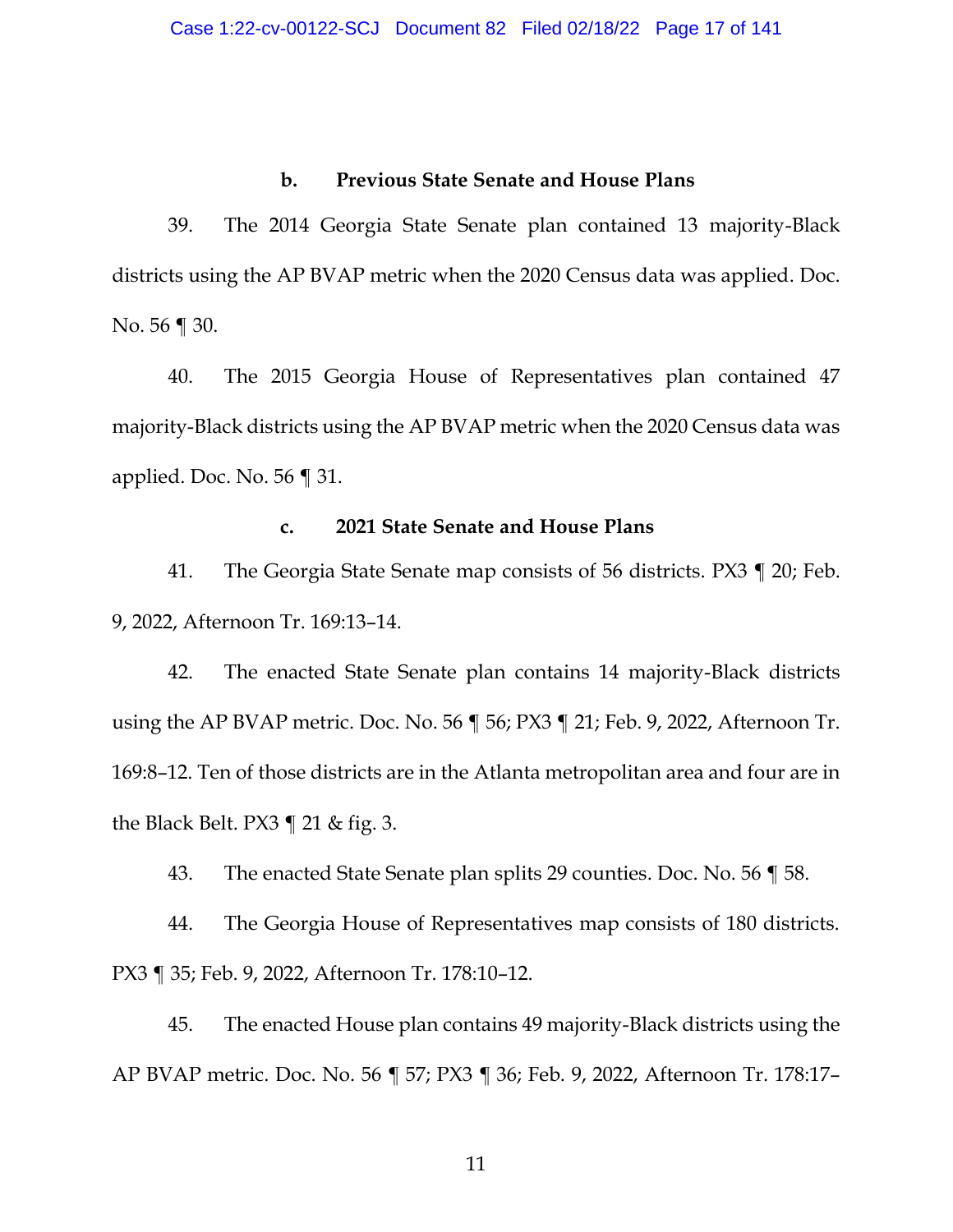### b. Previous State Senate and House Plans

39. The 2014 Georgia State Senate plan contained 13 majority-Black districts using the AP BVAP metric when the 2020 Census data was applied. Doc. No. 56 ¶ 30.

40. The 2015 Georgia House of Representatives plan contained 47 majority-Black districts using the AP BVAP metric when the 2020 Census data was applied. Doc. No. 56 ¶ 31.

### c. 2021 State Senate and House Plans

41. The Georgia State Senate map consists of 56 districts. PX3 ¶ 20; Feb. 9, 2022, Afternoon Tr. 169:13–14.

42. The enacted State Senate plan contains 14 majority-Black districts using the AP BVAP metric. Doc. No. 56 ¶ 56; PX3 ¶ 21; Feb. 9, 2022, Afternoon Tr. 169:8–12. Ten of those districts are in the Atlanta metropolitan area and four are in the Black Belt. PX3 ¶ 21 & fig. 3.

43. The enacted State Senate plan splits 29 counties. Doc. No. 56 ¶ 58.

44. The Georgia House of Representatives map consists of 180 districts. PX3 ¶ 35; Feb. 9, 2022, Afternoon Tr. 178:10–12.

45. The enacted House plan contains 49 majority-Black districts using the AP BVAP metric. Doc. No. 56 ¶ 57; PX3 ¶ 36; Feb. 9, 2022, Afternoon Tr. 178:17–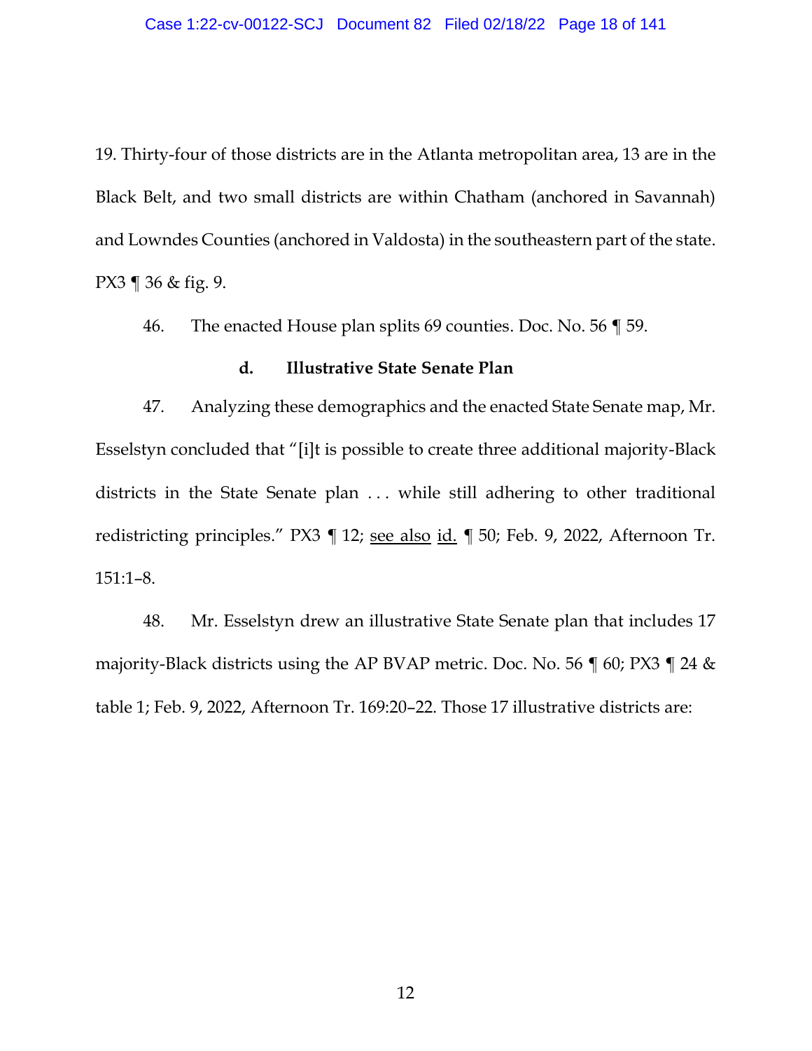19. Thirty-four of those districts are in the Atlanta metropolitan area, 13 are in the Black Belt, and two small districts are within Chatham (anchored in Savannah) and Lowndes Counties (anchored in Valdosta) in the southeastern part of the state. PX3 ¶ 36 & fig. 9.

46. The enacted House plan splits 69 counties. Doc. No. 56 ¶ 59.

### d. Illustrative State Senate Plan

47. Analyzing these demographics and the enacted State Senate map, Mr. Esselstyn concluded that "[i]t is possible to create three additional majority-Black districts in the State Senate plan . . . while still adhering to other traditional redistricting principles." PX3 ¶ 12; see also id. ¶ 50; Feb. 9, 2022, Afternoon Tr. 151:1–8.

48. Mr. Esselstyn drew an illustrative State Senate plan that includes 17 majority-Black districts using the AP BVAP metric. Doc. No. 56 ¶ 60; PX3 ¶ 24 & table 1; Feb. 9, 2022, Afternoon Tr. 169:20–22. Those 17 illustrative districts are: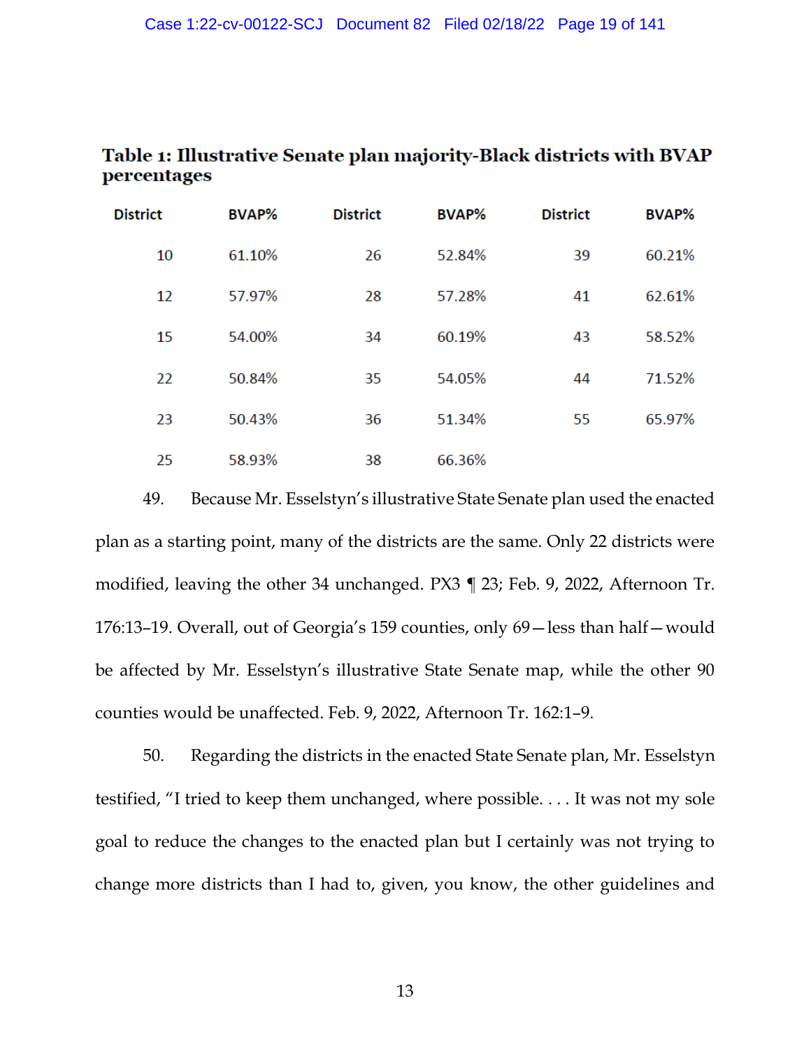**Table 1: Illustrative Senate plan majority-Black districts with BVAP percentages**

| District | BVAP% | District | BVAP% | District | BVAP% |
|---|---|---|---|---|---|
| 10 | 61.10% | 26 | 52.84% | 39 | 60.21% |
| 12 | 57.97% | 28 | 57.28% | 41 | 62.61% |
| 15 | 54.00% | 34 | 60.19% | 43 | 58.52% |
| 22 | 50.84% | 35 | 54.05% | 44 | 71.52% |
| 23 | 50.43% | 36 | 51.34% | 55 | 65.97% |
| 25 | 58.93% | 38 | 66.36% | | |

49. Because Mr. Esselstyn's illustrative State Senate plan used the enacted plan as a starting point, many of the districts are the same. Only 22 districts were modified, leaving the other 34 unchanged. PX3 ¶ 23; Feb. 9, 2022, Afternoon Tr. 176:13–19. Overall, out of Georgia's 159 counties, only 69—less than half—would be affected by Mr. Esselstyn's illustrative State Senate map, while the other 90 counties would be unaffected. Feb. 9, 2022, Afternoon Tr. 162:1–9.

50. Regarding the districts in the enacted State Senate plan, Mr. Esselstyn testified, "I tried to keep them unchanged, where possible. . . . It was not my sole goal to reduce the changes to the enacted plan but I certainly was not trying to change more districts than I had to, given, you know, the other guidelines and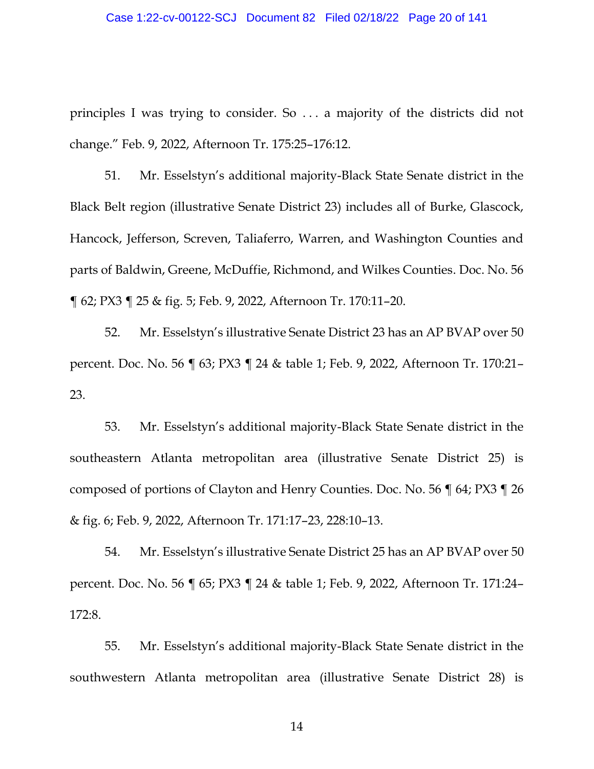principles I was trying to consider. So . . . a majority of the districts did not change." Feb. 9, 2022, Afternoon Tr. 175:25–176:12.

51. Mr. Esselstyn's additional majority-Black State Senate district in the Black Belt region (illustrative Senate District 23) includes all of Burke, Glascock, Hancock, Jefferson, Screven, Taliaferro, Warren, and Washington Counties and parts of Baldwin, Greene, McDuffie, Richmond, and Wilkes Counties. Doc. No. 56 ¶ 62; PX3 ¶ 25 & fig. 5; Feb. 9, 2022, Afternoon Tr. 170:11–20.

52. Mr. Esselstyn's illustrative Senate District 23 has an AP BVAP over 50 percent. Doc. No. 56 ¶ 63; PX3 ¶ 24 & table 1; Feb. 9, 2022, Afternoon Tr. 170:21–23.

53. Mr. Esselstyn's additional majority-Black State Senate district in the southeastern Atlanta metropolitan area (illustrative Senate District 25) is composed of portions of Clayton and Henry Counties. Doc. No. 56 ¶ 64; PX3 ¶ 26 & fig. 6; Feb. 9, 2022, Afternoon Tr. 171:17–23, 228:10–13.

54. Mr. Esselstyn's illustrative Senate District 25 has an AP BVAP over 50 percent. Doc. No. 56 ¶ 65; PX3 ¶ 24 & table 1; Feb. 9, 2022, Afternoon Tr. 171:24–172:8.

55. Mr. Esselstyn's additional majority-Black State Senate district in the southwestern Atlanta metropolitan area (illustrative Senate District 28) is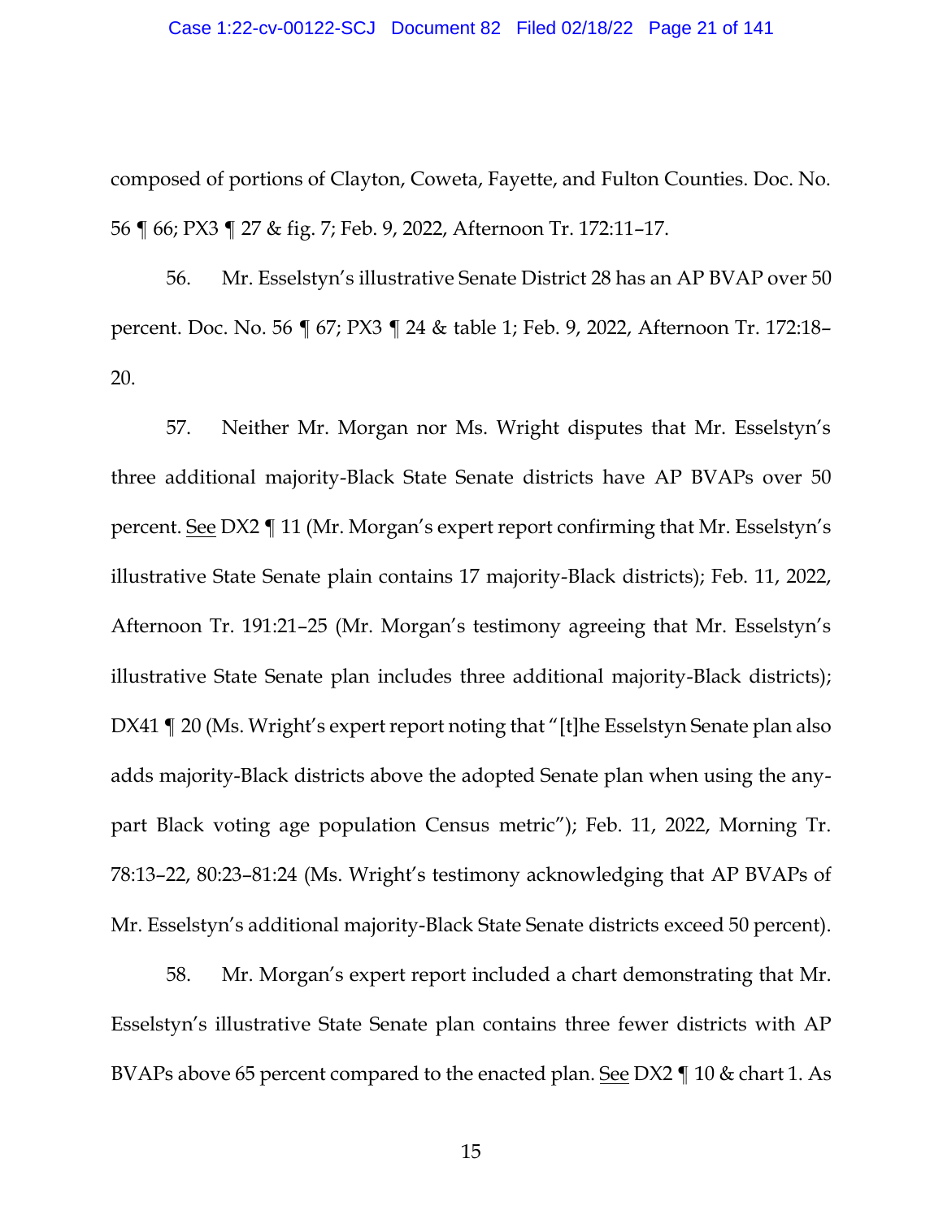composed of portions of Clayton, Coweta, Fayette, and Fulton Counties. Doc. No. 56 ¶ 66; PX3 ¶ 27 & fig. 7; Feb. 9, 2022, Afternoon Tr. 172:11–17.

56. Mr. Esselstyn's illustrative Senate District 28 has an AP BVAP over 50 percent. Doc. No. 56 ¶ 67; PX3 ¶ 24 & table 1; Feb. 9, 2022, Afternoon Tr. 172:18–20.

57. Neither Mr. Morgan nor Ms. Wright disputes that Mr. Esselstyn's three additional majority-Black State Senate districts have AP BVAPs over 50 percent. See DX2 ¶ 11 (Mr. Morgan's expert report confirming that Mr. Esselstyn's illustrative State Senate plain contains 17 majority-Black districts); Feb. 11, 2022, Afternoon Tr. 191:21–25 (Mr. Morgan's testimony agreeing that Mr. Esselstyn's illustrative State Senate plan includes three additional majority-Black districts); DX41 ¶ 20 (Ms. Wright's expert report noting that "[t]he Esselstyn Senate plan also adds majority-Black districts above the adopted Senate plan when using the any-part Black voting age population Census metric"); Feb. 11, 2022, Morning Tr. 78:13–22, 80:23–81:24 (Ms. Wright's testimony acknowledging that AP BVAPs of Mr. Esselstyn's additional majority-Black State Senate districts exceed 50 percent).

58. Mr. Morgan's expert report included a chart demonstrating that Mr. Esselstyn's illustrative State Senate plan contains three fewer districts with AP BVAPs above 65 percent compared to the enacted plan. See DX2 ¶ 10 & chart 1. As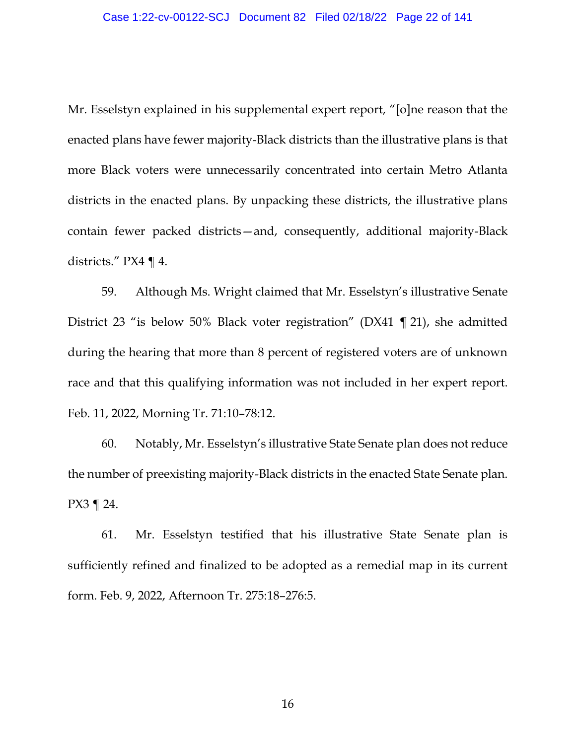Mr. Esselstyn explained in his supplemental expert report, "[o]ne reason that the enacted plans have fewer majority-Black districts than the illustrative plans is that more Black voters were unnecessarily concentrated into certain Metro Atlanta districts in the enacted plans. By unpacking these districts, the illustrative plans contain fewer packed districts—and, consequently, additional majority-Black districts." PX4 ¶ 4.

59. Although Ms. Wright claimed that Mr. Esselstyn's illustrative Senate District 23 "is below 50% Black voter registration" (DX41 ¶ 21), she admitted during the hearing that more than 8 percent of registered voters are of unknown race and that this qualifying information was not included in her expert report. Feb. 11, 2022, Morning Tr. 71:10–78:12.

60. Notably, Mr. Esselstyn's illustrative State Senate plan does not reduce the number of preexisting majority-Black districts in the enacted State Senate plan. PX3 ¶ 24.

61. Mr. Esselstyn testified that his illustrative State Senate plan is sufficiently refined and finalized to be adopted as a remedial map in its current form. Feb. 9, 2022, Afternoon Tr. 275:18–276:5.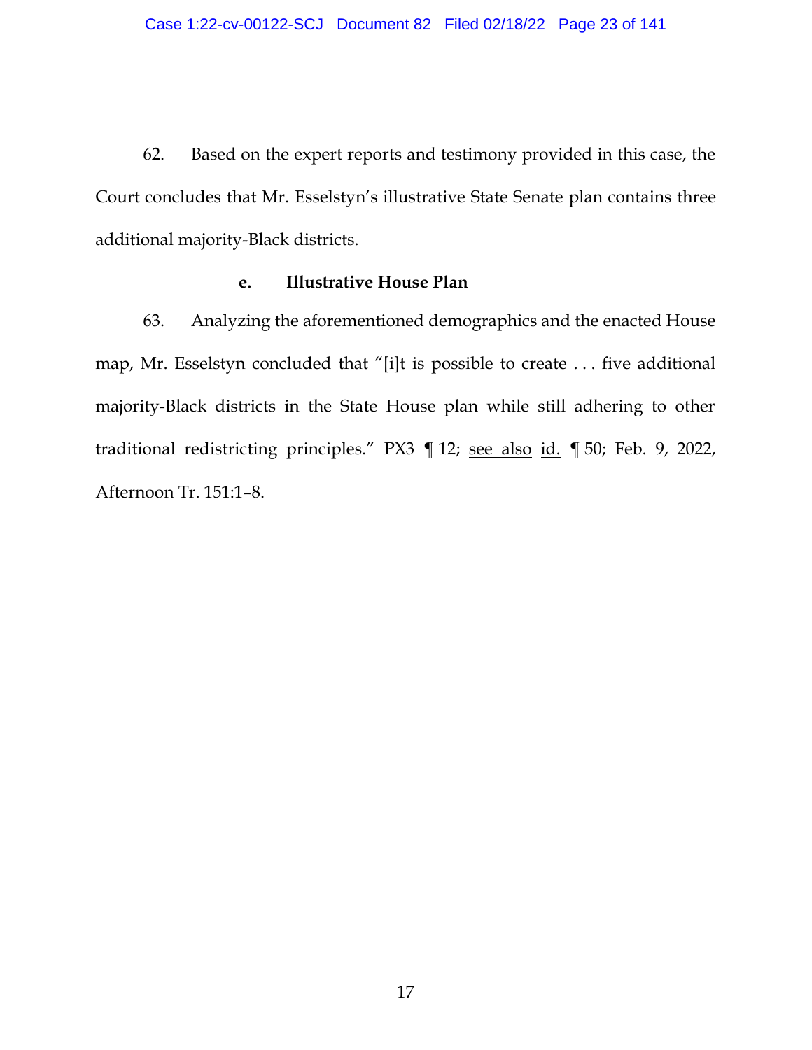62. Based on the expert reports and testimony provided in this case, the Court concludes that Mr. Esselstyn's illustrative State Senate plan contains three additional majority-Black districts.

**e. Illustrative House Plan**

63. Analyzing the aforementioned demographics and the enacted House map, Mr. Esselstyn concluded that "[i]t is possible to create . . . five additional majority-Black districts in the State House plan while still adhering to other traditional redistricting principles." PX3 ¶ 12; <u>see also</u> <u>id.</u> ¶ 50; Feb. 9, 2022, Afternoon Tr. 151:1–8.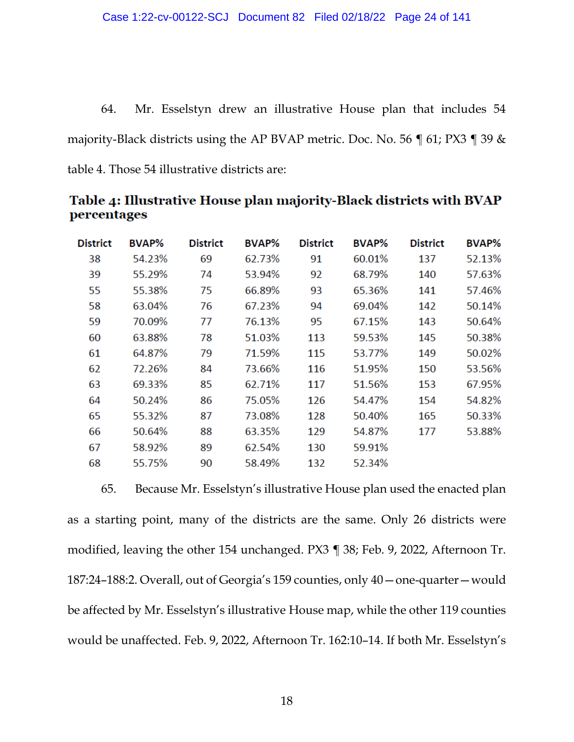64. Mr. Esselstyn drew an illustrative House plan that includes 54 majority-Black districts using the AP BVAP metric. Doc. No. 56 ¶ 61; PX3 ¶ 39 & table 4. Those 54 illustrative districts are:

**Table 4: Illustrative House plan majority-Black districts with BVAP percentages**

| District | BVAP% | District | BVAP% | District | BVAP% | District | BVAP% |
|---|---|---|---|---|---|---|---|
| 38 | 54.23% | 69 | 62.73% | 91 | 60.01% | 137 | 52.13% |
| 39 | 55.29% | 74 | 53.94% | 92 | 68.79% | 140 | 57.63% |
| 55 | 55.38% | 75 | 66.89% | 93 | 65.36% | 141 | 57.46% |
| 58 | 63.04% | 76 | 67.23% | 94 | 69.04% | 142 | 50.14% |
| 59 | 70.09% | 77 | 76.13% | 95 | 67.15% | 143 | 50.64% |
| 60 | 63.88% | 78 | 51.03% | 113 | 59.53% | 145 | 50.38% |
| 61 | 64.87% | 79 | 71.59% | 115 | 53.77% | 149 | 50.02% |
| 62 | 72.26% | 84 | 73.66% | 116 | 51.95% | 150 | 53.56% |
| 63 | 69.33% | 85 | 62.71% | 117 | 51.56% | 153 | 67.95% |
| 64 | 50.24% | 86 | 75.05% | 126 | 54.47% | 154 | 54.82% |
| 65 | 55.32% | 87 | 73.08% | 128 | 50.40% | 165 | 50.33% |
| 66 | 50.64% | 88 | 63.35% | 129 | 54.87% | 177 | 53.88% |
| 67 | 58.92% | 89 | 62.54% | 130 | 59.91% | | |
| 68 | 55.75% | 90 | 58.49% | 132 | 52.34% | | |

65. Because Mr. Esselstyn's illustrative House plan used the enacted plan as a starting point, many of the districts are the same. Only 26 districts were modified, leaving the other 154 unchanged. PX3 ¶ 38; Feb. 9, 2022, Afternoon Tr. 187:24–188:2. Overall, out of Georgia's 159 counties, only 40—one-quarter—would be affected by Mr. Esselstyn's illustrative House map, while the other 119 counties would be unaffected. Feb. 9, 2022, Afternoon Tr. 162:10–14. If both Mr. Esselstyn's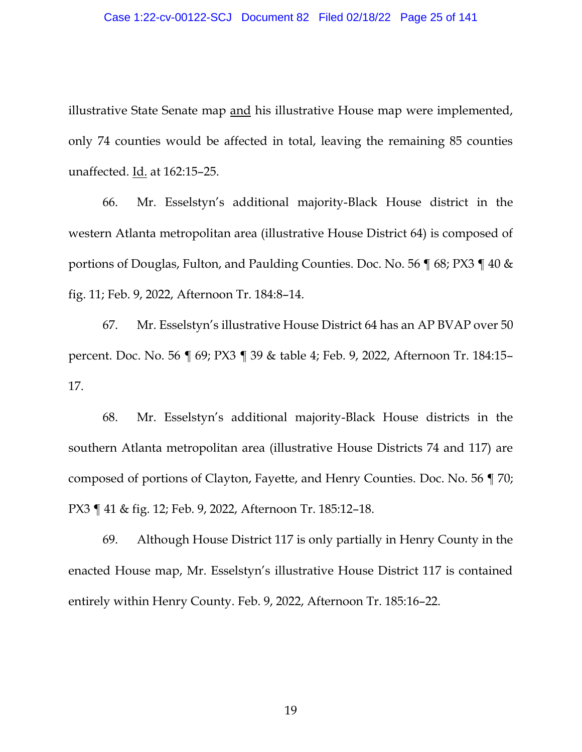illustrative State Senate map and his illustrative House map were implemented, only 74 counties would be affected in total, leaving the remaining 85 counties unaffected. Id. at 162:15–25.

66. Mr. Esselstyn's additional majority-Black House district in the western Atlanta metropolitan area (illustrative House District 64) is composed of portions of Douglas, Fulton, and Paulding Counties. Doc. No. 56 ¶ 68; PX3 ¶ 40 & fig. 11; Feb. 9, 2022, Afternoon Tr. 184:8–14.

67. Mr. Esselstyn's illustrative House District 64 has an AP BVAP over 50 percent. Doc. No. 56 ¶ 69; PX3 ¶ 39 & table 4; Feb. 9, 2022, Afternoon Tr. 184:15–17.

68. Mr. Esselstyn's additional majority-Black House districts in the southern Atlanta metropolitan area (illustrative House Districts 74 and 117) are composed of portions of Clayton, Fayette, and Henry Counties. Doc. No. 56 ¶ 70; PX3 ¶ 41 & fig. 12; Feb. 9, 2022, Afternoon Tr. 185:12–18.

69. Although House District 117 is only partially in Henry County in the enacted House map, Mr. Esselstyn's illustrative House District 117 is contained entirely within Henry County. Feb. 9, 2022, Afternoon Tr. 185:16–22.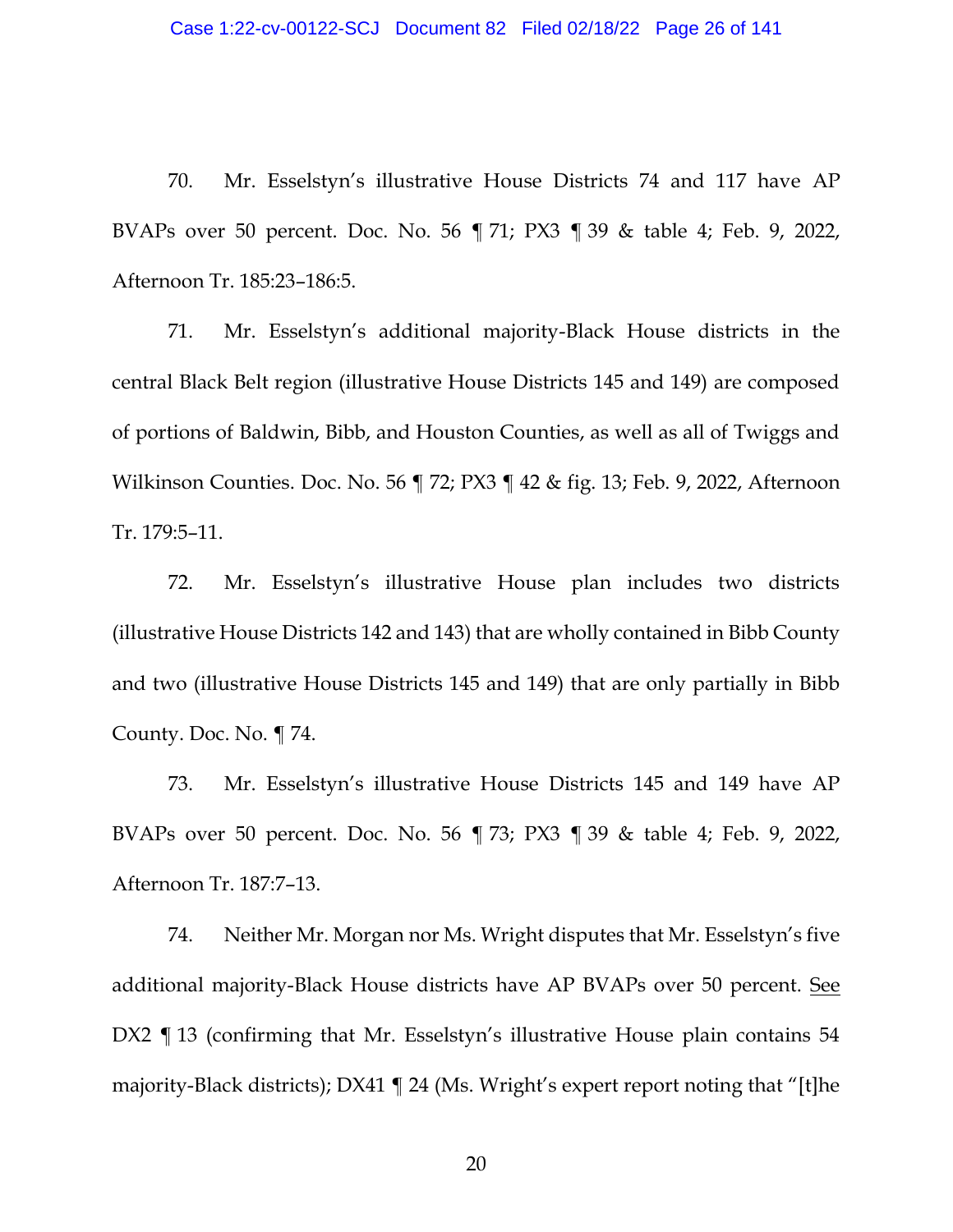70. Mr. Esselstyn's illustrative House Districts 74 and 117 have AP BVAPs over 50 percent. Doc. No. 56 ¶ 71; PX3 ¶ 39 & table 4; Feb. 9, 2022, Afternoon Tr. 185:23–186:5.

71. Mr. Esselstyn's additional majority-Black House districts in the central Black Belt region (illustrative House Districts 145 and 149) are composed of portions of Baldwin, Bibb, and Houston Counties, as well as all of Twiggs and Wilkinson Counties. Doc. No. 56 ¶ 72; PX3 ¶ 42 & fig. 13; Feb. 9, 2022, Afternoon Tr. 179:5–11.

72. Mr. Esselstyn's illustrative House plan includes two districts (illustrative House Districts 142 and 143) that are wholly contained in Bibb County and two (illustrative House Districts 145 and 149) that are only partially in Bibb County. Doc. No. ¶ 74.

73. Mr. Esselstyn's illustrative House Districts 145 and 149 have AP BVAPs over 50 percent. Doc. No. 56 ¶ 73; PX3 ¶ 39 & table 4; Feb. 9, 2022, Afternoon Tr. 187:7–13.

74. Neither Mr. Morgan nor Ms. Wright disputes that Mr. Esselstyn's five additional majority-Black House districts have AP BVAPs over 50 percent. See DX2 ¶ 13 (confirming that Mr. Esselstyn's illustrative House plain contains 54 majority-Black districts); DX41 ¶ 24 (Ms. Wright's expert report noting that "[t]he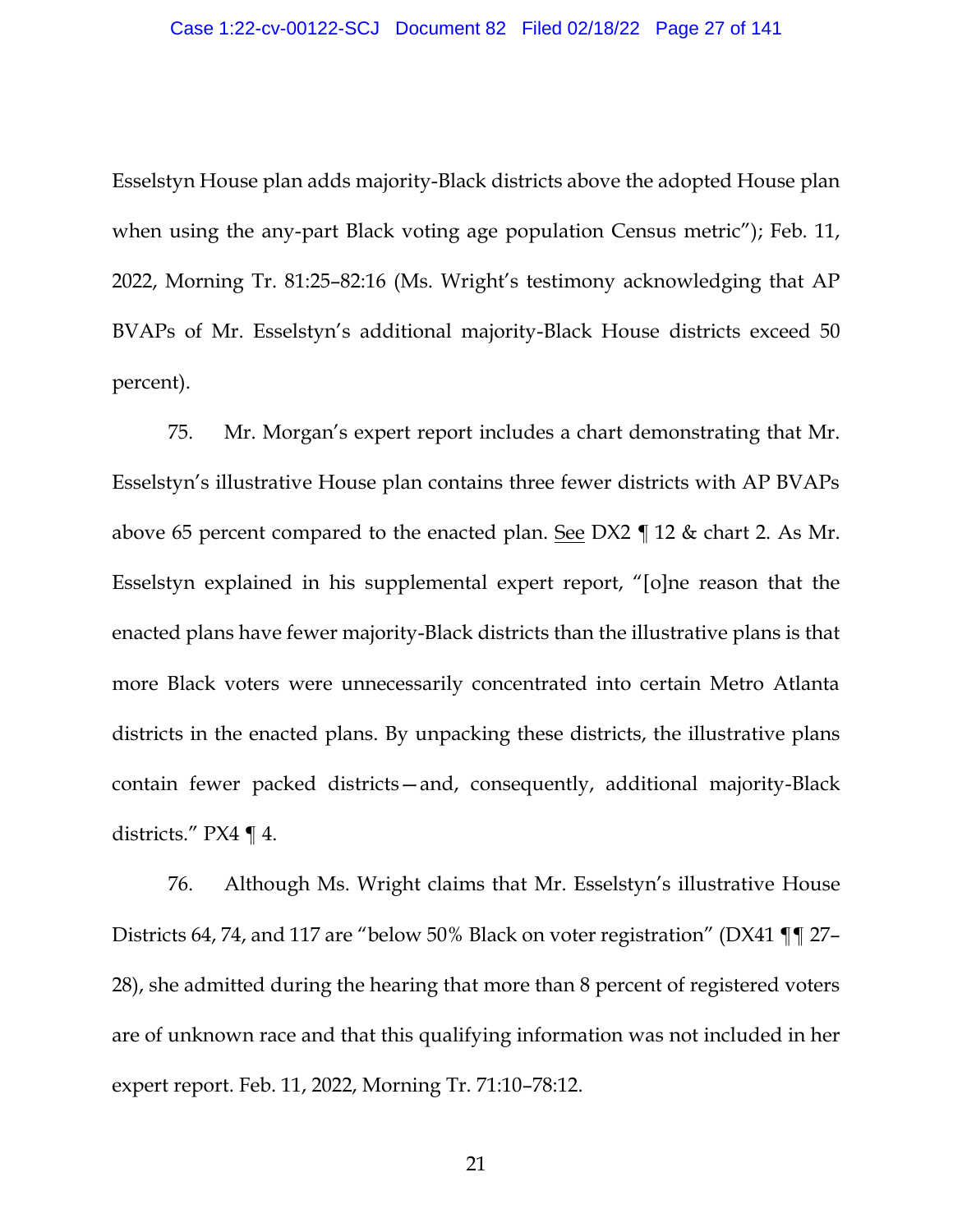Esselstyn House plan adds majority-Black districts above the adopted House plan when using the any-part Black voting age population Census metric"); Feb. 11, 2022, Morning Tr. 81:25–82:16 (Ms. Wright's testimony acknowledging that AP BVAPs of Mr. Esselstyn's additional majority-Black House districts exceed 50 percent).

75. Mr. Morgan's expert report includes a chart demonstrating that Mr. Esselstyn's illustrative House plan contains three fewer districts with AP BVAPs above 65 percent compared to the enacted plan. See DX2 ¶ 12 & chart 2. As Mr. Esselstyn explained in his supplemental expert report, "[o]ne reason that the enacted plans have fewer majority-Black districts than the illustrative plans is that more Black voters were unnecessarily concentrated into certain Metro Atlanta districts in the enacted plans. By unpacking these districts, the illustrative plans contain fewer packed districts—and, consequently, additional majority-Black districts." PX4 ¶ 4.

76. Although Ms. Wright claims that Mr. Esselstyn's illustrative House Districts 64, 74, and 117 are "below 50% Black on voter registration" (DX41 ¶¶ 27–28), she admitted during the hearing that more than 8 percent of registered voters are of unknown race and that this qualifying information was not included in her expert report. Feb. 11, 2022, Morning Tr. 71:10–78:12.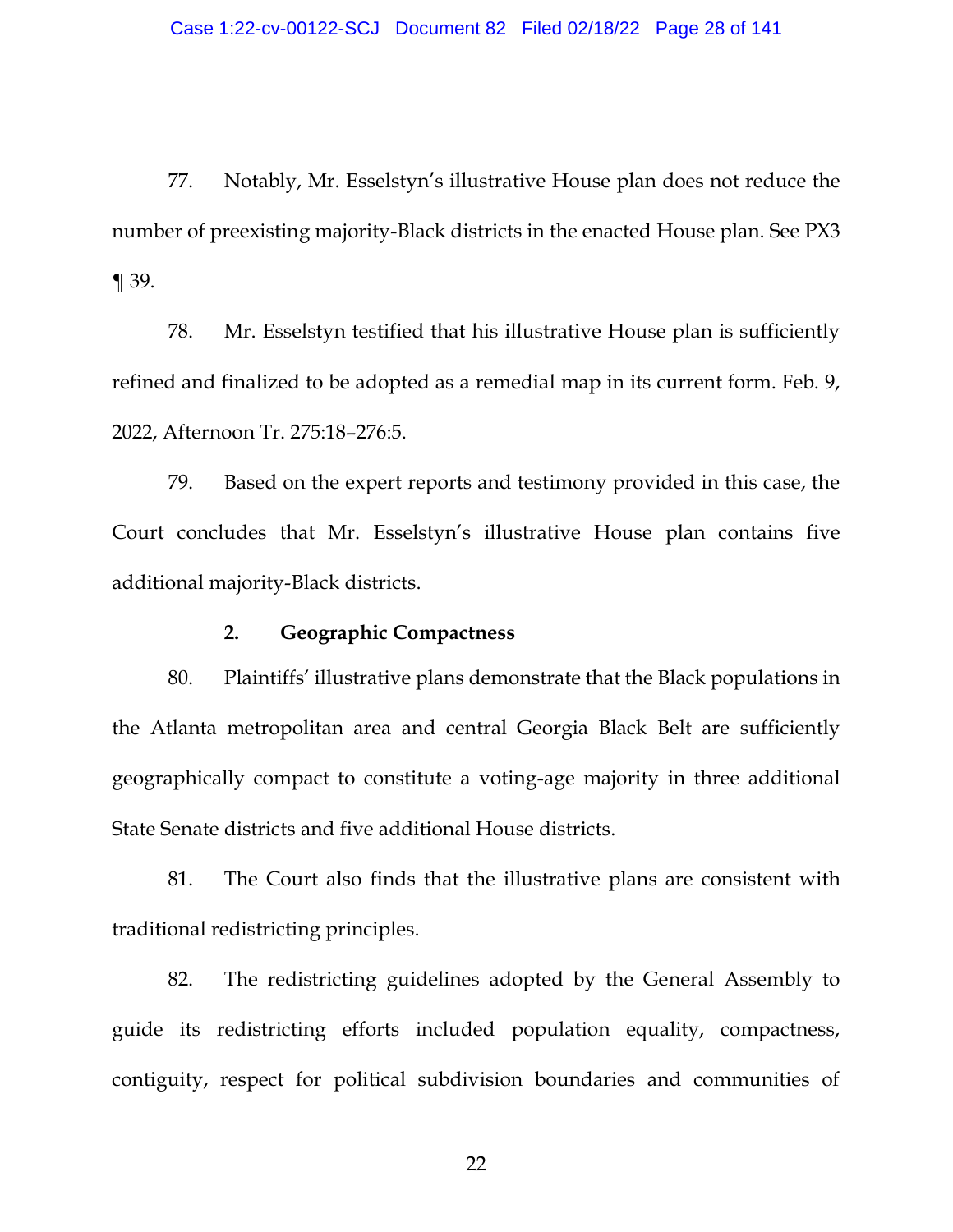77. Notably, Mr. Esselstyn's illustrative House plan does not reduce the number of preexisting majority-Black districts in the enacted House plan. See PX3 ¶ 39.

78. Mr. Esselstyn testified that his illustrative House plan is sufficiently refined and finalized to be adopted as a remedial map in its current form. Feb. 9, 2022, Afternoon Tr. 275:18–276:5.

79. Based on the expert reports and testimony provided in this case, the Court concludes that Mr. Esselstyn's illustrative House plan contains five additional majority-Black districts.

**2. Geographic Compactness**

80. Plaintiffs' illustrative plans demonstrate that the Black populations in the Atlanta metropolitan area and central Georgia Black Belt are sufficiently geographically compact to constitute a voting-age majority in three additional State Senate districts and five additional House districts.

81. The Court also finds that the illustrative plans are consistent with traditional redistricting principles.

82. The redistricting guidelines adopted by the General Assembly to guide its redistricting efforts included population equality, compactness, contiguity, respect for political subdivision boundaries and communities of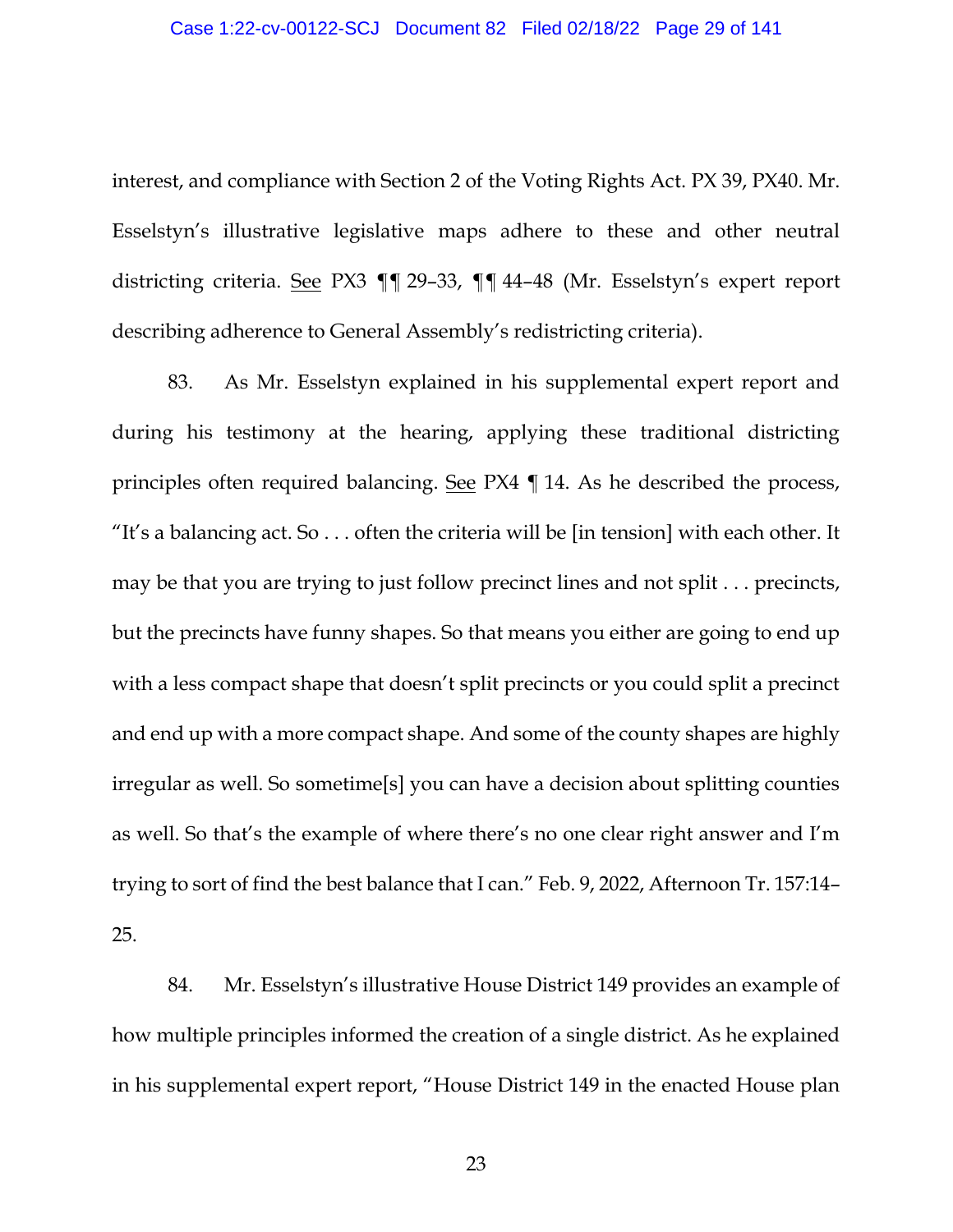interest, and compliance with Section 2 of the Voting Rights Act. PX 39, PX40. Mr. Esselstyn's illustrative legislative maps adhere to these and other neutral districting criteria. See PX3 ¶¶ 29–33, ¶¶ 44–48 (Mr. Esselstyn's expert report describing adherence to General Assembly's redistricting criteria).

83. As Mr. Esselstyn explained in his supplemental expert report and during his testimony at the hearing, applying these traditional districting principles often required balancing. See PX4 ¶ 14. As he described the process, "It's a balancing act. So . . . often the criteria will be [in tension] with each other. It may be that you are trying to just follow precinct lines and not split . . . precincts, but the precincts have funny shapes. So that means you either are going to end up with a less compact shape that doesn't split precincts or you could split a precinct and end up with a more compact shape. And some of the county shapes are highly irregular as well. So sometime[s] you can have a decision about splitting counties as well. So that's the example of where there's no one clear right answer and I'm trying to sort of find the best balance that I can." Feb. 9, 2022, Afternoon Tr. 157:14–25.

84. Mr. Esselstyn's illustrative House District 149 provides an example of how multiple principles informed the creation of a single district. As he explained in his supplemental expert report, "House District 149 in the enacted House plan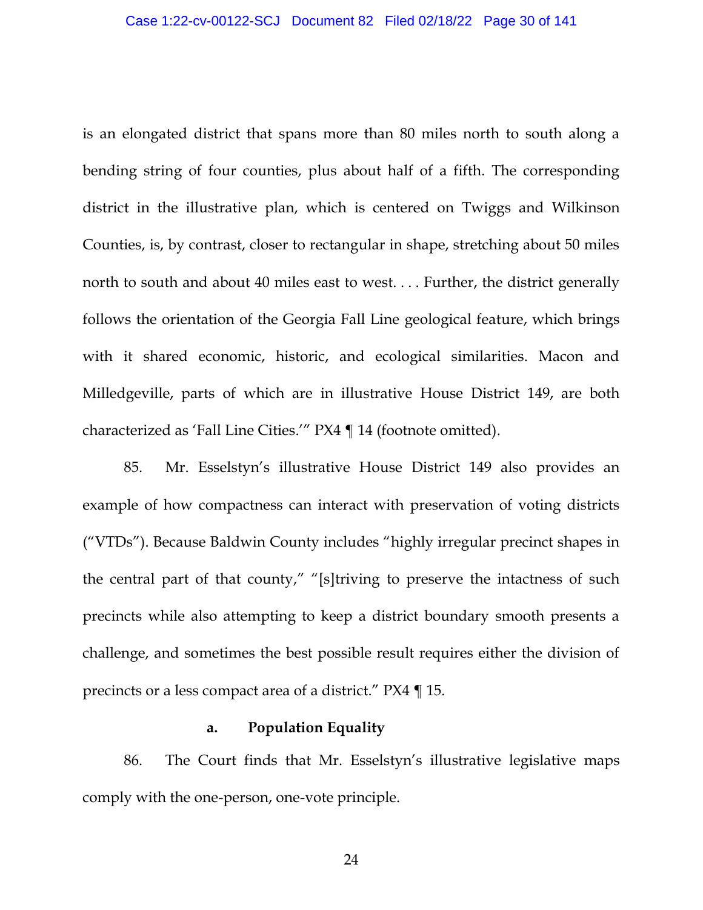is an elongated district that spans more than 80 miles north to south along a bending string of four counties, plus about half of a fifth. The corresponding district in the illustrative plan, which is centered on Twiggs and Wilkinson Counties, is, by contrast, closer to rectangular in shape, stretching about 50 miles north to south and about 40 miles east to west. . . . Further, the district generally follows the orientation of the Georgia Fall Line geological feature, which brings with it shared economic, historic, and ecological similarities. Macon and Milledgeville, parts of which are in illustrative House District 149, are both characterized as 'Fall Line Cities.'" PX4 ¶ 14 (footnote omitted).

85. Mr. Esselstyn's illustrative House District 149 also provides an example of how compactness can interact with preservation of voting districts ("VTDs"). Because Baldwin County includes "highly irregular precinct shapes in the central part of that county," "[s]triving to preserve the intactness of such precincts while also attempting to keep a district boundary smooth presents a challenge, and sometimes the best possible result requires either the division of precincts or a less compact area of a district." PX4 ¶ 15.

**a. Population Equality**

86. The Court finds that Mr. Esselstyn's illustrative legislative maps comply with the one-person, one-vote principle.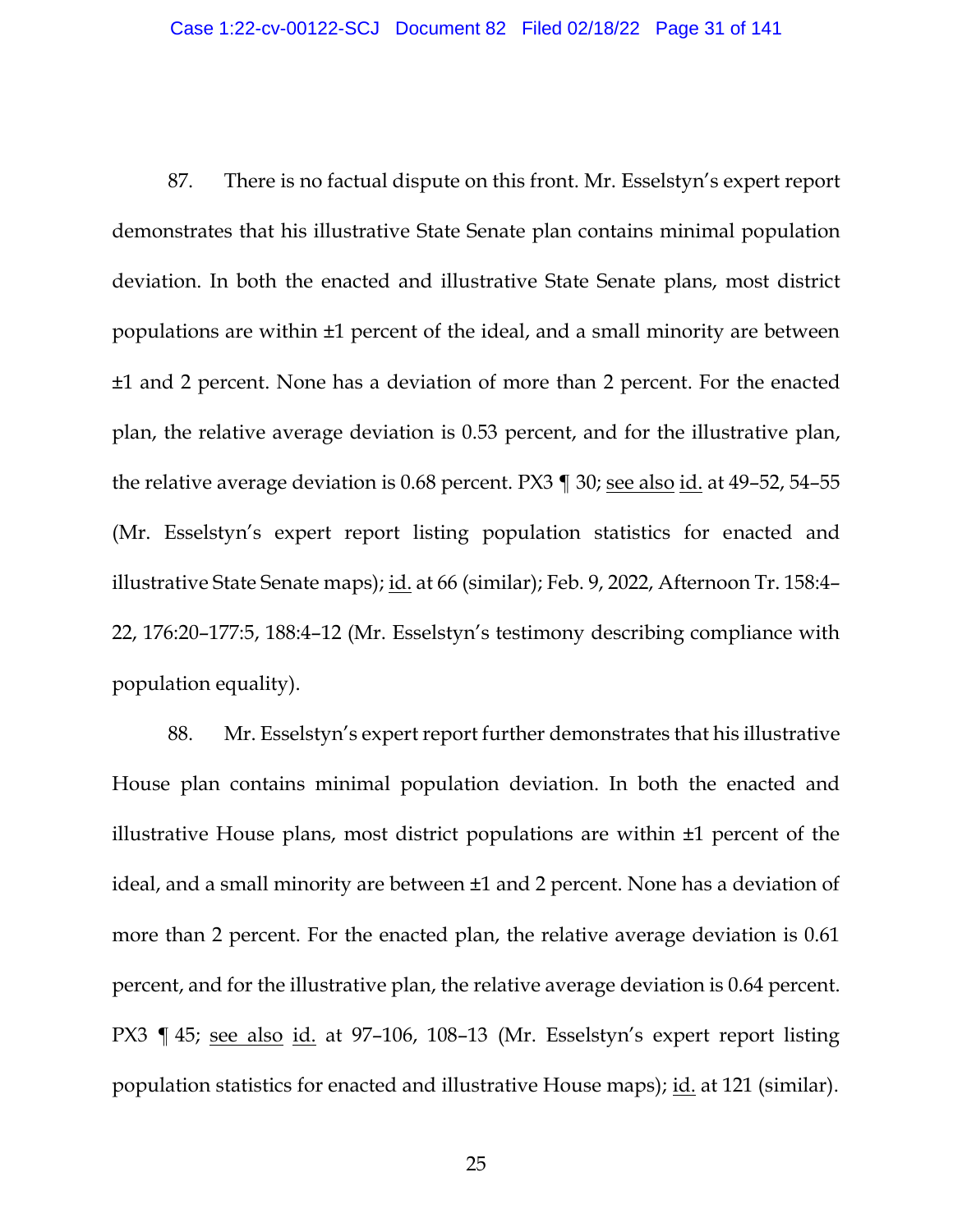87. There is no factual dispute on this front. Mr. Esselstyn's expert report demonstrates that his illustrative State Senate plan contains minimal population deviation. In both the enacted and illustrative State Senate plans, most district populations are within ±1 percent of the ideal, and a small minority are between ±1 and 2 percent. None has a deviation of more than 2 percent. For the enacted plan, the relative average deviation is 0.53 percent, and for the illustrative plan, the relative average deviation is 0.68 percent. PX3 ¶ 30; see also id. at 49–52, 54–55 (Mr. Esselstyn's expert report listing population statistics for enacted and illustrative State Senate maps); id. at 66 (similar); Feb. 9, 2022, Afternoon Tr. 158:4–22, 176:20–177:5, 188:4–12 (Mr. Esselstyn's testimony describing compliance with population equality).

88. Mr. Esselstyn's expert report further demonstrates that his illustrative House plan contains minimal population deviation. In both the enacted and illustrative House plans, most district populations are within ±1 percent of the ideal, and a small minority are between ±1 and 2 percent. None has a deviation of more than 2 percent. For the enacted plan, the relative average deviation is 0.61 percent, and for the illustrative plan, the relative average deviation is 0.64 percent. PX3 ¶ 45; see also id. at 97–106, 108–13 (Mr. Esselstyn's expert report listing population statistics for enacted and illustrative House maps); id. at 121 (similar).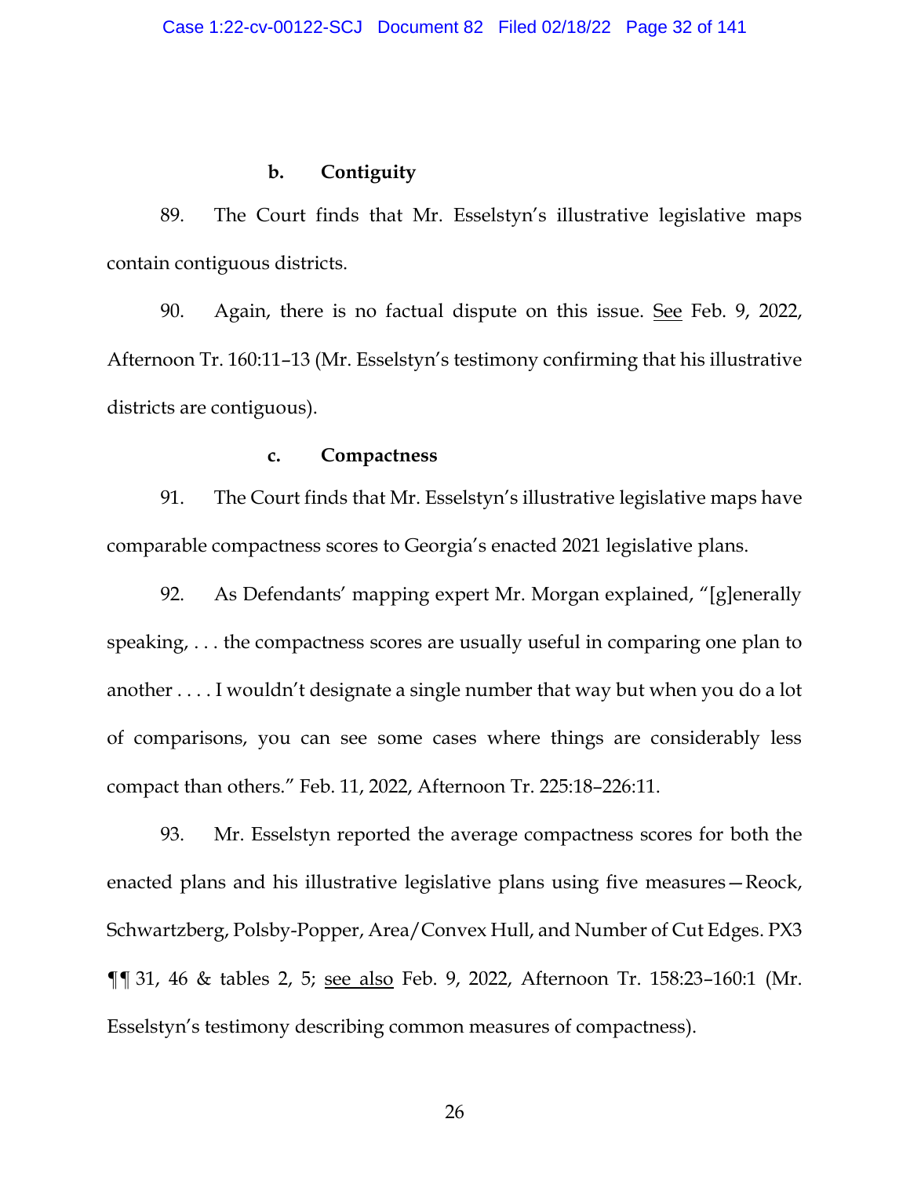### b. Contiguity

89. The Court finds that Mr. Esselstyn's illustrative legislative maps contain contiguous districts.

90. Again, there is no factual dispute on this issue. See Feb. 9, 2022, Afternoon Tr. 160:11–13 (Mr. Esselstyn's testimony confirming that his illustrative districts are contiguous).

### c. Compactness

91. The Court finds that Mr. Esselstyn's illustrative legislative maps have comparable compactness scores to Georgia's enacted 2021 legislative plans.

92. As Defendants' mapping expert Mr. Morgan explained, "[g]enerally speaking, . . . the compactness scores are usually useful in comparing one plan to another . . . . I wouldn't designate a single number that way but when you do a lot of comparisons, you can see some cases where things are considerably less compact than others." Feb. 11, 2022, Afternoon Tr. 225:18–226:11.

93. Mr. Esselstyn reported the average compactness scores for both the enacted plans and his illustrative legislative plans using five measures—Reock, Schwartzberg, Polsby-Popper, Area/Convex Hull, and Number of Cut Edges. PX3 ¶¶ 31, 46 & tables 2, 5; see also Feb. 9, 2022, Afternoon Tr. 158:23–160:1 (Mr. Esselstyn's testimony describing common measures of compactness).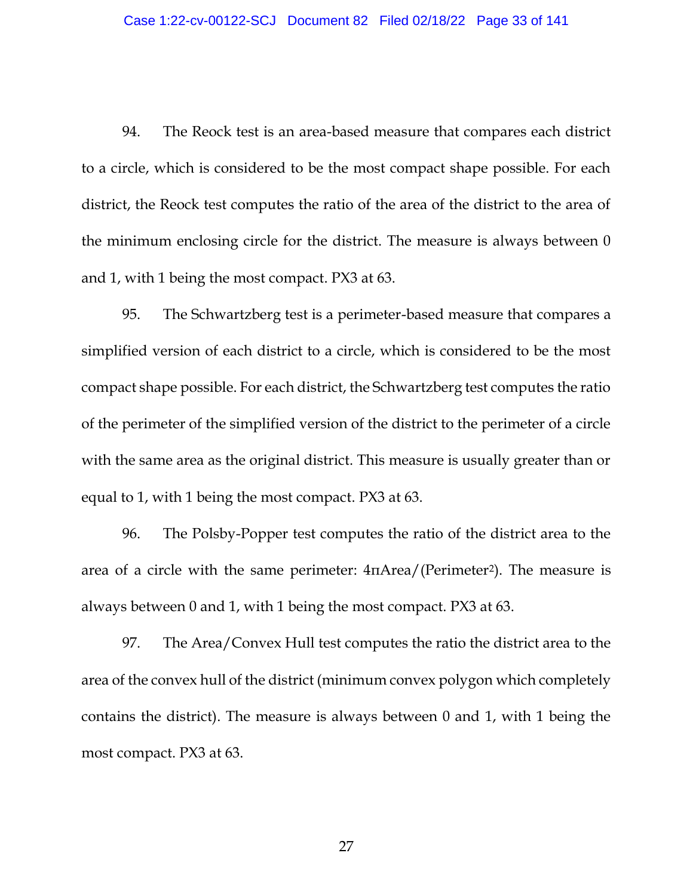94. The Reock test is an area-based measure that compares each district to a circle, which is considered to be the most compact shape possible. For each district, the Reock test computes the ratio of the area of the district to the area of the minimum enclosing circle for the district. The measure is always between 0 and 1, with 1 being the most compact. PX3 at 63.

95. The Schwartzberg test is a perimeter-based measure that compares a simplified version of each district to a circle, which is considered to be the most compact shape possible. For each district, the Schwartzberg test computes the ratio of the perimeter of the simplified version of the district to the perimeter of a circle with the same area as the original district. This measure is usually greater than or equal to 1, with 1 being the most compact. PX3 at 63.

96. The Polsby-Popper test computes the ratio of the district area to the area of a circle with the same perimeter: $4\pi\text{Area}/(\text{Perimeter}^2)$. The measure is always between 0 and 1, with 1 being the most compact. PX3 at 63.

97. The Area/Convex Hull test computes the ratio the district area to the area of the convex hull of the district (minimum convex polygon which completely contains the district). The measure is always between 0 and 1, with 1 being the most compact. PX3 at 63.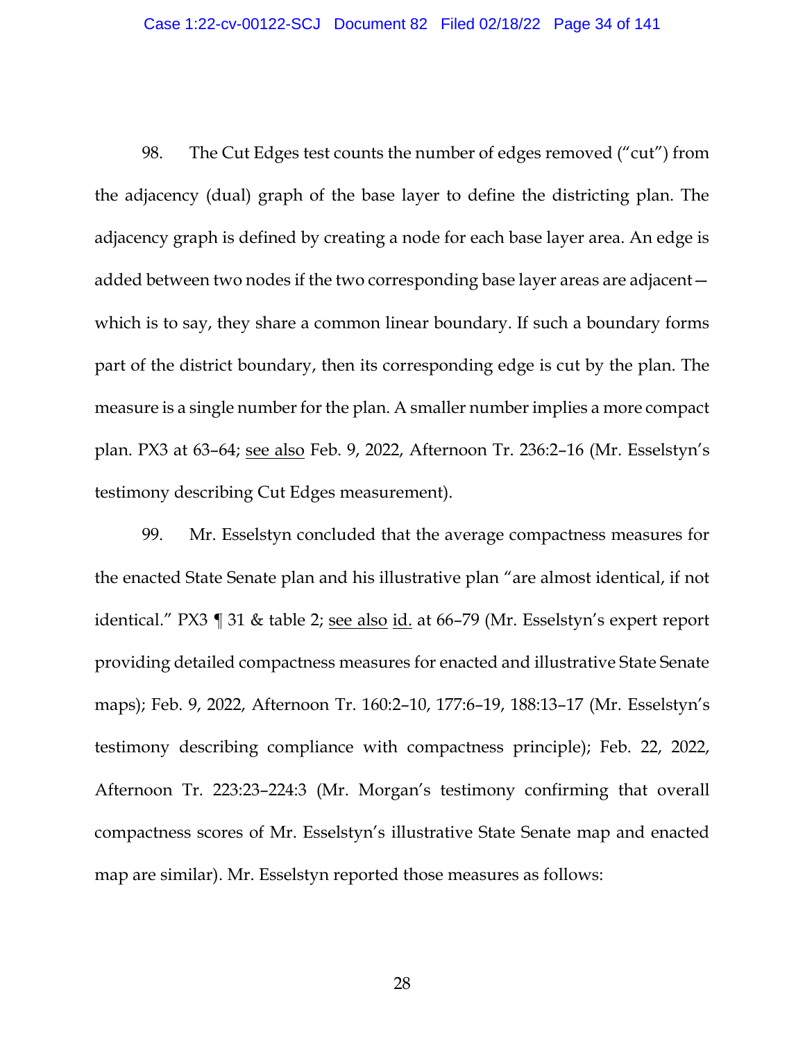98. The Cut Edges test counts the number of edges removed ("cut") from the adjacency (dual) graph of the base layer to define the districting plan. The adjacency graph is defined by creating a node for each base layer area. An edge is added between two nodes if the two corresponding base layer areas are adjacent—which is to say, they share a common linear boundary. If such a boundary forms part of the district boundary, then its corresponding edge is cut by the plan. The measure is a single number for the plan. A smaller number implies a more compact plan. PX3 at 63–64; see also Feb. 9, 2022, Afternoon Tr. 236:2–16 (Mr. Esselstyn's testimony describing Cut Edges measurement).

99. Mr. Esselstyn concluded that the average compactness measures for the enacted State Senate plan and his illustrative plan "are almost identical, if not identical." PX3 ¶ 31 & table 2; see also id. at 66–79 (Mr. Esselstyn's expert report providing detailed compactness measures for enacted and illustrative State Senate maps); Feb. 9, 2022, Afternoon Tr. 160:2–10, 177:6–19, 188:13–17 (Mr. Esselstyn's testimony describing compliance with compactness principle); Feb. 22, 2022, Afternoon Tr. 223:23–224:3 (Mr. Morgan's testimony confirming that overall compactness scores of Mr. Esselstyn's illustrative State Senate map and enacted map are similar). Mr. Esselstyn reported those measures as follows: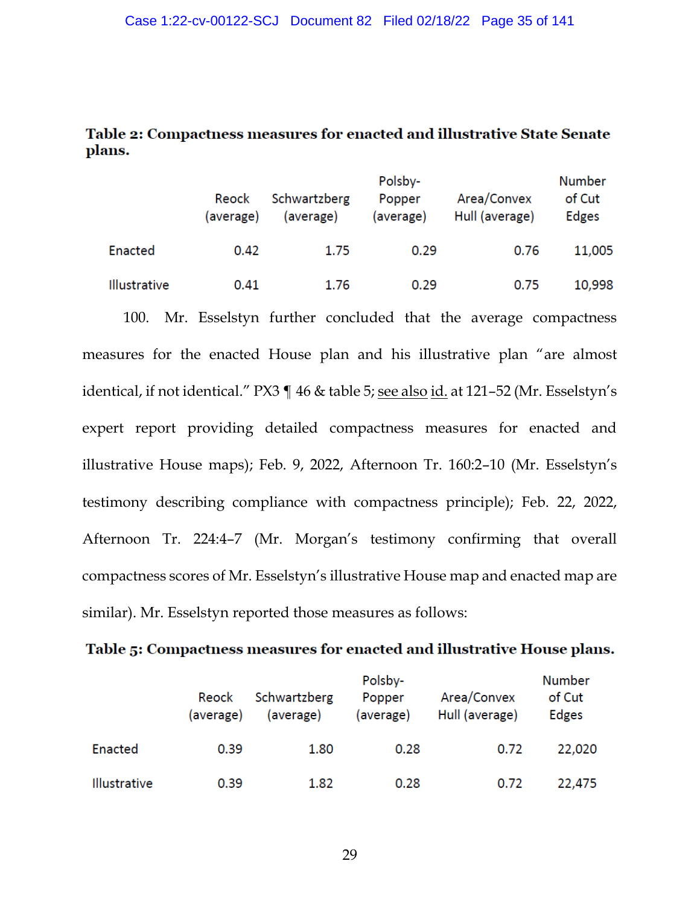**Table 2: Compactness measures for enacted and illustrative State Senate plans.**

| | Reock (average) | Schwartzberg (average) | Polsby-Popper (average) | Area/Convex Hull (average) | Number of Cut Edges |
|---|---|---|---|---|---|
| Enacted | 0.42 | 1.75 | 0.29 | 0.76 | 11,005 |
| Illustrative | 0.41 | 1.76 | 0.29 | 0.75 | 10,998 |

100. Mr. Esselstyn further concluded that the average compactness measures for the enacted House plan and his illustrative plan "are almost identical, if not identical." PX3 ¶ 46 & table 5; see also id. at 121–52 (Mr. Esselstyn's expert report providing detailed compactness measures for enacted and illustrative House maps); Feb. 9, 2022, Afternoon Tr. 160:2–10 (Mr. Esselstyn's testimony describing compliance with compactness principle); Feb. 22, 2022, Afternoon Tr. 224:4–7 (Mr. Morgan's testimony confirming that overall compactness scores of Mr. Esselstyn's illustrative House map and enacted map are similar). Mr. Esselstyn reported those measures as follows:

**Table 5: Compactness measures for enacted and illustrative House plans.**

| | Reock (average) | Schwartzberg (average) | Polsby-Popper (average) | Area/Convex Hull (average) | Number of Cut Edges |
|---|---|---|---|---|---|
| Enacted | 0.39 | 1.80 | 0.28 | 0.72 | 22,020 |
| Illustrative | 0.39 | 1.82 | 0.28 | 0.72 | 22,475 |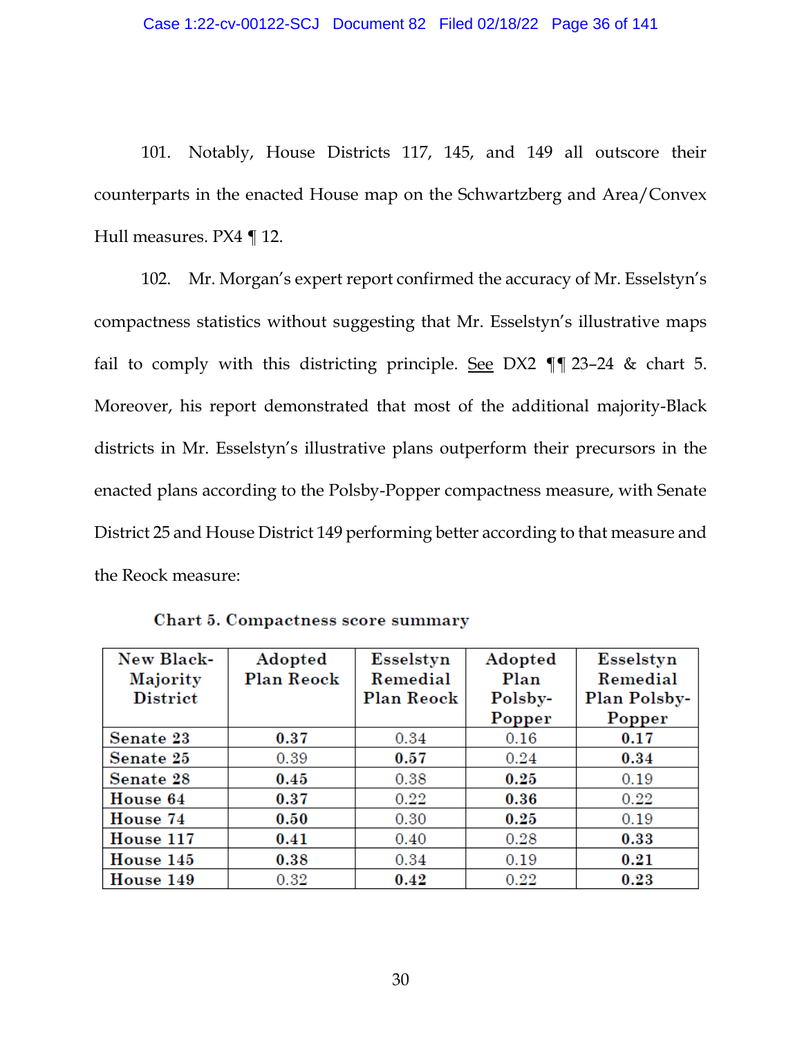101. Notably, House Districts 117, 145, and 149 all outscore their counterparts in the enacted House map on the Schwartzberg and Area/Convex Hull measures. PX4 ¶ 12.

102. Mr. Morgan's expert report confirmed the accuracy of Mr. Esselstyn's compactness statistics without suggesting that Mr. Esselstyn's illustrative maps fail to comply with this districting principle. See DX2 ¶¶ 23–24 & chart 5. Moreover, his report demonstrated that most of the additional majority-Black districts in Mr. Esselstyn's illustrative plans outperform their precursors in the enacted plans according to the Polsby-Popper compactness measure, with Senate District 25 and House District 149 performing better according to that measure and the Reock measure:

**Chart 5. Compactness score summary**

| New Black-Majority District | Adopted Plan Reock | Esselstyn Remedial Plan Reock | Adopted Plan Polsby-Popper | Esselstyn Remedial Plan Polsby-Popper |
|---|---|---|---|---|
| Senate 23 | **0.37** | 0.34 | 0.16 | **0.17** |
| Senate 25 | 0.39 | **0.57** | 0.24 | **0.34** |
| Senate 28 | **0.45** | 0.38 | **0.25** | 0.19 |
| House 64 | **0.37** | 0.22 | **0.36** | 0.22 |
| House 74 | **0.50** | 0.30 | **0.25** | 0.19 |
| House 117 | **0.41** | 0.40 | 0.28 | **0.33** |
| House 145 | **0.38** | 0.34 | 0.19 | **0.21** |
| House 149 | 0.32 | **0.42** | 0.22 | **0.23** |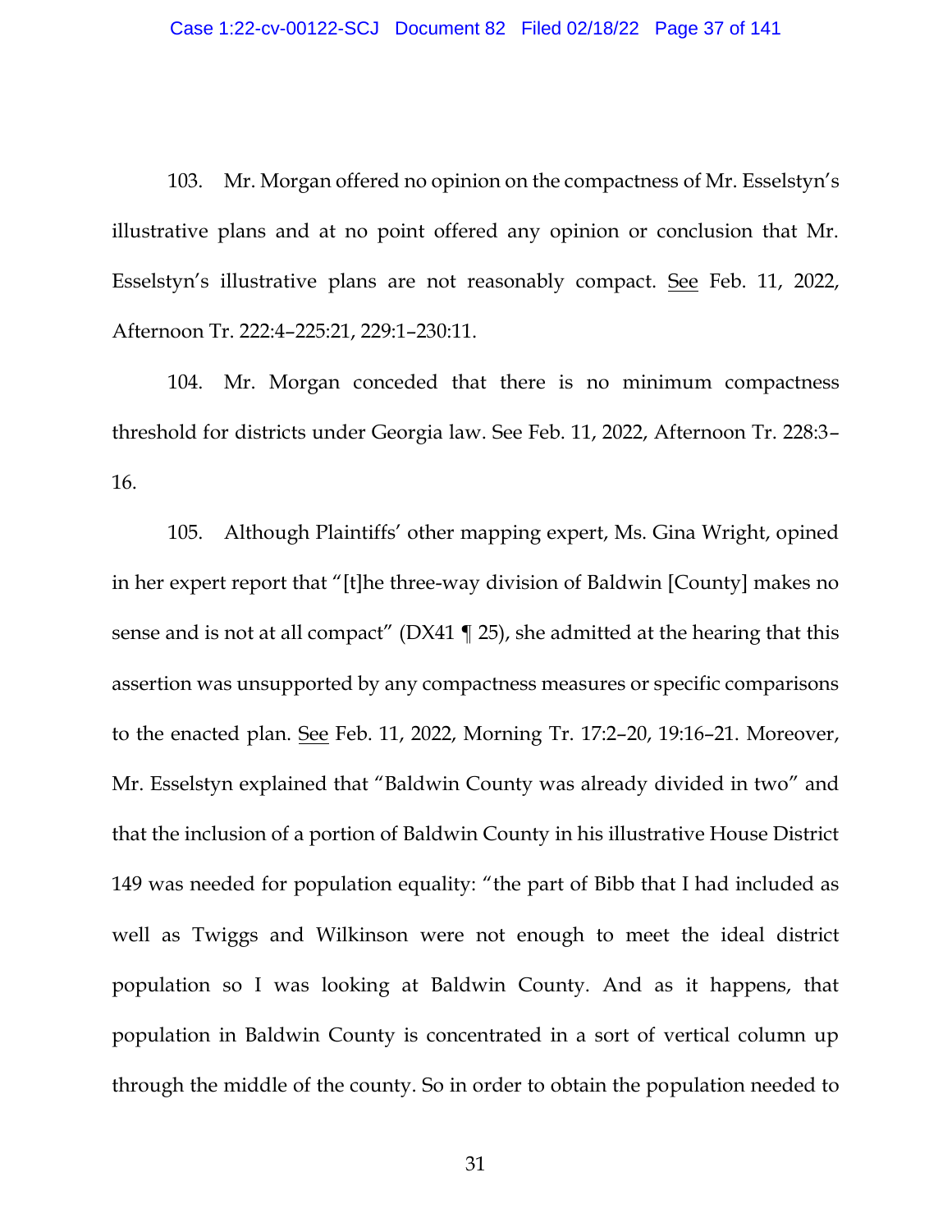103. Mr. Morgan offered no opinion on the compactness of Mr. Esselstyn's illustrative plans and at no point offered any opinion or conclusion that Mr. Esselstyn's illustrative plans are not reasonably compact. See Feb. 11, 2022, Afternoon Tr. 222:4–225:21, 229:1–230:11.

104. Mr. Morgan conceded that there is no minimum compactness threshold for districts under Georgia law. See Feb. 11, 2022, Afternoon Tr. 228:3–16.

105. Although Plaintiffs' other mapping expert, Ms. Gina Wright, opined in her expert report that "[t]he three-way division of Baldwin [County] makes no sense and is not at all compact" (DX41 ¶ 25), she admitted at the hearing that this assertion was unsupported by any compactness measures or specific comparisons to the enacted plan. See Feb. 11, 2022, Morning Tr. 17:2–20, 19:16–21. Moreover, Mr. Esselstyn explained that "Baldwin County was already divided in two" and that the inclusion of a portion of Baldwin County in his illustrative House District 149 was needed for population equality: "the part of Bibb that I had included as well as Twiggs and Wilkinson were not enough to meet the ideal district population so I was looking at Baldwin County. And as it happens, that population in Baldwin County is concentrated in a sort of vertical column up through the middle of the county. So in order to obtain the population needed to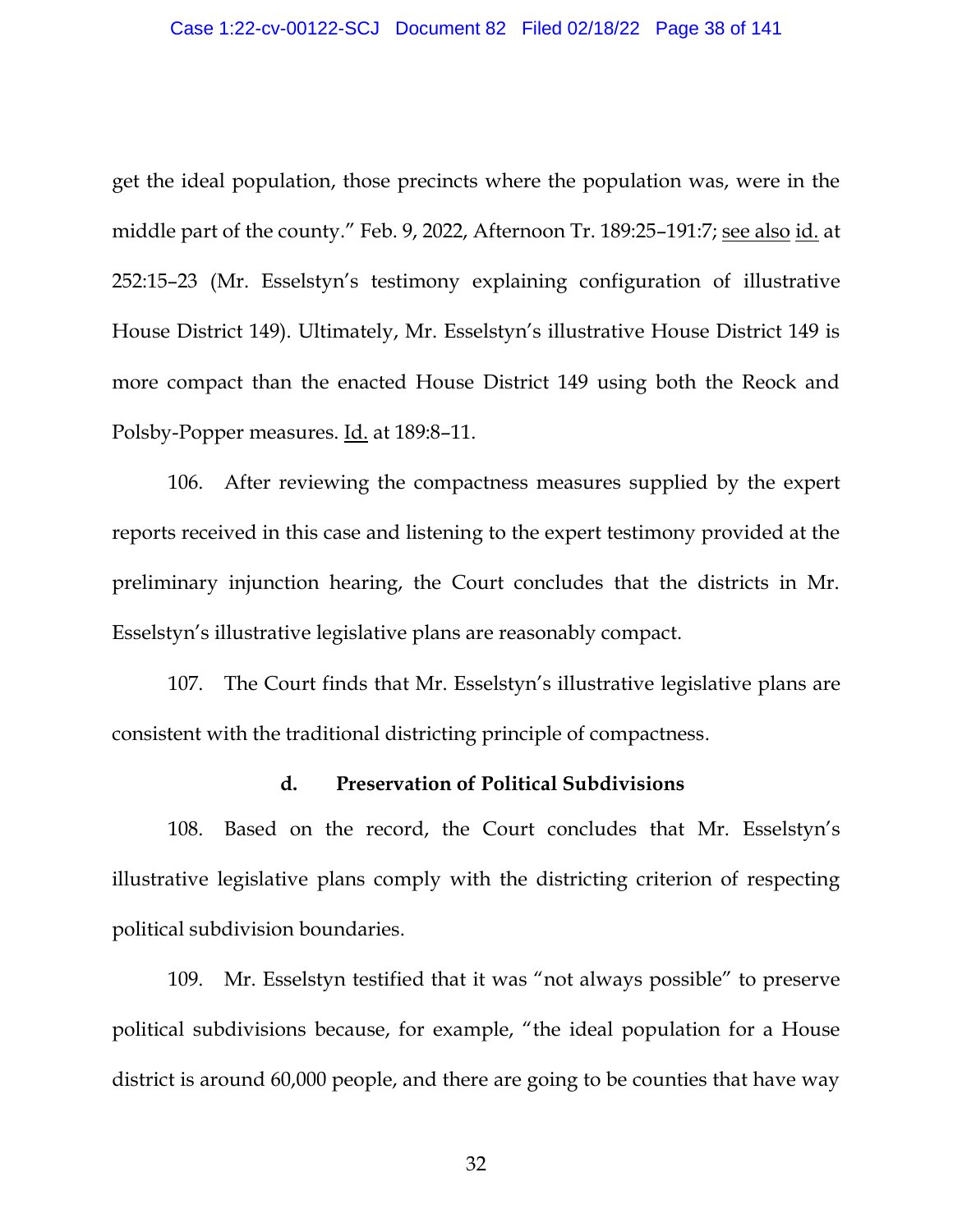get the ideal population, those precincts where the population was, were in the middle part of the county." Feb. 9, 2022, Afternoon Tr. 189:25–191:7; see also id. at 252:15–23 (Mr. Esselstyn's testimony explaining configuration of illustrative House District 149). Ultimately, Mr. Esselstyn's illustrative House District 149 is more compact than the enacted House District 149 using both the Reock and Polsby-Popper measures. Id. at 189:8–11.

106. After reviewing the compactness measures supplied by the expert reports received in this case and listening to the expert testimony provided at the preliminary injunction hearing, the Court concludes that the districts in Mr. Esselstyn's illustrative legislative plans are reasonably compact.

107. The Court finds that Mr. Esselstyn's illustrative legislative plans are consistent with the traditional districting principle of compactness.

**d. Preservation of Political Subdivisions**

108. Based on the record, the Court concludes that Mr. Esselstyn's illustrative legislative plans comply with the districting criterion of respecting political subdivision boundaries.

109. Mr. Esselstyn testified that it was "not always possible" to preserve political subdivisions because, for example, "the ideal population for a House district is around 60,000 people, and there are going to be counties that have way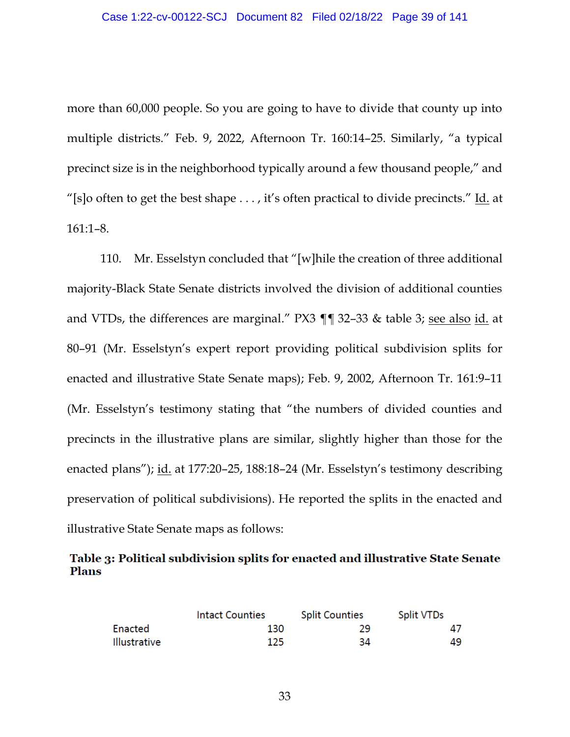more than 60,000 people. So you are going to have to divide that county up into multiple districts." Feb. 9, 2022, Afternoon Tr. 160:14–25. Similarly, "a typical precinct size is in the neighborhood typically around a few thousand people," and "[s]o often to get the best shape . . . , it's often practical to divide precincts." Id. at 161:1–8.

110. Mr. Esselstyn concluded that "[w]hile the creation of three additional majority-Black State Senate districts involved the division of additional counties and VTDs, the differences are marginal." PX3 ¶¶ 32–33 & table 3; see also id. at 80–91 (Mr. Esselstyn's expert report providing political subdivision splits for enacted and illustrative State Senate maps); Feb. 9, 2002, Afternoon Tr. 161:9–11 (Mr. Esselstyn's testimony stating that "the numbers of divided counties and precincts in the illustrative plans are similar, slightly higher than those for the enacted plans"); id. at 177:20–25, 188:18–24 (Mr. Esselstyn's testimony describing preservation of political subdivisions). He reported the splits in the enacted and illustrative State Senate maps as follows:

**Table 3: Political subdivision splits for enacted and illustrative State Senate Plans**

| | Intact Counties | Split Counties | Split VTDs |
|---|---|---|---|
| Enacted | 130 | 29 | 47 |
| Illustrative | 125 | 34 | 49 |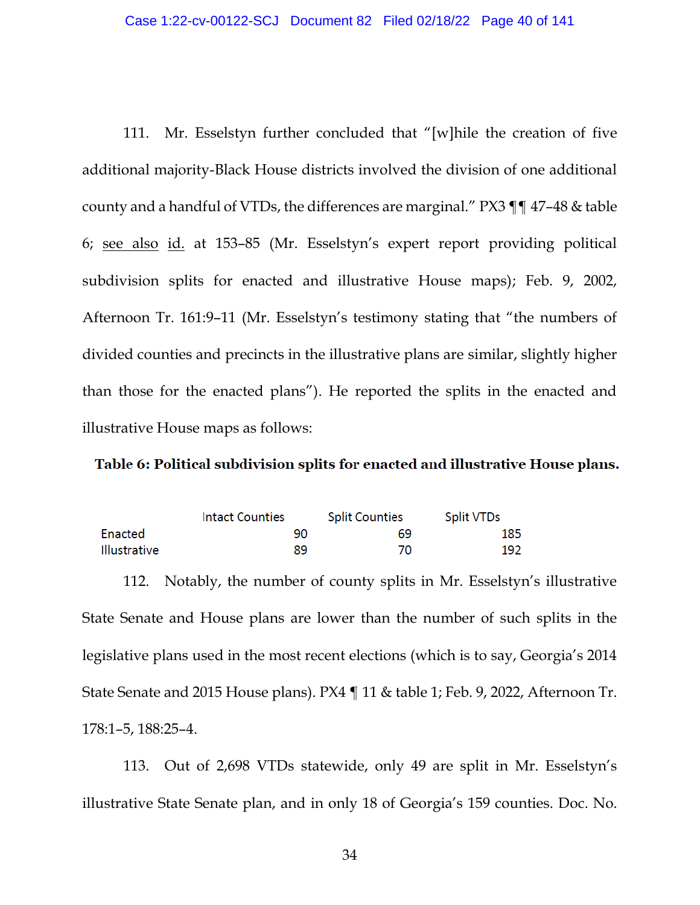111. Mr. Esselstyn further concluded that "[w]hile the creation of five additional majority-Black House districts involved the division of one additional county and a handful of VTDs, the differences are marginal." PX3 ¶¶ 47–48 & table 6; see also id. at 153–85 (Mr. Esselstyn's expert report providing political subdivision splits for enacted and illustrative House maps); Feb. 9, 2002, Afternoon Tr. 161:9–11 (Mr. Esselstyn's testimony stating that "the numbers of divided counties and precincts in the illustrative plans are similar, slightly higher than those for the enacted plans"). He reported the splits in the enacted and illustrative House maps as follows:

**Table 6: Political subdivision splits for enacted and illustrative House plans.**

| | Intact Counties | Split Counties | Split VTDs |
|---|---|---|---|
| Enacted | 90 | 69 | 185 |
| Illustrative | 89 | 70 | 192 |

112. Notably, the number of county splits in Mr. Esselstyn's illustrative State Senate and House plans are lower than the number of such splits in the legislative plans used in the most recent elections (which is to say, Georgia's 2014 State Senate and 2015 House plans). PX4 ¶ 11 & table 1; Feb. 9, 2022, Afternoon Tr. 178:1–5, 188:25–4.

113. Out of 2,698 VTDs statewide, only 49 are split in Mr. Esselstyn's illustrative State Senate plan, and in only 18 of Georgia's 159 counties. Doc. No.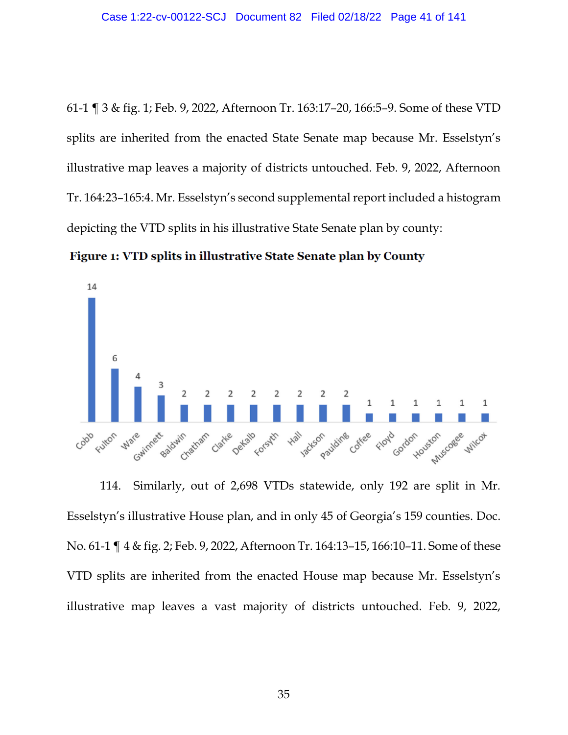61-1 ¶ 3 & fig. 1; Feb. 9, 2022, Afternoon Tr. 163:17–20, 166:5–9. Some of these VTD splits are inherited from the enacted State Senate map because Mr. Esselstyn's illustrative map leaves a majority of districts untouched. Feb. 9, 2022, Afternoon Tr. 164:23–165:4. Mr. Esselstyn's second supplemental report included a histogram depicting the VTD splits in his illustrative State Senate plan by county:

**Figure 1: VTD splits in illustrative State Senate plan by County**

| County | VTD splits |
|---|---|
| Cobb | 14 |
| Fulton | 6 |
| Ware | 4 |
| Gwinnett | 3 |
| Baldwin | 2 |
| Chatham | 2 |
| Clarke | 2 |
| DeKalb | 2 |
| Forsyth | 2 |
| Hall | 2 |
| Jackson | 2 |
| Paulding | 2 |
| Coffee | 1 |
| Floyd | 1 |
| Gordon | 1 |
| Houston | 1 |
| Muscogee | 1 |
| Wilcox | 1 |

114. Similarly, out of 2,698 VTDs statewide, only 192 are split in Mr. Esselstyn's illustrative House plan, and in only 45 of Georgia's 159 counties. Doc. No. 61-1 ¶ 4 & fig. 2; Feb. 9, 2022, Afternoon Tr. 164:13–15, 166:10–11. Some of these VTD splits are inherited from the enacted House map because Mr. Esselstyn's illustrative map leaves a vast majority of districts untouched. Feb. 9, 2022,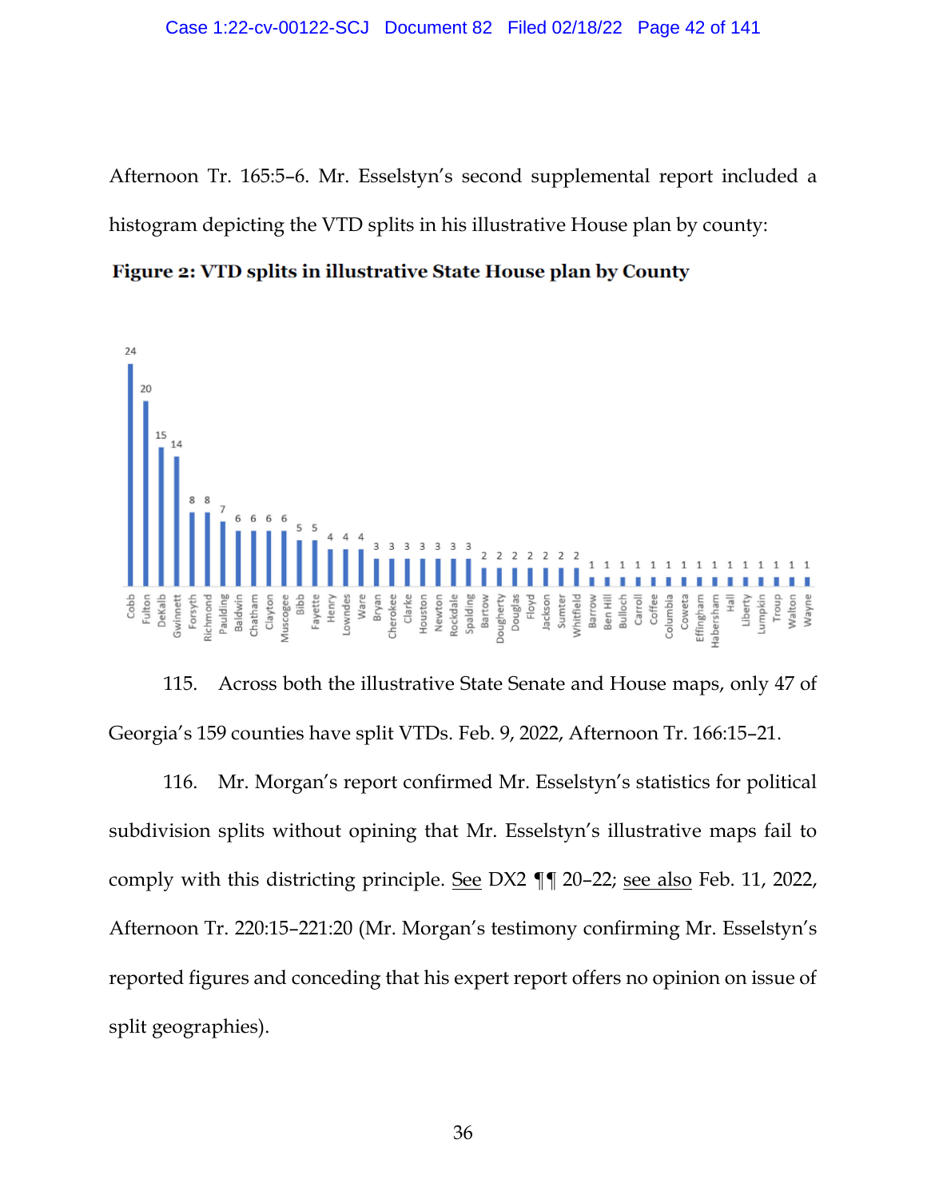Afternoon Tr. 165:5–6. Mr. Esselstyn's second supplemental report included a histogram depicting the VTD splits in his illustrative House plan by county:

**Figure 2: VTD splits in illustrative State House plan by County**

| County | VTD splits |
|---|---|
| Cobb | 24 |
| Fulton | 20 |
| DeKalb | 15 |
| Gwinnett | 14 |
| Forsyth | 8 |
| Richmond | 8 |
| Paulding | 7 |
| Baldwin | 6 |
| Chatham | 6 |
| Clayton | 6 |
| Muscogee | 6 |
| Bibb | 5 |
| Fayette | 5 |
| Henry | 4 |
| Lowndes | 4 |
| Ware | 4 |
| Bryan | 3 |
| Cherokee | 3 |
| Clarke | 3 |
| Houston | 3 |
| Newton | 3 |
| Rockdale | 3 |
| Spalding | 3 |
| Bartow | 2 |
| Dougherty | 2 |
| Douglas | 2 |
| Floyd | 2 |
| Jackson | 2 |
| Sumter | 2 |
| Whitfield | 2 |
| Barrow | 1 |
| Ben Hill | 1 |
| Bulloch | 1 |
| Carroll | 1 |
| Coffee | 1 |
| Columbia | 1 |
| Coweta | 1 |
| Effingham | 1 |
| Habersham | 1 |
| Hall | 1 |
| Liberty | 1 |
| Lumpkin | 1 |
| Troup | 1 |
| Walton | 1 |
| Wayne | 1 |

115. Across both the illustrative State Senate and House maps, only 47 of Georgia's 159 counties have split VTDs. Feb. 9, 2022, Afternoon Tr. 166:15–21.

116. Mr. Morgan's report confirmed Mr. Esselstyn's statistics for political subdivision splits without opining that Mr. Esselstyn's illustrative maps fail to comply with this districting principle. See DX2 ¶¶ 20–22; see also Feb. 11, 2022, Afternoon Tr. 220:15–221:20 (Mr. Morgan's testimony confirming Mr. Esselstyn's reported figures and conceding that his expert report offers no opinion on issue of split geographies).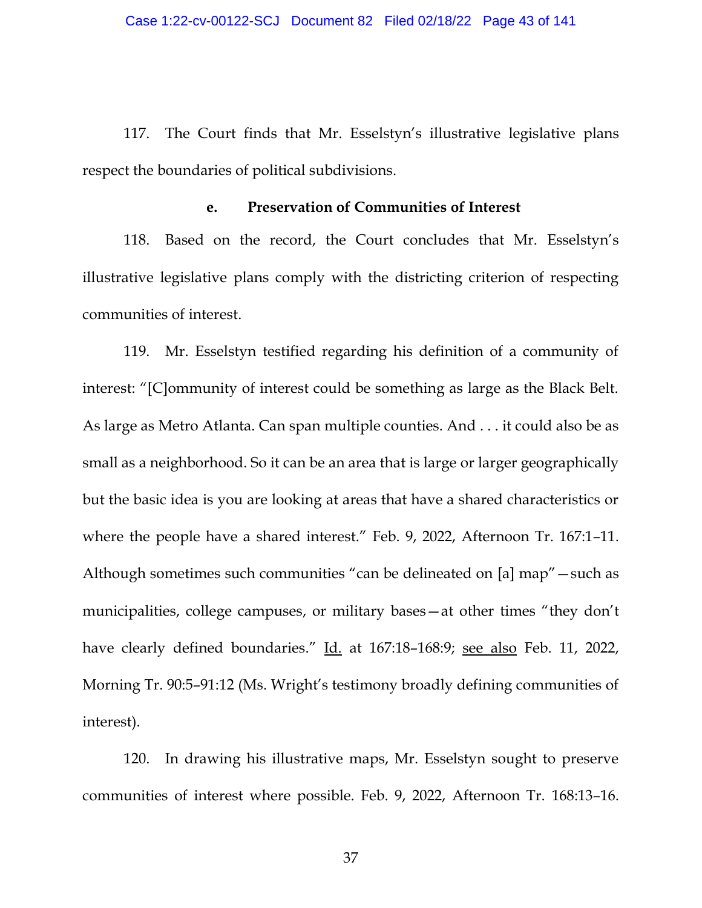117. The Court finds that Mr. Esselstyn's illustrative legislative plans respect the boundaries of political subdivisions.

### e. Preservation of Communities of Interest

118. Based on the record, the Court concludes that Mr. Esselstyn's illustrative legislative plans comply with the districting criterion of respecting communities of interest.

119. Mr. Esselstyn testified regarding his definition of a community of interest: "[C]ommunity of interest could be something as large as the Black Belt. As large as Metro Atlanta. Can span multiple counties. And . . . it could also be as small as a neighborhood. So it can be an area that is large or larger geographically but the basic idea is you are looking at areas that have a shared characteristics or where the people have a shared interest." Feb. 9, 2022, Afternoon Tr. 167:1–11. Although sometimes such communities "can be delineated on [a] map"—such as municipalities, college campuses, or military bases—at other times "they don't have clearly defined boundaries." Id. at 167:18–168:9; see also Feb. 11, 2022, Morning Tr. 90:5–91:12 (Ms. Wright's testimony broadly defining communities of interest).

120. In drawing his illustrative maps, Mr. Esselstyn sought to preserve communities of interest where possible. Feb. 9, 2022, Afternoon Tr. 168:13–16.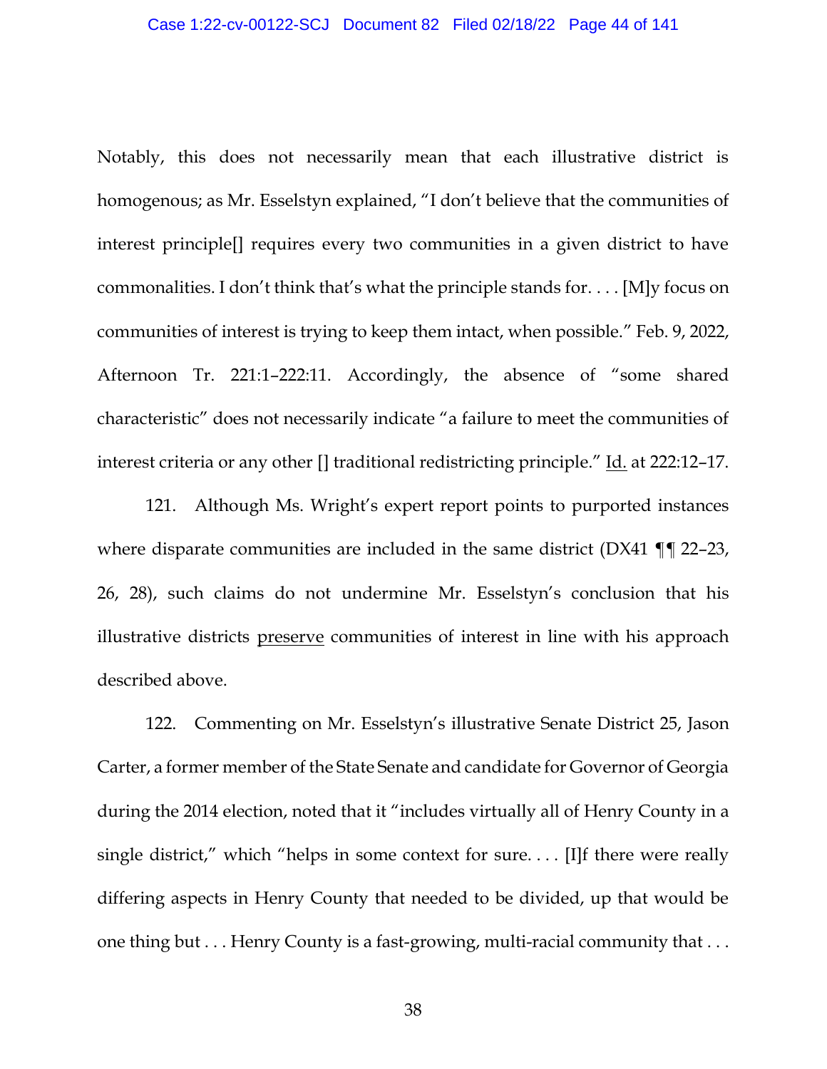Notably, this does not necessarily mean that each illustrative district is homogenous; as Mr. Esselstyn explained, "I don't believe that the communities of interest principle[] requires every two communities in a given district to have commonalities. I don't think that's what the principle stands for. . . . [M]y focus on communities of interest is trying to keep them intact, when possible." Feb. 9, 2022, Afternoon Tr. 221:1–222:11. Accordingly, the absence of "some shared characteristic" does not necessarily indicate "a failure to meet the communities of interest criteria or any other [] traditional redistricting principle." Id. at 222:12–17.

121. Although Ms. Wright's expert report points to purported instances where disparate communities are included in the same district (DX41 ¶¶ 22–23, 26, 28), such claims do not undermine Mr. Esselstyn's conclusion that his illustrative districts preserve communities of interest in line with his approach described above.

122. Commenting on Mr. Esselstyn's illustrative Senate District 25, Jason Carter, a former member of the State Senate and candidate for Governor of Georgia during the 2014 election, noted that it "includes virtually all of Henry County in a single district," which "helps in some context for sure. . . . [I]f there were really differing aspects in Henry County that needed to be divided, up that would be one thing but . . . Henry County is a fast-growing, multi-racial community that . . .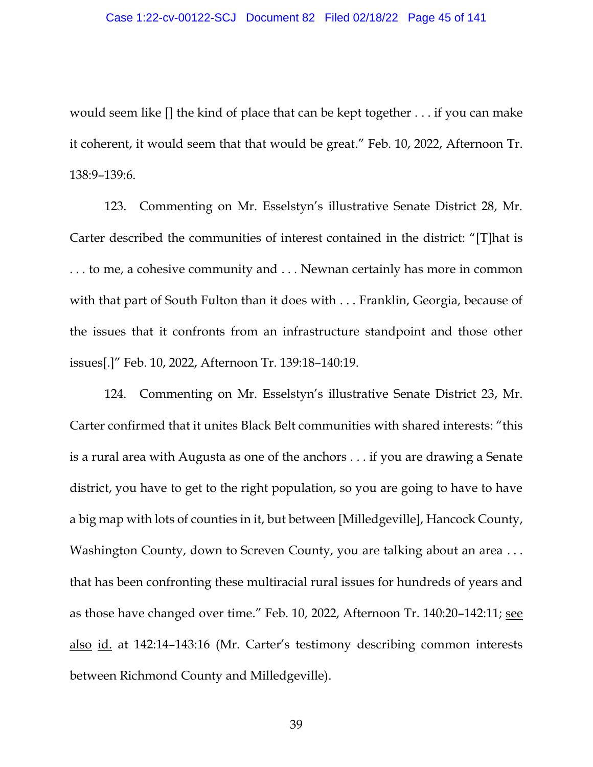would seem like [] the kind of place that can be kept together . . . if you can make it coherent, it would seem that that would be great." Feb. 10, 2022, Afternoon Tr. 138:9–139:6.

123. Commenting on Mr. Esselstyn's illustrative Senate District 28, Mr. Carter described the communities of interest contained in the district: "[T]hat is . . . to me, a cohesive community and . . . Newnan certainly has more in common with that part of South Fulton than it does with . . . Franklin, Georgia, because of the issues that it confronts from an infrastructure standpoint and those other issues[.]" Feb. 10, 2022, Afternoon Tr. 139:18–140:19.

124. Commenting on Mr. Esselstyn's illustrative Senate District 23, Mr. Carter confirmed that it unites Black Belt communities with shared interests: "this is a rural area with Augusta as one of the anchors . . . if you are drawing a Senate district, you have to get to the right population, so you are going to have to have a big map with lots of counties in it, but between [Milledgeville], Hancock County, Washington County, down to Screven County, you are talking about an area . . . that has been confronting these multiracial rural issues for hundreds of years and as those have changed over time." Feb. 10, 2022, Afternoon Tr. 140:20–142:11; <u>see also</u> <u>id.</u> at 142:14–143:16 (Mr. Carter's testimony describing common interests between Richmond County and Milledgeville).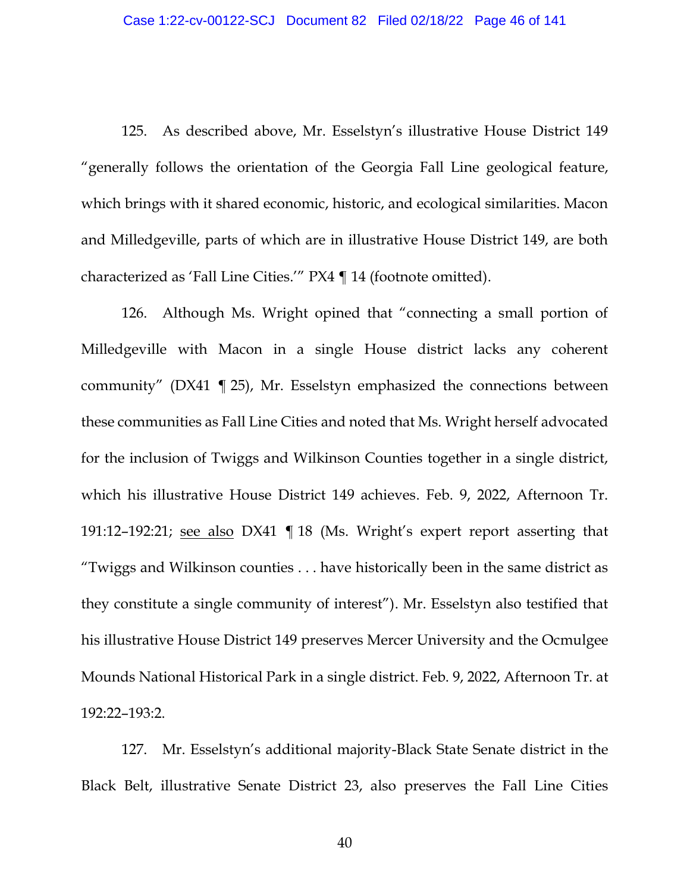125. As described above, Mr. Esselstyn's illustrative House District 149 "generally follows the orientation of the Georgia Fall Line geological feature, which brings with it shared economic, historic, and ecological similarities. Macon and Milledgeville, parts of which are in illustrative House District 149, are both characterized as 'Fall Line Cities.'" PX4 ¶ 14 (footnote omitted).

126. Although Ms. Wright opined that "connecting a small portion of Milledgeville with Macon in a single House district lacks any coherent community" (DX41 ¶ 25), Mr. Esselstyn emphasized the connections between these communities as Fall Line Cities and noted that Ms. Wright herself advocated for the inclusion of Twiggs and Wilkinson Counties together in a single district, which his illustrative House District 149 achieves. Feb. 9, 2022, Afternoon Tr. 191:12–192:21; see also DX41 ¶ 18 (Ms. Wright's expert report asserting that "Twiggs and Wilkinson counties . . . have historically been in the same district as they constitute a single community of interest"). Mr. Esselstyn also testified that his illustrative House District 149 preserves Mercer University and the Ocmulgee Mounds National Historical Park in a single district. Feb. 9, 2022, Afternoon Tr. at 192:22–193:2.

127. Mr. Esselstyn's additional majority-Black State Senate district in the Black Belt, illustrative Senate District 23, also preserves the Fall Line Cities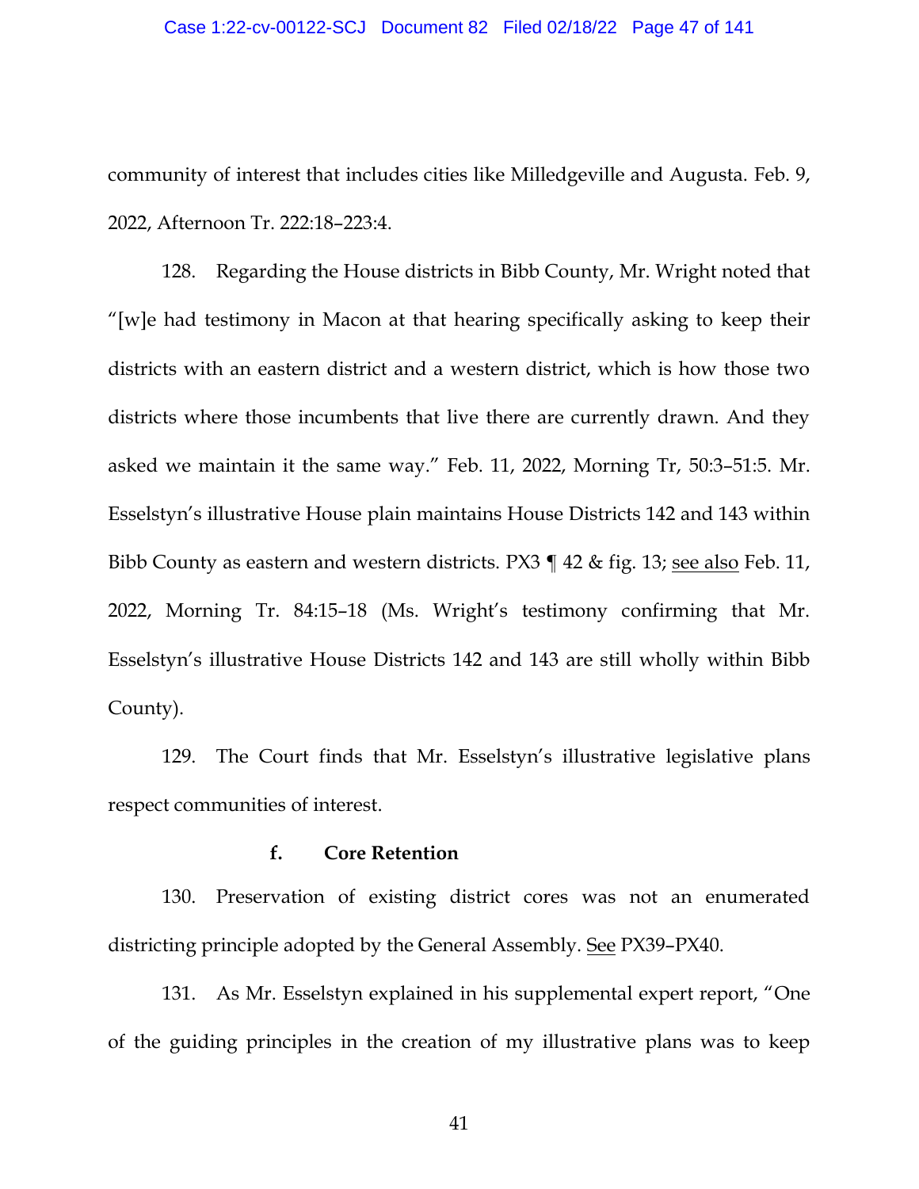community of interest that includes cities like Milledgeville and Augusta. Feb. 9, 2022, Afternoon Tr. 222:18–223:4.

128. Regarding the House districts in Bibb County, Mr. Wright noted that "[w]e had testimony in Macon at that hearing specifically asking to keep their districts with an eastern district and a western district, which is how those two districts where those incumbents that live there are currently drawn. And they asked we maintain it the same way." Feb. 11, 2022, Morning Tr, 50:3–51:5. Mr. Esselstyn's illustrative House plain maintains House Districts 142 and 143 within Bibb County as eastern and western districts. PX3 ¶ 42 & fig. 13; <u>see also</u> Feb. 11, 2022, Morning Tr. 84:15–18 (Ms. Wright's testimony confirming that Mr. Esselstyn's illustrative House Districts 142 and 143 are still wholly within Bibb County).

129. The Court finds that Mr. Esselstyn's illustrative legislative plans respect communities of interest.

**f. Core Retention**

130. Preservation of existing district cores was not an enumerated districting principle adopted by the General Assembly. <u>See</u> PX39–PX40.

131. As Mr. Esselstyn explained in his supplemental expert report, "One of the guiding principles in the creation of my illustrative plans was to keep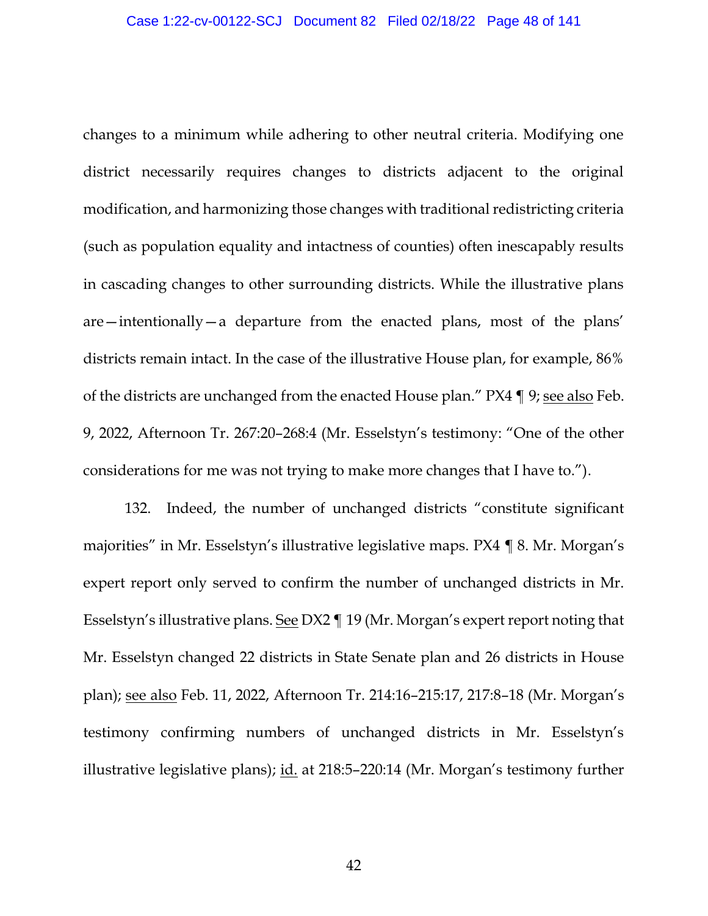changes to a minimum while adhering to other neutral criteria. Modifying one district necessarily requires changes to districts adjacent to the original modification, and harmonizing those changes with traditional redistricting criteria (such as population equality and intactness of counties) often inescapably results in cascading changes to other surrounding districts. While the illustrative plans are—intentionally—a departure from the enacted plans, most of the plans' districts remain intact. In the case of the illustrative House plan, for example, 86% of the districts are unchanged from the enacted House plan." PX4 ¶ 9; see also Feb. 9, 2022, Afternoon Tr. 267:20–268:4 (Mr. Esselstyn's testimony: "One of the other considerations for me was not trying to make more changes that I have to.").

132. Indeed, the number of unchanged districts "constitute significant majorities" in Mr. Esselstyn's illustrative legislative maps. PX4 ¶ 8. Mr. Morgan's expert report only served to confirm the number of unchanged districts in Mr. Esselstyn's illustrative plans. See DX2 ¶ 19 (Mr. Morgan's expert report noting that Mr. Esselstyn changed 22 districts in State Senate plan and 26 districts in House plan); see also Feb. 11, 2022, Afternoon Tr. 214:16–215:17, 217:8–18 (Mr. Morgan's testimony confirming numbers of unchanged districts in Mr. Esselstyn's illustrative legislative plans); id. at 218:5–220:14 (Mr. Morgan's testimony further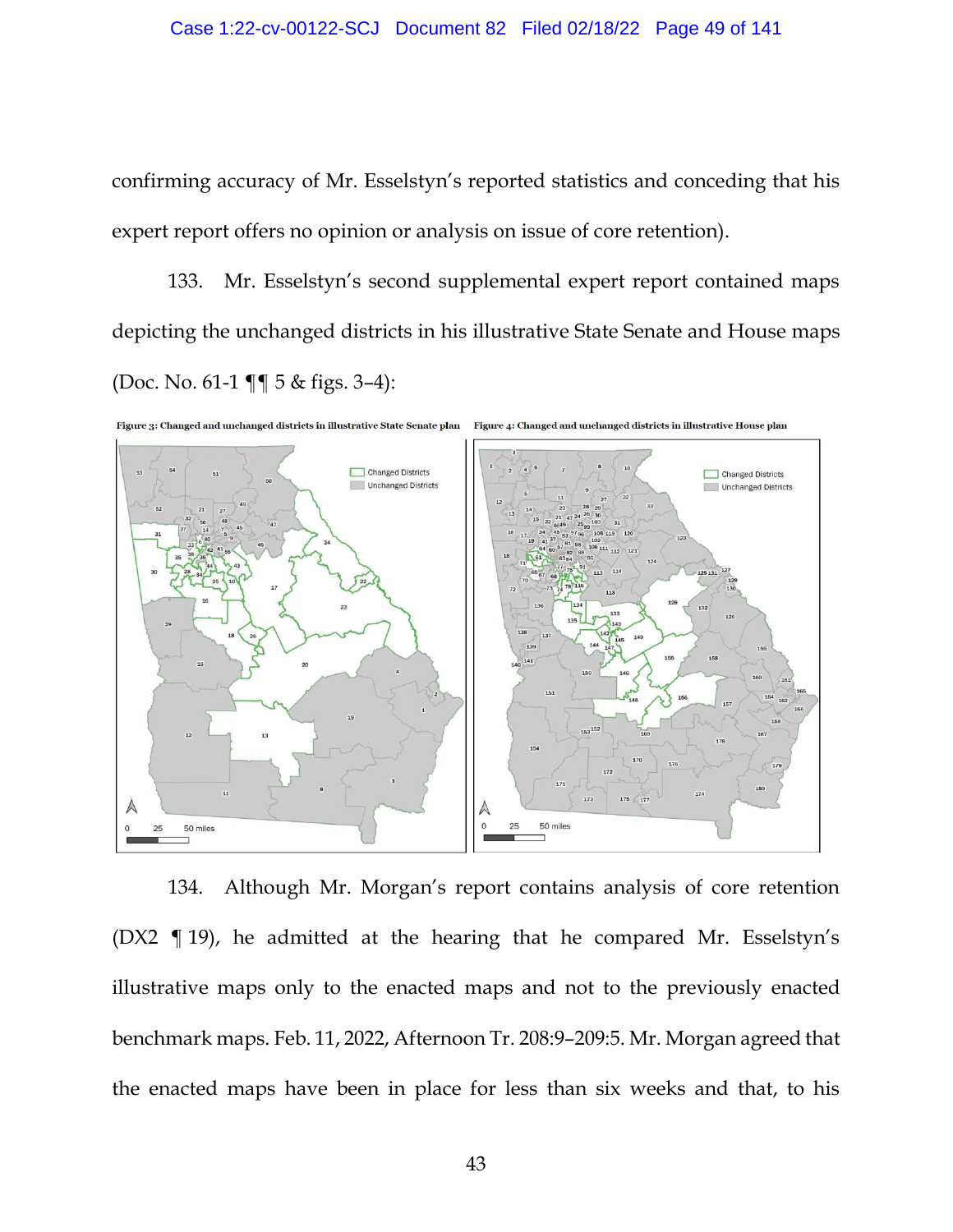confirming accuracy of Mr. Esselstyn's reported statistics and conceding that his expert report offers no opinion or analysis on issue of core retention).

133. Mr. Esselstyn's second supplemental expert report contained maps depicting the unchanged districts in his illustrative State Senate and House maps (Doc. No. 61-1 ¶¶ 5 & figs. 3–4):

**Figure 3: Changed and unchanged districts in illustrative State Senate plan**

**Figure 4: Changed and unchanged districts in illustrative House plan**

134. Although Mr. Morgan's report contains analysis of core retention (DX2 ¶ 19), he admitted at the hearing that he compared Mr. Esselstyn's illustrative maps only to the enacted maps and not to the previously enacted benchmark maps. Feb. 11, 2022, Afternoon Tr. 208:9–209:5. Mr. Morgan agreed that the enacted maps have been in place for less than six weeks and that, to his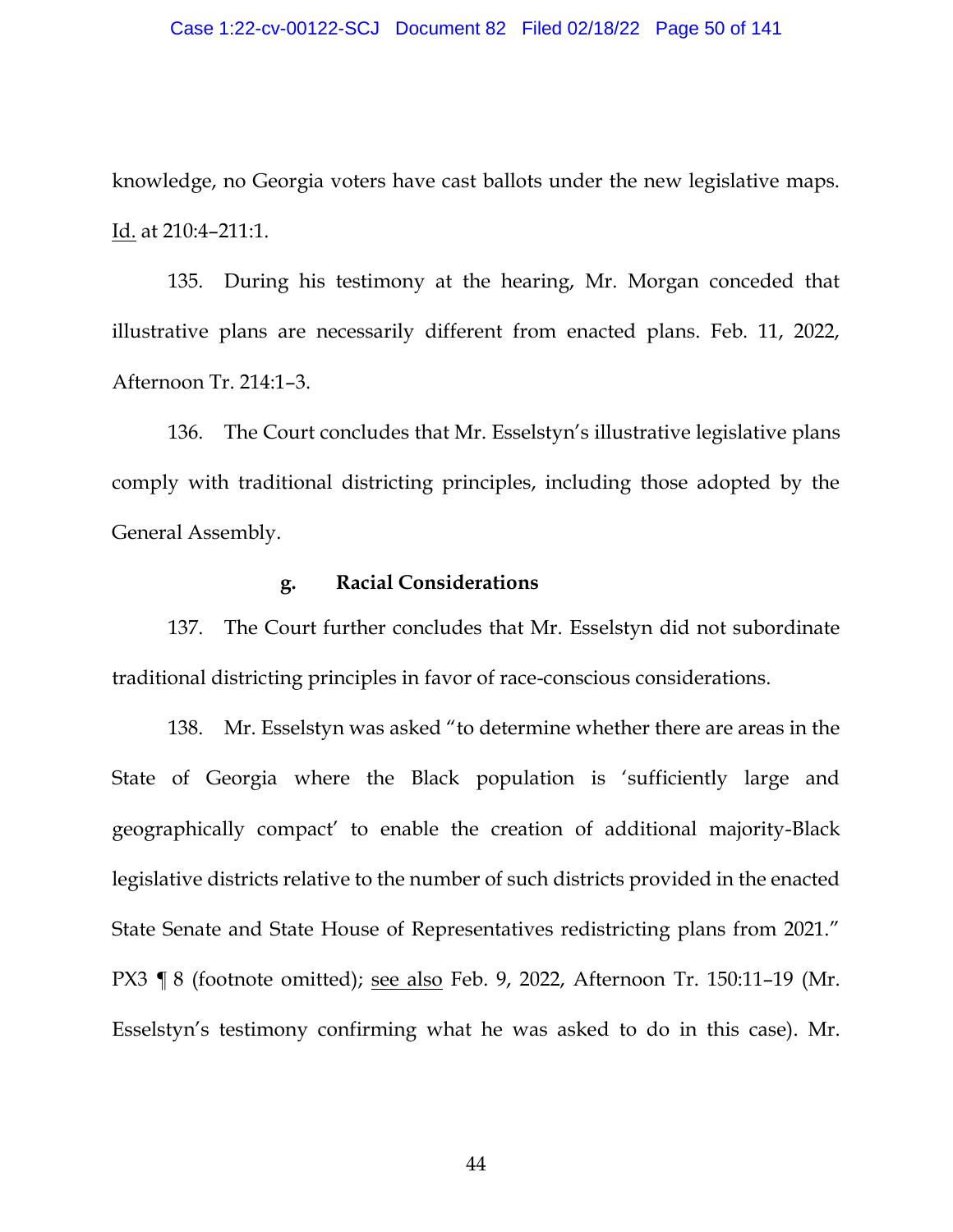knowledge, no Georgia voters have cast ballots under the new legislative maps. Id. at 210:4–211:1.

135. During his testimony at the hearing, Mr. Morgan conceded that illustrative plans are necessarily different from enacted plans. Feb. 11, 2022, Afternoon Tr. 214:1–3.

136. The Court concludes that Mr. Esselstyn's illustrative legislative plans comply with traditional districting principles, including those adopted by the General Assembly.

#### g. Racial Considerations

137. The Court further concludes that Mr. Esselstyn did not subordinate traditional districting principles in favor of race-conscious considerations.

138. Mr. Esselstyn was asked "to determine whether there are areas in the State of Georgia where the Black population is 'sufficiently large and geographically compact' to enable the creation of additional majority-Black legislative districts relative to the number of such districts provided in the enacted State Senate and State House of Representatives redistricting plans from 2021." PX3 ¶ 8 (footnote omitted); see also Feb. 9, 2022, Afternoon Tr. 150:11–19 (Mr. Esselstyn's testimony confirming what he was asked to do in this case). Mr.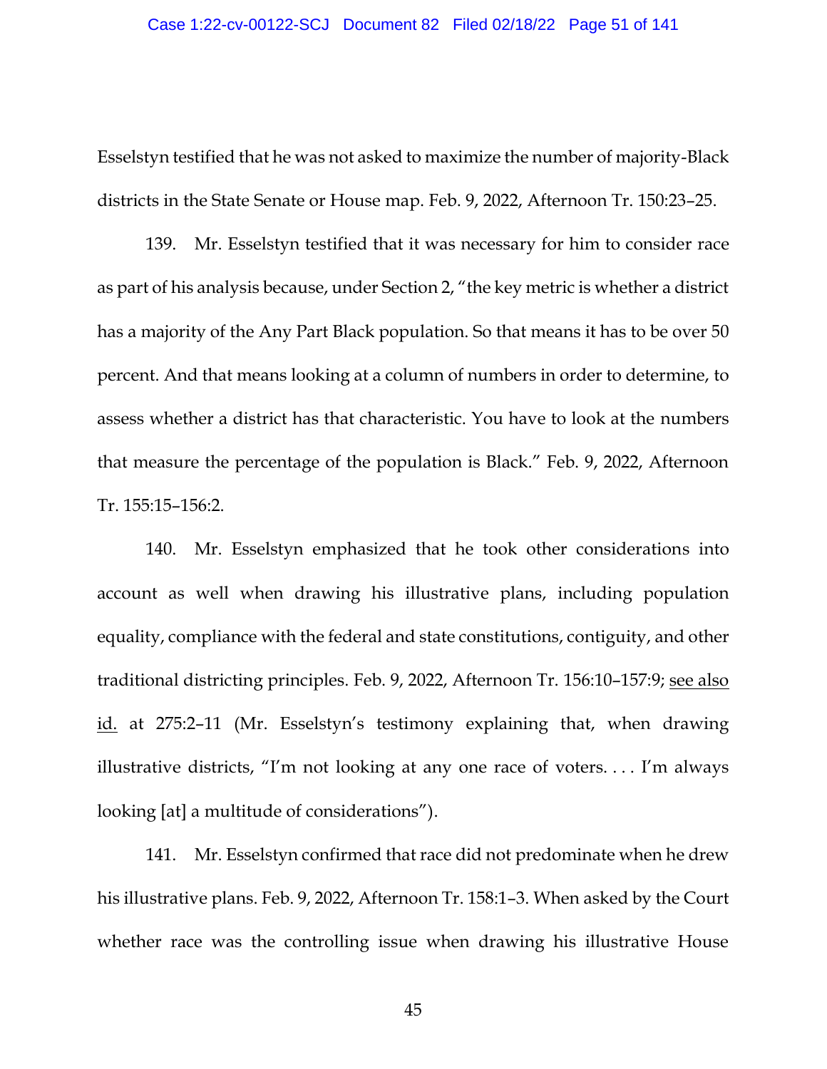Esselstyn testified that he was not asked to maximize the number of majority-Black districts in the State Senate or House map. Feb. 9, 2022, Afternoon Tr. 150:23–25.

139. Mr. Esselstyn testified that it was necessary for him to consider race as part of his analysis because, under Section 2, "the key metric is whether a district has a majority of the Any Part Black population. So that means it has to be over 50 percent. And that means looking at a column of numbers in order to determine, to assess whether a district has that characteristic. You have to look at the numbers that measure the percentage of the population is Black." Feb. 9, 2022, Afternoon Tr. 155:15–156:2.

140. Mr. Esselstyn emphasized that he took other considerations into account as well when drawing his illustrative plans, including population equality, compliance with the federal and state constitutions, contiguity, and other traditional districting principles. Feb. 9, 2022, Afternoon Tr. 156:10–157:9; see also id. at 275:2–11 (Mr. Esselstyn's testimony explaining that, when drawing illustrative districts, "I'm not looking at any one race of voters. . . . I'm always looking [at] a multitude of considerations").

141. Mr. Esselstyn confirmed that race did not predominate when he drew his illustrative plans. Feb. 9, 2022, Afternoon Tr. 158:1–3. When asked by the Court whether race was the controlling issue when drawing his illustrative House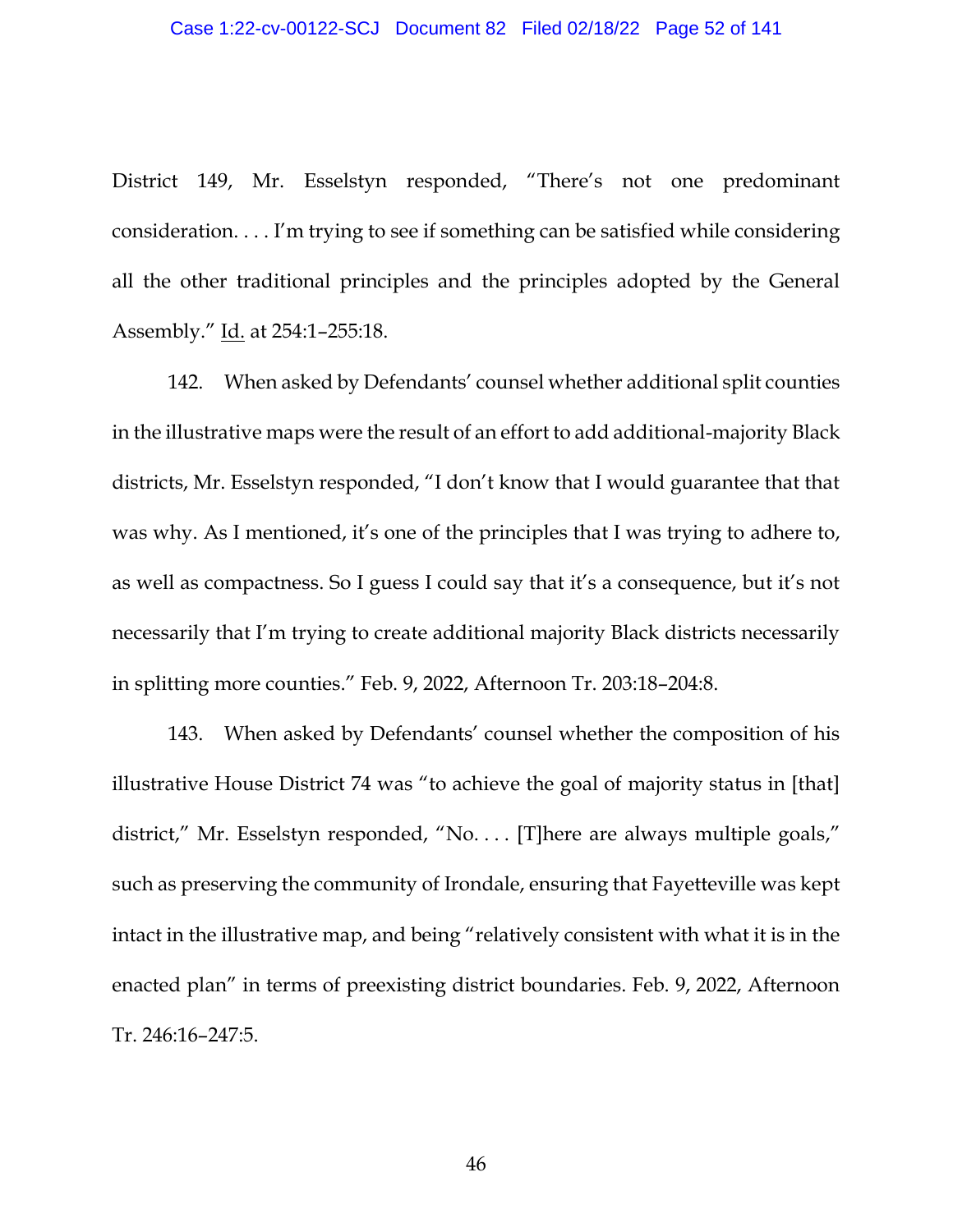District 149, Mr. Esselstyn responded, "There's not one predominant consideration. . . . I'm trying to see if something can be satisfied while considering all the other traditional principles and the principles adopted by the General Assembly." Id. at 254:1–255:18.

142. When asked by Defendants' counsel whether additional split counties in the illustrative maps were the result of an effort to add additional-majority Black districts, Mr. Esselstyn responded, "I don't know that I would guarantee that that was why. As I mentioned, it's one of the principles that I was trying to adhere to, as well as compactness. So I guess I could say that it's a consequence, but it's not necessarily that I'm trying to create additional majority Black districts necessarily in splitting more counties." Feb. 9, 2022, Afternoon Tr. 203:18–204:8.

143. When asked by Defendants' counsel whether the composition of his illustrative House District 74 was "to achieve the goal of majority status in [that] district," Mr. Esselstyn responded, "No. . . . [T]here are always multiple goals," such as preserving the community of Irondale, ensuring that Fayetteville was kept intact in the illustrative map, and being "relatively consistent with what it is in the enacted plan" in terms of preexisting district boundaries. Feb. 9, 2022, Afternoon Tr. 246:16–247:5.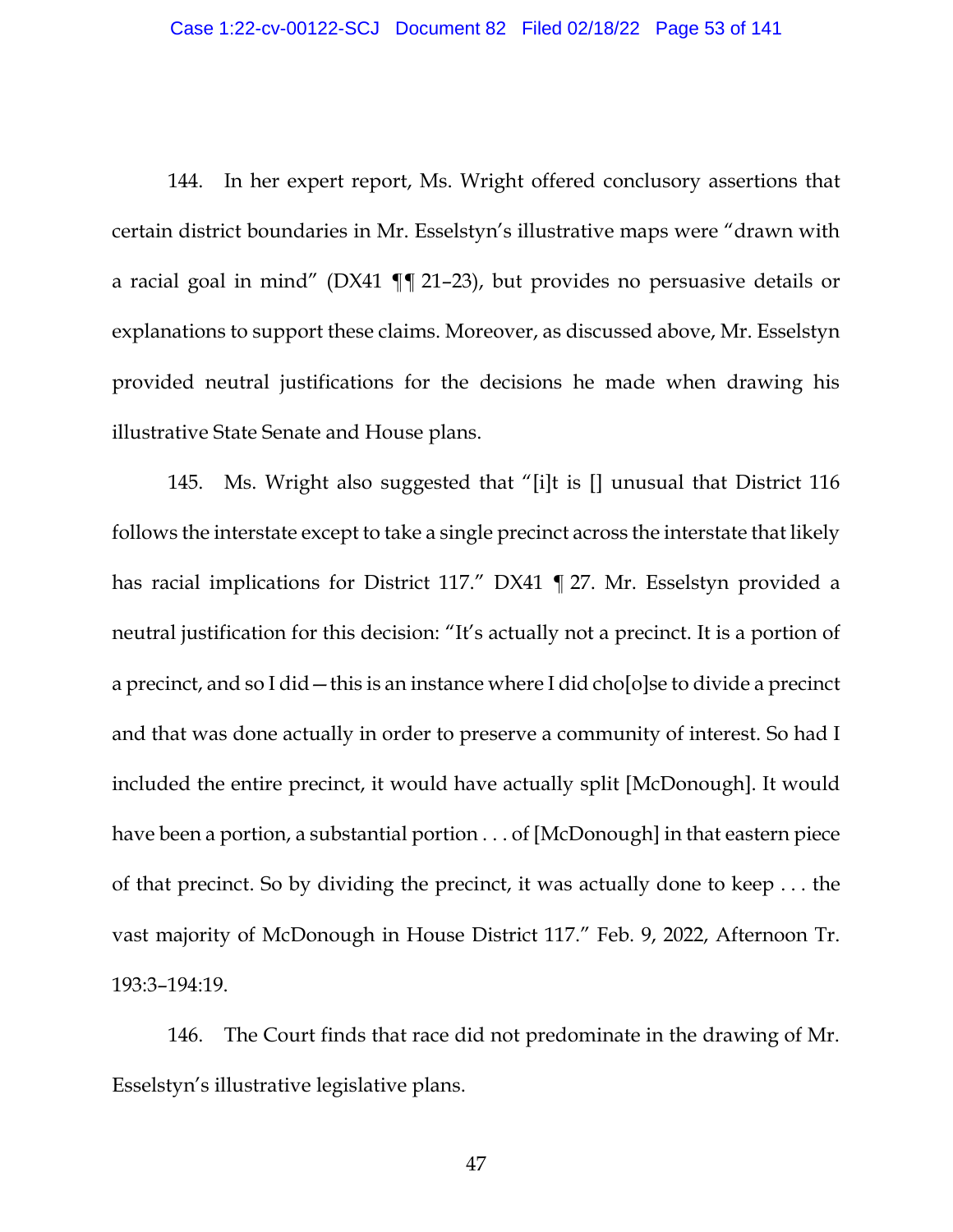144. In her expert report, Ms. Wright offered conclusory assertions that certain district boundaries in Mr. Esselstyn's illustrative maps were "drawn with a racial goal in mind" (DX41 ¶¶ 21–23), but provides no persuasive details or explanations to support these claims. Moreover, as discussed above, Mr. Esselstyn provided neutral justifications for the decisions he made when drawing his illustrative State Senate and House plans.

145. Ms. Wright also suggested that "[i]t is [] unusual that District 116 follows the interstate except to take a single precinct across the interstate that likely has racial implications for District 117." DX41 ¶ 27. Mr. Esselstyn provided a neutral justification for this decision: "It's actually not a precinct. It is a portion of a precinct, and so I did—this is an instance where I did cho[o]se to divide a precinct and that was done actually in order to preserve a community of interest. So had I included the entire precinct, it would have actually split [McDonough]. It would have been a portion, a substantial portion . . . of [McDonough] in that eastern piece of that precinct. So by dividing the precinct, it was actually done to keep . . . the vast majority of McDonough in House District 117." Feb. 9, 2022, Afternoon Tr. 193:3–194:19.

146. The Court finds that race did not predominate in the drawing of Mr. Esselstyn's illustrative legislative plans.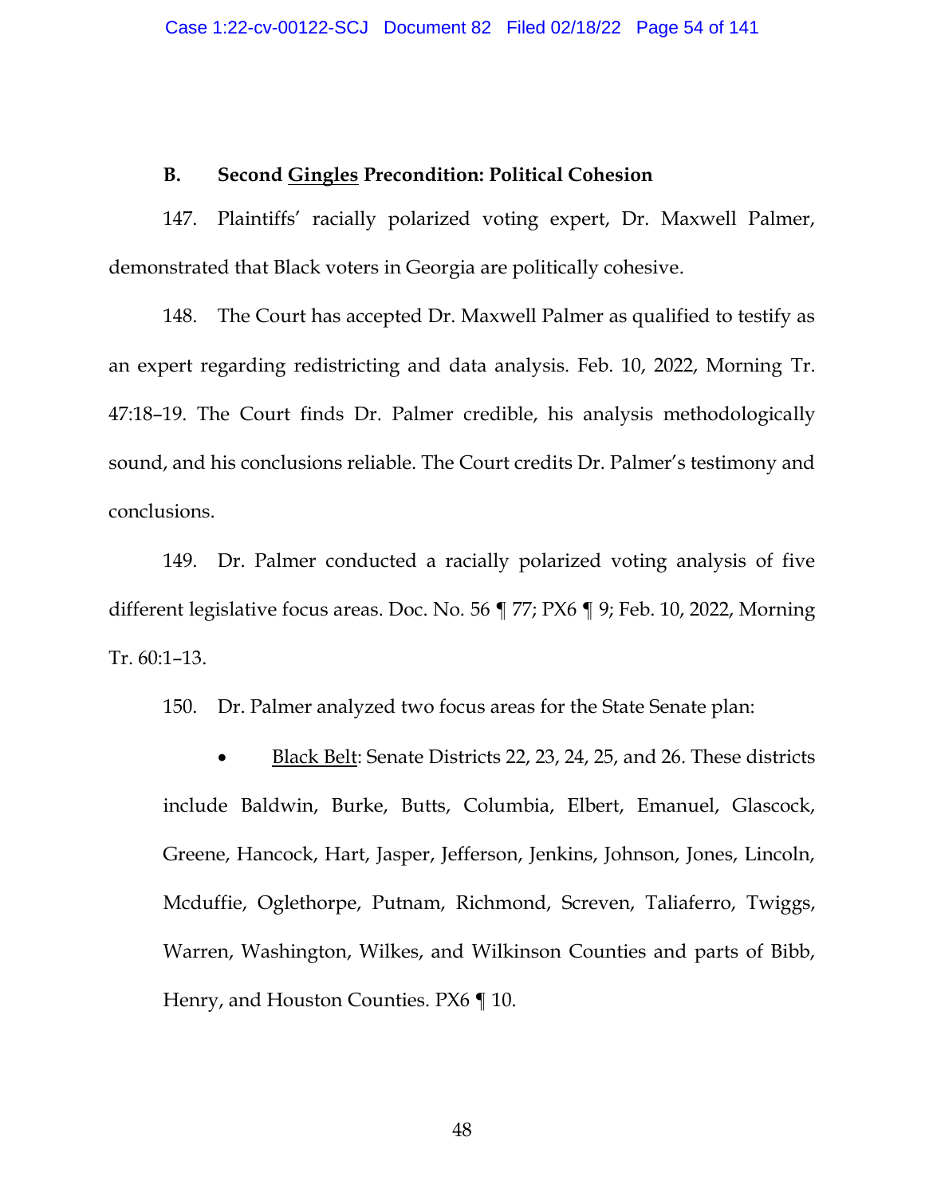### B. Second <u>Gingles</u> Precondition: Political Cohesion

147. Plaintiffs' racially polarized voting expert, Dr. Maxwell Palmer, demonstrated that Black voters in Georgia are politically cohesive.

148. The Court has accepted Dr. Maxwell Palmer as qualified to testify as an expert regarding redistricting and data analysis. Feb. 10, 2022, Morning Tr. 47:18–19. The Court finds Dr. Palmer credible, his analysis methodologically sound, and his conclusions reliable. The Court credits Dr. Palmer's testimony and conclusions.

149. Dr. Palmer conducted a racially polarized voting analysis of five different legislative focus areas. Doc. No. 56 ¶ 77; PX6 ¶ 9; Feb. 10, 2022, Morning Tr. 60:1–13.

150. Dr. Palmer analyzed two focus areas for the State Senate plan:

- <u>Black Belt</u>: Senate Districts 22, 23, 24, 25, and 26. These districts include Baldwin, Burke, Butts, Columbia, Elbert, Emanuel, Glascock, Greene, Hancock, Hart, Jasper, Jefferson, Jenkins, Johnson, Jones, Lincoln, Mcduffie, Oglethorpe, Putnam, Richmond, Screven, Taliaferro, Twiggs, Warren, Washington, Wilkes, and Wilkinson Counties and parts of Bibb, Henry, and Houston Counties. PX6 ¶ 10.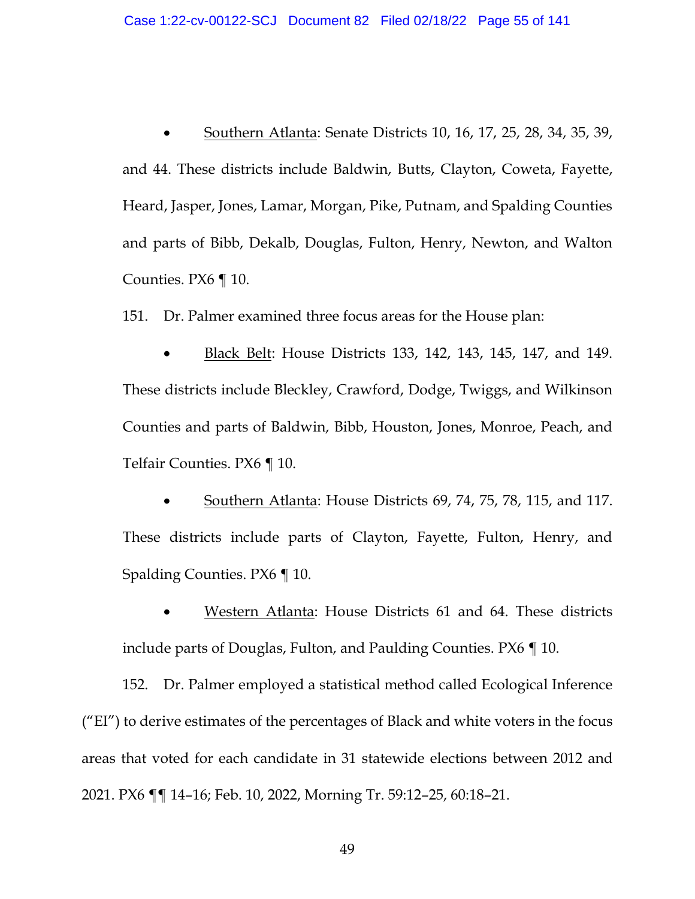- Southern Atlanta: Senate Districts 10, 16, 17, 25, 28, 34, 35, 39, and 44. These districts include Baldwin, Butts, Clayton, Coweta, Fayette, Heard, Jasper, Jones, Lamar, Morgan, Pike, Putnam, and Spalding Counties and parts of Bibb, Dekalb, Douglas, Fulton, Henry, Newton, and Walton Counties. PX6 ¶ 10.

151. Dr. Palmer examined three focus areas for the House plan:

- Black Belt: House Districts 133, 142, 143, 145, 147, and 149. These districts include Bleckley, Crawford, Dodge, Twiggs, and Wilkinson Counties and parts of Baldwin, Bibb, Houston, Jones, Monroe, Peach, and Telfair Counties. PX6 ¶ 10.

- Southern Atlanta: House Districts 69, 74, 75, 78, 115, and 117. These districts include parts of Clayton, Fayette, Fulton, Henry, and Spalding Counties. PX6 ¶ 10.

- Western Atlanta: House Districts 61 and 64. These districts include parts of Douglas, Fulton, and Paulding Counties. PX6 ¶ 10.

152. Dr. Palmer employed a statistical method called Ecological Inference ("EI") to derive estimates of the percentages of Black and white voters in the focus areas that voted for each candidate in 31 statewide elections between 2012 and 2021. PX6 ¶¶ 14–16; Feb. 10, 2022, Morning Tr. 59:12–25, 60:18–21.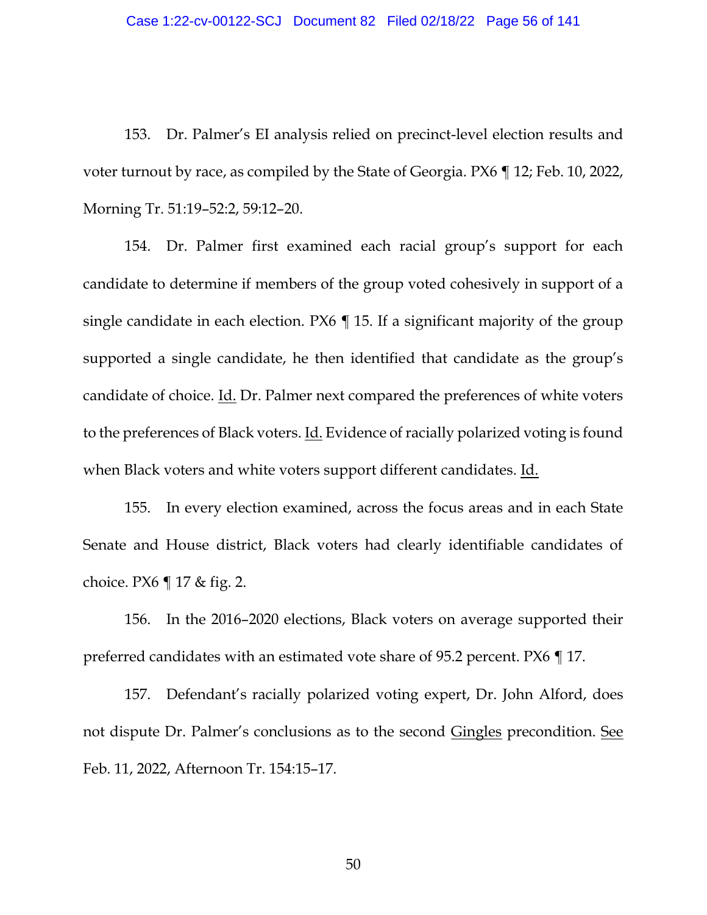153. Dr. Palmer's EI analysis relied on precinct-level election results and voter turnout by race, as compiled by the State of Georgia. PX6 ¶ 12; Feb. 10, 2022, Morning Tr. 51:19–52:2, 59:12–20.

154. Dr. Palmer first examined each racial group's support for each candidate to determine if members of the group voted cohesively in support of a single candidate in each election. PX6 ¶ 15. If a significant majority of the group supported a single candidate, he then identified that candidate as the group's candidate of choice. Id. Dr. Palmer next compared the preferences of white voters to the preferences of Black voters. Id. Evidence of racially polarized voting is found when Black voters and white voters support different candidates. Id.

155. In every election examined, across the focus areas and in each State Senate and House district, Black voters had clearly identifiable candidates of choice. PX6 ¶ 17 & fig. 2.

156. In the 2016–2020 elections, Black voters on average supported their preferred candidates with an estimated vote share of 95.2 percent. PX6 ¶ 17.

157. Defendant's racially polarized voting expert, Dr. John Alford, does not dispute Dr. Palmer's conclusions as to the second Gingles precondition. See Feb. 11, 2022, Afternoon Tr. 154:15–17.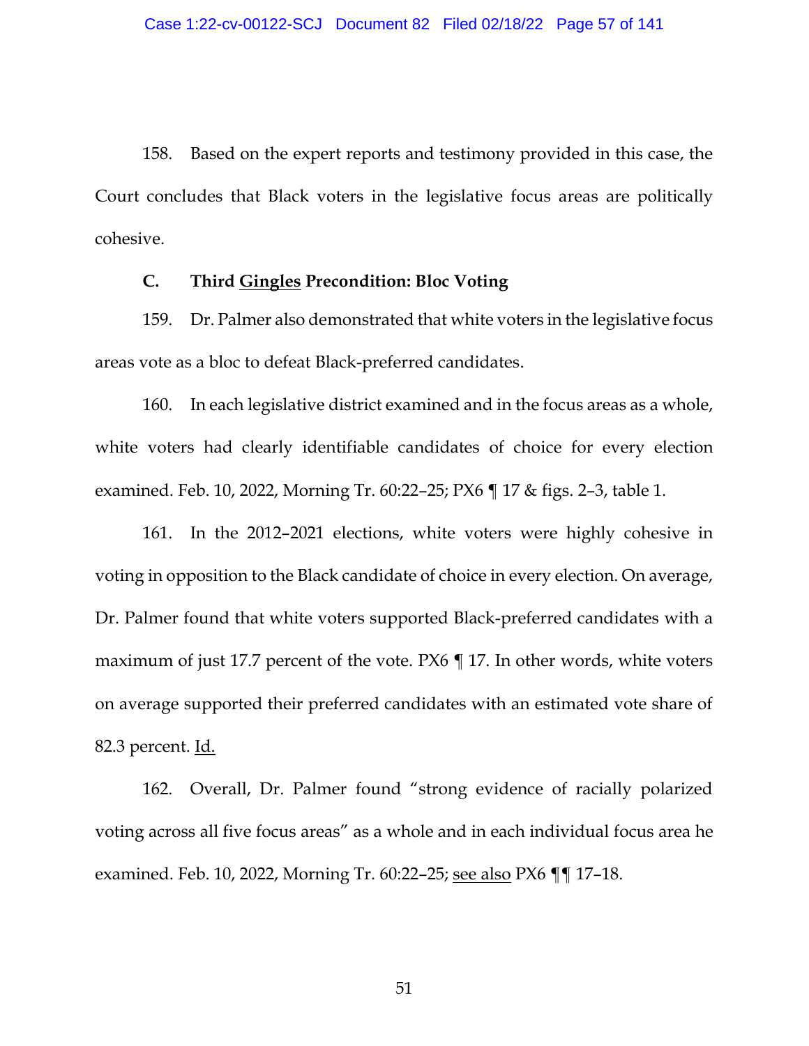158. Based on the expert reports and testimony provided in this case, the Court concludes that Black voters in the legislative focus areas are politically cohesive.

### C. Third Gingles Precondition: Bloc Voting

159. Dr. Palmer also demonstrated that white voters in the legislative focus areas vote as a bloc to defeat Black-preferred candidates.

160. In each legislative district examined and in the focus areas as a whole, white voters had clearly identifiable candidates of choice for every election examined. Feb. 10, 2022, Morning Tr. 60:22–25; PX6 ¶ 17 & figs. 2–3, table 1.

161. In the 2012–2021 elections, white voters were highly cohesive in voting in opposition to the Black candidate of choice in every election. On average, Dr. Palmer found that white voters supported Black-preferred candidates with a maximum of just 17.7 percent of the vote. PX6 ¶ 17. In other words, white voters on average supported their preferred candidates with an estimated vote share of 82.3 percent. Id.

162. Overall, Dr. Palmer found "strong evidence of racially polarized voting across all five focus areas" as a whole and in each individual focus area he examined. Feb. 10, 2022, Morning Tr. 60:22–25; see also PX6 ¶¶ 17–18.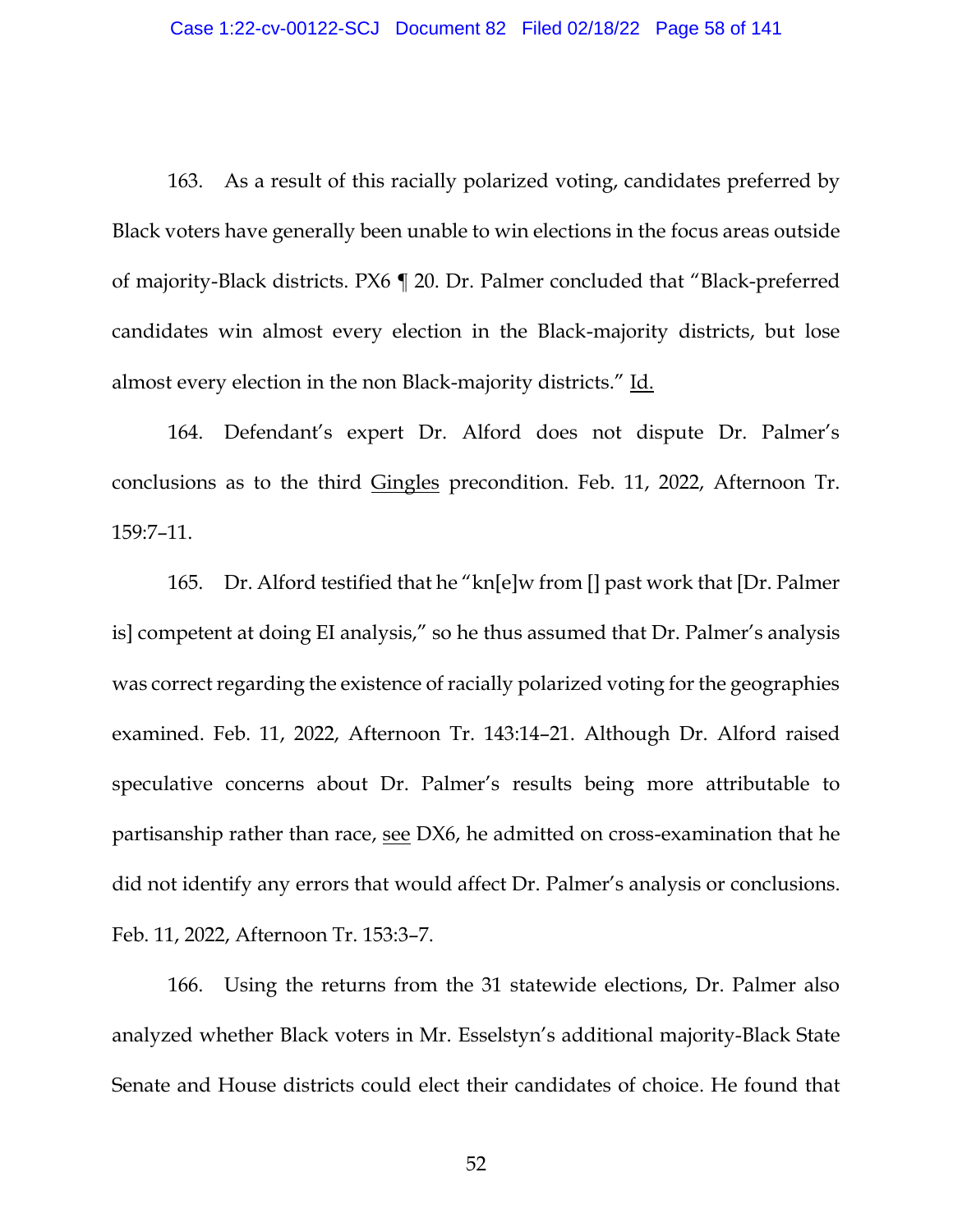163. As a result of this racially polarized voting, candidates preferred by Black voters have generally been unable to win elections in the focus areas outside of majority-Black districts. PX6 ¶ 20. Dr. Palmer concluded that "Black-preferred candidates win almost every election in the Black-majority districts, but lose almost every election in the non Black-majority districts." Id.

164. Defendant's expert Dr. Alford does not dispute Dr. Palmer's conclusions as to the third Gingles precondition. Feb. 11, 2022, Afternoon Tr. 159:7–11.

165. Dr. Alford testified that he "kn[e]w from [] past work that [Dr. Palmer is] competent at doing EI analysis," so he thus assumed that Dr. Palmer's analysis was correct regarding the existence of racially polarized voting for the geographies examined. Feb. 11, 2022, Afternoon Tr. 143:14–21. Although Dr. Alford raised speculative concerns about Dr. Palmer's results being more attributable to partisanship rather than race, see DX6, he admitted on cross-examination that he did not identify any errors that would affect Dr. Palmer's analysis or conclusions. Feb. 11, 2022, Afternoon Tr. 153:3–7.

166. Using the returns from the 31 statewide elections, Dr. Palmer also analyzed whether Black voters in Mr. Esselstyn's additional majority-Black State Senate and House districts could elect their candidates of choice. He found that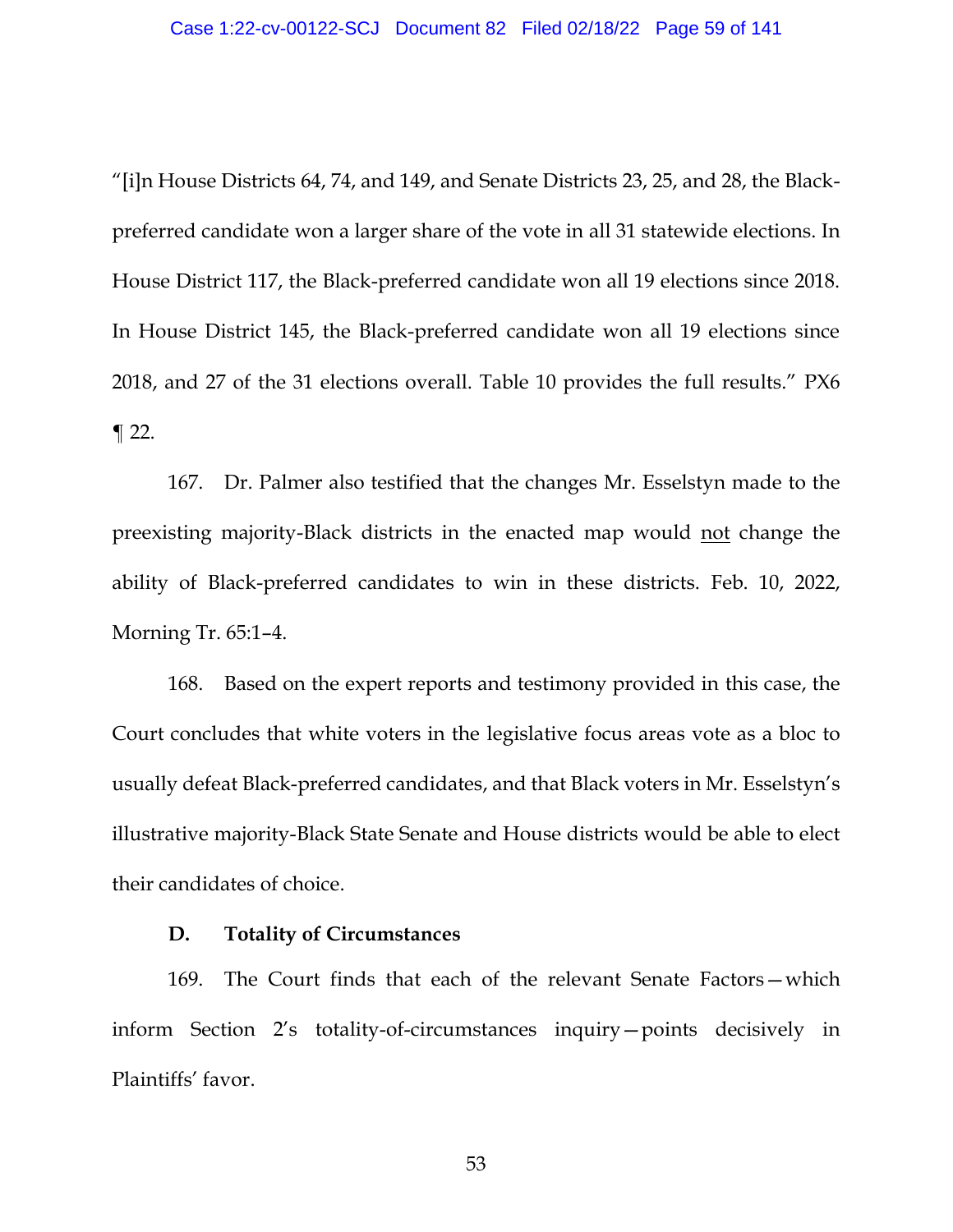"[i]n House Districts 64, 74, and 149, and Senate Districts 23, 25, and 28, the Black-preferred candidate won a larger share of the vote in all 31 statewide elections. In House District 117, the Black-preferred candidate won all 19 elections since 2018. In House District 145, the Black-preferred candidate won all 19 elections since 2018, and 27 of the 31 elections overall. Table 10 provides the full results." PX6 ¶ 22.

167. Dr. Palmer also testified that the changes Mr. Esselstyn made to the preexisting majority-Black districts in the enacted map would <u>not</u> change the ability of Black-preferred candidates to win in these districts. Feb. 10, 2022, Morning Tr. 65:1–4.

168. Based on the expert reports and testimony provided in this case, the Court concludes that white voters in the legislative focus areas vote as a bloc to usually defeat Black-preferred candidates, and that Black voters in Mr. Esselstyn's illustrative majority-Black State Senate and House districts would be able to elect their candidates of choice.

### D. Totality of Circumstances

169. The Court finds that each of the relevant Senate Factors—which inform Section 2's totality-of-circumstances inquiry—points decisively in Plaintiffs' favor.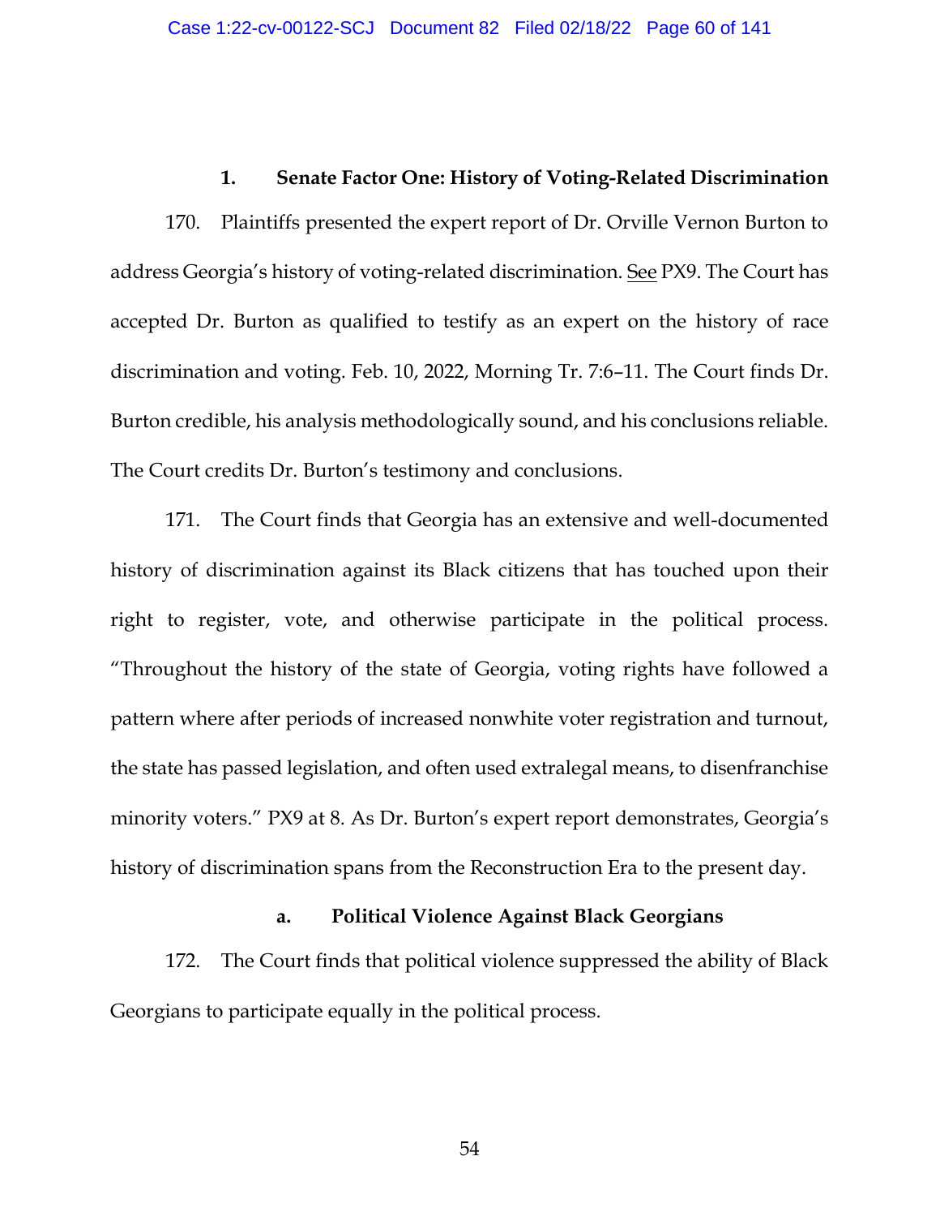### 1. Senate Factor One: History of Voting-Related Discrimination

170. Plaintiffs presented the expert report of Dr. Orville Vernon Burton to address Georgia's history of voting-related discrimination. See PX9. The Court has accepted Dr. Burton as qualified to testify as an expert on the history of race discrimination and voting. Feb. 10, 2022, Morning Tr. 7:6–11. The Court finds Dr. Burton credible, his analysis methodologically sound, and his conclusions reliable. The Court credits Dr. Burton's testimony and conclusions.

171. The Court finds that Georgia has an extensive and well-documented history of discrimination against its Black citizens that has touched upon their right to register, vote, and otherwise participate in the political process. "Throughout the history of the state of Georgia, voting rights have followed a pattern where after periods of increased nonwhite voter registration and turnout, the state has passed legislation, and often used extralegal means, to disenfranchise minority voters." PX9 at 8. As Dr. Burton's expert report demonstrates, Georgia's history of discrimination spans from the Reconstruction Era to the present day.

#### a. Political Violence Against Black Georgians

172. The Court finds that political violence suppressed the ability of Black Georgians to participate equally in the political process.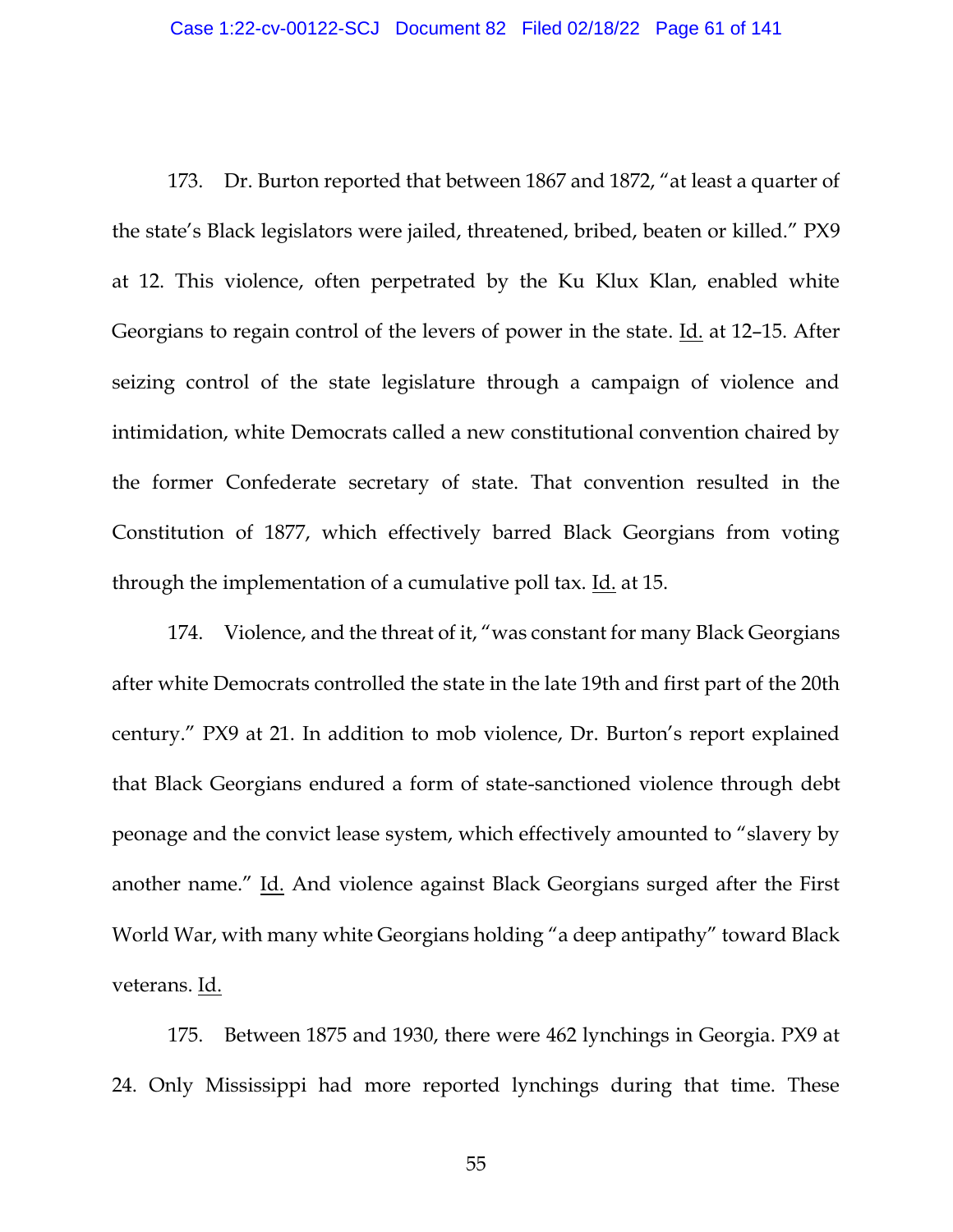173. Dr. Burton reported that between 1867 and 1872, "at least a quarter of the state's Black legislators were jailed, threatened, bribed, beaten or killed." PX9 at 12. This violence, often perpetrated by the Ku Klux Klan, enabled white Georgians to regain control of the levers of power in the state. Id. at 12–15. After seizing control of the state legislature through a campaign of violence and intimidation, white Democrats called a new constitutional convention chaired by the former Confederate secretary of state. That convention resulted in the Constitution of 1877, which effectively barred Black Georgians from voting through the implementation of a cumulative poll tax. Id. at 15.

174. Violence, and the threat of it, "was constant for many Black Georgians after white Democrats controlled the state in the late 19th and first part of the 20th century." PX9 at 21. In addition to mob violence, Dr. Burton's report explained that Black Georgians endured a form of state-sanctioned violence through debt peonage and the convict lease system, which effectively amounted to "slavery by another name." Id. And violence against Black Georgians surged after the First World War, with many white Georgians holding "a deep antipathy" toward Black veterans. Id.

175. Between 1875 and 1930, there were 462 lynchings in Georgia. PX9 at 24. Only Mississippi had more reported lynchings during that time. These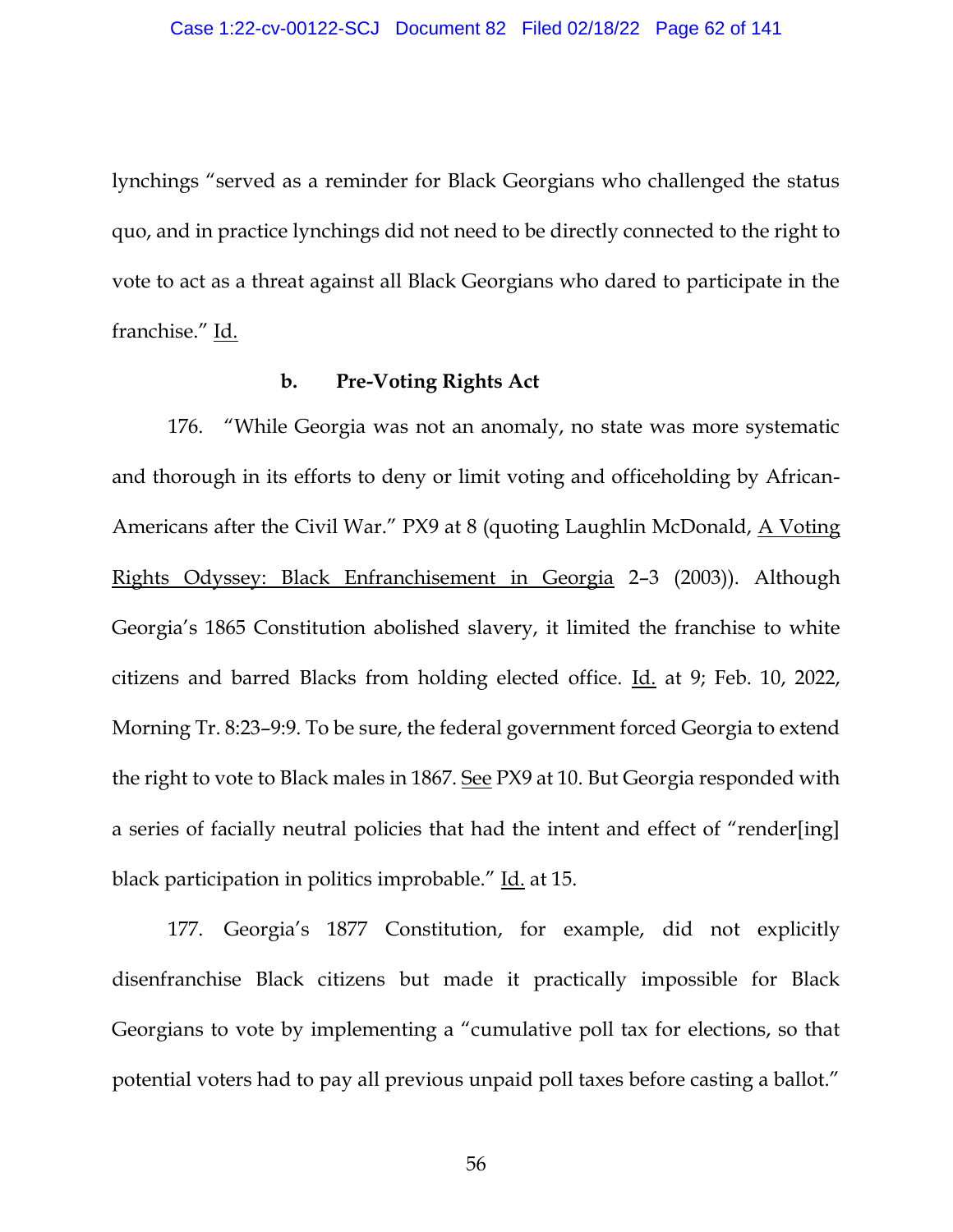lynchings "served as a reminder for Black Georgians who challenged the status quo, and in practice lynchings did not need to be directly connected to the right to vote to act as a threat against all Black Georgians who dared to participate in the franchise." Id.

**b. Pre-Voting Rights Act**

176. "While Georgia was not an anomaly, no state was more systematic and thorough in its efforts to deny or limit voting and officeholding by African-Americans after the Civil War." PX9 at 8 (quoting Laughlin McDonald, A Voting Rights Odyssey: Black Enfranchisement in Georgia 2–3 (2003)). Although Georgia's 1865 Constitution abolished slavery, it limited the franchise to white citizens and barred Blacks from holding elected office. Id. at 9; Feb. 10, 2022, Morning Tr. 8:23–9:9. To be sure, the federal government forced Georgia to extend the right to vote to Black males in 1867. See PX9 at 10. But Georgia responded with a series of facially neutral policies that had the intent and effect of "render[ing] black participation in politics improbable." Id. at 15.

177. Georgia's 1877 Constitution, for example, did not explicitly disenfranchise Black citizens but made it practically impossible for Black Georgians to vote by implementing a "cumulative poll tax for elections, so that potential voters had to pay all previous unpaid poll taxes before casting a ballot."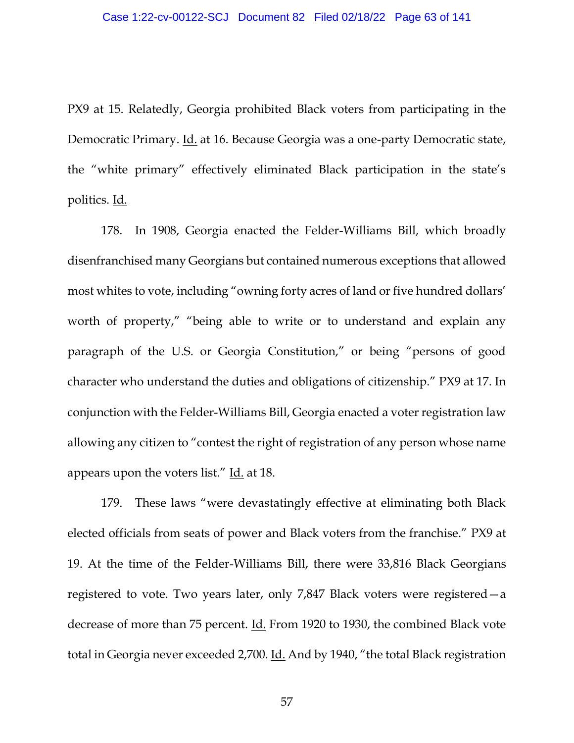PX9 at 15. Relatedly, Georgia prohibited Black voters from participating in the Democratic Primary. Id. at 16. Because Georgia was a one-party Democratic state, the "white primary" effectively eliminated Black participation in the state's politics. Id.

178. In 1908, Georgia enacted the Felder-Williams Bill, which broadly disenfranchised many Georgians but contained numerous exceptions that allowed most whites to vote, including "owning forty acres of land or five hundred dollars' worth of property," "being able to write or to understand and explain any paragraph of the U.S. or Georgia Constitution," or being "persons of good character who understand the duties and obligations of citizenship." PX9 at 17. In conjunction with the Felder-Williams Bill, Georgia enacted a voter registration law allowing any citizen to "contest the right of registration of any person whose name appears upon the voters list." Id. at 18.

179. These laws "were devastatingly effective at eliminating both Black elected officials from seats of power and Black voters from the franchise." PX9 at 19. At the time of the Felder-Williams Bill, there were 33,816 Black Georgians registered to vote. Two years later, only 7,847 Black voters were registered—a decrease of more than 75 percent. Id. From 1920 to 1930, the combined Black vote total in Georgia never exceeded 2,700. Id. And by 1940, "the total Black registration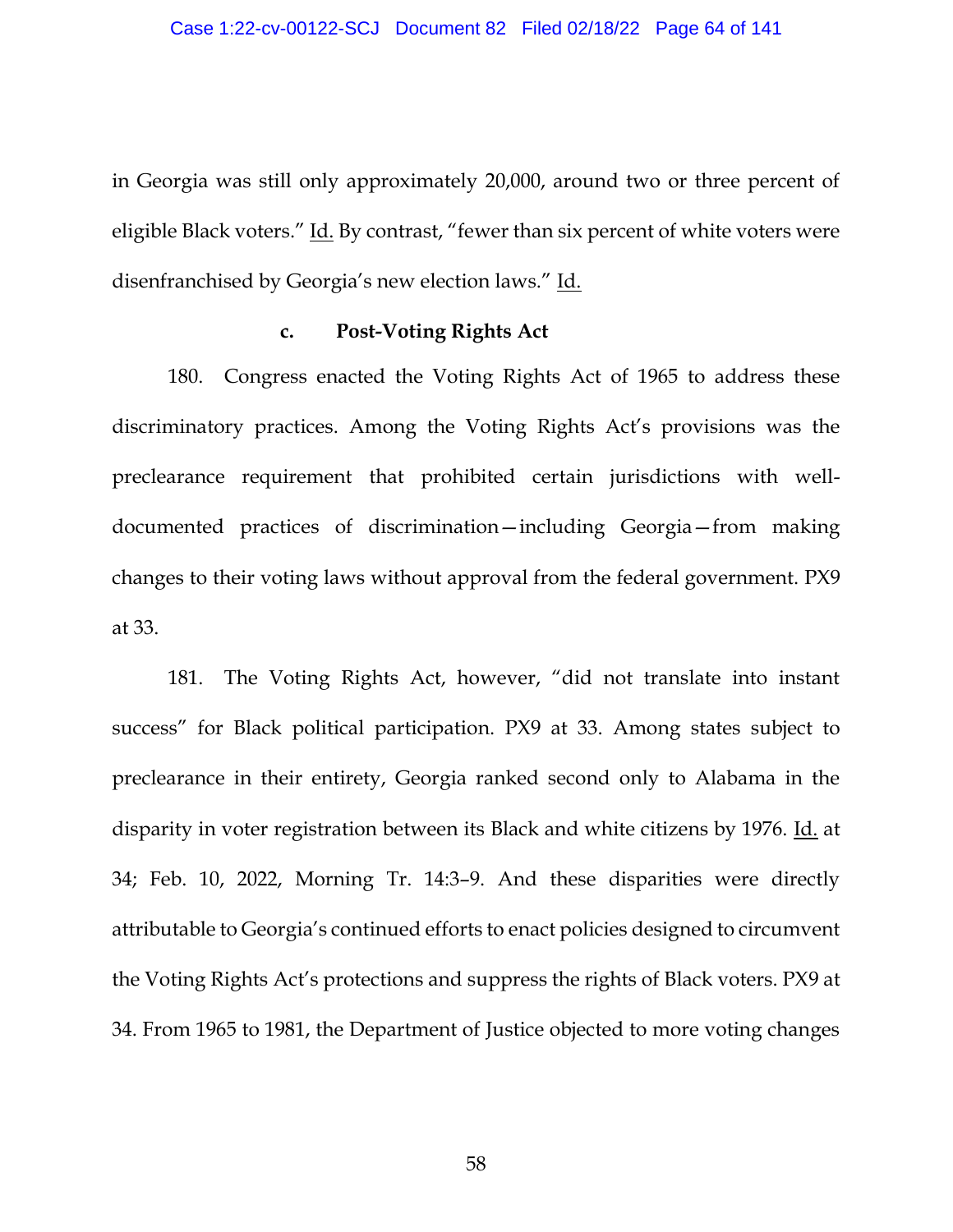in Georgia was still only approximately 20,000, around two or three percent of eligible Black voters." Id. By contrast, "fewer than six percent of white voters were disenfranchised by Georgia's new election laws." Id.

#### c. Post-Voting Rights Act

180. Congress enacted the Voting Rights Act of 1965 to address these discriminatory practices. Among the Voting Rights Act's provisions was the preclearance requirement that prohibited certain jurisdictions with well-documented practices of discrimination—including Georgia—from making changes to their voting laws without approval from the federal government. PX9 at 33.

181. The Voting Rights Act, however, "did not translate into instant success" for Black political participation. PX9 at 33. Among states subject to preclearance in their entirety, Georgia ranked second only to Alabama in the disparity in voter registration between its Black and white citizens by 1976. Id. at 34; Feb. 10, 2022, Morning Tr. 14:3–9. And these disparities were directly attributable to Georgia's continued efforts to enact policies designed to circumvent the Voting Rights Act's protections and suppress the rights of Black voters. PX9 at 34. From 1965 to 1981, the Department of Justice objected to more voting changes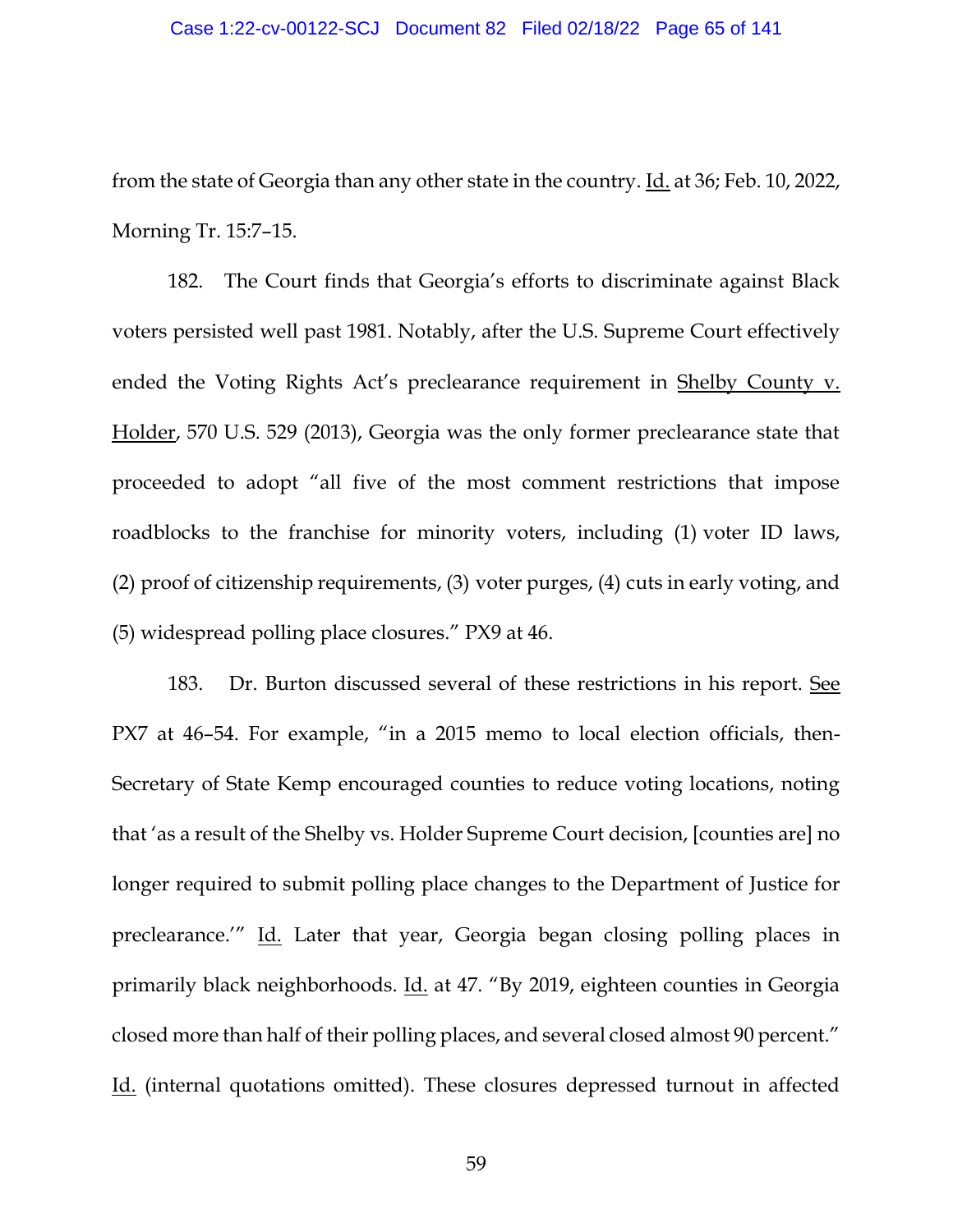from the state of Georgia than any other state in the country. Id. at 36; Feb. 10, 2022, Morning Tr. 15:7–15.

182. The Court finds that Georgia's efforts to discriminate against Black voters persisted well past 1981. Notably, after the U.S. Supreme Court effectively ended the Voting Rights Act's preclearance requirement in Shelby County v. Holder, 570 U.S. 529 (2013), Georgia was the only former preclearance state that proceeded to adopt "all five of the most comment restrictions that impose roadblocks to the franchise for minority voters, including (1) voter ID laws, (2) proof of citizenship requirements, (3) voter purges, (4) cuts in early voting, and (5) widespread polling place closures." PX9 at 46.

183. Dr. Burton discussed several of these restrictions in his report. See PX7 at 46–54. For example, "in a 2015 memo to local election officials, then-Secretary of State Kemp encouraged counties to reduce voting locations, noting that 'as a result of the Shelby vs. Holder Supreme Court decision, [counties are] no longer required to submit polling place changes to the Department of Justice for preclearance.'" Id. Later that year, Georgia began closing polling places in primarily black neighborhoods. Id. at 47. "By 2019, eighteen counties in Georgia closed more than half of their polling places, and several closed almost 90 percent." Id. (internal quotations omitted). These closures depressed turnout in affected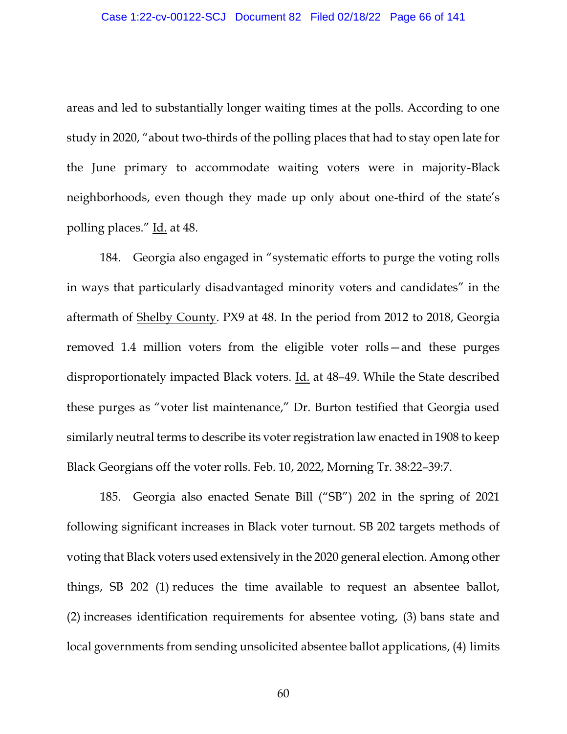areas and led to substantially longer waiting times at the polls. According to one study in 2020, "about two-thirds of the polling places that had to stay open late for the June primary to accommodate waiting voters were in majority-Black neighborhoods, even though they made up only about one-third of the state's polling places." Id. at 48.

184. Georgia also engaged in "systematic efforts to purge the voting rolls in ways that particularly disadvantaged minority voters and candidates" in the aftermath of Shelby County. PX9 at 48. In the period from 2012 to 2018, Georgia removed 1.4 million voters from the eligible voter rolls—and these purges disproportionately impacted Black voters. Id. at 48–49. While the State described these purges as "voter list maintenance," Dr. Burton testified that Georgia used similarly neutral terms to describe its voter registration law enacted in 1908 to keep Black Georgians off the voter rolls. Feb. 10, 2022, Morning Tr. 38:22–39:7.

185. Georgia also enacted Senate Bill ("SB") 202 in the spring of 2021 following significant increases in Black voter turnout. SB 202 targets methods of voting that Black voters used extensively in the 2020 general election. Among other things, SB 202 (1) reduces the time available to request an absentee ballot, (2) increases identification requirements for absentee voting, (3) bans state and local governments from sending unsolicited absentee ballot applications, (4) limits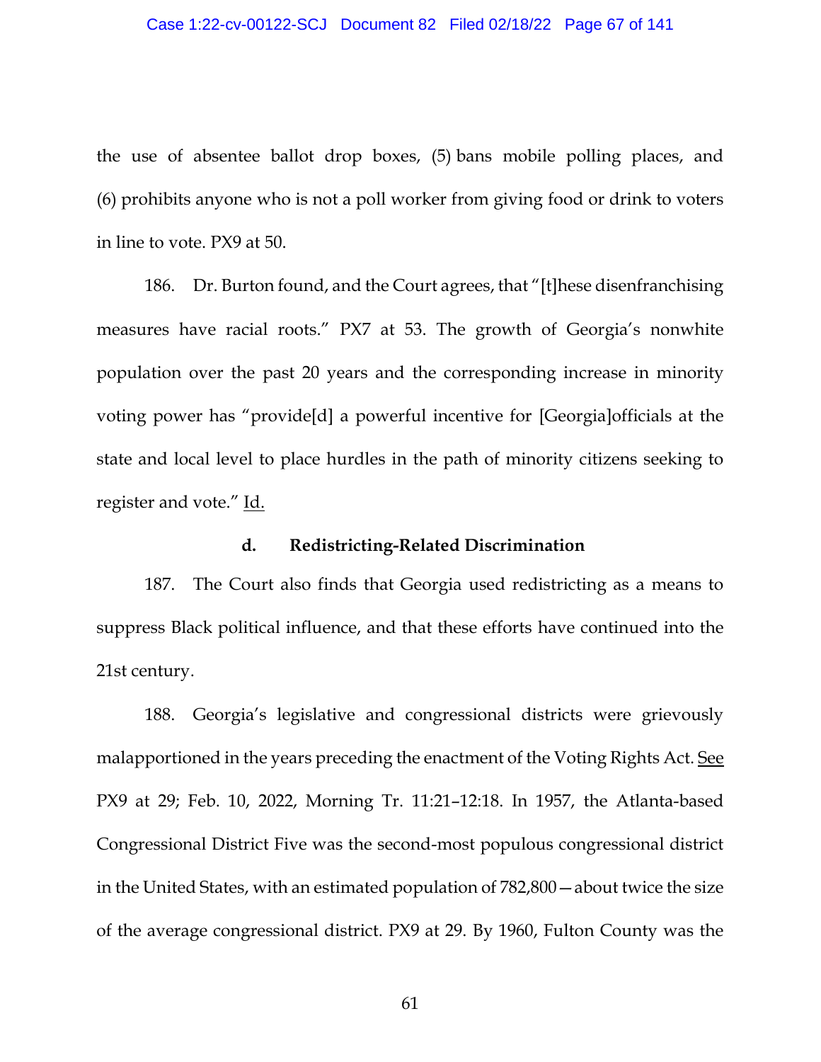the use of absentee ballot drop boxes, (5) bans mobile polling places, and (6) prohibits anyone who is not a poll worker from giving food or drink to voters in line to vote. PX9 at 50.

186. Dr. Burton found, and the Court agrees, that "[t]hese disenfranchising measures have racial roots." PX7 at 53. The growth of Georgia's nonwhite population over the past 20 years and the corresponding increase in minority voting power has "provide[d] a powerful incentive for [Georgia]officials at the state and local level to place hurdles in the path of minority citizens seeking to register and vote." Id.

**d. Redistricting-Related Discrimination**

187. The Court also finds that Georgia used redistricting as a means to suppress Black political influence, and that these efforts have continued into the 21st century.

188. Georgia's legislative and congressional districts were grievously malapportioned in the years preceding the enactment of the Voting Rights Act. See PX9 at 29; Feb. 10, 2022, Morning Tr. 11:21–12:18. In 1957, the Atlanta-based Congressional District Five was the second-most populous congressional district in the United States, with an estimated population of 782,800—about twice the size of the average congressional district. PX9 at 29. By 1960, Fulton County was the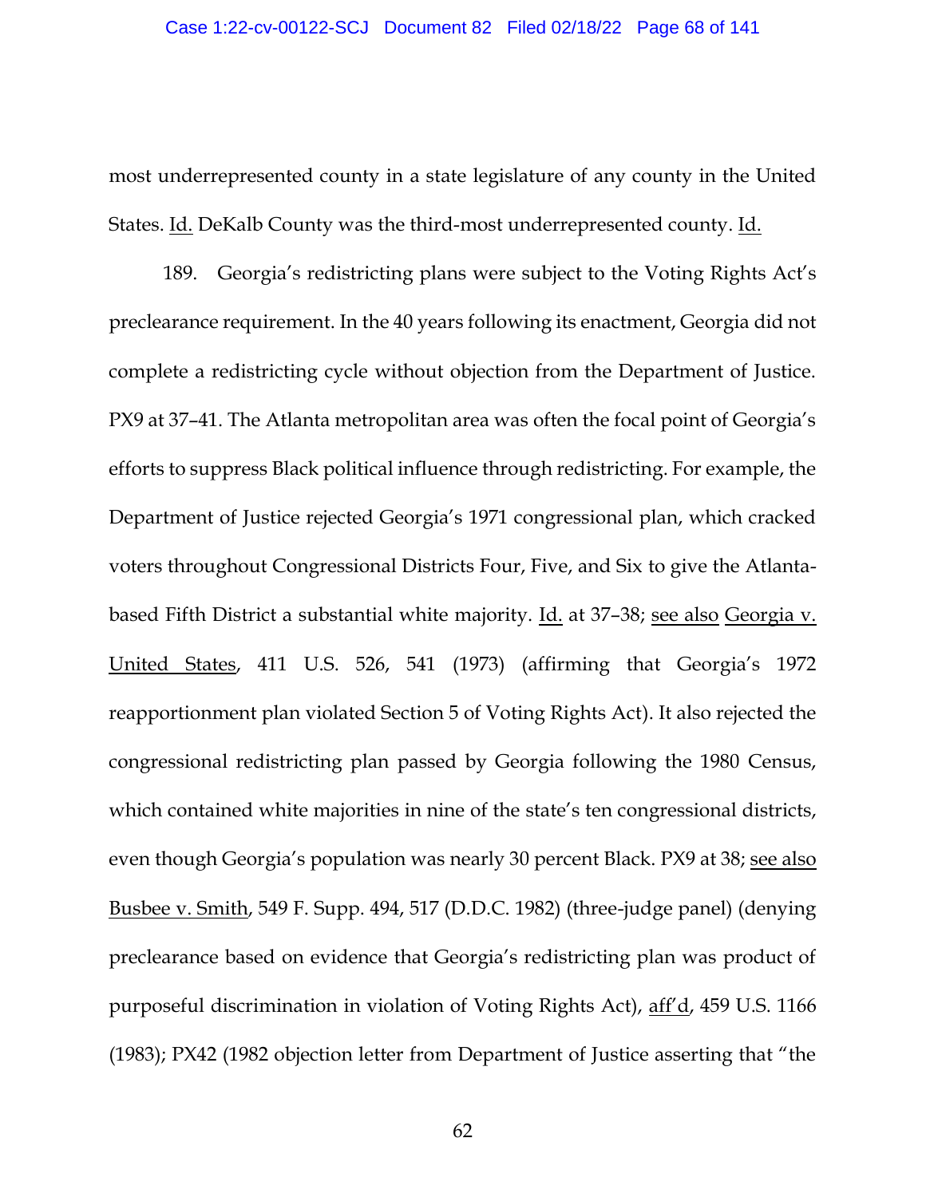most underrepresented county in a state legislature of any county in the United States. Id. DeKalb County was the third-most underrepresented county. Id.

189. Georgia's redistricting plans were subject to the Voting Rights Act's preclearance requirement. In the 40 years following its enactment, Georgia did not complete a redistricting cycle without objection from the Department of Justice. PX9 at 37–41. The Atlanta metropolitan area was often the focal point of Georgia's efforts to suppress Black political influence through redistricting. For example, the Department of Justice rejected Georgia's 1971 congressional plan, which cracked voters throughout Congressional Districts Four, Five, and Six to give the Atlanta-based Fifth District a substantial white majority. Id. at 37–38; see also Georgia v. United States, 411 U.S. 526, 541 (1973) (affirming that Georgia's 1972 reapportionment plan violated Section 5 of Voting Rights Act). It also rejected the congressional redistricting plan passed by Georgia following the 1980 Census, which contained white majorities in nine of the state's ten congressional districts, even though Georgia's population was nearly 30 percent Black. PX9 at 38; see also Busbee v. Smith, 549 F. Supp. 494, 517 (D.D.C. 1982) (three-judge panel) (denying preclearance based on evidence that Georgia's redistricting plan was product of purposeful discrimination in violation of Voting Rights Act), aff'd, 459 U.S. 1166 (1983); PX42 (1982 objection letter from Department of Justice asserting that "the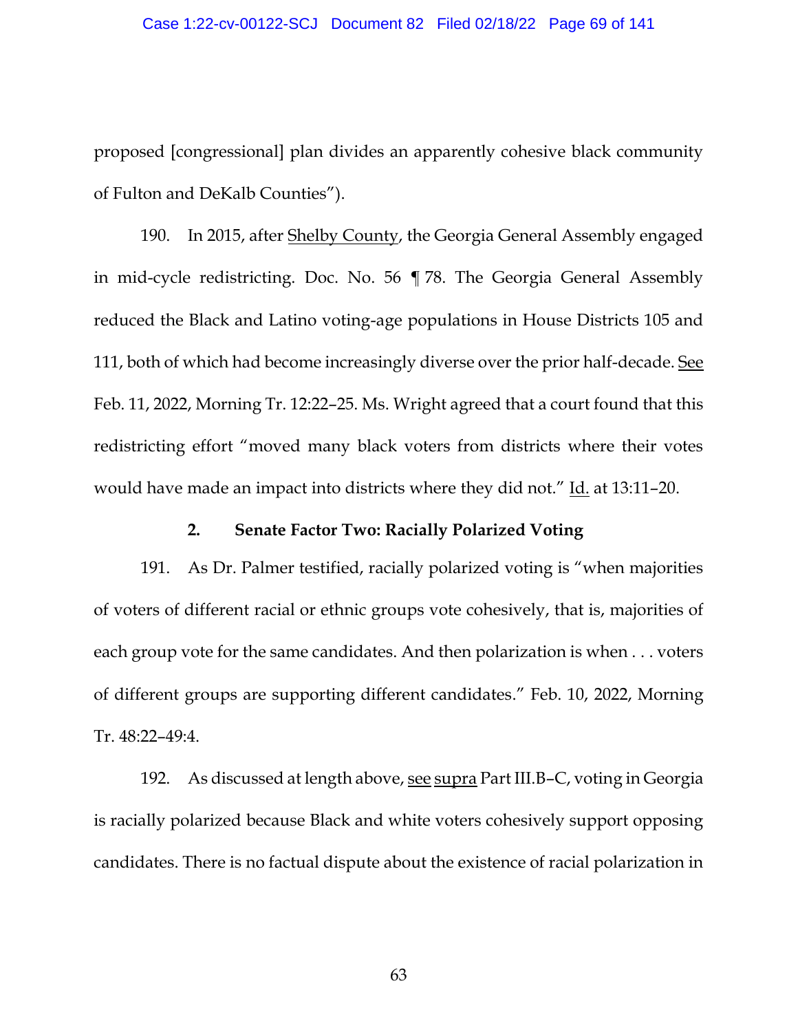proposed [congressional] plan divides an apparently cohesive black community of Fulton and DeKalb Counties").

190. In 2015, after Shelby County, the Georgia General Assembly engaged in mid-cycle redistricting. Doc. No. 56 ¶ 78. The Georgia General Assembly reduced the Black and Latino voting-age populations in House Districts 105 and 111, both of which had become increasingly diverse over the prior half-decade. See Feb. 11, 2022, Morning Tr. 12:22–25. Ms. Wright agreed that a court found that this redistricting effort "moved many black voters from districts where their votes would have made an impact into districts where they did not." Id. at 13:11–20.

### 2. Senate Factor Two: Racially Polarized Voting

191. As Dr. Palmer testified, racially polarized voting is "when majorities of voters of different racial or ethnic groups vote cohesively, that is, majorities of each group vote for the same candidates. And then polarization is when . . . voters of different groups are supporting different candidates." Feb. 10, 2022, Morning Tr. 48:22–49:4.

192. As discussed at length above, see supra Part III.B–C, voting in Georgia is racially polarized because Black and white voters cohesively support opposing candidates. There is no factual dispute about the existence of racial polarization in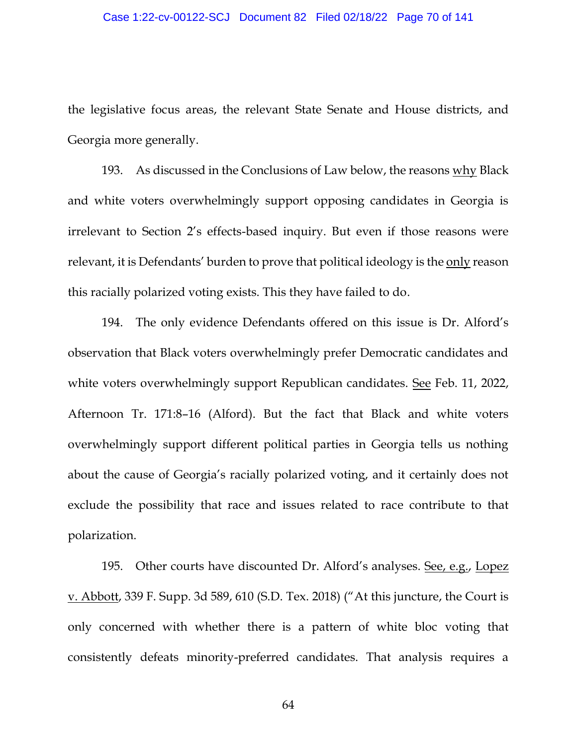the legislative focus areas, the relevant State Senate and House districts, and Georgia more generally.

193. As discussed in the Conclusions of Law below, the reasons <u>why</u> Black and white voters overwhelmingly support opposing candidates in Georgia is irrelevant to Section 2's effects-based inquiry. But even if those reasons were relevant, it is Defendants' burden to prove that political ideology is the <u>only</u> reason this racially polarized voting exists. This they have failed to do.

194. The only evidence Defendants offered on this issue is Dr. Alford's observation that Black voters overwhelmingly prefer Democratic candidates and white voters overwhelmingly support Republican candidates. <u>See</u> Feb. 11, 2022, Afternoon Tr. 171:8–16 (Alford). But the fact that Black and white voters overwhelmingly support different political parties in Georgia tells us nothing about the cause of Georgia's racially polarized voting, and it certainly does not exclude the possibility that race and issues related to race contribute to that polarization.

195. Other courts have discounted Dr. Alford's analyses. <u>See, e.g.</u>, <u>Lopez v. Abbott</u>, 339 F. Supp. 3d 589, 610 (S.D. Tex. 2018) ("At this juncture, the Court is only concerned with whether there is a pattern of white bloc voting that consistently defeats minority-preferred candidates. That analysis requires a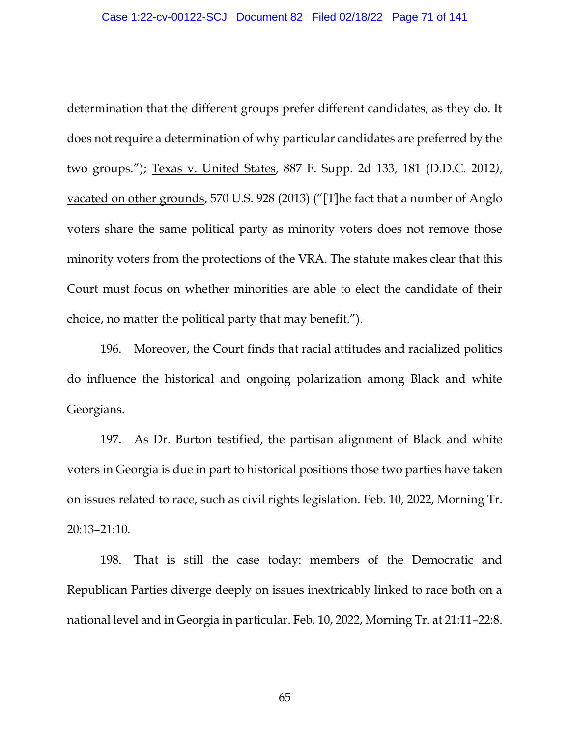determination that the different groups prefer different candidates, as they do. It does not require a determination of why particular candidates are preferred by the two groups."); Texas v. United States, 887 F. Supp. 2d 133, 181 (D.D.C. 2012), vacated on other grounds, 570 U.S. 928 (2013) ("[T]he fact that a number of Anglo voters share the same political party as minority voters does not remove those minority voters from the protections of the VRA. The statute makes clear that this Court must focus on whether minorities are able to elect the candidate of their choice, no matter the political party that may benefit.").

196. Moreover, the Court finds that racial attitudes and racialized politics do influence the historical and ongoing polarization among Black and white Georgians.

197. As Dr. Burton testified, the partisan alignment of Black and white voters in Georgia is due in part to historical positions those two parties have taken on issues related to race, such as civil rights legislation. Feb. 10, 2022, Morning Tr. 20:13–21:10.

198. That is still the case today: members of the Democratic and Republican Parties diverge deeply on issues inextricably linked to race both on a national level and in Georgia in particular. Feb. 10, 2022, Morning Tr. at 21:11–22:8.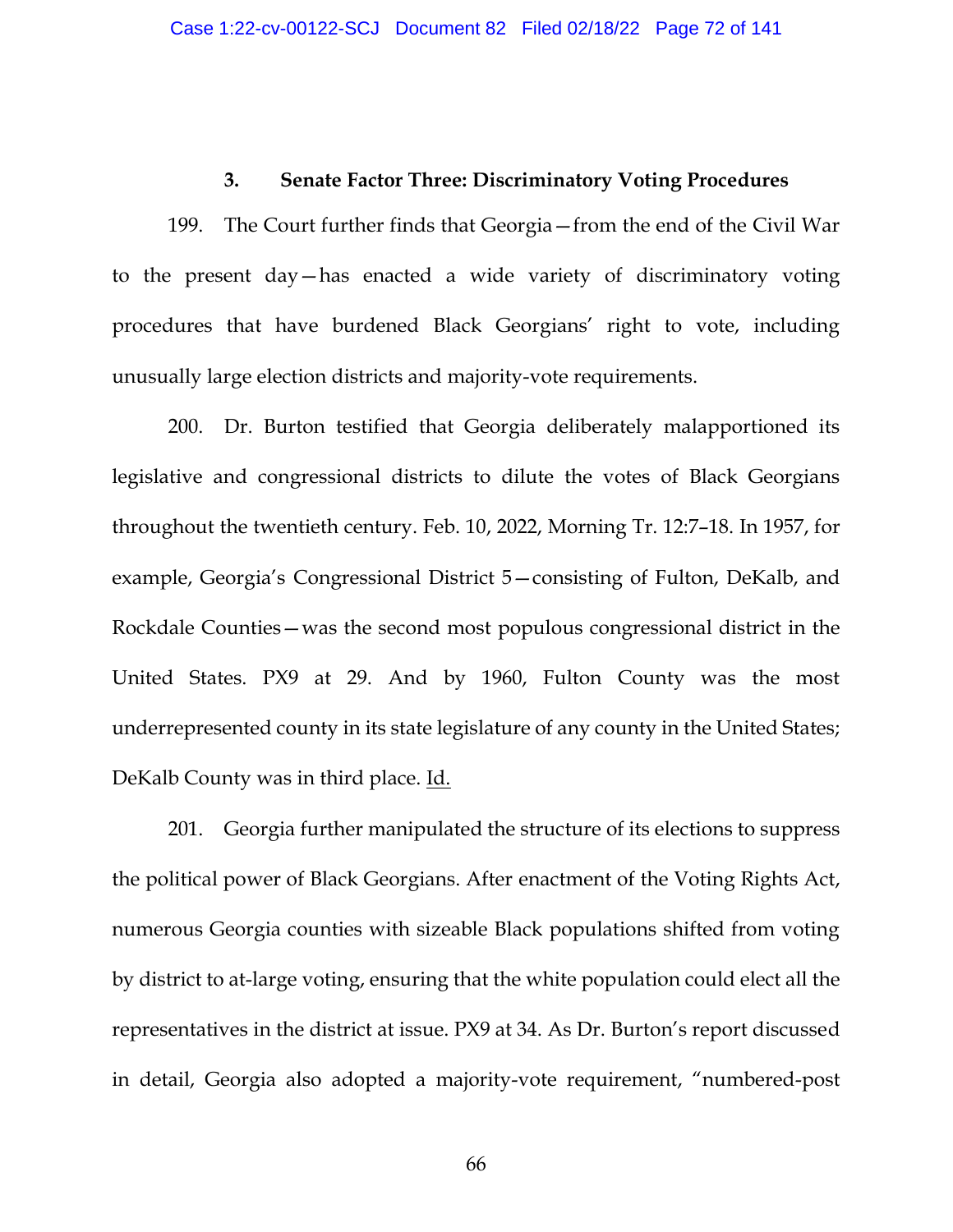### 3. Senate Factor Three: Discriminatory Voting Procedures

199. The Court further finds that Georgia—from the end of the Civil War to the present day—has enacted a wide variety of discriminatory voting procedures that have burdened Black Georgians' right to vote, including unusually large election districts and majority-vote requirements.

200. Dr. Burton testified that Georgia deliberately malapportioned its legislative and congressional districts to dilute the votes of Black Georgians throughout the twentieth century. Feb. 10, 2022, Morning Tr. 12:7–18. In 1957, for example, Georgia's Congressional District 5—consisting of Fulton, DeKalb, and Rockdale Counties—was the second most populous congressional district in the United States. PX9 at 29. And by 1960, Fulton County was the most underrepresented county in its state legislature of any county in the United States; DeKalb County was in third place. Id.

201. Georgia further manipulated the structure of its elections to suppress the political power of Black Georgians. After enactment of the Voting Rights Act, numerous Georgia counties with sizeable Black populations shifted from voting by district to at-large voting, ensuring that the white population could elect all the representatives in the district at issue. PX9 at 34. As Dr. Burton's report discussed in detail, Georgia also adopted a majority-vote requirement, "numbered-post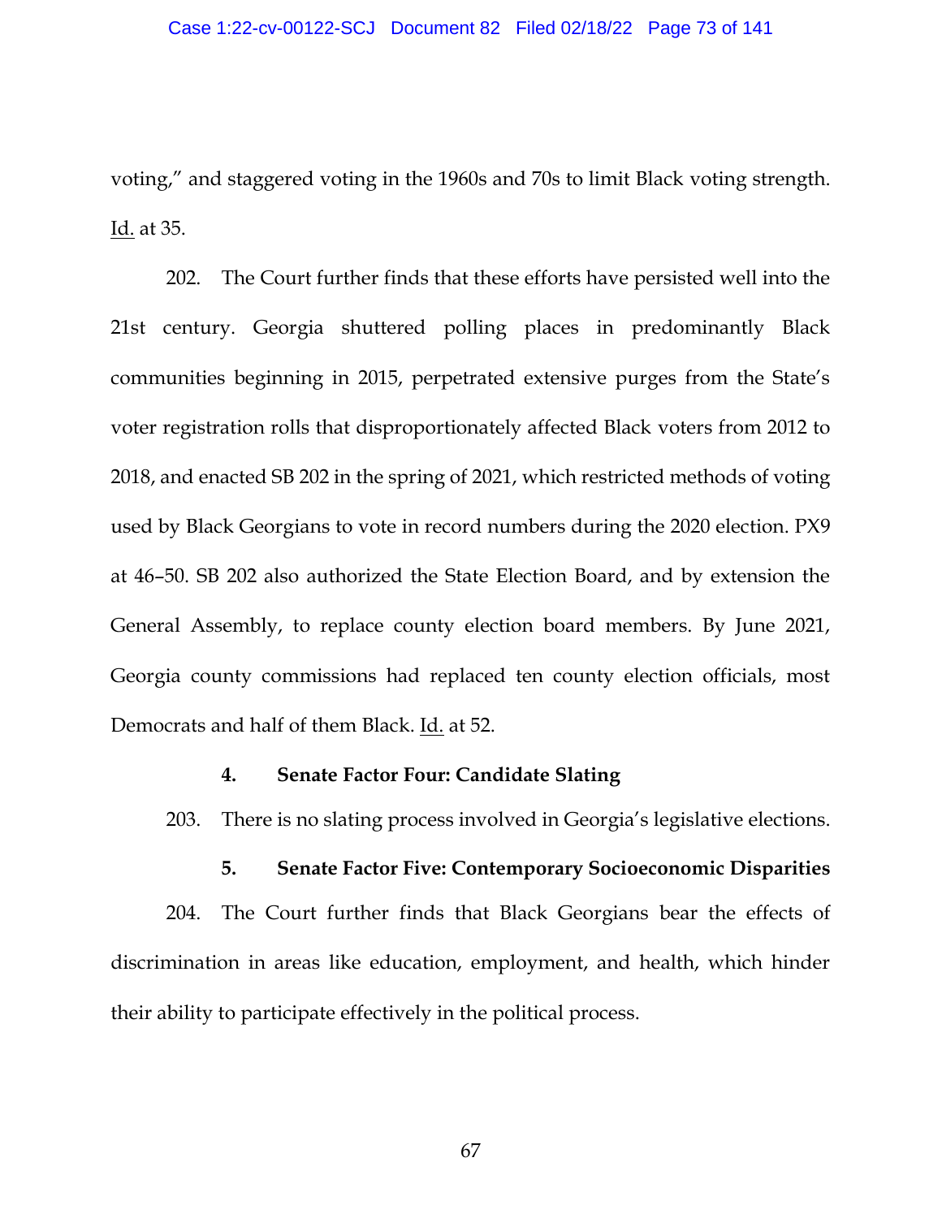voting," and staggered voting in the 1960s and 70s to limit Black voting strength. Id. at 35.

202. The Court further finds that these efforts have persisted well into the 21st century. Georgia shuttered polling places in predominantly Black communities beginning in 2015, perpetrated extensive purges from the State's voter registration rolls that disproportionately affected Black voters from 2012 to 2018, and enacted SB 202 in the spring of 2021, which restricted methods of voting used by Black Georgians to vote in record numbers during the 2020 election. PX9 at 46–50. SB 202 also authorized the State Election Board, and by extension the General Assembly, to replace county election board members. By June 2021, Georgia county commissions had replaced ten county election officials, most Democrats and half of them Black. Id. at 52.

**4. Senate Factor Four: Candidate Slating**

203. There is no slating process involved in Georgia's legislative elections.

**5. Senate Factor Five: Contemporary Socioeconomic Disparities**

204. The Court further finds that Black Georgians bear the effects of discrimination in areas like education, employment, and health, which hinder their ability to participate effectively in the political process.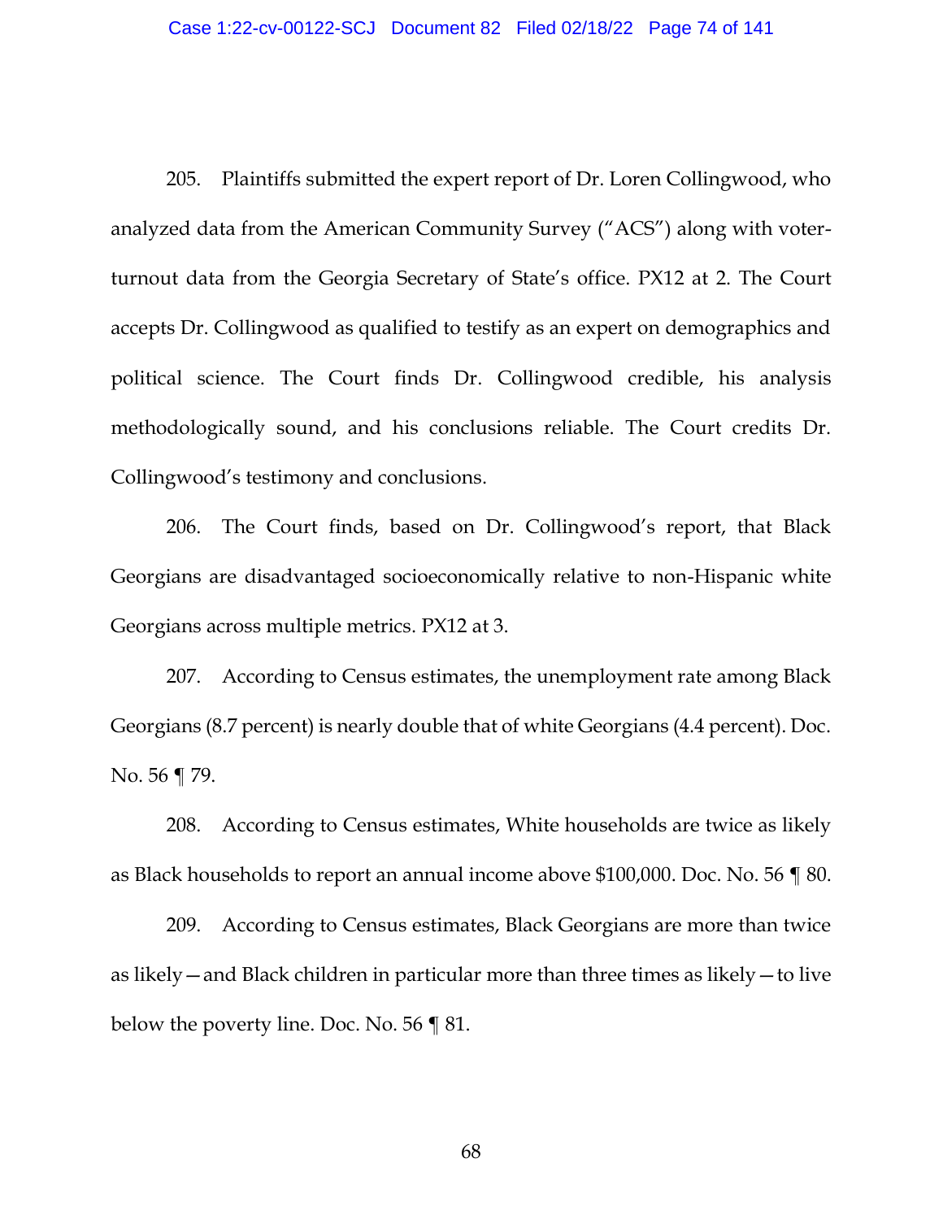205. Plaintiffs submitted the expert report of Dr. Loren Collingwood, who analyzed data from the American Community Survey ("ACS") along with voter-turnout data from the Georgia Secretary of State's office. PX12 at 2. The Court accepts Dr. Collingwood as qualified to testify as an expert on demographics and political science. The Court finds Dr. Collingwood credible, his analysis methodologically sound, and his conclusions reliable. The Court credits Dr. Collingwood's testimony and conclusions.

206. The Court finds, based on Dr. Collingwood's report, that Black Georgians are disadvantaged socioeconomically relative to non-Hispanic white Georgians across multiple metrics. PX12 at 3.

207. According to Census estimates, the unemployment rate among Black Georgians (8.7 percent) is nearly double that of white Georgians (4.4 percent). Doc. No. 56 ¶ 79.

208. According to Census estimates, White households are twice as likely as Black households to report an annual income above $100,000. Doc. No. 56 ¶ 80.

209. According to Census estimates, Black Georgians are more than twice as likely—and Black children in particular more than three times as likely—to live below the poverty line. Doc. No. 56 ¶ 81.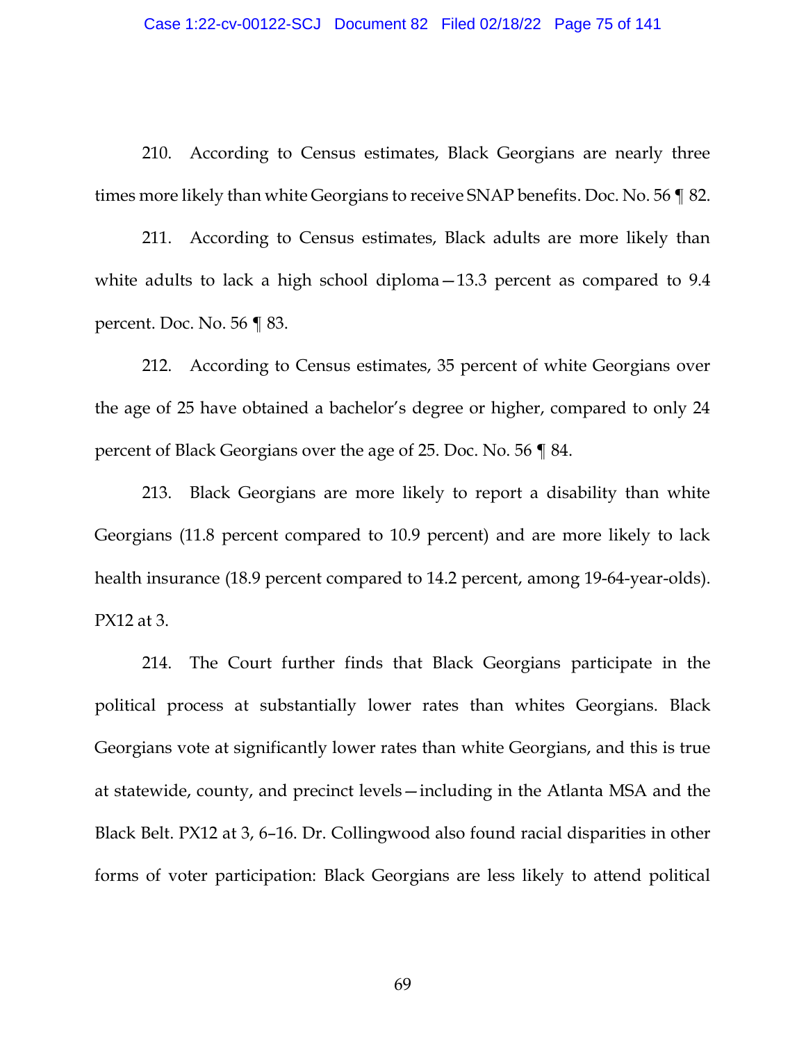210. According to Census estimates, Black Georgians are nearly three times more likely than white Georgians to receive SNAP benefits. Doc. No. 56 ¶ 82.

211. According to Census estimates, Black adults are more likely than white adults to lack a high school diploma—13.3 percent as compared to 9.4 percent. Doc. No. 56 ¶ 83.

212. According to Census estimates, 35 percent of white Georgians over the age of 25 have obtained a bachelor's degree or higher, compared to only 24 percent of Black Georgians over the age of 25. Doc. No. 56 ¶ 84.

213. Black Georgians are more likely to report a disability than white Georgians (11.8 percent compared to 10.9 percent) and are more likely to lack health insurance (18.9 percent compared to 14.2 percent, among 19-64-year-olds). PX12 at 3.

214. The Court further finds that Black Georgians participate in the political process at substantially lower rates than whites Georgians. Black Georgians vote at significantly lower rates than white Georgians, and this is true at statewide, county, and precinct levels—including in the Atlanta MSA and the Black Belt. PX12 at 3, 6–16. Dr. Collingwood also found racial disparities in other forms of voter participation: Black Georgians are less likely to attend political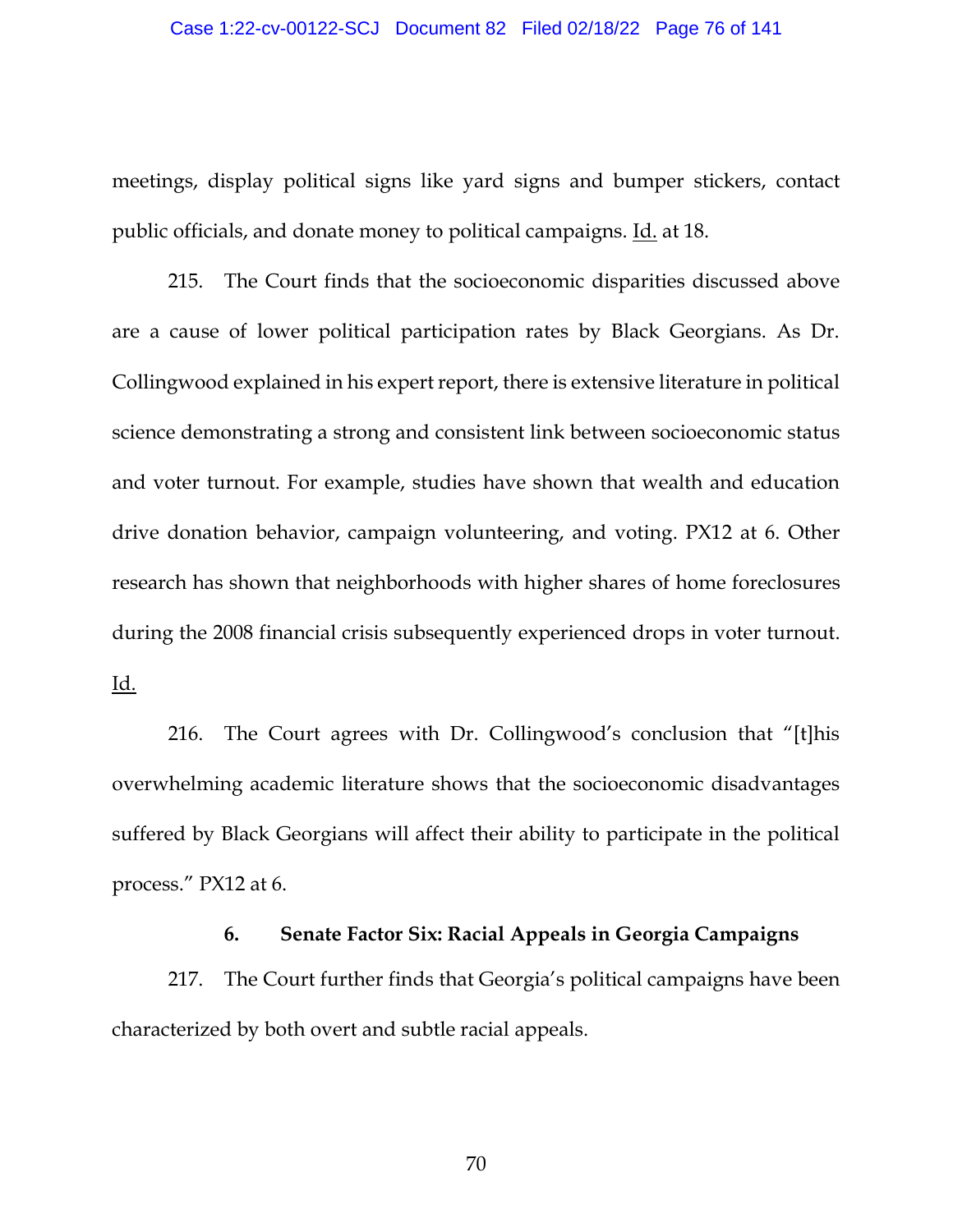meetings, display political signs like yard signs and bumper stickers, contact public officials, and donate money to political campaigns. Id. at 18.

215. The Court finds that the socioeconomic disparities discussed above are a cause of lower political participation rates by Black Georgians. As Dr. Collingwood explained in his expert report, there is extensive literature in political science demonstrating a strong and consistent link between socioeconomic status and voter turnout. For example, studies have shown that wealth and education drive donation behavior, campaign volunteering, and voting. PX12 at 6. Other research has shown that neighborhoods with higher shares of home foreclosures during the 2008 financial crisis subsequently experienced drops in voter turnout. Id.

216. The Court agrees with Dr. Collingwood's conclusion that "[t]his overwhelming academic literature shows that the socioeconomic disadvantages suffered by Black Georgians will affect their ability to participate in the political process." PX12 at 6.

#### 6. Senate Factor Six: Racial Appeals in Georgia Campaigns

217. The Court further finds that Georgia's political campaigns have been characterized by both overt and subtle racial appeals.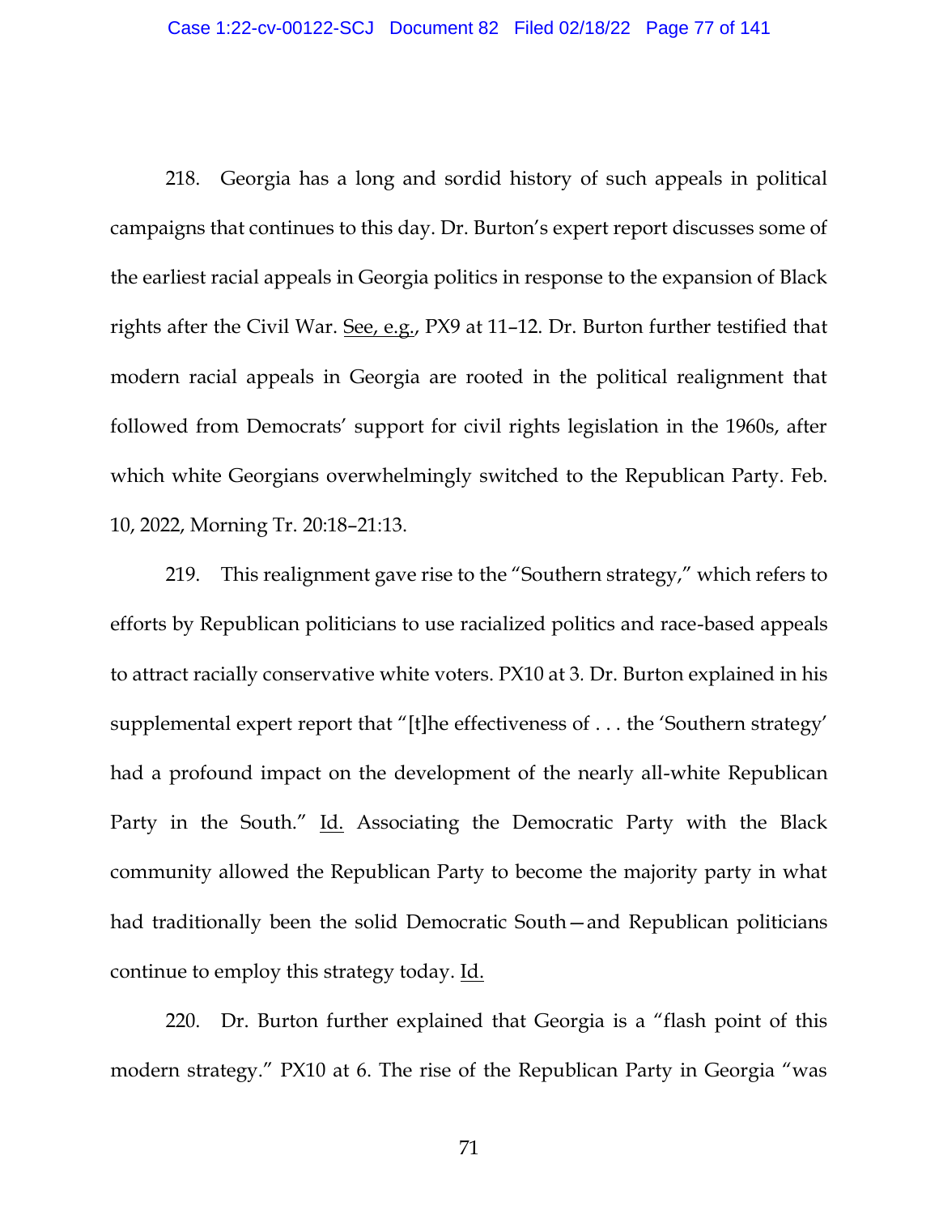218. Georgia has a long and sordid history of such appeals in political campaigns that continues to this day. Dr. Burton's expert report discusses some of the earliest racial appeals in Georgia politics in response to the expansion of Black rights after the Civil War. See, e.g., PX9 at 11–12. Dr. Burton further testified that modern racial appeals in Georgia are rooted in the political realignment that followed from Democrats' support for civil rights legislation in the 1960s, after which white Georgians overwhelmingly switched to the Republican Party. Feb. 10, 2022, Morning Tr. 20:18–21:13.

219. This realignment gave rise to the "Southern strategy," which refers to efforts by Republican politicians to use racialized politics and race-based appeals to attract racially conservative white voters. PX10 at 3. Dr. Burton explained in his supplemental expert report that "[t]he effectiveness of . . . the 'Southern strategy' had a profound impact on the development of the nearly all-white Republican Party in the South." Id. Associating the Democratic Party with the Black community allowed the Republican Party to become the majority party in what had traditionally been the solid Democratic South—and Republican politicians continue to employ this strategy today. Id.

220. Dr. Burton further explained that Georgia is a "flash point of this modern strategy." PX10 at 6. The rise of the Republican Party in Georgia "was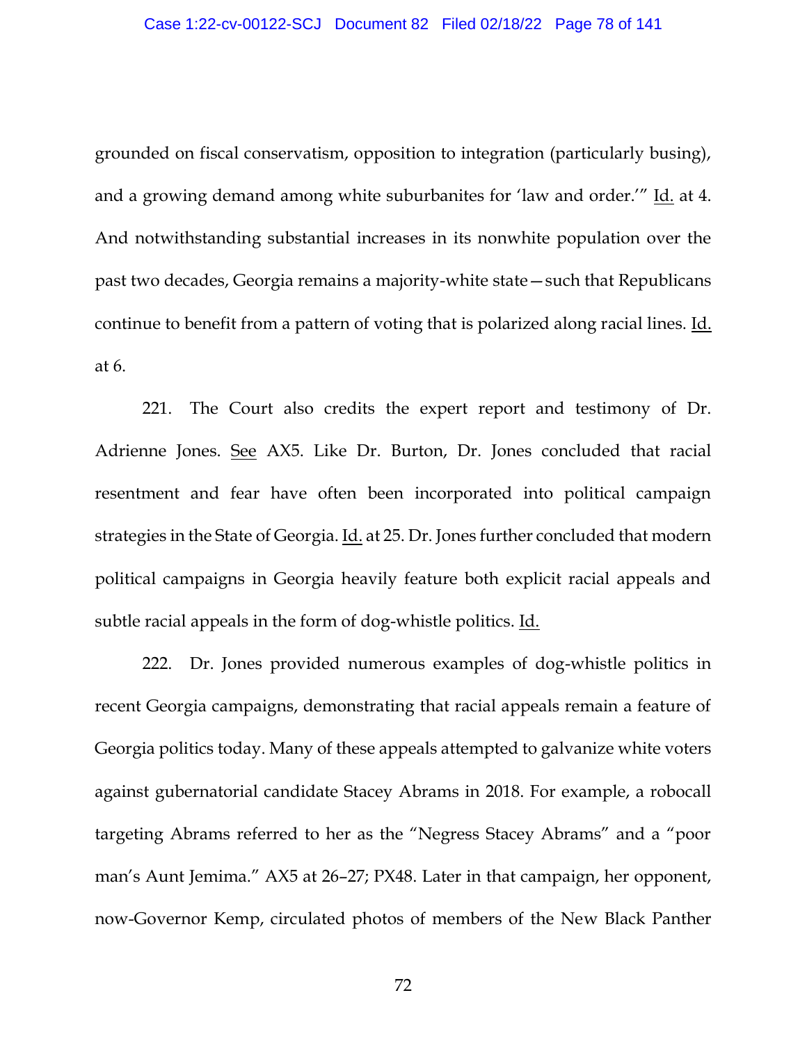grounded on fiscal conservatism, opposition to integration (particularly busing), and a growing demand among white suburbanites for 'law and order.'" Id. at 4. And notwithstanding substantial increases in its nonwhite population over the past two decades, Georgia remains a majority-white state—such that Republicans continue to benefit from a pattern of voting that is polarized along racial lines. Id. at 6.

221. The Court also credits the expert report and testimony of Dr. Adrienne Jones. See AX5. Like Dr. Burton, Dr. Jones concluded that racial resentment and fear have often been incorporated into political campaign strategies in the State of Georgia. Id. at 25. Dr. Jones further concluded that modern political campaigns in Georgia heavily feature both explicit racial appeals and subtle racial appeals in the form of dog-whistle politics. Id.

222. Dr. Jones provided numerous examples of dog-whistle politics in recent Georgia campaigns, demonstrating that racial appeals remain a feature of Georgia politics today. Many of these appeals attempted to galvanize white voters against gubernatorial candidate Stacey Abrams in 2018. For example, a robocall targeting Abrams referred to her as the "Negress Stacey Abrams" and a "poor man's Aunt Jemima." AX5 at 26–27; PX48. Later in that campaign, her opponent, now-Governor Kemp, circulated photos of members of the New Black Panther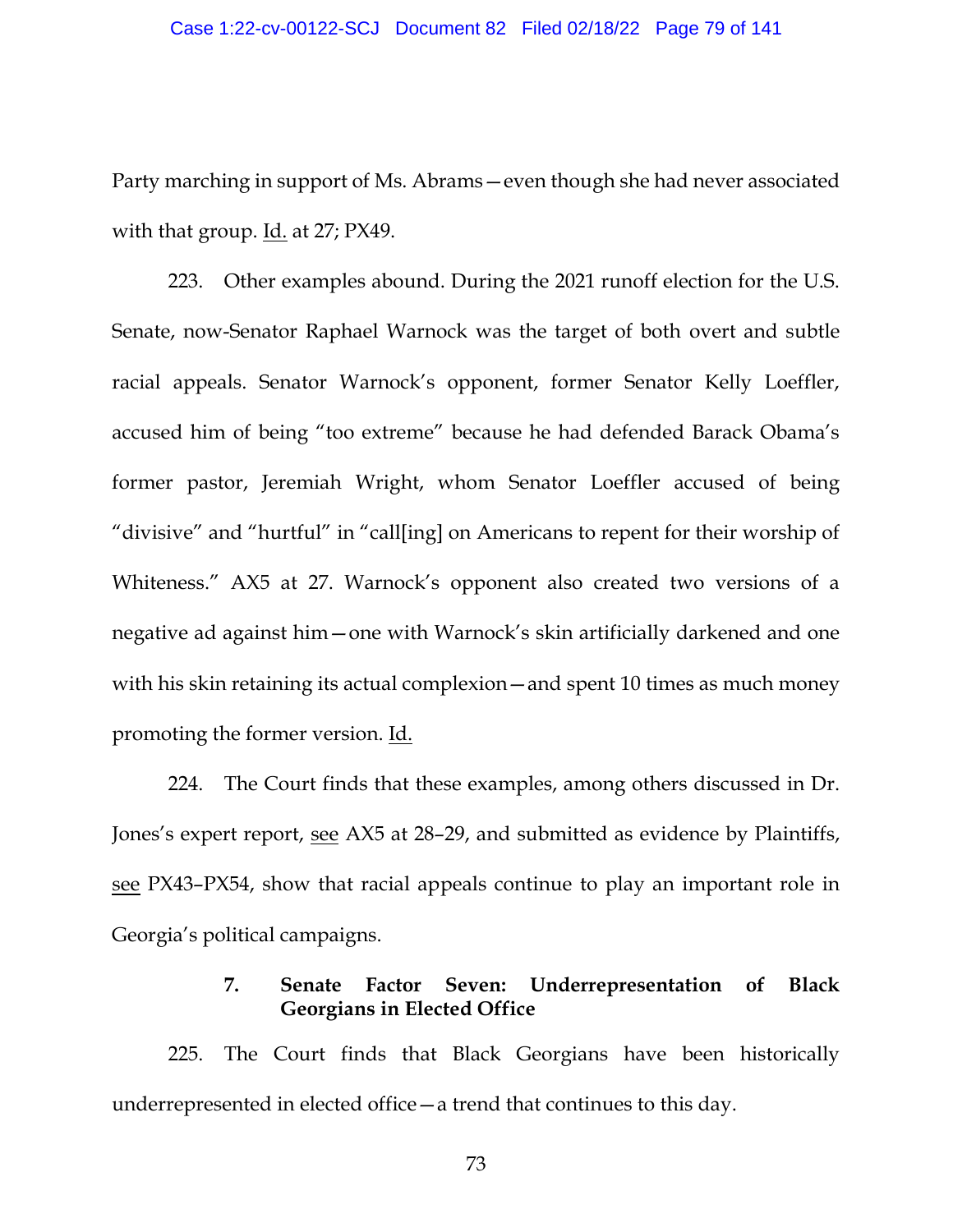Party marching in support of Ms. Abrams—even though she had never associated with that group. Id. at 27; PX49.

223. Other examples abound. During the 2021 runoff election for the U.S. Senate, now-Senator Raphael Warnock was the target of both overt and subtle racial appeals. Senator Warnock's opponent, former Senator Kelly Loeffler, accused him of being "too extreme" because he had defended Barack Obama's former pastor, Jeremiah Wright, whom Senator Loeffler accused of being "divisive" and "hurtful" in "call[ing] on Americans to repent for their worship of Whiteness." AX5 at 27. Warnock's opponent also created two versions of a negative ad against him—one with Warnock's skin artificially darkened and one with his skin retaining its actual complexion—and spent 10 times as much money promoting the former version. Id.

224. The Court finds that these examples, among others discussed in Dr. Jones's expert report, see AX5 at 28–29, and submitted as evidence by Plaintiffs, see PX43–PX54, show that racial appeals continue to play an important role in Georgia's political campaigns.

### 7. Senate Factor Seven: Underrepresentation of Black Georgians in Elected Office

225. The Court finds that Black Georgians have been historically underrepresented in elected office—a trend that continues to this day.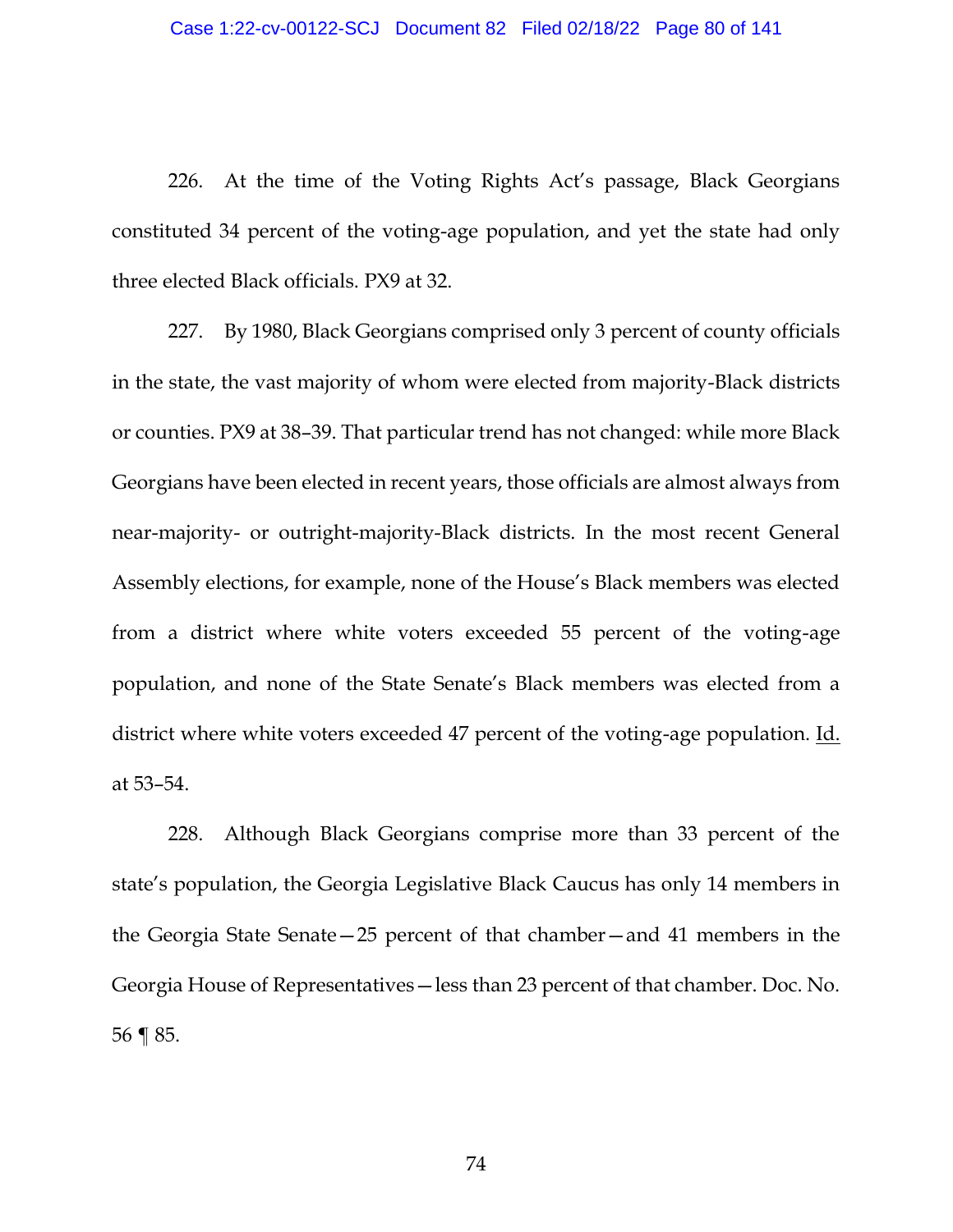226. At the time of the Voting Rights Act's passage, Black Georgians constituted 34 percent of the voting-age population, and yet the state had only three elected Black officials. PX9 at 32.

227. By 1980, Black Georgians comprised only 3 percent of county officials in the state, the vast majority of whom were elected from majority-Black districts or counties. PX9 at 38–39. That particular trend has not changed: while more Black Georgians have been elected in recent years, those officials are almost always from near-majority- or outright-majority-Black districts. In the most recent General Assembly elections, for example, none of the House's Black members was elected from a district where white voters exceeded 55 percent of the voting-age population, and none of the State Senate's Black members was elected from a district where white voters exceeded 47 percent of the voting-age population. Id. at 53–54.

228. Although Black Georgians comprise more than 33 percent of the state's population, the Georgia Legislative Black Caucus has only 14 members in the Georgia State Senate—25 percent of that chamber—and 41 members in the Georgia House of Representatives—less than 23 percent of that chamber. Doc. No. 56 ¶ 85.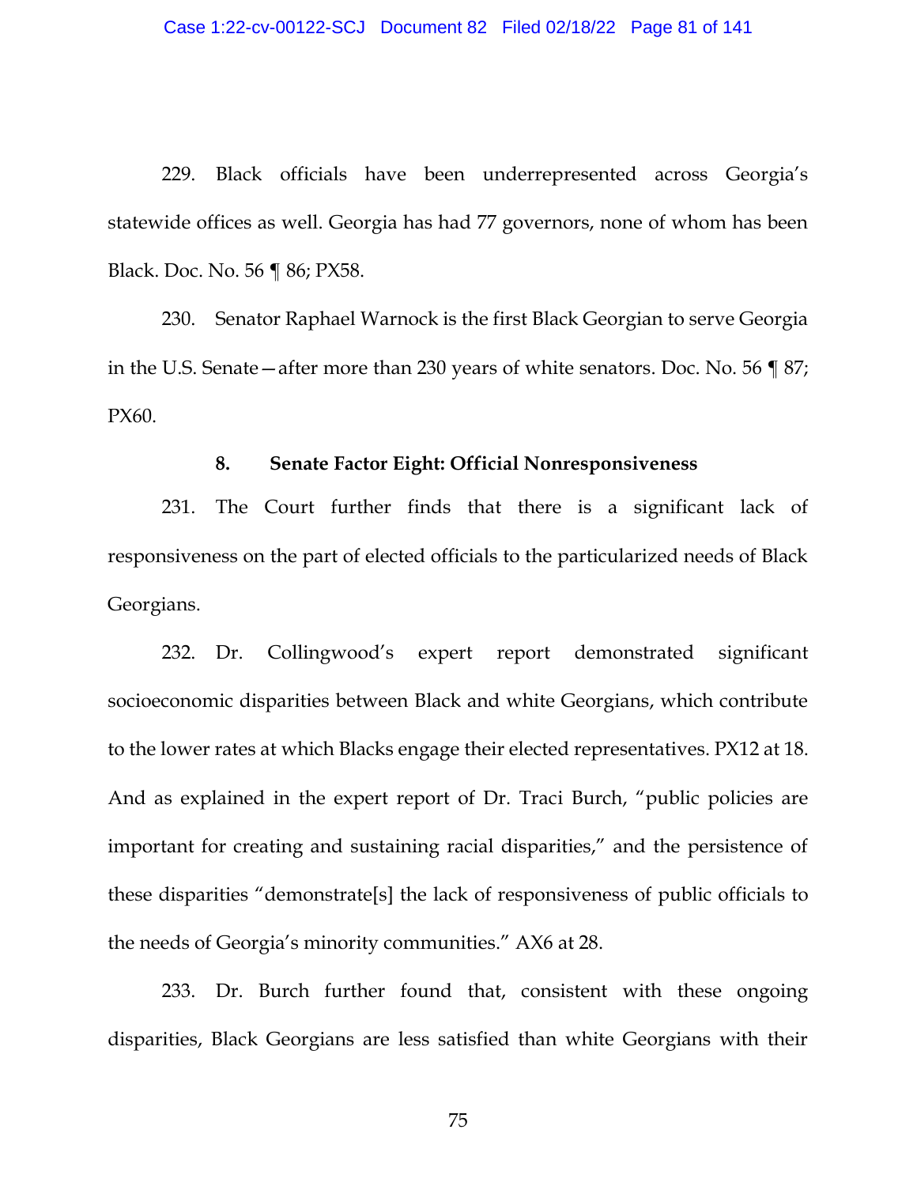229. Black officials have been underrepresented across Georgia's statewide offices as well. Georgia has had 77 governors, none of whom has been Black. Doc. No. 56 ¶ 86; PX58.

230. Senator Raphael Warnock is the first Black Georgian to serve Georgia in the U.S. Senate—after more than 230 years of white senators. Doc. No. 56 ¶ 87; PX60.

### 8. Senate Factor Eight: Official Nonresponsiveness

231. The Court further finds that there is a significant lack of responsiveness on the part of elected officials to the particularized needs of Black Georgians.

232. Dr. Collingwood's expert report demonstrated significant socioeconomic disparities between Black and white Georgians, which contribute to the lower rates at which Blacks engage their elected representatives. PX12 at 18. And as explained in the expert report of Dr. Traci Burch, "public policies are important for creating and sustaining racial disparities," and the persistence of these disparities "demonstrate[s] the lack of responsiveness of public officials to the needs of Georgia's minority communities." AX6 at 28.

233. Dr. Burch further found that, consistent with these ongoing disparities, Black Georgians are less satisfied than white Georgians with their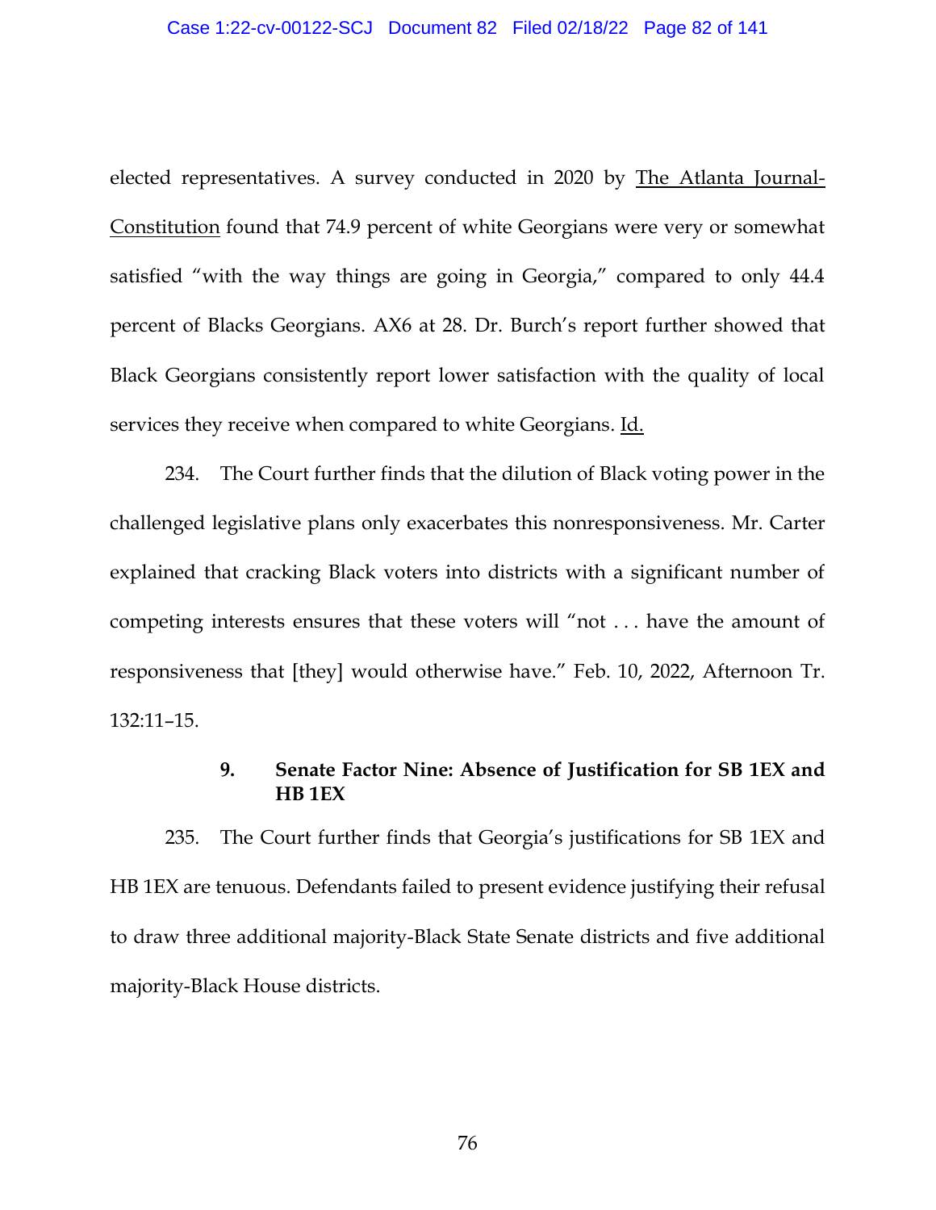elected representatives. A survey conducted in 2020 by The Atlanta Journal-Constitution found that 74.9 percent of white Georgians were very or somewhat satisfied "with the way things are going in Georgia," compared to only 44.4 percent of Blacks Georgians. AX6 at 28. Dr. Burch's report further showed that Black Georgians consistently report lower satisfaction with the quality of local services they receive when compared to white Georgians. Id.

234. The Court further finds that the dilution of Black voting power in the challenged legislative plans only exacerbates this nonresponsiveness. Mr. Carter explained that cracking Black voters into districts with a significant number of competing interests ensures that these voters will "not . . . have the amount of responsiveness that [they] would otherwise have." Feb. 10, 2022, Afternoon Tr. 132:11–15.

#### 9. Senate Factor Nine: Absence of Justification for SB 1EX and HB 1EX

235. The Court further finds that Georgia's justifications for SB 1EX and HB 1EX are tenuous. Defendants failed to present evidence justifying their refusal to draw three additional majority-Black State Senate districts and five additional majority-Black House districts.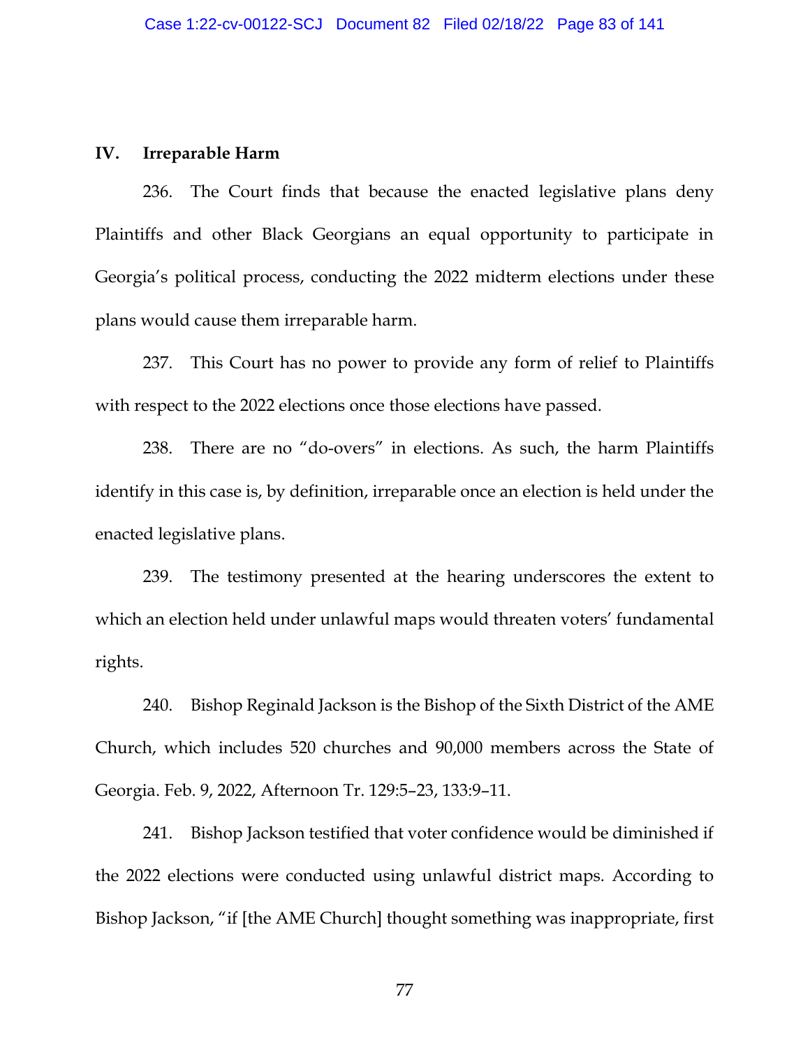## IV. Irreparable Harm

236. The Court finds that because the enacted legislative plans deny Plaintiffs and other Black Georgians an equal opportunity to participate in Georgia's political process, conducting the 2022 midterm elections under these plans would cause them irreparable harm.

237. This Court has no power to provide any form of relief to Plaintiffs with respect to the 2022 elections once those elections have passed.

238. There are no "do-overs" in elections. As such, the harm Plaintiffs identify in this case is, by definition, irreparable once an election is held under the enacted legislative plans.

239. The testimony presented at the hearing underscores the extent to which an election held under unlawful maps would threaten voters' fundamental rights.

240. Bishop Reginald Jackson is the Bishop of the Sixth District of the AME Church, which includes 520 churches and 90,000 members across the State of Georgia. Feb. 9, 2022, Afternoon Tr. 129:5–23, 133:9–11.

241. Bishop Jackson testified that voter confidence would be diminished if the 2022 elections were conducted using unlawful district maps. According to Bishop Jackson, "if [the AME Church] thought something was inappropriate, first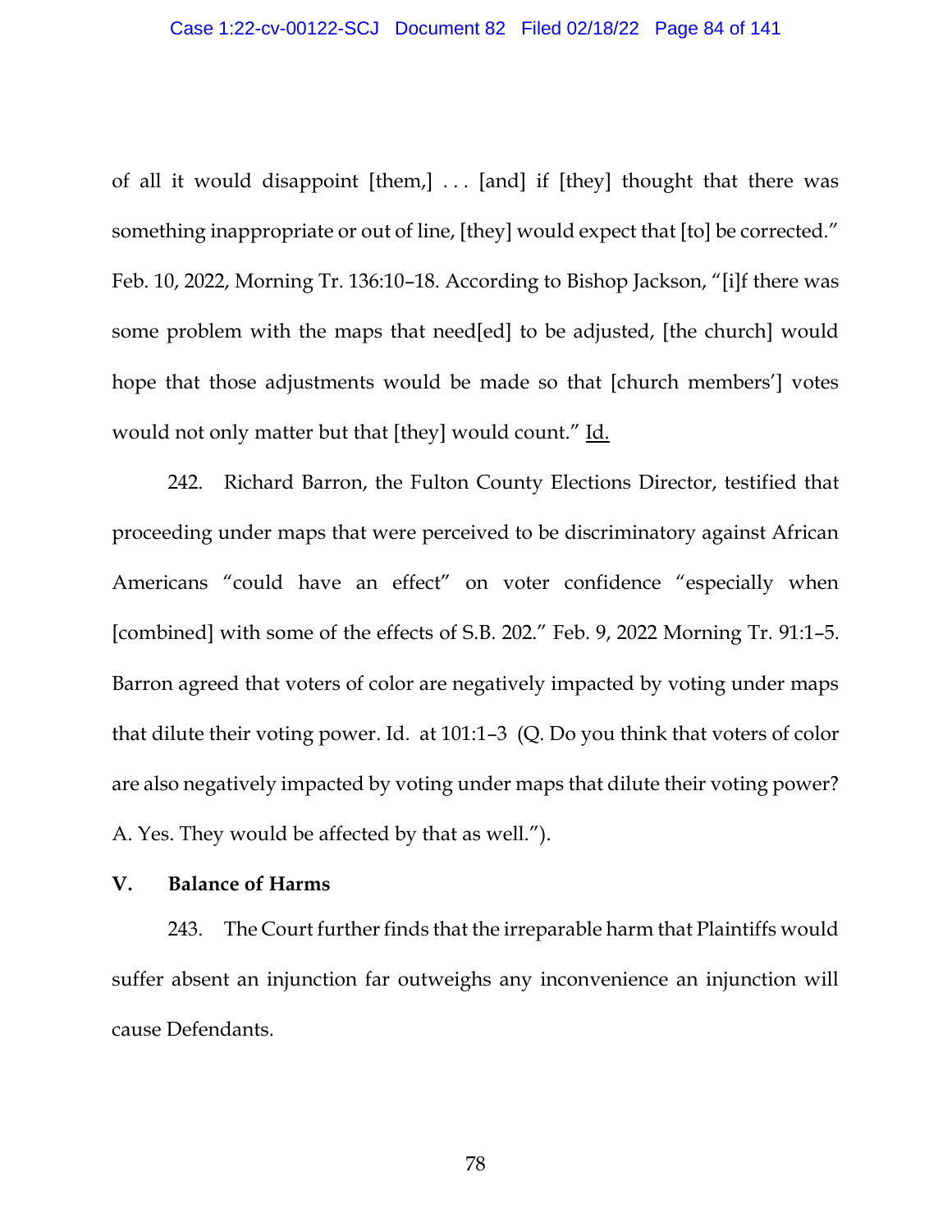of all it would disappoint [them,] . . . [and] if [they] thought that there was something inappropriate or out of line, [they] would expect that [to] be corrected." Feb. 10, 2022, Morning Tr. 136:10–18. According to Bishop Jackson, "[i]f there was some problem with the maps that need[ed] to be adjusted, [the church] would hope that those adjustments would be made so that [church members'] votes would not only matter but that [they] would count." Id.

242. Richard Barron, the Fulton County Elections Director, testified that proceeding under maps that were perceived to be discriminatory against African Americans "could have an effect" on voter confidence "especially when [combined] with some of the effects of S.B. 202." Feb. 9, 2022 Morning Tr. 91:1–5. Barron agreed that voters of color are negatively impacted by voting under maps that dilute their voting power. Id. at 101:1–3 (Q. Do you think that voters of color are also negatively impacted by voting under maps that dilute their voting power? A. Yes. They would be affected by that as well.").

### V. Balance of Harms

243. The Court further finds that the irreparable harm that Plaintiffs would suffer absent an injunction far outweighs any inconvenience an injunction will cause Defendants.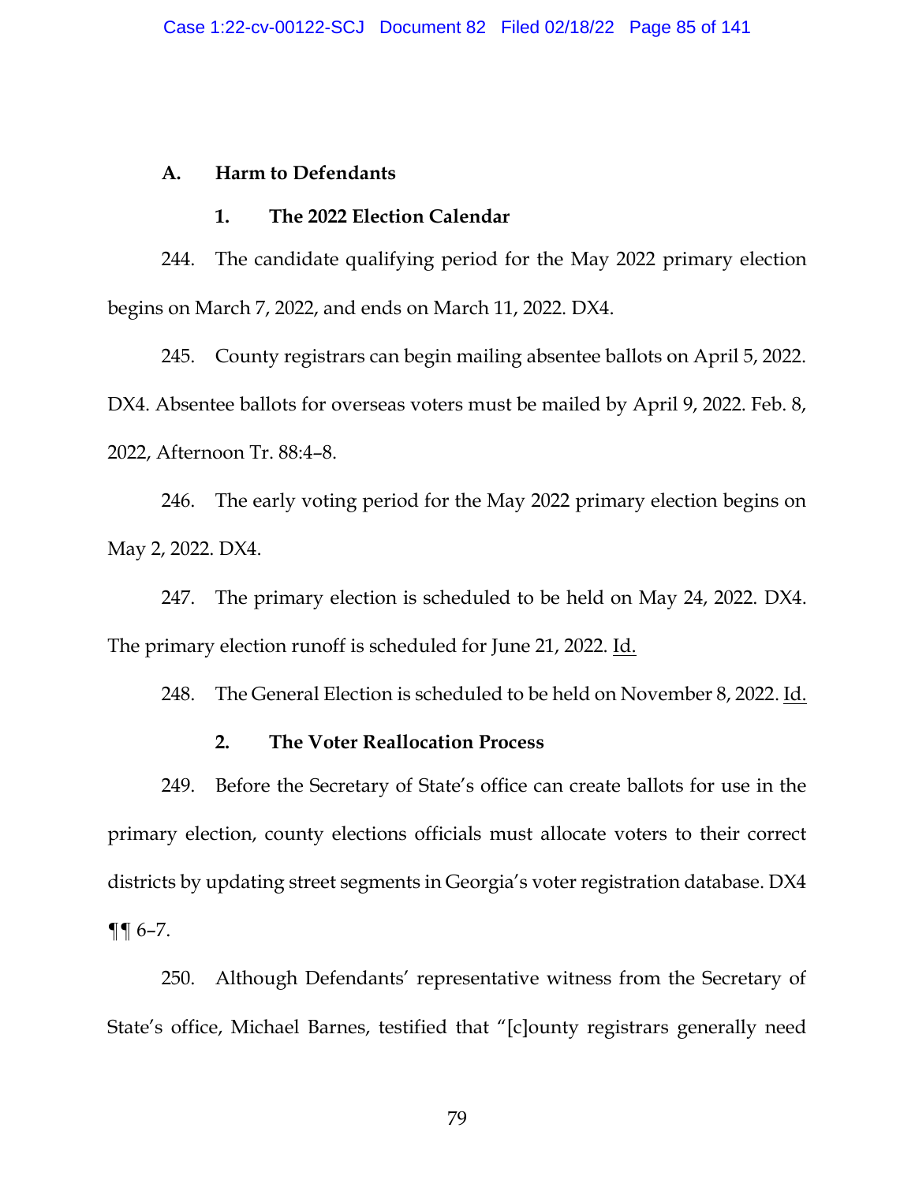### A. Harm to Defendants

#### 1. The 2022 Election Calendar

244. The candidate qualifying period for the May 2022 primary election begins on March 7, 2022, and ends on March 11, 2022. DX4.

245. County registrars can begin mailing absentee ballots on April 5, 2022. DX4. Absentee ballots for overseas voters must be mailed by April 9, 2022. Feb. 8, 2022, Afternoon Tr. 88:4–8.

246. The early voting period for the May 2022 primary election begins on May 2, 2022. DX4.

247. The primary election is scheduled to be held on May 24, 2022. DX4. The primary election runoff is scheduled for June 21, 2022. Id.

248. The General Election is scheduled to be held on November 8, 2022. Id.

#### 2. The Voter Reallocation Process

249. Before the Secretary of State's office can create ballots for use in the primary election, county elections officials must allocate voters to their correct districts by updating street segments in Georgia's voter registration database. DX4 ¶¶ 6–7.

250. Although Defendants' representative witness from the Secretary of State's office, Michael Barnes, testified that "[c]ounty registrars generally need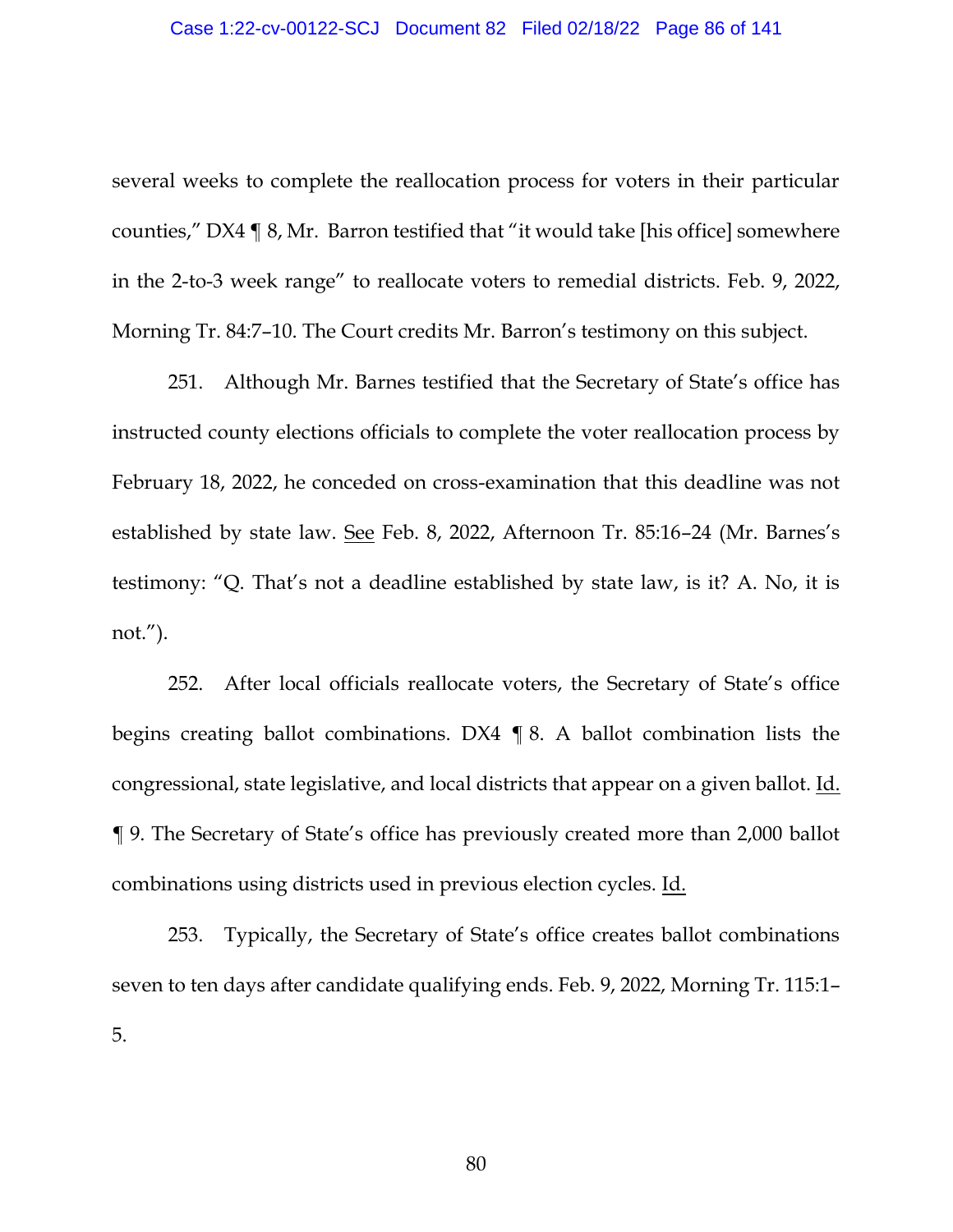several weeks to complete the reallocation process for voters in their particular counties," DX4 ¶ 8, Mr. Barron testified that "it would take [his office] somewhere in the 2-to-3 week range" to reallocate voters to remedial districts. Feb. 9, 2022, Morning Tr. 84:7–10. The Court credits Mr. Barron's testimony on this subject.

251. Although Mr. Barnes testified that the Secretary of State's office has instructed county elections officials to complete the voter reallocation process by February 18, 2022, he conceded on cross-examination that this deadline was not established by state law. See Feb. 8, 2022, Afternoon Tr. 85:16–24 (Mr. Barnes's testimony: "Q. That's not a deadline established by state law, is it? A. No, it is not.").

252. After local officials reallocate voters, the Secretary of State's office begins creating ballot combinations. DX4 ¶ 8. A ballot combination lists the congressional, state legislative, and local districts that appear on a given ballot. Id. ¶ 9. The Secretary of State's office has previously created more than 2,000 ballot combinations using districts used in previous election cycles. Id.

253. Typically, the Secretary of State's office creates ballot combinations seven to ten days after candidate qualifying ends. Feb. 9, 2022, Morning Tr. 115:1–5.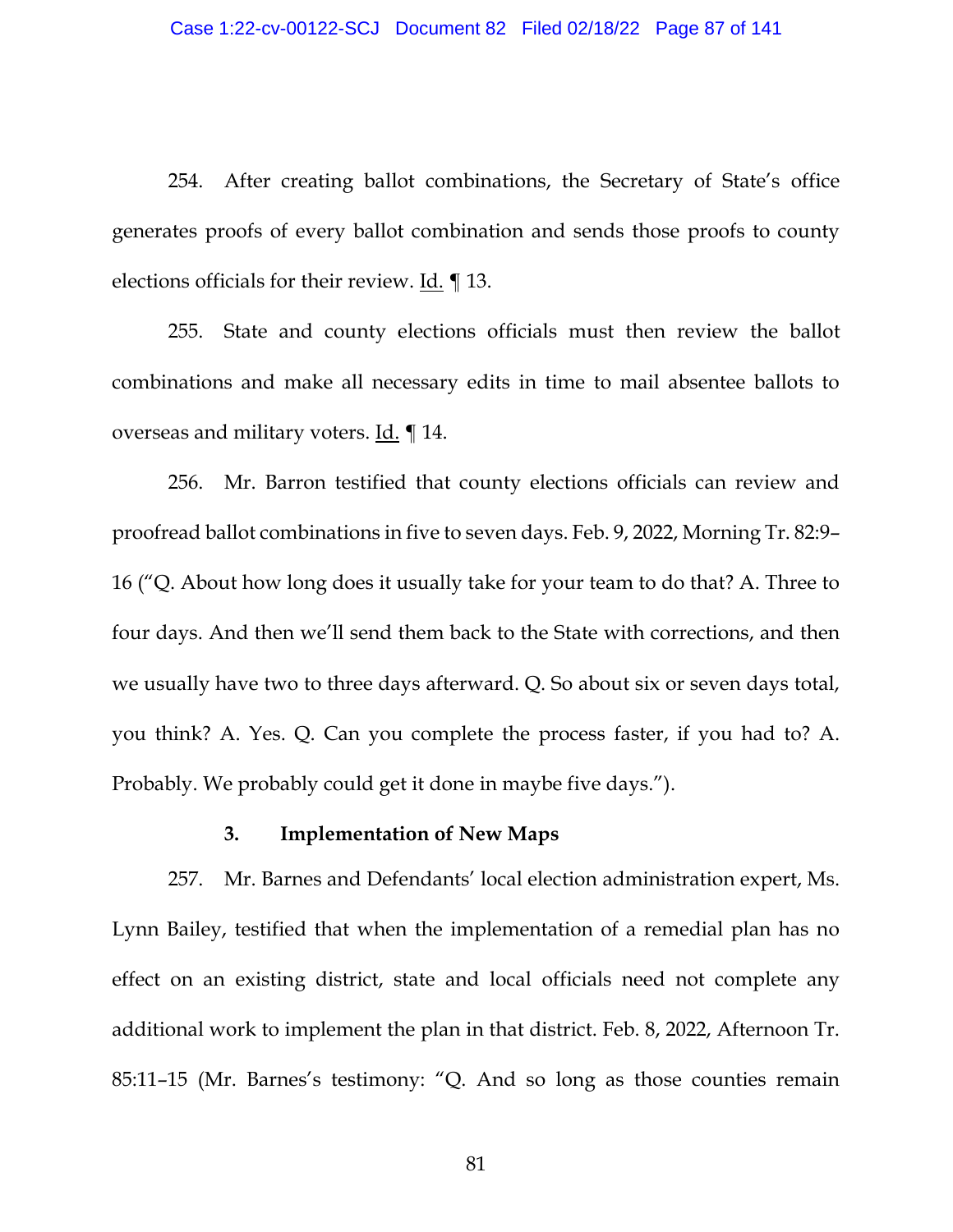254. After creating ballot combinations, the Secretary of State's office generates proofs of every ballot combination and sends those proofs to county elections officials for their review. Id. ¶ 13.

255. State and county elections officials must then review the ballot combinations and make all necessary edits in time to mail absentee ballots to overseas and military voters. Id. ¶ 14.

256. Mr. Barron testified that county elections officials can review and proofread ballot combinations in five to seven days. Feb. 9, 2022, Morning Tr. 82:9–16 ("Q. About how long does it usually take for your team to do that? A. Three to four days. And then we'll send them back to the State with corrections, and then we usually have two to three days afterward. Q. So about six or seven days total, you think? A. Yes. Q. Can you complete the process faster, if you had to? A. Probably. We probably could get it done in maybe five days.").

### 3. Implementation of New Maps

257. Mr. Barnes and Defendants' local election administration expert, Ms. Lynn Bailey, testified that when the implementation of a remedial plan has no effect on an existing district, state and local officials need not complete any additional work to implement the plan in that district. Feb. 8, 2022, Afternoon Tr. 85:11–15 (Mr. Barnes's testimony: "Q. And so long as those counties remain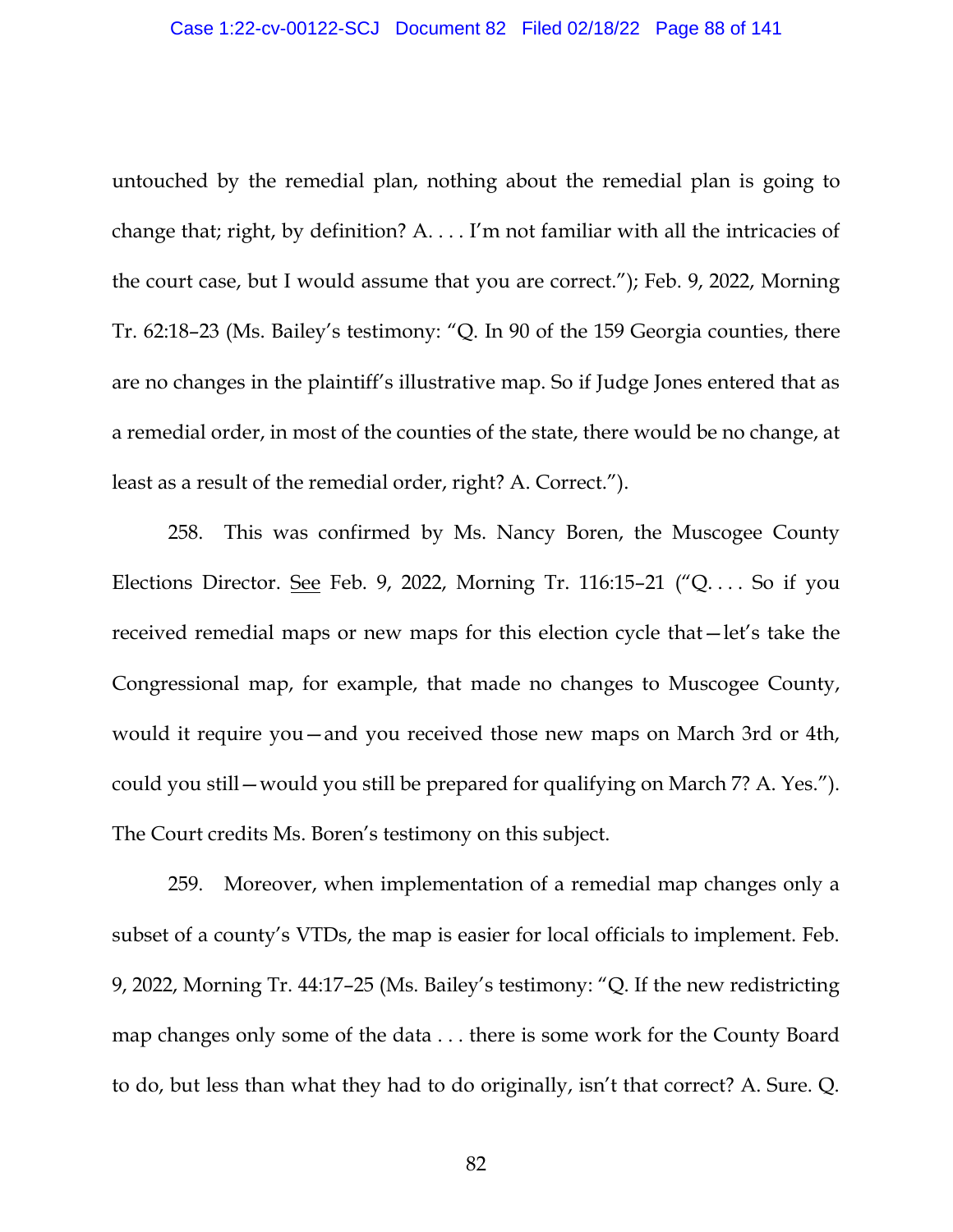untouched by the remedial plan, nothing about the remedial plan is going to change that; right, by definition? A. . . . I'm not familiar with all the intricacies of the court case, but I would assume that you are correct."); Feb. 9, 2022, Morning Tr. 62:18–23 (Ms. Bailey's testimony: "Q. In 90 of the 159 Georgia counties, there are no changes in the plaintiff's illustrative map. So if Judge Jones entered that as a remedial order, in most of the counties of the state, there would be no change, at least as a result of the remedial order, right? A. Correct.").

258. This was confirmed by Ms. Nancy Boren, the Muscogee County Elections Director. See Feb. 9, 2022, Morning Tr. 116:15–21 ("Q. . . . So if you received remedial maps or new maps for this election cycle that—let's take the Congressional map, for example, that made no changes to Muscogee County, would it require you—and you received those new maps on March 3rd or 4th, could you still—would you still be prepared for qualifying on March 7? A. Yes."). The Court credits Ms. Boren's testimony on this subject.

259. Moreover, when implementation of a remedial map changes only a subset of a county's VTDs, the map is easier for local officials to implement. Feb. 9, 2022, Morning Tr. 44:17–25 (Ms. Bailey's testimony: "Q. If the new redistricting map changes only some of the data . . . there is some work for the County Board to do, but less than what they had to do originally, isn't that correct? A. Sure. Q.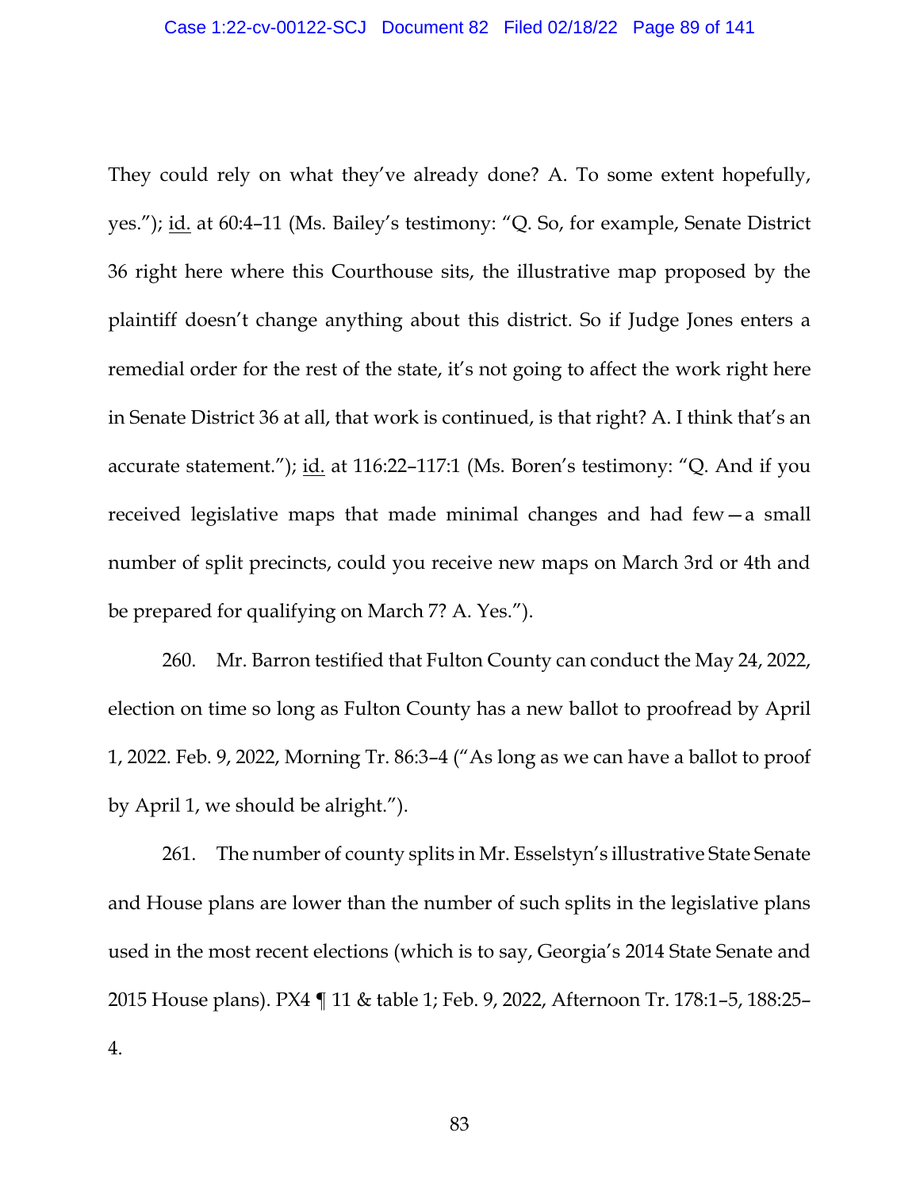They could rely on what they've already done? A. To some extent hopefully, yes."); id. at 60:4–11 (Ms. Bailey's testimony: "Q. So, for example, Senate District 36 right here where this Courthouse sits, the illustrative map proposed by the plaintiff doesn't change anything about this district. So if Judge Jones enters a remedial order for the rest of the state, it's not going to affect the work right here in Senate District 36 at all, that work is continued, is that right? A. I think that's an accurate statement."); id. at 116:22–117:1 (Ms. Boren's testimony: "Q. And if you received legislative maps that made minimal changes and had few—a small number of split precincts, could you receive new maps on March 3rd or 4th and be prepared for qualifying on March 7? A. Yes.").

260. Mr. Barron testified that Fulton County can conduct the May 24, 2022, election on time so long as Fulton County has a new ballot to proofread by April 1, 2022. Feb. 9, 2022, Morning Tr. 86:3–4 ("As long as we can have a ballot to proof by April 1, we should be alright.").

261. The number of county splits in Mr. Esselstyn's illustrative State Senate and House plans are lower than the number of such splits in the legislative plans used in the most recent elections (which is to say, Georgia's 2014 State Senate and 2015 House plans). PX4 ¶ 11 & table 1; Feb. 9, 2022, Afternoon Tr. 178:1–5, 188:25–4.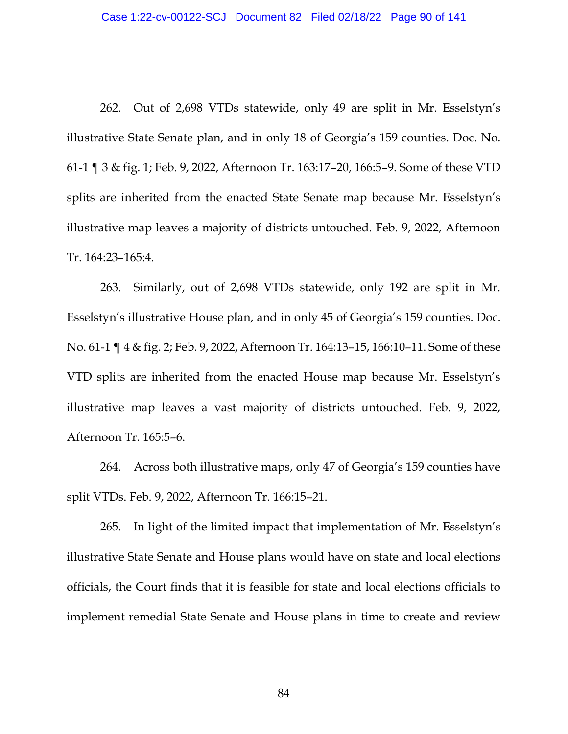262. Out of 2,698 VTDs statewide, only 49 are split in Mr. Esselstyn's illustrative State Senate plan, and in only 18 of Georgia's 159 counties. Doc. No. 61-1 ¶ 3 & fig. 1; Feb. 9, 2022, Afternoon Tr. 163:17–20, 166:5–9. Some of these VTD splits are inherited from the enacted State Senate map because Mr. Esselstyn's illustrative map leaves a majority of districts untouched. Feb. 9, 2022, Afternoon Tr. 164:23–165:4.

263. Similarly, out of 2,698 VTDs statewide, only 192 are split in Mr. Esselstyn's illustrative House plan, and in only 45 of Georgia's 159 counties. Doc. No. 61-1 ¶ 4 & fig. 2; Feb. 9, 2022, Afternoon Tr. 164:13–15, 166:10–11. Some of these VTD splits are inherited from the enacted House map because Mr. Esselstyn's illustrative map leaves a vast majority of districts untouched. Feb. 9, 2022, Afternoon Tr. 165:5–6.

264. Across both illustrative maps, only 47 of Georgia's 159 counties have split VTDs. Feb. 9, 2022, Afternoon Tr. 166:15–21.

265. In light of the limited impact that implementation of Mr. Esselstyn's illustrative State Senate and House plans would have on state and local elections officials, the Court finds that it is feasible for state and local elections officials to implement remedial State Senate and House plans in time to create and review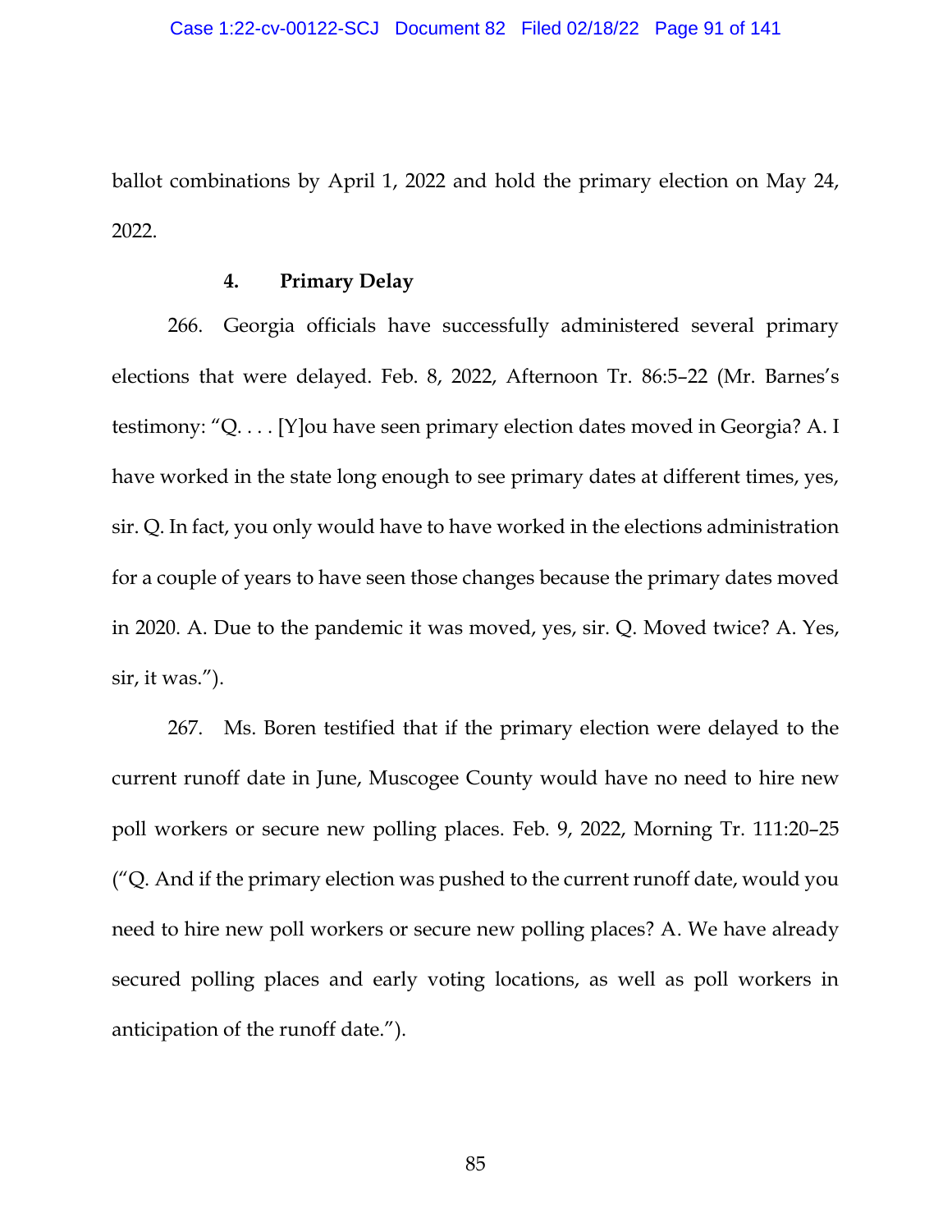ballot combinations by April 1, 2022 and hold the primary election on May 24, 2022.

#### 4. Primary Delay

266. Georgia officials have successfully administered several primary elections that were delayed. Feb. 8, 2022, Afternoon Tr. 86:5–22 (Mr. Barnes's testimony: "Q. . . . [Y]ou have seen primary election dates moved in Georgia? A. I have worked in the state long enough to see primary dates at different times, yes, sir. Q. In fact, you only would have to have worked in the elections administration for a couple of years to have seen those changes because the primary dates moved in 2020. A. Due to the pandemic it was moved, yes, sir. Q. Moved twice? A. Yes, sir, it was.").

267. Ms. Boren testified that if the primary election were delayed to the current runoff date in June, Muscogee County would have no need to hire new poll workers or secure new polling places. Feb. 9, 2022, Morning Tr. 111:20–25 ("Q. And if the primary election was pushed to the current runoff date, would you need to hire new poll workers or secure new polling places? A. We have already secured polling places and early voting locations, as well as poll workers in anticipation of the runoff date.").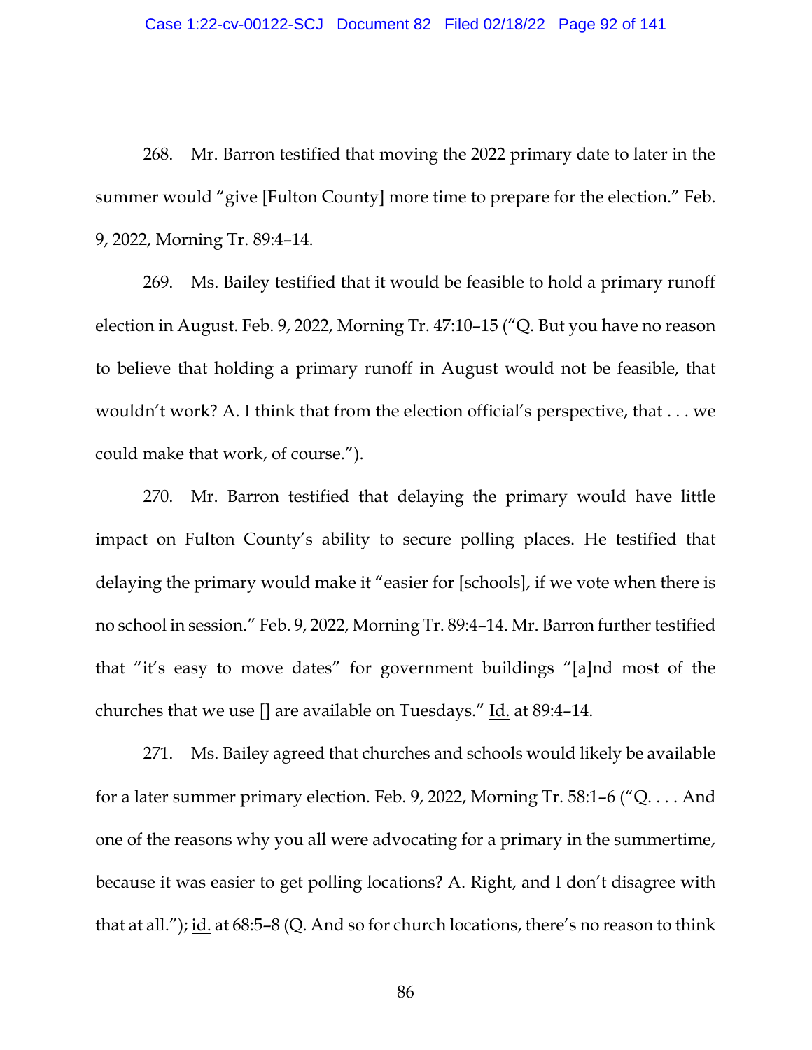268. Mr. Barron testified that moving the 2022 primary date to later in the summer would "give [Fulton County] more time to prepare for the election." Feb. 9, 2022, Morning Tr. 89:4–14.

269. Ms. Bailey testified that it would be feasible to hold a primary runoff election in August. Feb. 9, 2022, Morning Tr. 47:10–15 ("Q. But you have no reason to believe that holding a primary runoff in August would not be feasible, that wouldn't work? A. I think that from the election official's perspective, that . . . we could make that work, of course.").

270. Mr. Barron testified that delaying the primary would have little impact on Fulton County's ability to secure polling places. He testified that delaying the primary would make it "easier for [schools], if we vote when there is no school in session." Feb. 9, 2022, Morning Tr. 89:4–14. Mr. Barron further testified that "it's easy to move dates" for government buildings "[a]nd most of the churches that we use [] are available on Tuesdays." Id. at 89:4–14.

271. Ms. Bailey agreed that churches and schools would likely be available for a later summer primary election. Feb. 9, 2022, Morning Tr. 58:1–6 ("Q. . . . And one of the reasons why you all were advocating for a primary in the summertime, because it was easier to get polling locations? A. Right, and I don't disagree with that at all."); id. at 68:5–8 (Q. And so for church locations, there's no reason to think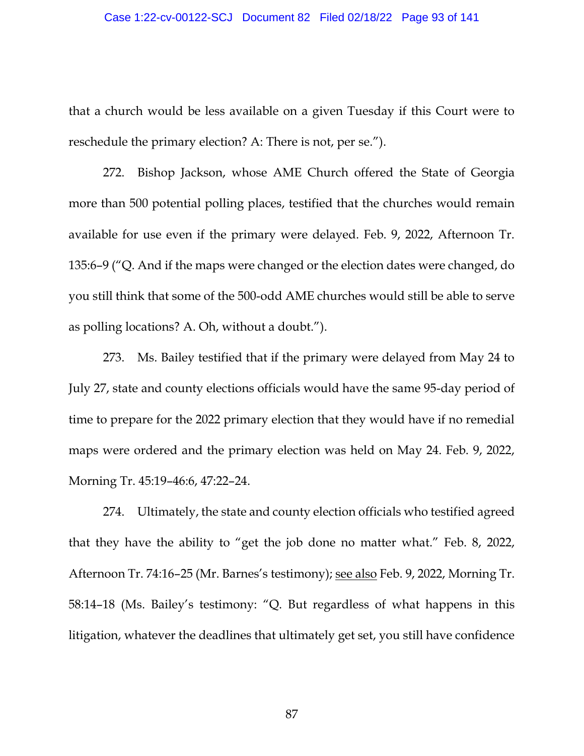that a church would be less available on a given Tuesday if this Court were to reschedule the primary election? A: There is not, per se.").

272. Bishop Jackson, whose AME Church offered the State of Georgia more than 500 potential polling places, testified that the churches would remain available for use even if the primary were delayed. Feb. 9, 2022, Afternoon Tr. 135:6–9 ("Q. And if the maps were changed or the election dates were changed, do you still think that some of the 500-odd AME churches would still be able to serve as polling locations? A. Oh, without a doubt.").

273. Ms. Bailey testified that if the primary were delayed from May 24 to July 27, state and county elections officials would have the same 95-day period of time to prepare for the 2022 primary election that they would have if no remedial maps were ordered and the primary election was held on May 24. Feb. 9, 2022, Morning Tr. 45:19–46:6, 47:22–24.

274. Ultimately, the state and county election officials who testified agreed that they have the ability to "get the job done no matter what." Feb. 8, 2022, Afternoon Tr. 74:16–25 (Mr. Barnes's testimony); see also Feb. 9, 2022, Morning Tr. 58:14–18 (Ms. Bailey's testimony: "Q. But regardless of what happens in this litigation, whatever the deadlines that ultimately get set, you still have confidence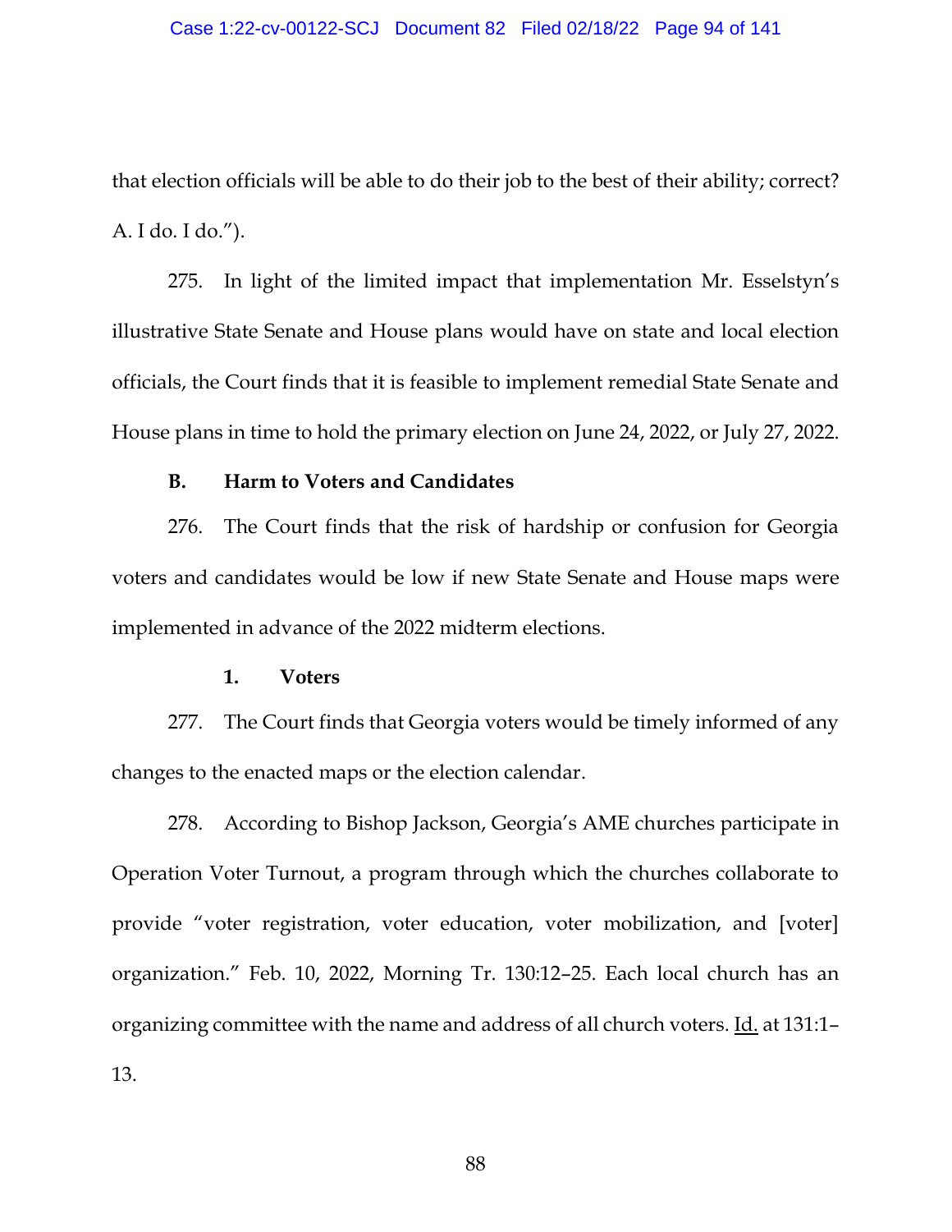that election officials will be able to do their job to the best of their ability; correct? A. I do. I do.").

275. In light of the limited impact that implementation Mr. Esselstyn's illustrative State Senate and House plans would have on state and local election officials, the Court finds that it is feasible to implement remedial State Senate and House plans in time to hold the primary election on June 24, 2022, or July 27, 2022.

### B. Harm to Voters and Candidates

276. The Court finds that the risk of hardship or confusion for Georgia voters and candidates would be low if new State Senate and House maps were implemented in advance of the 2022 midterm elections.

#### 1. Voters

277. The Court finds that Georgia voters would be timely informed of any changes to the enacted maps or the election calendar.

278. According to Bishop Jackson, Georgia's AME churches participate in Operation Voter Turnout, a program through which the churches collaborate to provide "voter registration, voter education, voter mobilization, and [voter] organization." Feb. 10, 2022, Morning Tr. 130:12–25. Each local church has an organizing committee with the name and address of all church voters. Id. at 131:1–13.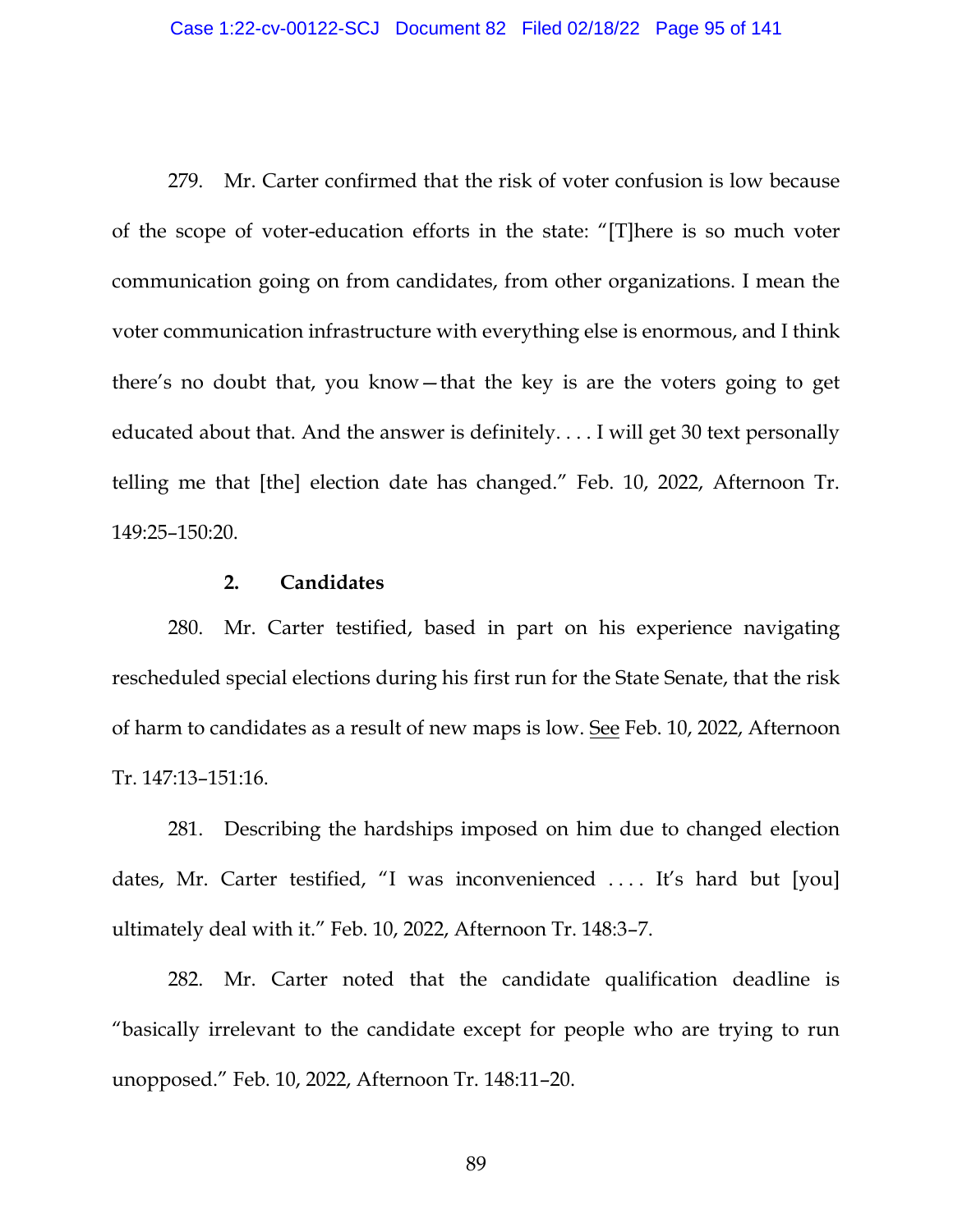279. Mr. Carter confirmed that the risk of voter confusion is low because of the scope of voter-education efforts in the state: "[T]here is so much voter communication going on from candidates, from other organizations. I mean the voter communication infrastructure with everything else is enormous, and I think there's no doubt that, you know—that the key is are the voters going to get educated about that. And the answer is definitely. . . . I will get 30 text personally telling me that [the] election date has changed." Feb. 10, 2022, Afternoon Tr. 149:25–150:20.

### 2. Candidates

280. Mr. Carter testified, based in part on his experience navigating rescheduled special elections during his first run for the State Senate, that the risk of harm to candidates as a result of new maps is low. See Feb. 10, 2022, Afternoon Tr. 147:13–151:16.

281. Describing the hardships imposed on him due to changed election dates, Mr. Carter testified, "I was inconvenienced . . . . It's hard but [you] ultimately deal with it." Feb. 10, 2022, Afternoon Tr. 148:3–7.

282. Mr. Carter noted that the candidate qualification deadline is "basically irrelevant to the candidate except for people who are trying to run unopposed." Feb. 10, 2022, Afternoon Tr. 148:11–20.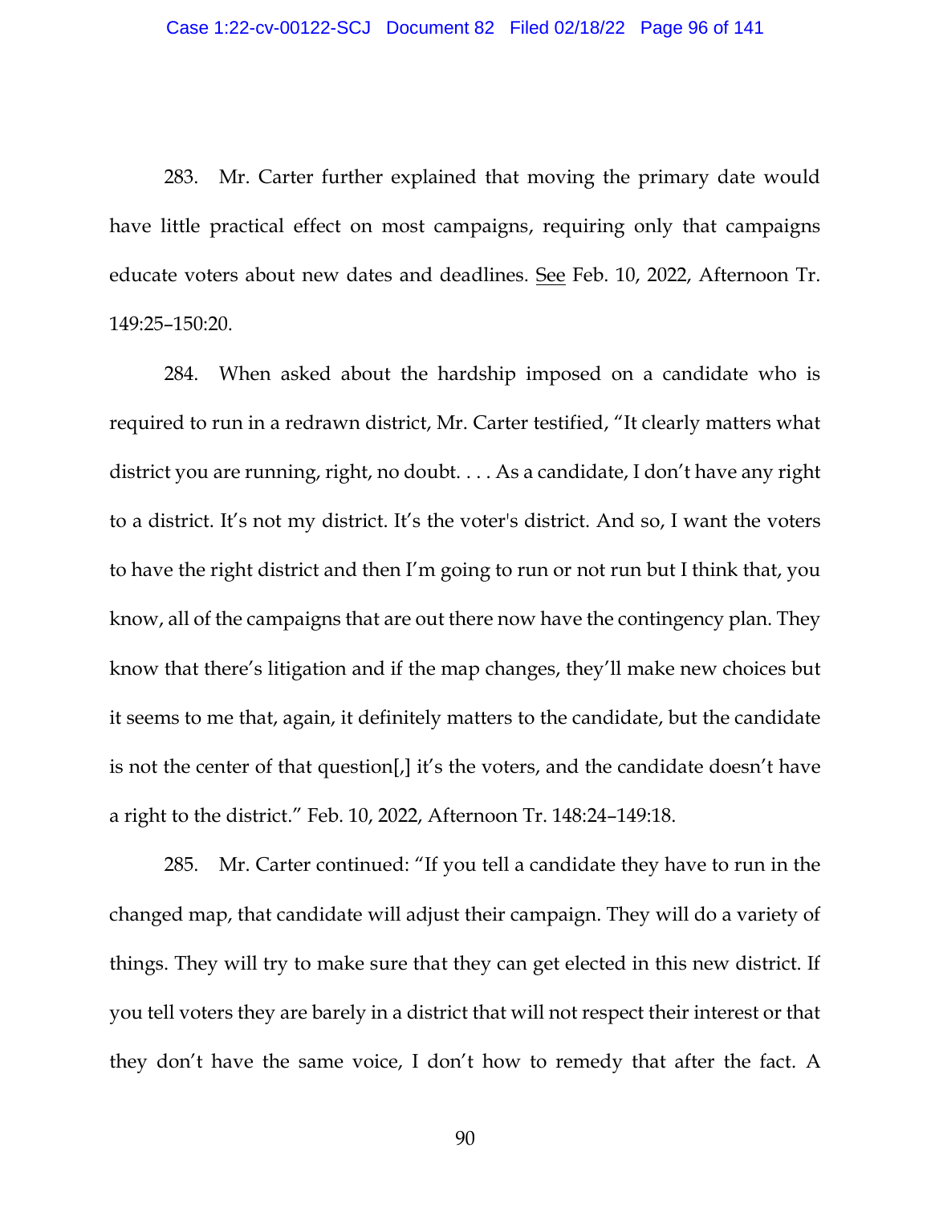283. Mr. Carter further explained that moving the primary date would have little practical effect on most campaigns, requiring only that campaigns educate voters about new dates and deadlines. See Feb. 10, 2022, Afternoon Tr. 149:25–150:20.

284. When asked about the hardship imposed on a candidate who is required to run in a redrawn district, Mr. Carter testified, "It clearly matters what district you are running, right, no doubt. . . . As a candidate, I don't have any right to a district. It's not my district. It's the voter's district. And so, I want the voters to have the right district and then I'm going to run or not run but I think that, you know, all of the campaigns that are out there now have the contingency plan. They know that there's litigation and if the map changes, they'll make new choices but it seems to me that, again, it definitely matters to the candidate, but the candidate is not the center of that question[,] it's the voters, and the candidate doesn't have a right to the district." Feb. 10, 2022, Afternoon Tr. 148:24–149:18.

285. Mr. Carter continued: "If you tell a candidate they have to run in the changed map, that candidate will adjust their campaign. They will do a variety of things. They will try to make sure that they can get elected in this new district. If you tell voters they are barely in a district that will not respect their interest or that they don't have the same voice, I don't how to remedy that after the fact. A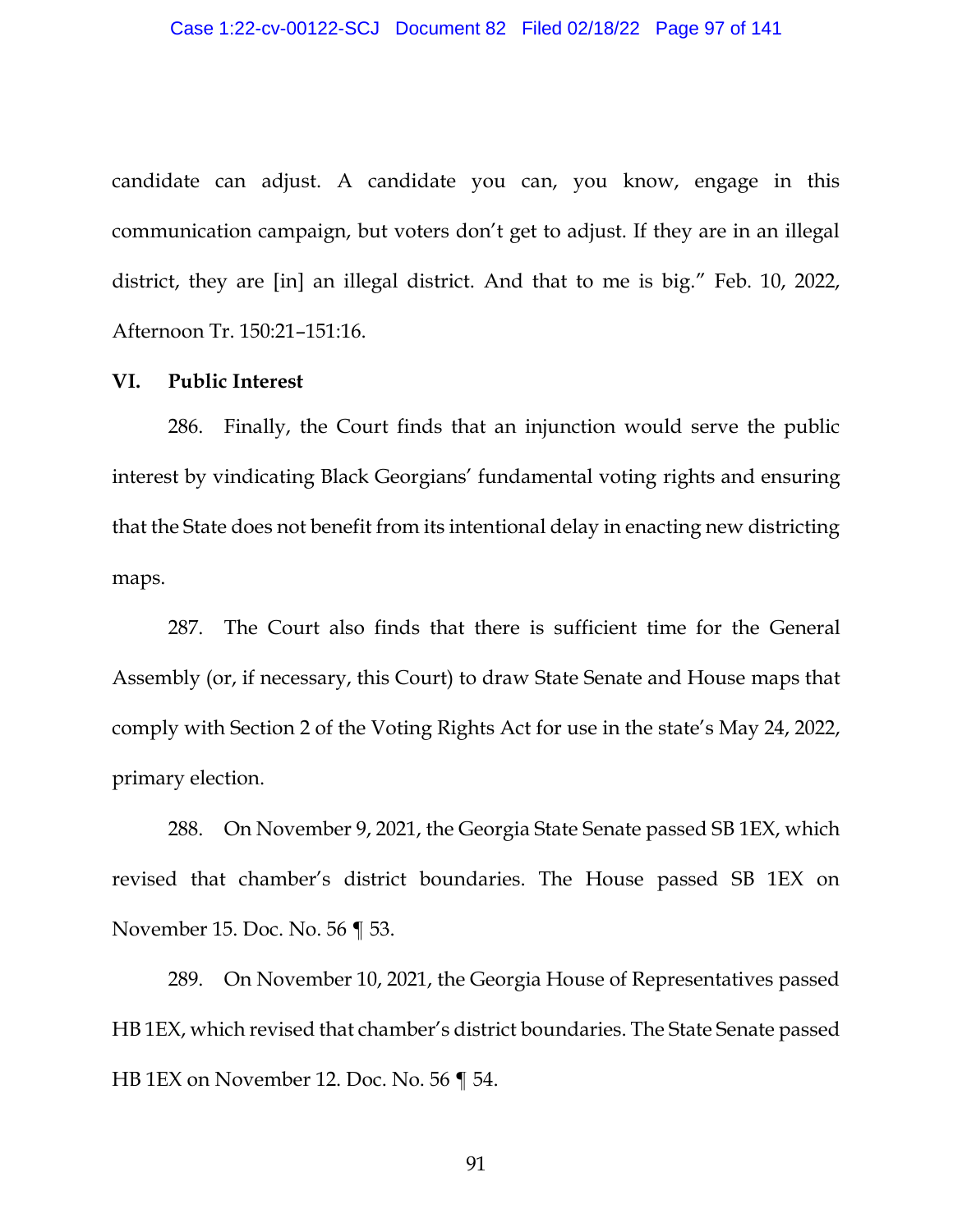candidate can adjust. A candidate you can, you know, engage in this communication campaign, but voters don't get to adjust. If they are in an illegal district, they are [in] an illegal district. And that to me is big." Feb. 10, 2022, Afternoon Tr. 150:21–151:16.

**VI. Public Interest**

286. Finally, the Court finds that an injunction would serve the public interest by vindicating Black Georgians' fundamental voting rights and ensuring that the State does not benefit from its intentional delay in enacting new districting maps.

287. The Court also finds that there is sufficient time for the General Assembly (or, if necessary, this Court) to draw State Senate and House maps that comply with Section 2 of the Voting Rights Act for use in the state's May 24, 2022, primary election.

288. On November 9, 2021, the Georgia State Senate passed SB 1EX, which revised that chamber's district boundaries. The House passed SB 1EX on November 15. Doc. No. 56 ¶ 53.

289. On November 10, 2021, the Georgia House of Representatives passed HB 1EX, which revised that chamber's district boundaries. The State Senate passed HB 1EX on November 12. Doc. No. 56 ¶ 54.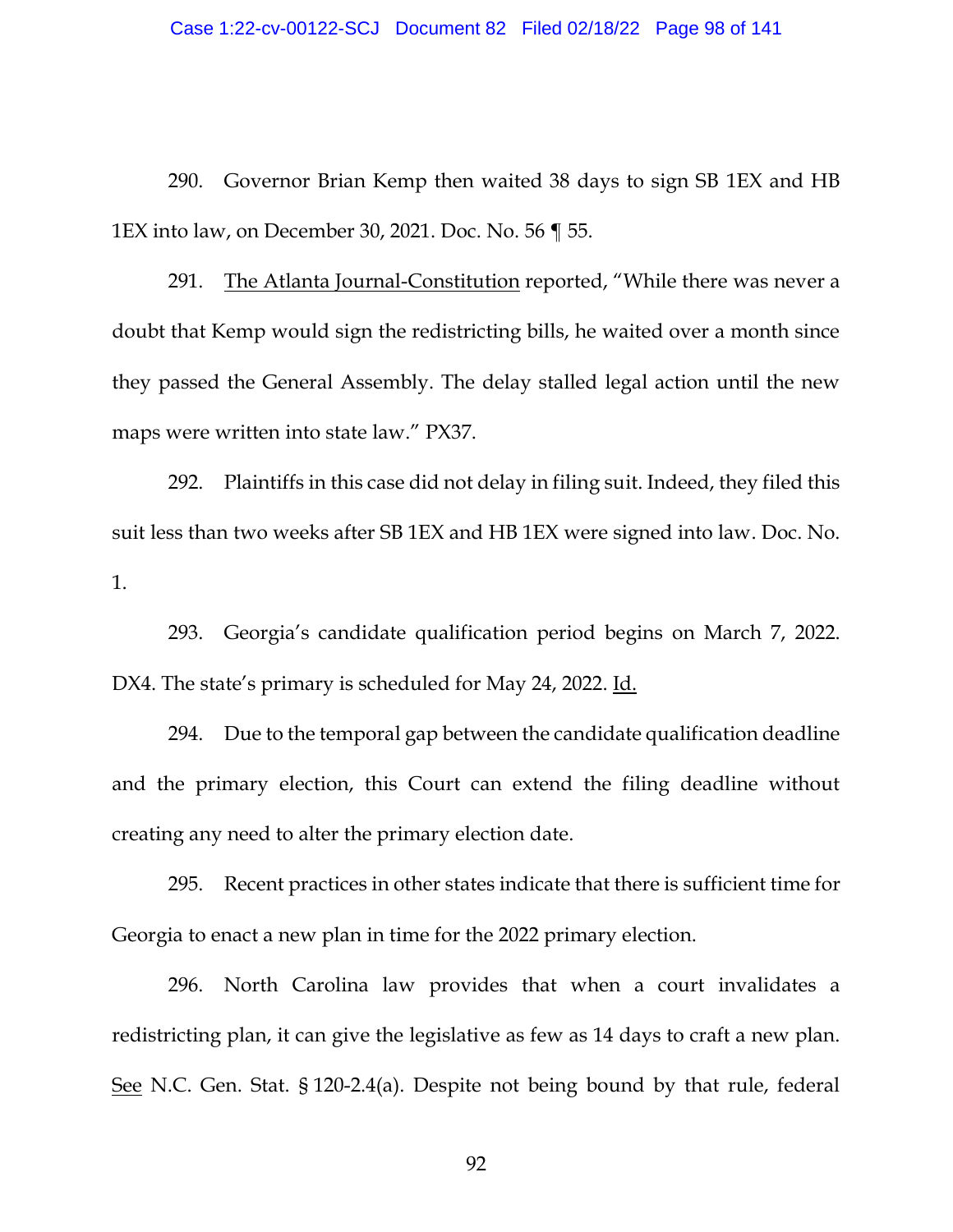290. Governor Brian Kemp then waited 38 days to sign SB 1EX and HB 1EX into law, on December 30, 2021. Doc. No. 56 ¶ 55.

291. The Atlanta Journal-Constitution reported, "While there was never a doubt that Kemp would sign the redistricting bills, he waited over a month since they passed the General Assembly. The delay stalled legal action until the new maps were written into state law." PX37.

292. Plaintiffs in this case did not delay in filing suit. Indeed, they filed this suit less than two weeks after SB 1EX and HB 1EX were signed into law. Doc. No. 1.

293. Georgia's candidate qualification period begins on March 7, 2022. DX4. The state's primary is scheduled for May 24, 2022. Id.

294. Due to the temporal gap between the candidate qualification deadline and the primary election, this Court can extend the filing deadline without creating any need to alter the primary election date.

295. Recent practices in other states indicate that there is sufficient time for Georgia to enact a new plan in time for the 2022 primary election.

296. North Carolina law provides that when a court invalidates a redistricting plan, it can give the legislative as few as 14 days to craft a new plan. See N.C. Gen. Stat. § 120-2.4(a). Despite not being bound by that rule, federal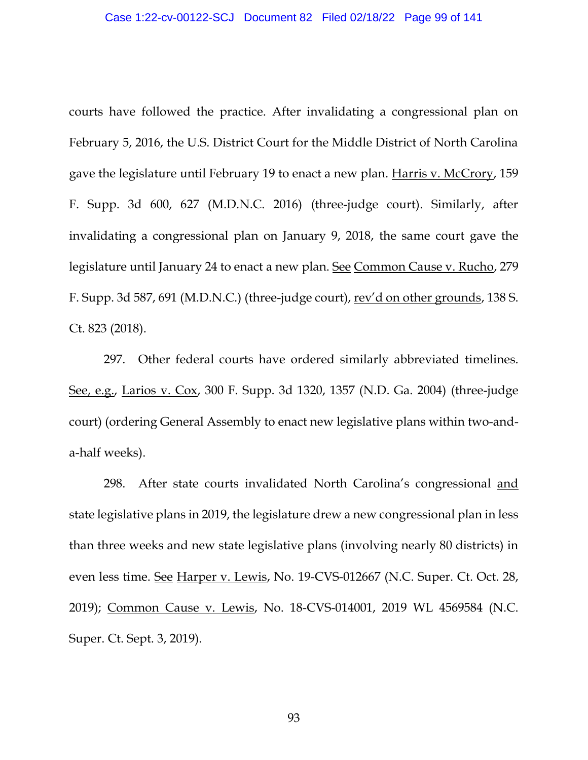courts have followed the practice. After invalidating a congressional plan on February 5, 2016, the U.S. District Court for the Middle District of North Carolina gave the legislature until February 19 to enact a new plan. <u>Harris v. McCrory</u>, 159 F. Supp. 3d 600, 627 (M.D.N.C. 2016) (three-judge court). Similarly, after invalidating a congressional plan on January 9, 2018, the same court gave the legislature until January 24 to enact a new plan. <u>See</u> <u>Common Cause v. Rucho</u>, 279 F. Supp. 3d 587, 691 (M.D.N.C.) (three-judge court), <u>rev'd on other grounds</u>, 138 S. Ct. 823 (2018).

297. Other federal courts have ordered similarly abbreviated timelines. <u>See, e.g.</u>, <u>Larios v. Cox</u>, 300 F. Supp. 3d 1320, 1357 (N.D. Ga. 2004) (three-judge court) (ordering General Assembly to enact new legislative plans within two-and-a-half weeks).

298. After state courts invalidated North Carolina's congressional <u>and</u> state legislative plans in 2019, the legislature drew a new congressional plan in less than three weeks and new state legislative plans (involving nearly 80 districts) in even less time. <u>See</u> <u>Harper v. Lewis</u>, No. 19-CVS-012667 (N.C. Super. Ct. Oct. 28, 2019); <u>Common Cause v. Lewis</u>, No. 18-CVS-014001, 2019 WL 4569584 (N.C. Super. Ct. Sept. 3, 2019).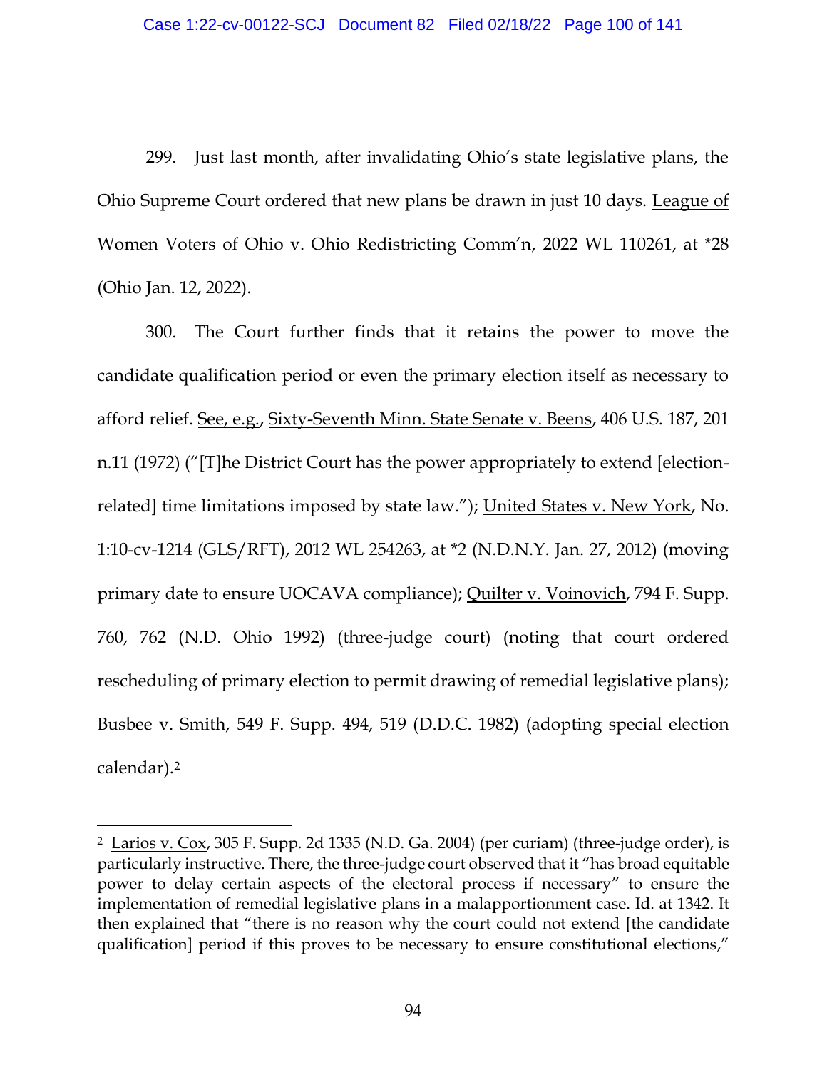299. Just last month, after invalidating Ohio's state legislative plans, the Ohio Supreme Court ordered that new plans be drawn in just 10 days. League of Women Voters of Ohio v. Ohio Redistricting Comm'n, 2022 WL 110261, at *28 (Ohio Jan. 12, 2022).

300. The Court further finds that it retains the power to move the candidate qualification period or even the primary election itself as necessary to afford relief. See, e.g., Sixty-Seventh Minn. State Senate v. Beens, 406 U.S. 187, 201 n.11 (1972) ("[T]he District Court has the power appropriately to extend [election-related] time limitations imposed by state law."); United States v. New York, No. 1:10-cv-1214 (GLS/RFT), 2012 WL 254263, at *2 (N.D.N.Y. Jan. 27, 2012) (moving primary date to ensure UOCAVA compliance); Quilter v. Voinovich, 794 F. Supp. 760, 762 (N.D. Ohio 1992) (three-judge court) (noting that court ordered rescheduling of primary election to permit drawing of remedial legislative plans); Busbee v. Smith, 549 F. Supp. 494, 519 (D.D.C. 1982) (adopting special election calendar).[2]

---

[2] Larios v. Cox, 305 F. Supp. 2d 1335 (N.D. Ga. 2004) (per curiam) (three-judge order), is particularly instructive. There, the three-judge court observed that it "has broad equitable power to delay certain aspects of the electoral process if necessary" to ensure the implementation of remedial legislative plans in a malapportionment case. Id. at 1342. It then explained that "there is no reason why the court could not extend [the candidate qualification] period if this proves to be necessary to ensure constitutional elections,"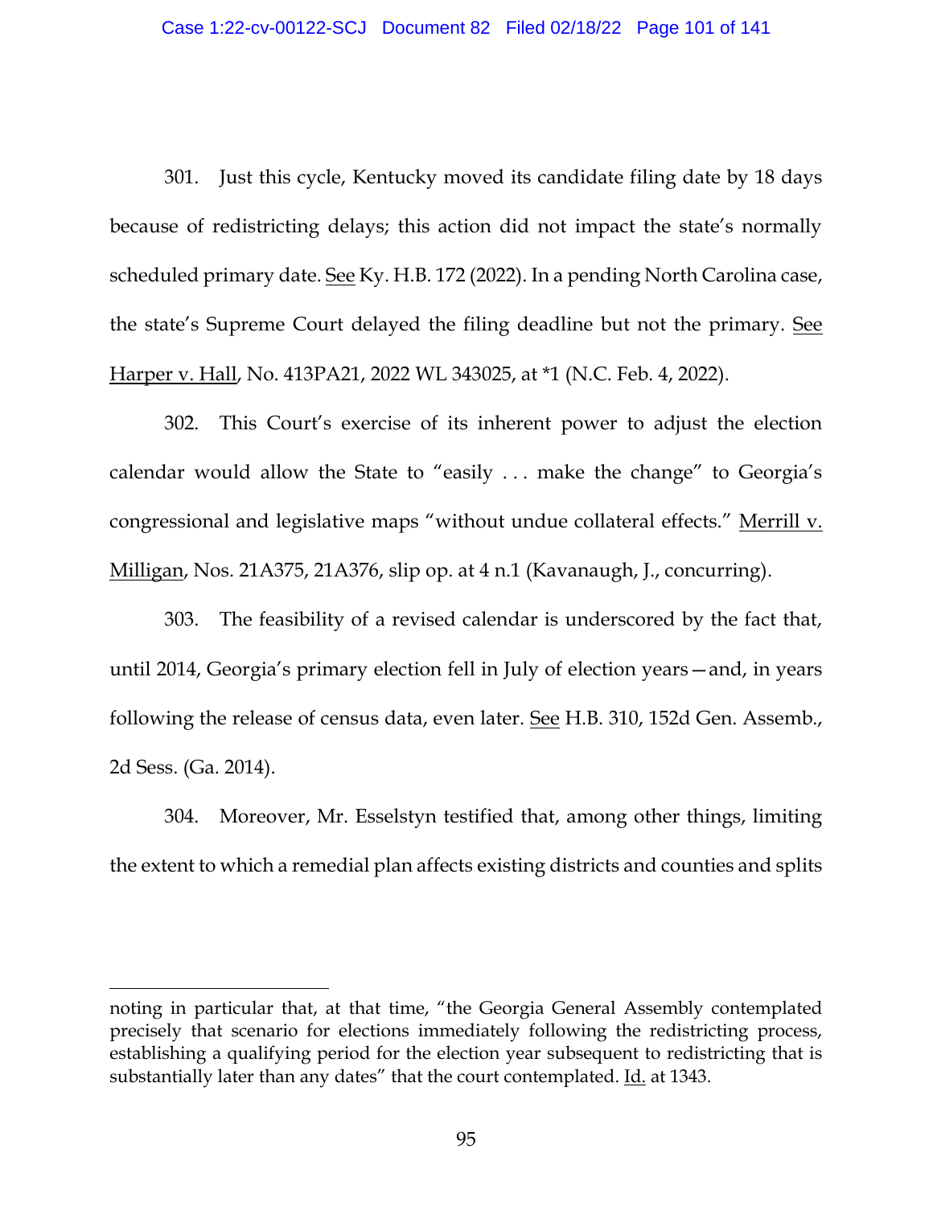301. Just this cycle, Kentucky moved its candidate filing date by 18 days because of redistricting delays; this action did not impact the state's normally scheduled primary date. See Ky. H.B. 172 (2022). In a pending North Carolina case, the state's Supreme Court delayed the filing deadline but not the primary. See Harper v. Hall, No. 413PA21, 2022 WL 343025, at *1 (N.C. Feb. 4, 2022).

302. This Court's exercise of its inherent power to adjust the election calendar would allow the State to "easily . . . make the change" to Georgia's congressional and legislative maps "without undue collateral effects." Merrill v. Milligan, Nos. 21A375, 21A376, slip op. at 4 n.1 (Kavanaugh, J., concurring).

303. The feasibility of a revised calendar is underscored by the fact that, until 2014, Georgia's primary election fell in July of election years—and, in years following the release of census data, even later. See H.B. 310, 152d Gen. Assemb., 2d Sess. (Ga. 2014).

304. Moreover, Mr. Esselstyn testified that, among other things, limiting the extent to which a remedial plan affects existing districts and counties and splits

---

noting in particular that, at that time, "the Georgia General Assembly contemplated precisely that scenario for elections immediately following the redistricting process, establishing a qualifying period for the election year subsequent to redistricting that is substantially later than any dates" that the court contemplated. Id. at 1343.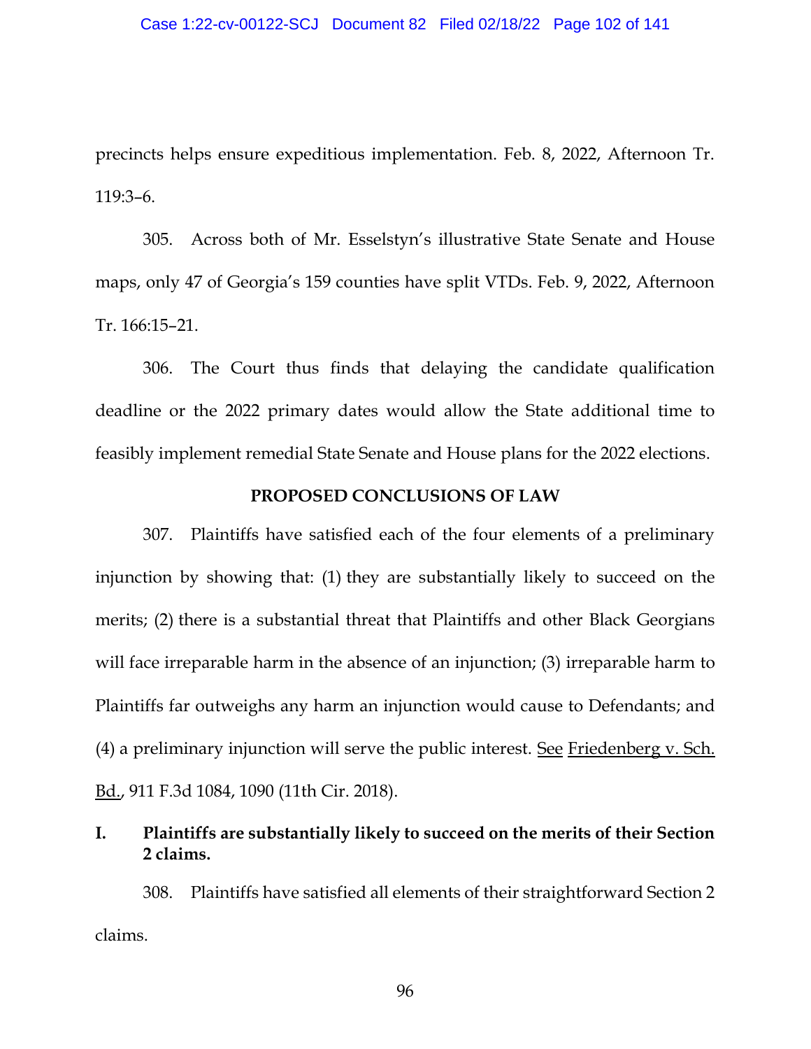precincts helps ensure expeditious implementation. Feb. 8, 2022, Afternoon Tr. 119:3–6.

305. Across both of Mr. Esselstyn's illustrative State Senate and House maps, only 47 of Georgia's 159 counties have split VTDs. Feb. 9, 2022, Afternoon Tr. 166:15–21.

306. The Court thus finds that delaying the candidate qualification deadline or the 2022 primary dates would allow the State additional time to feasibly implement remedial State Senate and House plans for the 2022 elections.

## PROPOSED CONCLUSIONS OF LAW

307. Plaintiffs have satisfied each of the four elements of a preliminary injunction by showing that: (1) they are substantially likely to succeed on the merits; (2) there is a substantial threat that Plaintiffs and other Black Georgians will face irreparable harm in the absence of an injunction; (3) irreparable harm to Plaintiffs far outweighs any harm an injunction would cause to Defendants; and (4) a preliminary injunction will serve the public interest. See Friedenberg v. Sch. Bd., 911 F.3d 1084, 1090 (11th Cir. 2018).

### I. Plaintiffs are substantially likely to succeed on the merits of their Section 2 claims.

308. Plaintiffs have satisfied all elements of their straightforward Section 2 claims.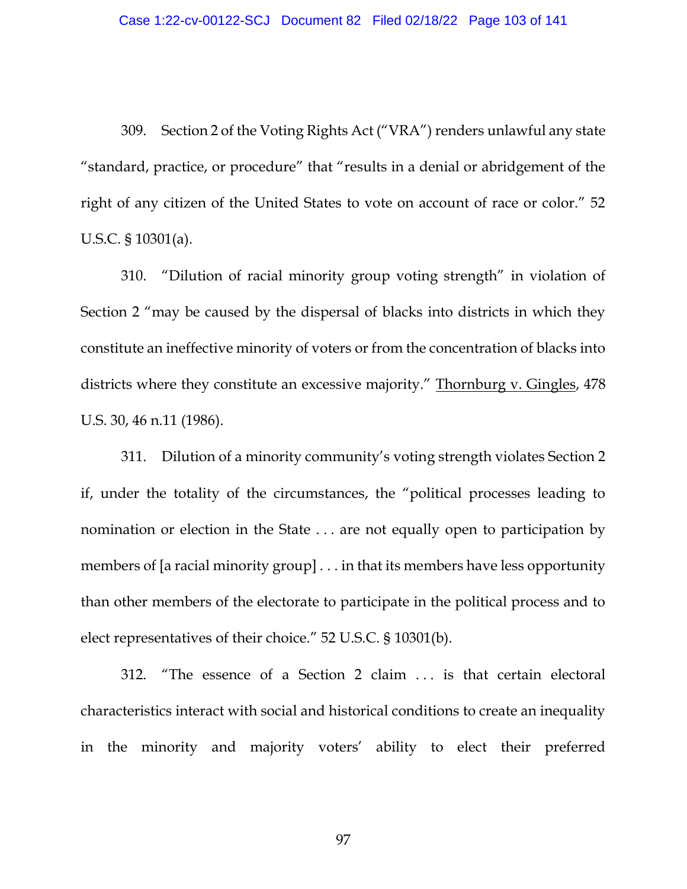309. Section 2 of the Voting Rights Act ("VRA") renders unlawful any state "standard, practice, or procedure" that "results in a denial or abridgement of the right of any citizen of the United States to vote on account of race or color." 52 U.S.C. § 10301(a).

310. "Dilution of racial minority group voting strength" in violation of Section 2 "may be caused by the dispersal of blacks into districts in which they constitute an ineffective minority of voters or from the concentration of blacks into districts where they constitute an excessive majority." Thornburg v. Gingles, 478 U.S. 30, 46 n.11 (1986).

311. Dilution of a minority community's voting strength violates Section 2 if, under the totality of the circumstances, the "political processes leading to nomination or election in the State . . . are not equally open to participation by members of [a racial minority group] . . . in that its members have less opportunity than other members of the electorate to participate in the political process and to elect representatives of their choice." 52 U.S.C. § 10301(b).

312. "The essence of a Section 2 claim . . . is that certain electoral characteristics interact with social and historical conditions to create an inequality in the minority and majority voters' ability to elect their preferred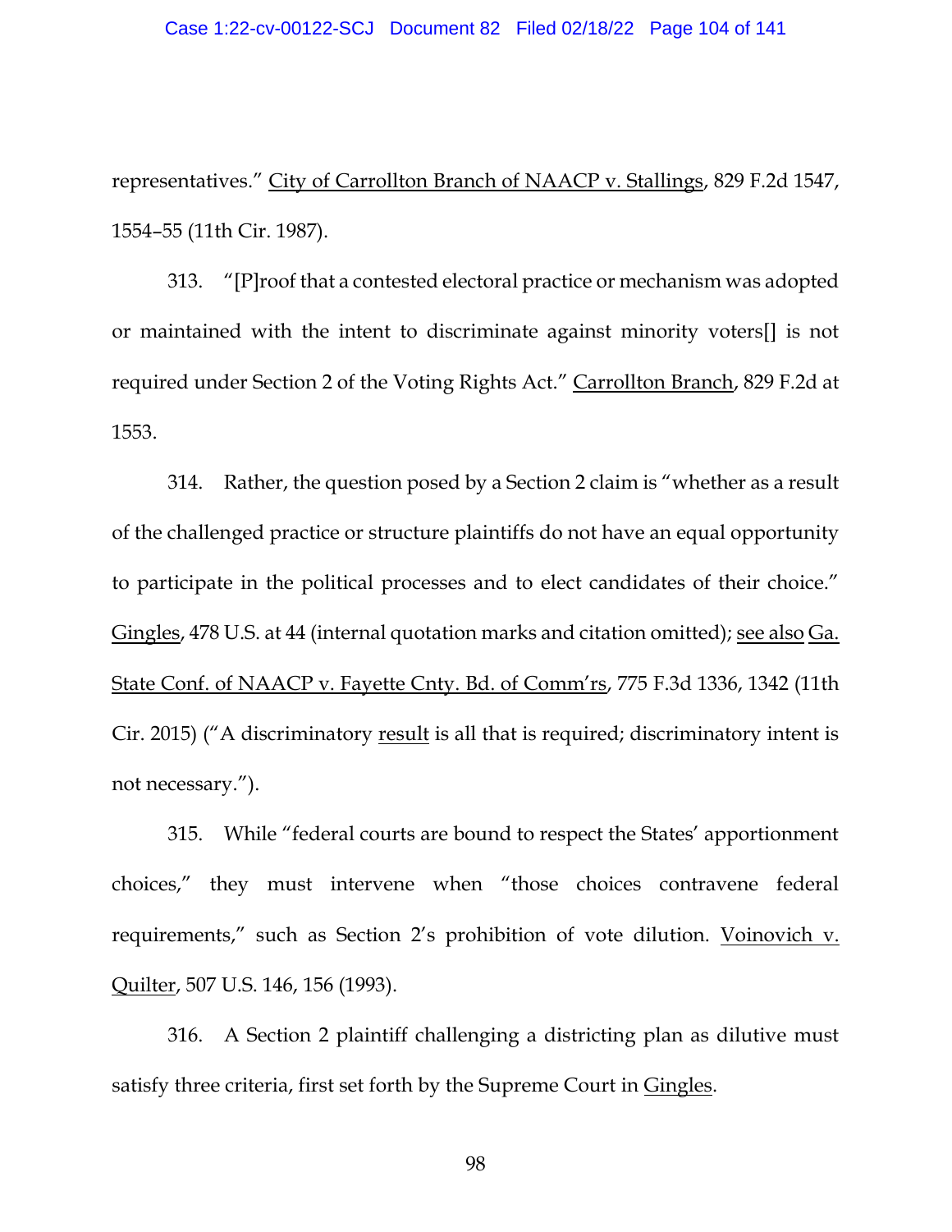representatives." City of Carrollton Branch of NAACP v. Stallings, 829 F.2d 1547, 1554–55 (11th Cir. 1987).

313. "[P]roof that a contested electoral practice or mechanism was adopted or maintained with the intent to discriminate against minority voters[] is not required under Section 2 of the Voting Rights Act." Carrollton Branch, 829 F.2d at 1553.

314. Rather, the question posed by a Section 2 claim is "whether as a result of the challenged practice or structure plaintiffs do not have an equal opportunity to participate in the political processes and to elect candidates of their choice." Gingles, 478 U.S. at 44 (internal quotation marks and citation omitted); see also Ga. State Conf. of NAACP v. Fayette Cnty. Bd. of Comm'rs, 775 F.3d 1336, 1342 (11th Cir. 2015) ("A discriminatory result is all that is required; discriminatory intent is not necessary.").

315. While "federal courts are bound to respect the States' apportionment choices," they must intervene when "those choices contravene federal requirements," such as Section 2's prohibition of vote dilution. Voinovich v. Quilter, 507 U.S. 146, 156 (1993).

316. A Section 2 plaintiff challenging a districting plan as dilutive must satisfy three criteria, first set forth by the Supreme Court in Gingles.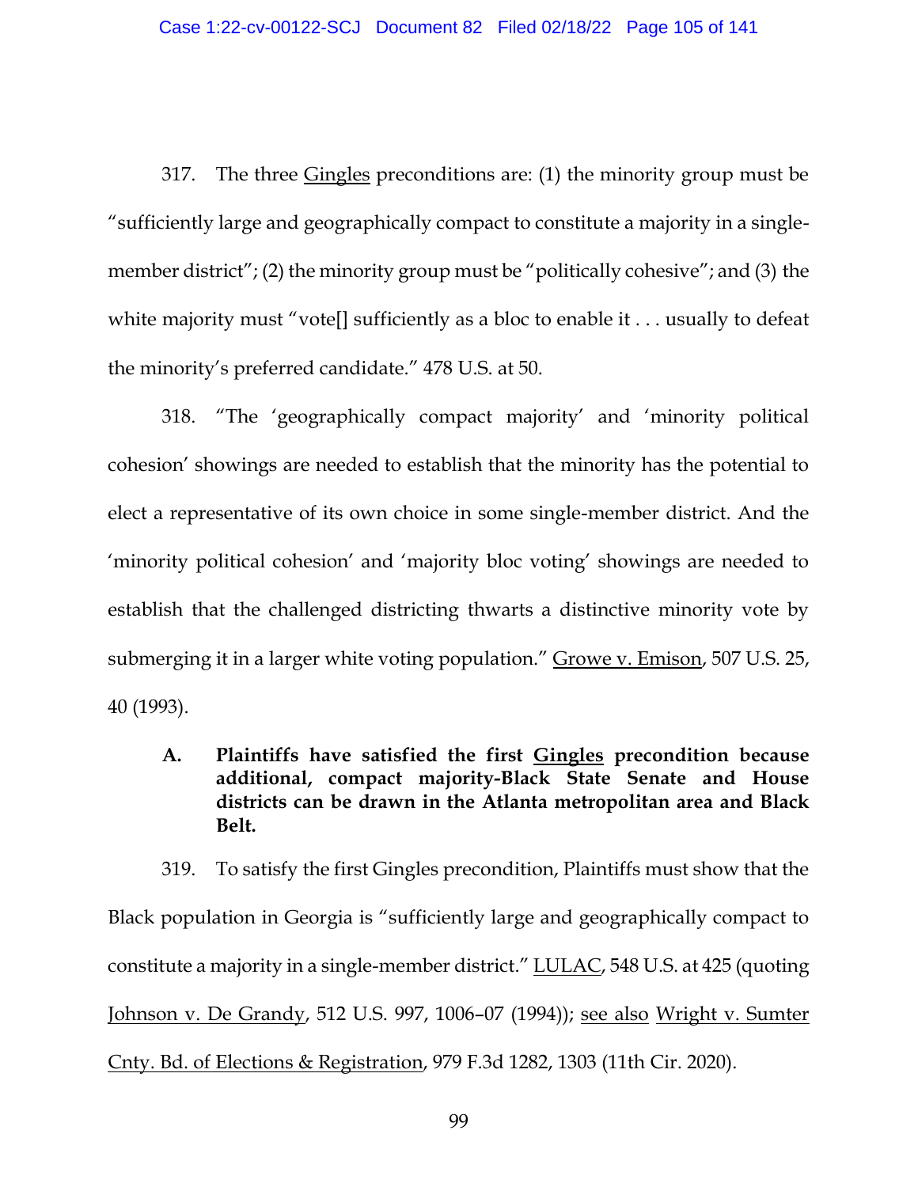317. The three Gingles preconditions are: (1) the minority group must be "sufficiently large and geographically compact to constitute a majority in a single-member district"; (2) the minority group must be "politically cohesive"; and (3) the white majority must "vote[] sufficiently as a bloc to enable it . . . usually to defeat the minority's preferred candidate." 478 U.S. at 50.

318. "The 'geographically compact majority' and 'minority political cohesion' showings are needed to establish that the minority has the potential to elect a representative of its own choice in some single-member district. And the 'minority political cohesion' and 'majority bloc voting' showings are needed to establish that the challenged districting thwarts a distinctive minority vote by submerging it in a larger white voting population." Growe v. Emison, 507 U.S. 25, 40 (1993).

**A. Plaintiffs have satisfied the first Gingles precondition because additional, compact majority-Black State Senate and House districts can be drawn in the Atlanta metropolitan area and Black Belt.**

319. To satisfy the first Gingles precondition, Plaintiffs must show that the Black population in Georgia is "sufficiently large and geographically compact to constitute a majority in a single-member district." LULAC, 548 U.S. at 425 (quoting Johnson v. De Grandy, 512 U.S. 997, 1006–07 (1994)); see also Wright v. Sumter Cnty. Bd. of Elections & Registration, 979 F.3d 1282, 1303 (11th Cir. 2020).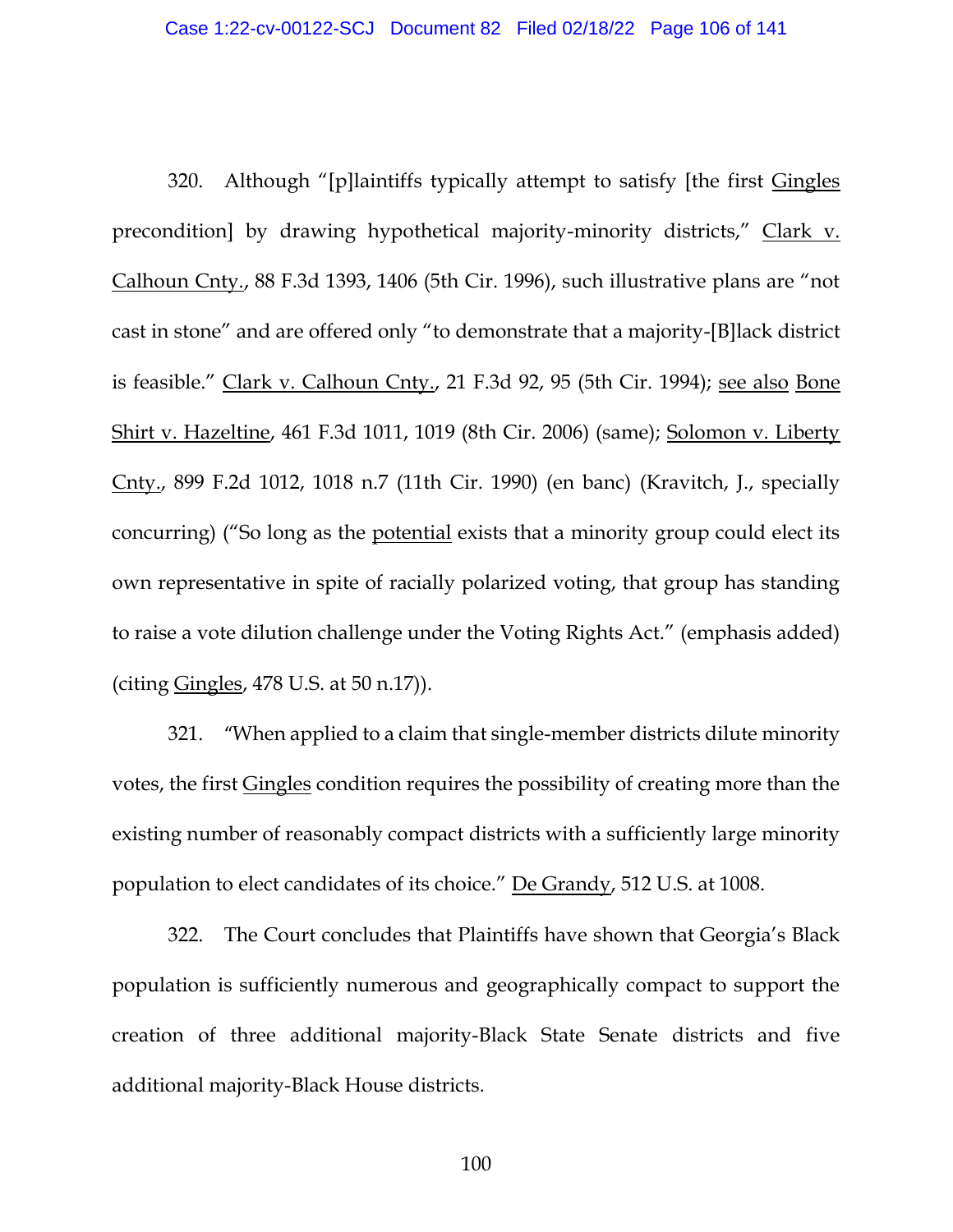320. Although "[p]laintiffs typically attempt to satisfy [the first Gingles precondition] by drawing hypothetical majority-minority districts," Clark v. Calhoun Cnty., 88 F.3d 1393, 1406 (5th Cir. 1996), such illustrative plans are "not cast in stone" and are offered only "to demonstrate that a majority-[B]lack district is feasible." Clark v. Calhoun Cnty., 21 F.3d 92, 95 (5th Cir. 1994); see also Bone Shirt v. Hazeltine, 461 F.3d 1011, 1019 (8th Cir. 2006) (same); Solomon v. Liberty Cnty., 899 F.2d 1012, 1018 n.7 (11th Cir. 1990) (en banc) (Kravitch, J., specially concurring) ("So long as the potential exists that a minority group could elect its own representative in spite of racially polarized voting, that group has standing to raise a vote dilution challenge under the Voting Rights Act." (emphasis added) (citing Gingles, 478 U.S. at 50 n.17)).

321. "When applied to a claim that single-member districts dilute minority votes, the first Gingles condition requires the possibility of creating more than the existing number of reasonably compact districts with a sufficiently large minority population to elect candidates of its choice." De Grandy, 512 U.S. at 1008.

322. The Court concludes that Plaintiffs have shown that Georgia's Black population is sufficiently numerous and geographically compact to support the creation of three additional majority-Black State Senate districts and five additional majority-Black House districts.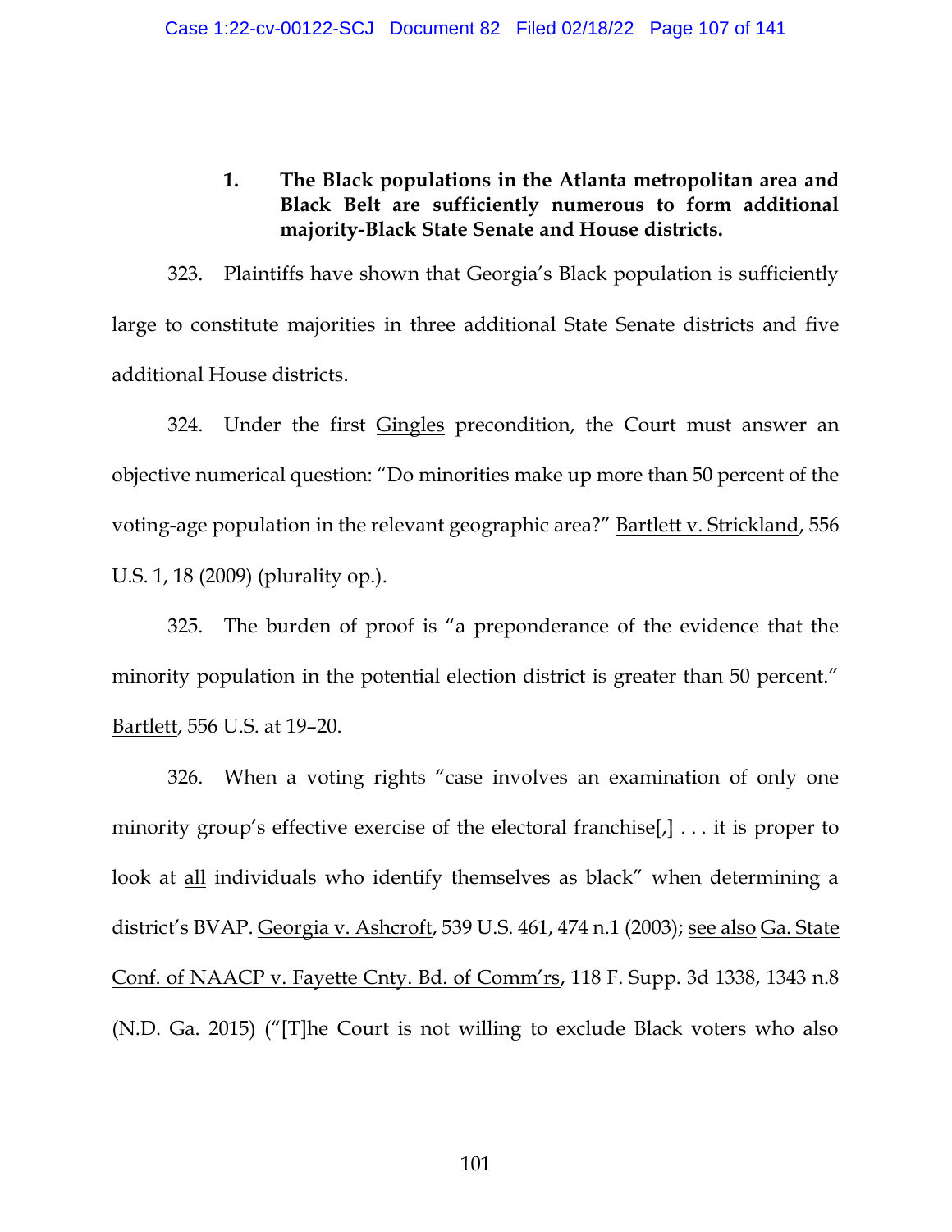### 1. The Black populations in the Atlanta metropolitan area and Black Belt are sufficiently numerous to form additional majority-Black State Senate and House districts.

323. Plaintiffs have shown that Georgia's Black population is sufficiently large to constitute majorities in three additional State Senate districts and five additional House districts.

324. Under the first Gingles precondition, the Court must answer an objective numerical question: "Do minorities make up more than 50 percent of the voting-age population in the relevant geographic area?" Bartlett v. Strickland, 556 U.S. 1, 18 (2009) (plurality op.).

325. The burden of proof is "a preponderance of the evidence that the minority population in the potential election district is greater than 50 percent." Bartlett, 556 U.S. at 19–20.

326. When a voting rights "case involves an examination of only one minority group's effective exercise of the electoral franchise[,] . . . it is proper to look at all individuals who identify themselves as black" when determining a district's BVAP. Georgia v. Ashcroft, 539 U.S. 461, 474 n.1 (2003); see also Ga. State Conf. of NAACP v. Fayette Cnty. Bd. of Comm'rs, 118 F. Supp. 3d 1338, 1343 n.8 (N.D. Ga. 2015) ("[T]he Court is not willing to exclude Black voters who also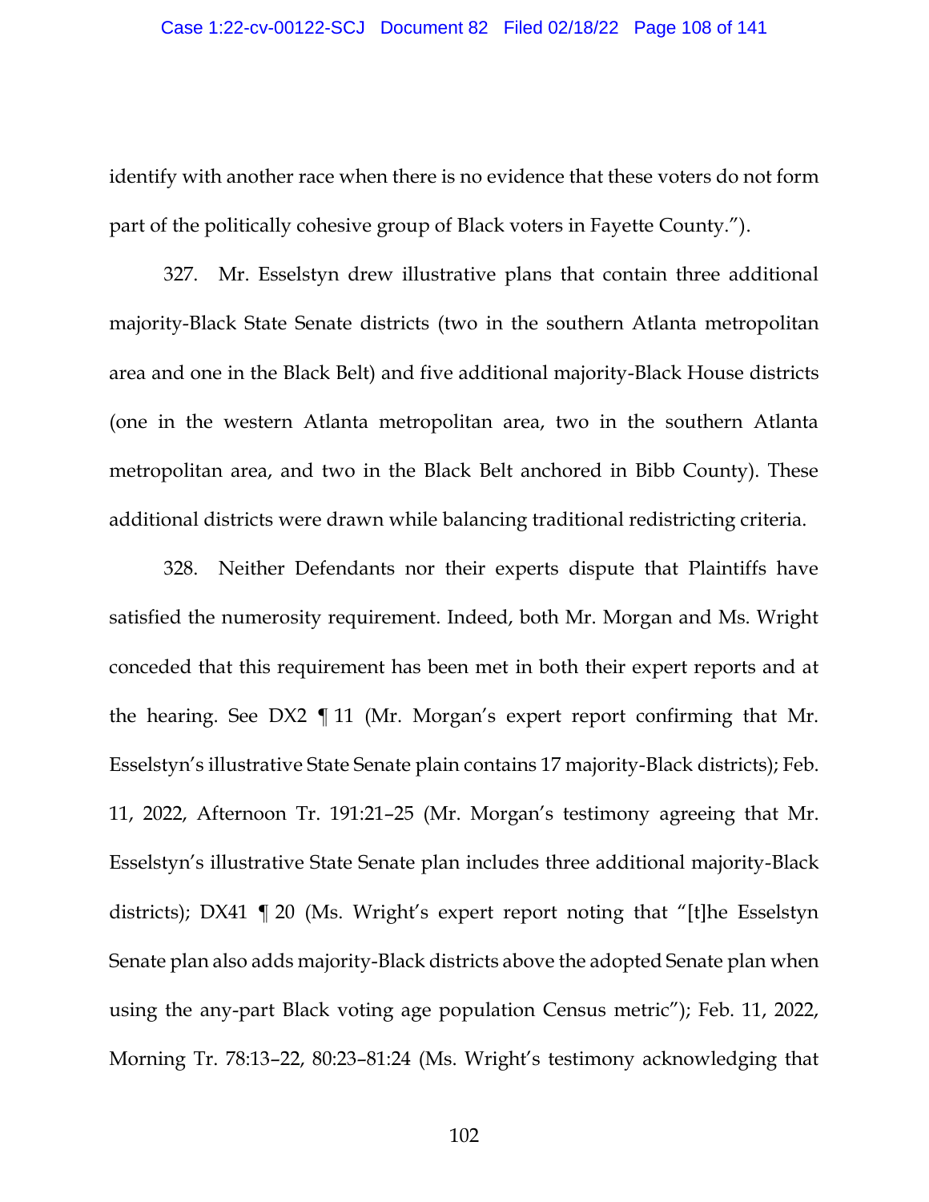identify with another race when there is no evidence that these voters do not form part of the politically cohesive group of Black voters in Fayette County.").

327. Mr. Esselstyn drew illustrative plans that contain three additional majority-Black State Senate districts (two in the southern Atlanta metropolitan area and one in the Black Belt) and five additional majority-Black House districts (one in the western Atlanta metropolitan area, two in the southern Atlanta metropolitan area, and two in the Black Belt anchored in Bibb County). These additional districts were drawn while balancing traditional redistricting criteria.

328. Neither Defendants nor their experts dispute that Plaintiffs have satisfied the numerosity requirement. Indeed, both Mr. Morgan and Ms. Wright conceded that this requirement has been met in both their expert reports and at the hearing. See DX2 ¶ 11 (Mr. Morgan's expert report confirming that Mr. Esselstyn's illustrative State Senate plain contains 17 majority-Black districts); Feb. 11, 2022, Afternoon Tr. 191:21–25 (Mr. Morgan's testimony agreeing that Mr. Esselstyn's illustrative State Senate plan includes three additional majority-Black districts); DX41 ¶ 20 (Ms. Wright's expert report noting that "[t]he Esselstyn Senate plan also adds majority-Black districts above the adopted Senate plan when using the any-part Black voting age population Census metric"); Feb. 11, 2022, Morning Tr. 78:13–22, 80:23–81:24 (Ms. Wright's testimony acknowledging that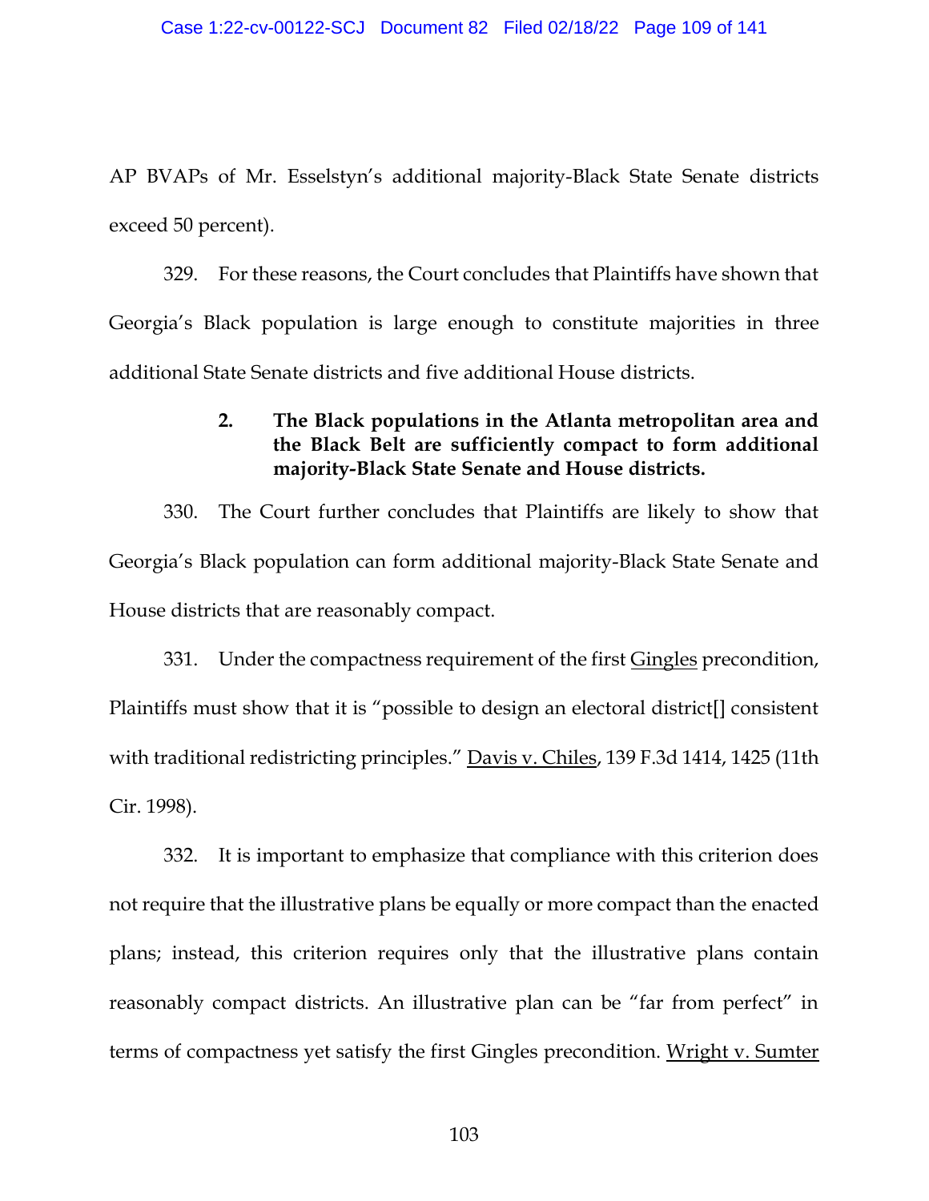AP BVAPs of Mr. Esselstyn's additional majority-Black State Senate districts exceed 50 percent).

329. For these reasons, the Court concludes that Plaintiffs have shown that Georgia's Black population is large enough to constitute majorities in three additional State Senate districts and five additional House districts.

**2. The Black populations in the Atlanta metropolitan area and the Black Belt are sufficiently compact to form additional majority-Black State Senate and House districts.**

330. The Court further concludes that Plaintiffs are likely to show that Georgia's Black population can form additional majority-Black State Senate and House districts that are reasonably compact.

331. Under the compactness requirement of the first Gingles precondition, Plaintiffs must show that it is "possible to design an electoral district[] consistent with traditional redistricting principles." Davis v. Chiles, 139 F.3d 1414, 1425 (11th Cir. 1998).

332. It is important to emphasize that compliance with this criterion does not require that the illustrative plans be equally or more compact than the enacted plans; instead, this criterion requires only that the illustrative plans contain reasonably compact districts. An illustrative plan can be "far from perfect" in terms of compactness yet satisfy the first Gingles precondition. Wright v. Sumter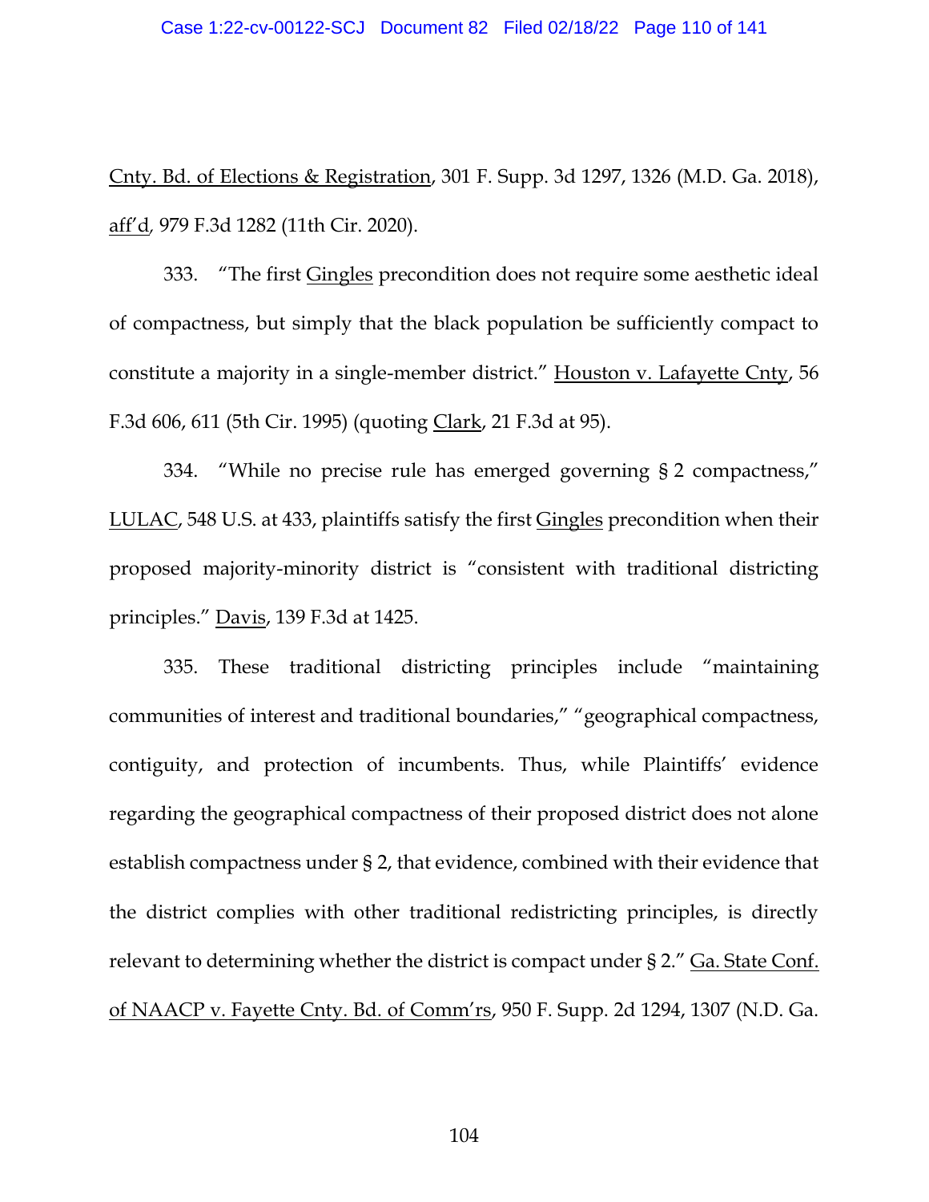Cnty. Bd. of Elections & Registration, 301 F. Supp. 3d 1297, 1326 (M.D. Ga. 2018), aff'd, 979 F.3d 1282 (11th Cir. 2020).

333. "The first Gingles precondition does not require some aesthetic ideal of compactness, but simply that the black population be sufficiently compact to constitute a majority in a single-member district." Houston v. Lafayette Cnty, 56 F.3d 606, 611 (5th Cir. 1995) (quoting Clark, 21 F.3d at 95).

334. "While no precise rule has emerged governing § 2 compactness," LULAC, 548 U.S. at 433, plaintiffs satisfy the first Gingles precondition when their proposed majority-minority district is "consistent with traditional districting principles." Davis, 139 F.3d at 1425.

335. These traditional districting principles include "maintaining communities of interest and traditional boundaries," "geographical compactness, contiguity, and protection of incumbents. Thus, while Plaintiffs' evidence regarding the geographical compactness of their proposed district does not alone establish compactness under § 2, that evidence, combined with their evidence that the district complies with other traditional redistricting principles, is directly relevant to determining whether the district is compact under § 2." Ga. State Conf. of NAACP v. Fayette Cnty. Bd. of Comm'rs, 950 F. Supp. 2d 1294, 1307 (N.D. Ga.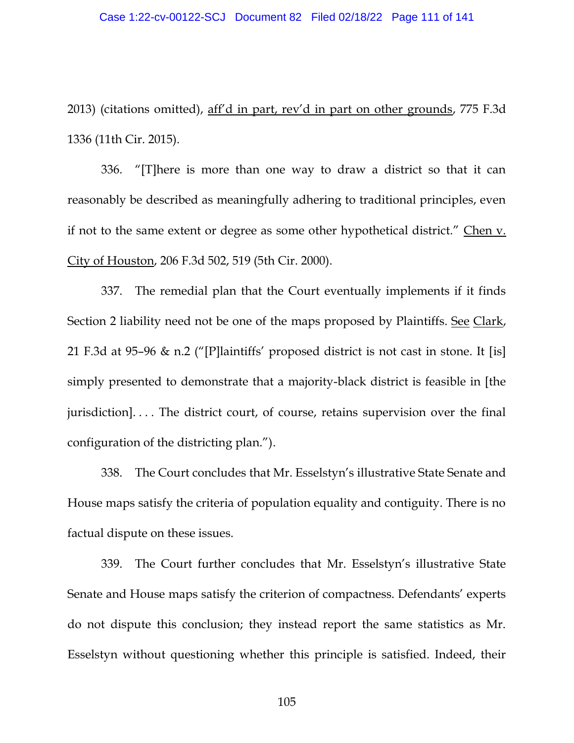2013) (citations omitted), aff'd in part, rev'd in part on other grounds, 775 F.3d 1336 (11th Cir. 2015).

336. "[T]here is more than one way to draw a district so that it can reasonably be described as meaningfully adhering to traditional principles, even if not to the same extent or degree as some other hypothetical district." Chen v. City of Houston, 206 F.3d 502, 519 (5th Cir. 2000).

337. The remedial plan that the Court eventually implements if it finds Section 2 liability need not be one of the maps proposed by Plaintiffs. See Clark, 21 F.3d at 95–96 & n.2 ("[P]laintiffs' proposed district is not cast in stone. It [is] simply presented to demonstrate that a majority-black district is feasible in [the jurisdiction]. . . . The district court, of course, retains supervision over the final configuration of the districting plan.").

338. The Court concludes that Mr. Esselstyn's illustrative State Senate and House maps satisfy the criteria of population equality and contiguity. There is no factual dispute on these issues.

339. The Court further concludes that Mr. Esselstyn's illustrative State Senate and House maps satisfy the criterion of compactness. Defendants' experts do not dispute this conclusion; they instead report the same statistics as Mr. Esselstyn without questioning whether this principle is satisfied. Indeed, their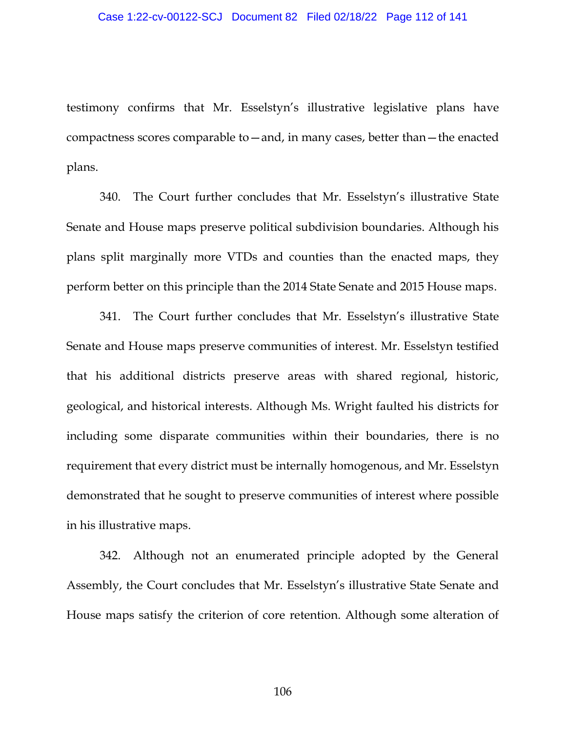testimony confirms that Mr. Esselstyn's illustrative legislative plans have compactness scores comparable to—and, in many cases, better than—the enacted plans.

340. The Court further concludes that Mr. Esselstyn's illustrative State Senate and House maps preserve political subdivision boundaries. Although his plans split marginally more VTDs and counties than the enacted maps, they perform better on this principle than the 2014 State Senate and 2015 House maps.

341. The Court further concludes that Mr. Esselstyn's illustrative State Senate and House maps preserve communities of interest. Mr. Esselstyn testified that his additional districts preserve areas with shared regional, historic, geological, and historical interests. Although Ms. Wright faulted his districts for including some disparate communities within their boundaries, there is no requirement that every district must be internally homogenous, and Mr. Esselstyn demonstrated that he sought to preserve communities of interest where possible in his illustrative maps.

342. Although not an enumerated principle adopted by the General Assembly, the Court concludes that Mr. Esselstyn's illustrative State Senate and House maps satisfy the criterion of core retention. Although some alteration of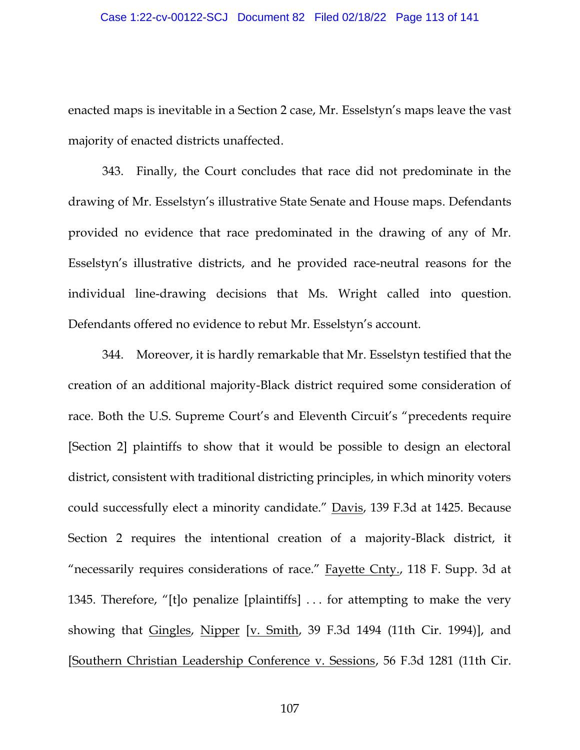enacted maps is inevitable in a Section 2 case, Mr. Esselstyn's maps leave the vast majority of enacted districts unaffected.

343. Finally, the Court concludes that race did not predominate in the drawing of Mr. Esselstyn's illustrative State Senate and House maps. Defendants provided no evidence that race predominated in the drawing of any of Mr. Esselstyn's illustrative districts, and he provided race-neutral reasons for the individual line-drawing decisions that Ms. Wright called into question. Defendants offered no evidence to rebut Mr. Esselstyn's account.

344. Moreover, it is hardly remarkable that Mr. Esselstyn testified that the creation of an additional majority-Black district required some consideration of race. Both the U.S. Supreme Court's and Eleventh Circuit's "precedents require [Section 2] plaintiffs to show that it would be possible to design an electoral district, consistent with traditional districting principles, in which minority voters could successfully elect a minority candidate." Davis, 139 F.3d at 1425. Because Section 2 requires the intentional creation of a majority-Black district, it "necessarily requires considerations of race." Fayette Cnty., 118 F. Supp. 3d at 1345. Therefore, "[t]o penalize [plaintiffs] . . . for attempting to make the very showing that Gingles, Nipper [v. Smith, 39 F.3d 1494 (11th Cir. 1994)], and [Southern Christian Leadership Conference v. Sessions, 56 F.3d 1281 (11th Cir.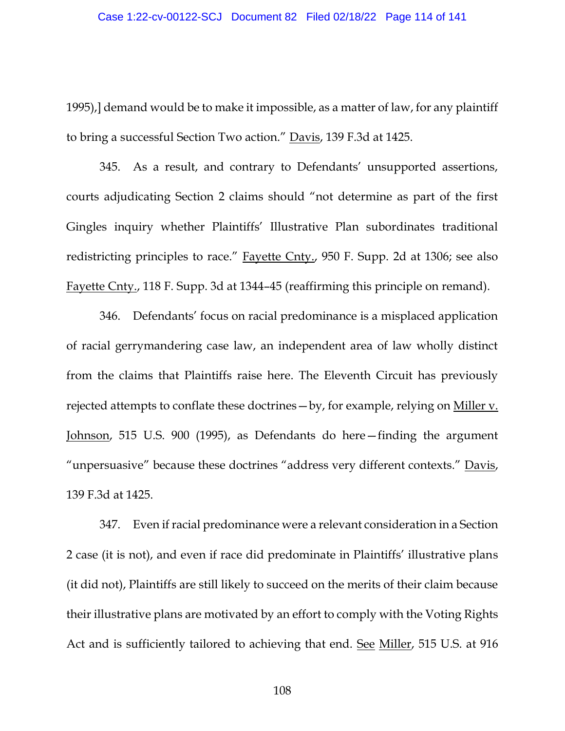1995),] demand would be to make it impossible, as a matter of law, for any plaintiff to bring a successful Section Two action." Davis, 139 F.3d at 1425.

345. As a result, and contrary to Defendants' unsupported assertions, courts adjudicating Section 2 claims should "not determine as part of the first Gingles inquiry whether Plaintiffs' Illustrative Plan subordinates traditional redistricting principles to race." Fayette Cnty., 950 F. Supp. 2d at 1306; see also Fayette Cnty., 118 F. Supp. 3d at 1344–45 (reaffirming this principle on remand).

346. Defendants' focus on racial predominance is a misplaced application of racial gerrymandering case law, an independent area of law wholly distinct from the claims that Plaintiffs raise here. The Eleventh Circuit has previously rejected attempts to conflate these doctrines—by, for example, relying on Miller v. Johnson, 515 U.S. 900 (1995), as Defendants do here—finding the argument "unpersuasive" because these doctrines "address very different contexts." Davis, 139 F.3d at 1425.

347. Even if racial predominance were a relevant consideration in a Section 2 case (it is not), and even if race did predominate in Plaintiffs' illustrative plans (it did not), Plaintiffs are still likely to succeed on the merits of their claim because their illustrative plans are motivated by an effort to comply with the Voting Rights Act and is sufficiently tailored to achieving that end. See Miller, 515 U.S. at 916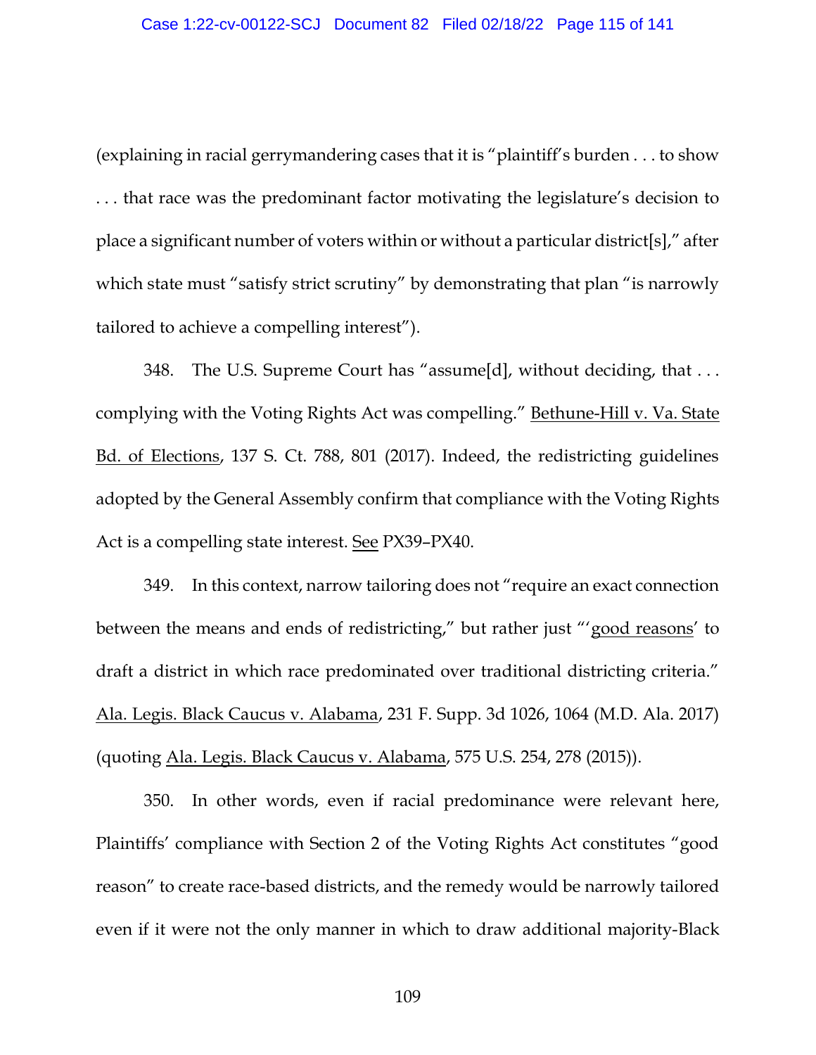(explaining in racial gerrymandering cases that it is "plaintiff's burden . . . to show . . . that race was the predominant factor motivating the legislature's decision to place a significant number of voters within or without a particular district[s]," after which state must "satisfy strict scrutiny" by demonstrating that plan "is narrowly tailored to achieve a compelling interest").

348. The U.S. Supreme Court has "assume[d], without deciding, that . . . complying with the Voting Rights Act was compelling." <u>Bethune-Hill v. Va. State Bd. of Elections</u>, 137 S. Ct. 788, 801 (2017). Indeed, the redistricting guidelines adopted by the General Assembly confirm that compliance with the Voting Rights Act is a compelling state interest. <u>See</u> PX39–PX40.

349. In this context, narrow tailoring does not "require an exact connection between the means and ends of redistricting," but rather just "'<u>good reasons</u>' to draft a district in which race predominated over traditional districting criteria." <u>Ala. Legis. Black Caucus v. Alabama</u>, 231 F. Supp. 3d 1026, 1064 (M.D. Ala. 2017) (quoting <u>Ala. Legis. Black Caucus v. Alabama</u>, 575 U.S. 254, 278 (2015)).

350. In other words, even if racial predominance were relevant here, Plaintiffs' compliance with Section 2 of the Voting Rights Act constitutes "good reason" to create race-based districts, and the remedy would be narrowly tailored even if it were not the only manner in which to draw additional majority-Black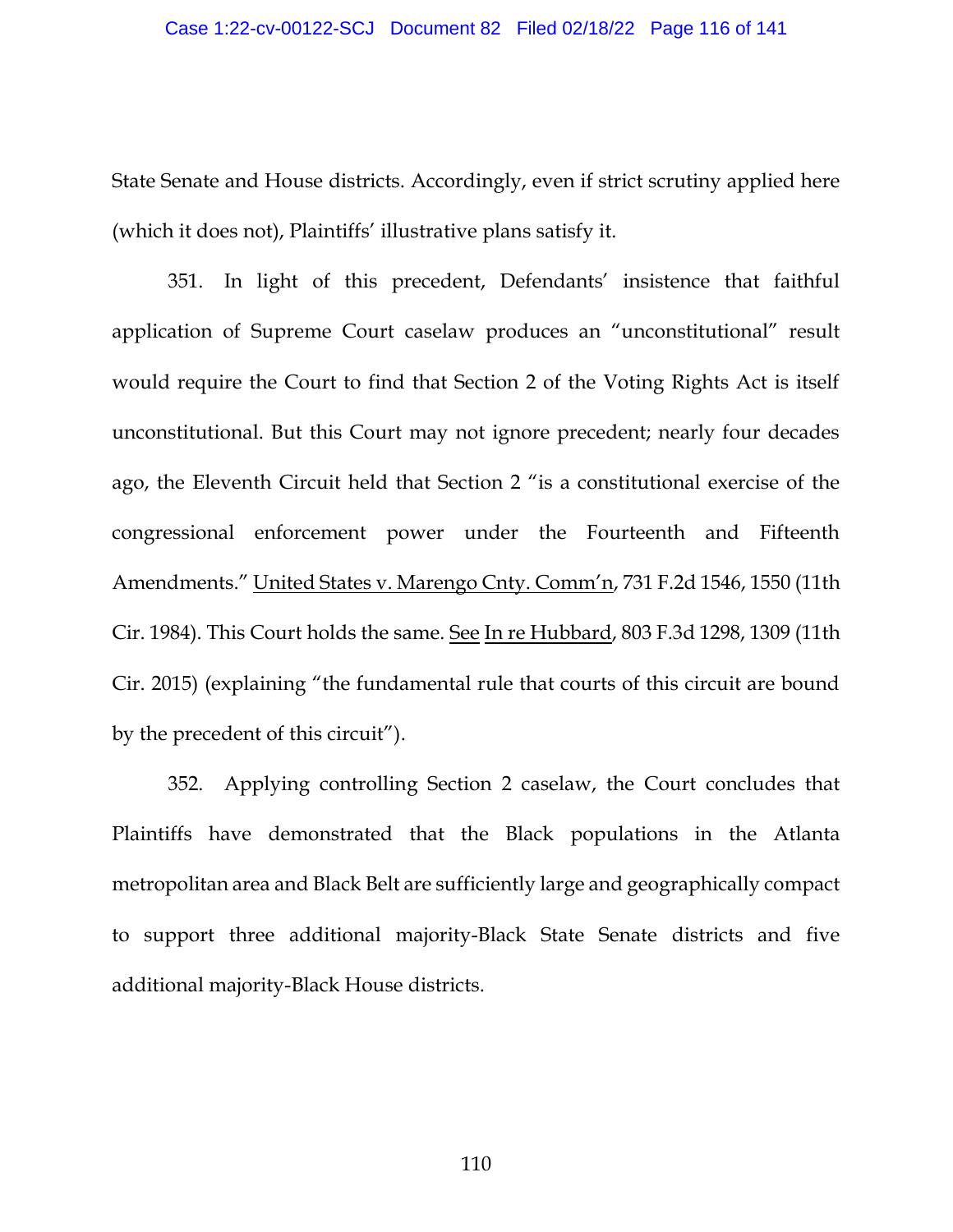State Senate and House districts. Accordingly, even if strict scrutiny applied here (which it does not), Plaintiffs' illustrative plans satisfy it.

351. In light of this precedent, Defendants' insistence that faithful application of Supreme Court caselaw produces an "unconstitutional" result would require the Court to find that Section 2 of the Voting Rights Act is itself unconstitutional. But this Court may not ignore precedent; nearly four decades ago, the Eleventh Circuit held that Section 2 "is a constitutional exercise of the congressional enforcement power under the Fourteenth and Fifteenth Amendments." United States v. Marengo Cnty. Comm'n, 731 F.2d 1546, 1550 (11th Cir. 1984). This Court holds the same. See In re Hubbard, 803 F.3d 1298, 1309 (11th Cir. 2015) (explaining "the fundamental rule that courts of this circuit are bound by the precedent of this circuit").

352. Applying controlling Section 2 caselaw, the Court concludes that Plaintiffs have demonstrated that the Black populations in the Atlanta metropolitan area and Black Belt are sufficiently large and geographically compact to support three additional majority-Black State Senate districts and five additional majority-Black House districts.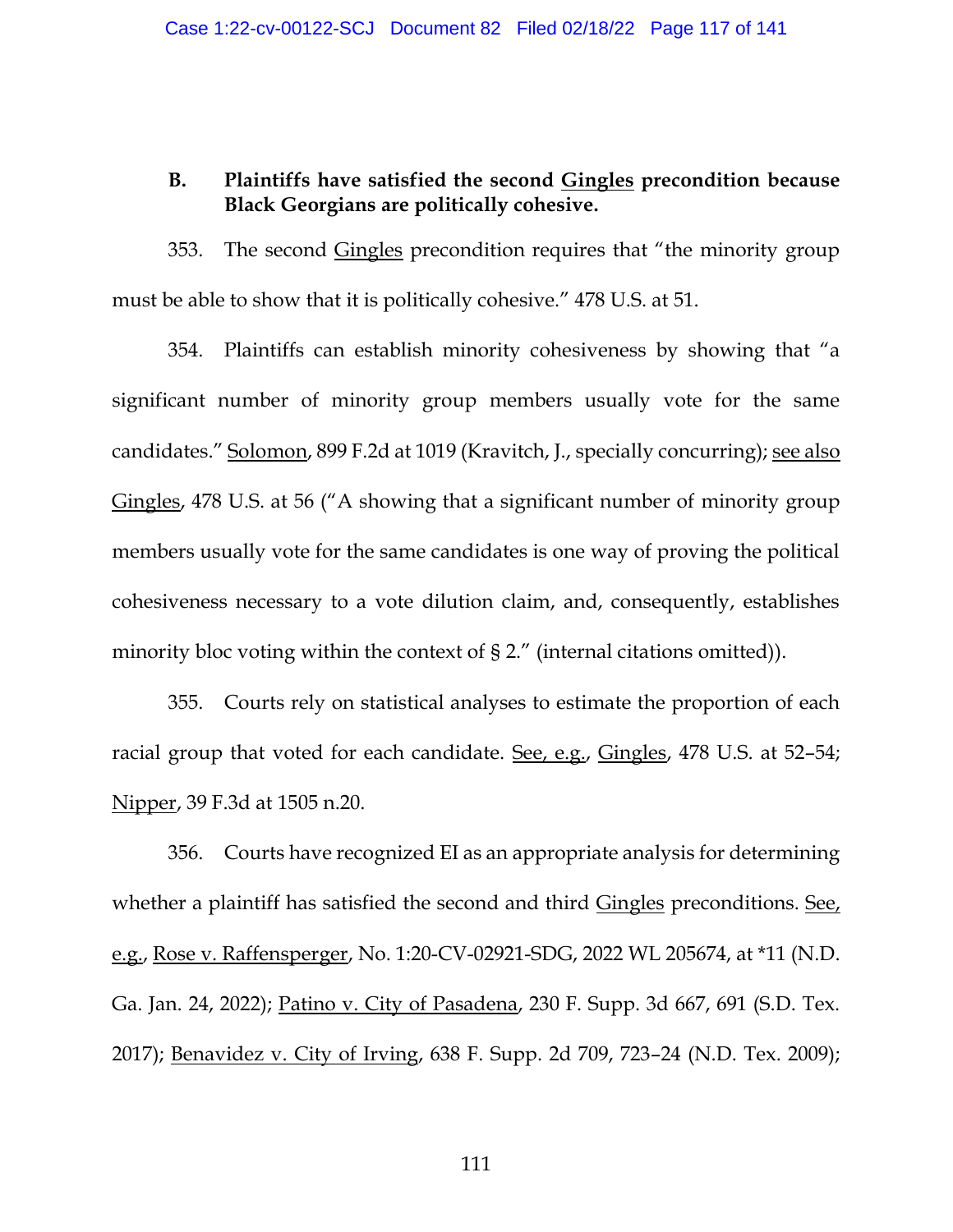### B. Plaintiffs have satisfied the second Gingles precondition because Black Georgians are politically cohesive.

353. The second Gingles precondition requires that "the minority group must be able to show that it is politically cohesive." 478 U.S. at 51.

354. Plaintiffs can establish minority cohesiveness by showing that "a significant number of minority group members usually vote for the same candidates." Solomon, 899 F.2d at 1019 (Kravitch, J., specially concurring); see also Gingles, 478 U.S. at 56 ("A showing that a significant number of minority group members usually vote for the same candidates is one way of proving the political cohesiveness necessary to a vote dilution claim, and, consequently, establishes minority bloc voting within the context of § 2." (internal citations omitted)).

355. Courts rely on statistical analyses to estimate the proportion of each racial group that voted for each candidate. See, e.g., Gingles, 478 U.S. at 52–54; Nipper, 39 F.3d at 1505 n.20.

356. Courts have recognized EI as an appropriate analysis for determining whether a plaintiff has satisfied the second and third Gingles preconditions. See, e.g., Rose v. Raffensperger, No. 1:20-CV-02921-SDG, 2022 WL 205674, at *11 (N.D. Ga. Jan. 24, 2022); Patino v. City of Pasadena, 230 F. Supp. 3d 667, 691 (S.D. Tex. 2017); Benavidez v. City of Irving, 638 F. Supp. 2d 709, 723–24 (N.D. Tex. 2009);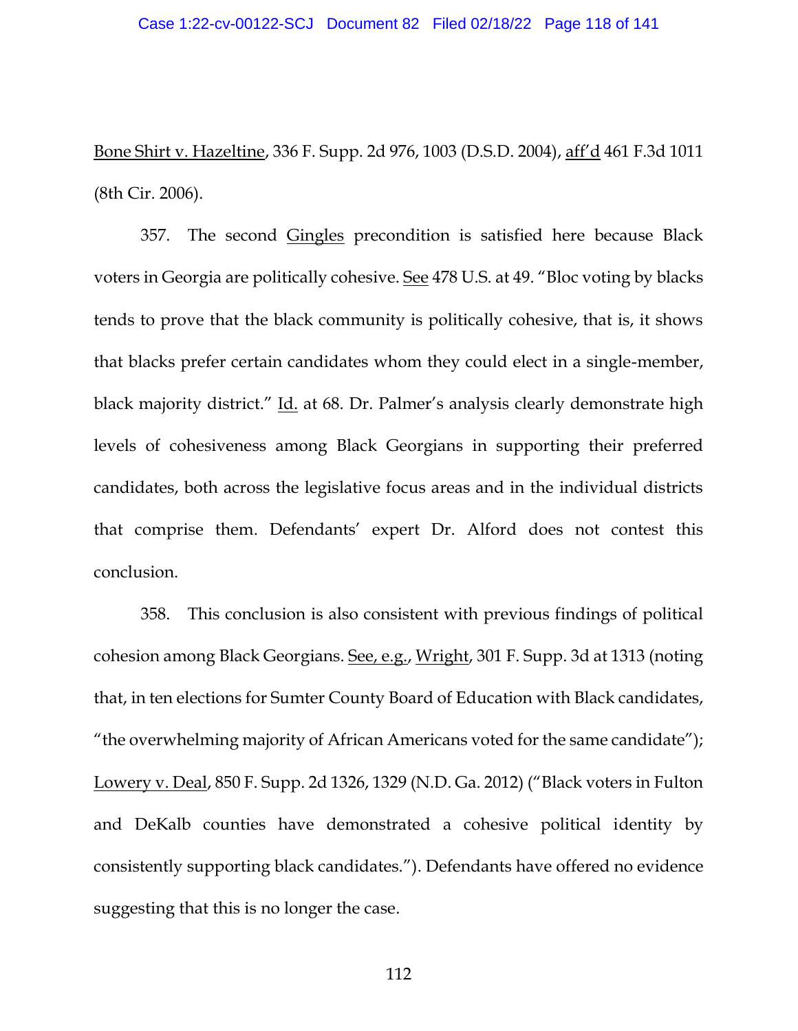Bone Shirt v. Hazeltine, 336 F. Supp. 2d 976, 1003 (D.S.D. 2004), aff'd 461 F.3d 1011 (8th Cir. 2006).

357. The second Gingles precondition is satisfied here because Black voters in Georgia are politically cohesive. See 478 U.S. at 49. "Bloc voting by blacks tends to prove that the black community is politically cohesive, that is, it shows that blacks prefer certain candidates whom they could elect in a single-member, black majority district." Id. at 68. Dr. Palmer's analysis clearly demonstrate high levels of cohesiveness among Black Georgians in supporting their preferred candidates, both across the legislative focus areas and in the individual districts that comprise them. Defendants' expert Dr. Alford does not contest this conclusion.

358. This conclusion is also consistent with previous findings of political cohesion among Black Georgians. See, e.g., Wright, 301 F. Supp. 3d at 1313 (noting that, in ten elections for Sumter County Board of Education with Black candidates, "the overwhelming majority of African Americans voted for the same candidate"); Lowery v. Deal, 850 F. Supp. 2d 1326, 1329 (N.D. Ga. 2012) ("Black voters in Fulton and DeKalb counties have demonstrated a cohesive political identity by consistently supporting black candidates."). Defendants have offered no evidence suggesting that this is no longer the case.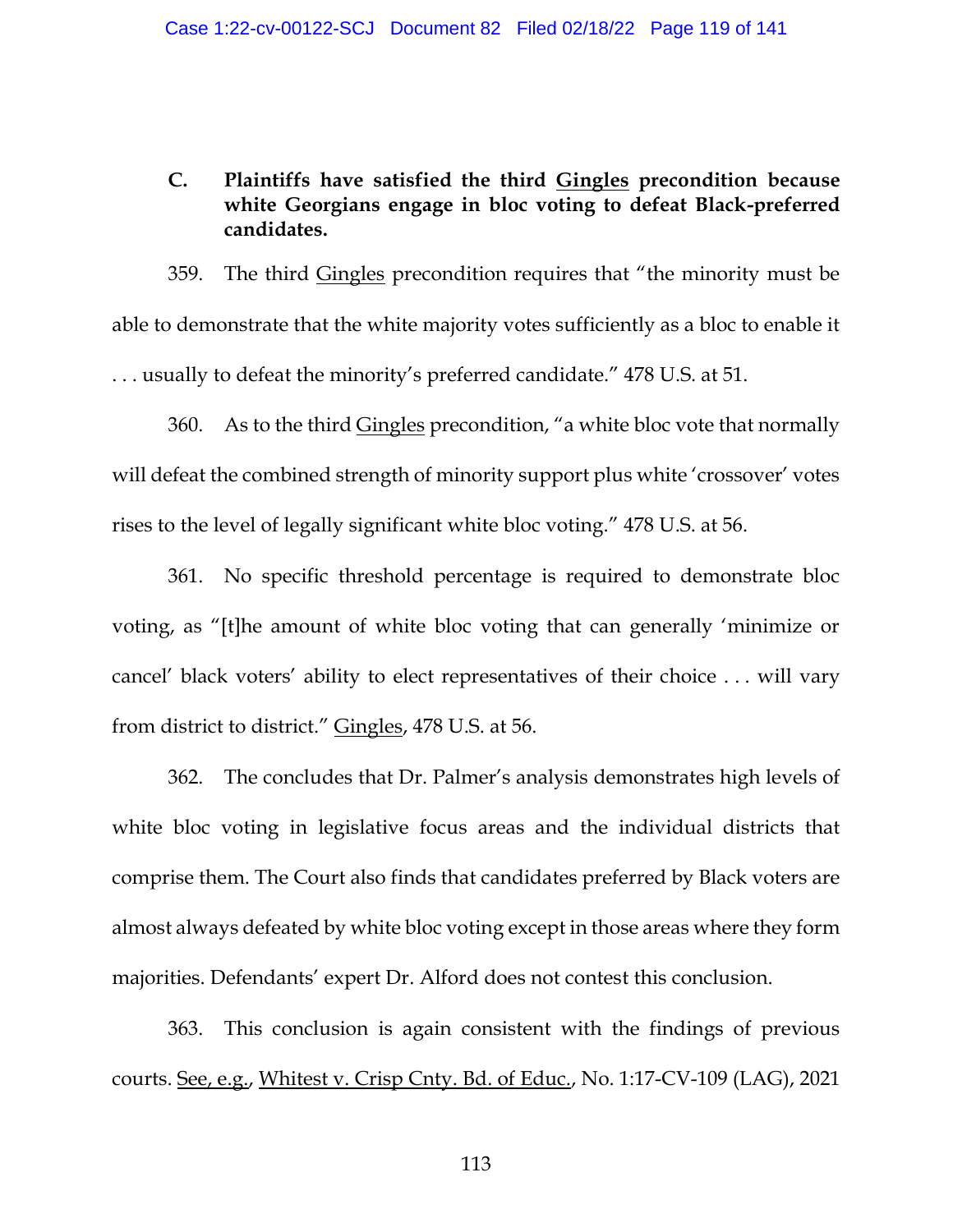### C. Plaintiffs have satisfied the third Gingles precondition because white Georgians engage in bloc voting to defeat Black-preferred candidates.

359. The third Gingles precondition requires that "the minority must be able to demonstrate that the white majority votes sufficiently as a bloc to enable it . . . usually to defeat the minority's preferred candidate." 478 U.S. at 51.

360. As to the third Gingles precondition, "a white bloc vote that normally will defeat the combined strength of minority support plus white 'crossover' votes rises to the level of legally significant white bloc voting." 478 U.S. at 56.

361. No specific threshold percentage is required to demonstrate bloc voting, as "[t]he amount of white bloc voting that can generally 'minimize or cancel' black voters' ability to elect representatives of their choice . . . will vary from district to district." Gingles, 478 U.S. at 56.

362. The concludes that Dr. Palmer's analysis demonstrates high levels of white bloc voting in legislative focus areas and the individual districts that comprise them. The Court also finds that candidates preferred by Black voters are almost always defeated by white bloc voting except in those areas where they form majorities. Defendants' expert Dr. Alford does not contest this conclusion.

363. This conclusion is again consistent with the findings of previous courts. See, e.g., Whitest v. Crisp Cnty. Bd. of Educ., No. 1:17-CV-109 (LAG), 2021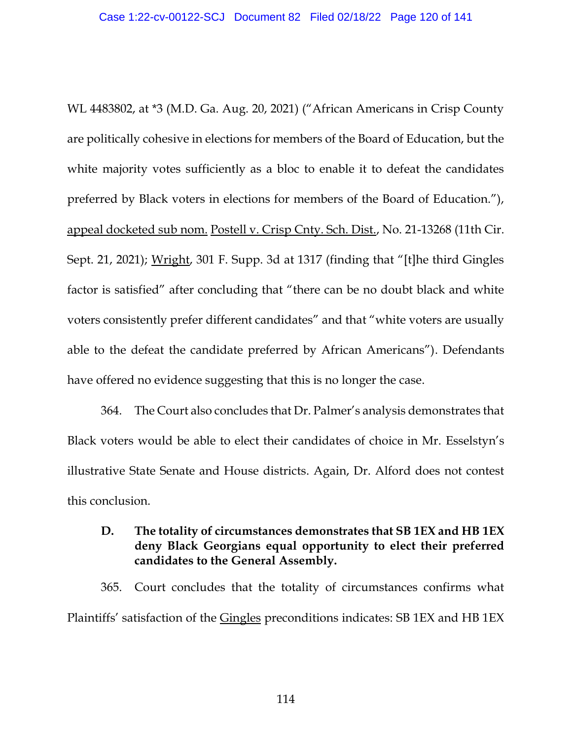WL 4483802, at *3 (M.D. Ga. Aug. 20, 2021) ("African Americans in Crisp County are politically cohesive in elections for members of the Board of Education, but the white majority votes sufficiently as a bloc to enable it to defeat the candidates preferred by Black voters in elections for members of the Board of Education."), appeal docketed sub nom. Postell v. Crisp Cnty. Sch. Dist., No. 21-13268 (11th Cir. Sept. 21, 2021); Wright, 301 F. Supp. 3d at 1317 (finding that "[t]he third Gingles factor is satisfied" after concluding that "there can be no doubt black and white voters consistently prefer different candidates" and that "white voters are usually able to the defeat the candidate preferred by African Americans"). Defendants have offered no evidence suggesting that this is no longer the case.

364. The Court also concludes that Dr. Palmer's analysis demonstrates that Black voters would be able to elect their candidates of choice in Mr. Esselstyn's illustrative State Senate and House districts. Again, Dr. Alford does not contest this conclusion.

### D. The totality of circumstances demonstrates that SB 1EX and HB 1EX deny Black Georgians equal opportunity to elect their preferred candidates to the General Assembly.

365. Court concludes that the totality of circumstances confirms what Plaintiffs' satisfaction of the Gingles preconditions indicates: SB 1EX and HB 1EX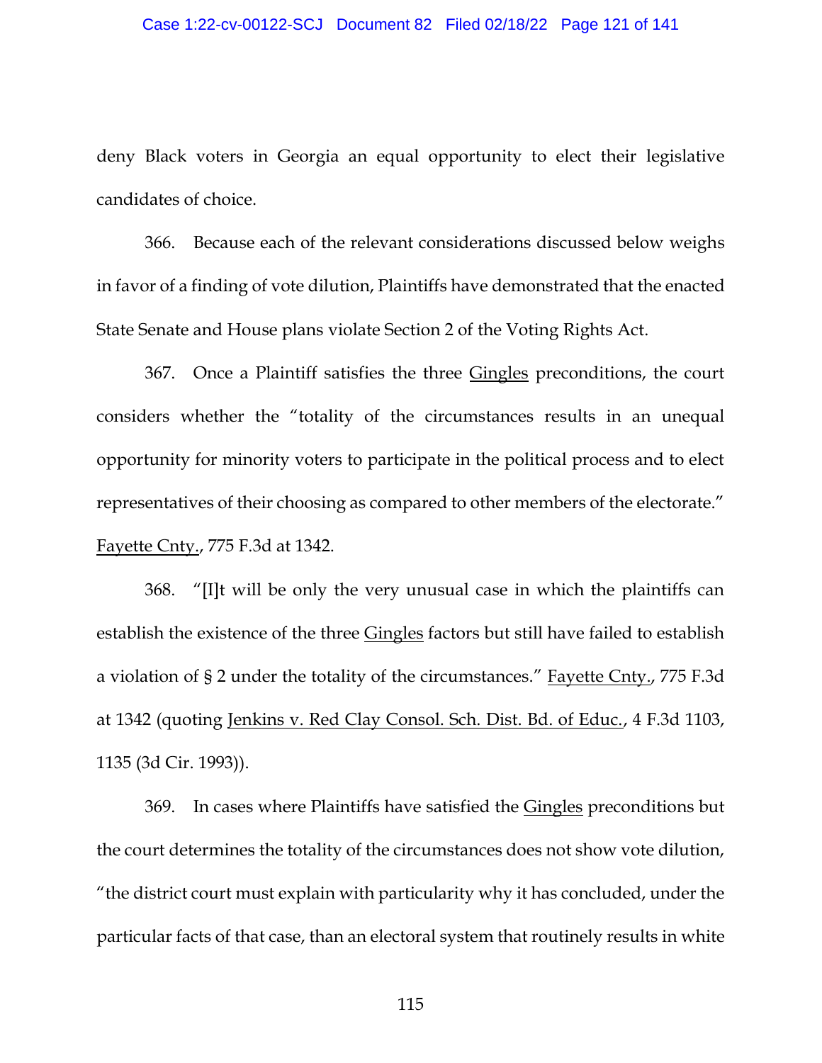deny Black voters in Georgia an equal opportunity to elect their legislative candidates of choice.

366. Because each of the relevant considerations discussed below weighs in favor of a finding of vote dilution, Plaintiffs have demonstrated that the enacted State Senate and House plans violate Section 2 of the Voting Rights Act.

367. Once a Plaintiff satisfies the three Gingles preconditions, the court considers whether the "totality of the circumstances results in an unequal opportunity for minority voters to participate in the political process and to elect representatives of their choosing as compared to other members of the electorate." Fayette Cnty., 775 F.3d at 1342.

368. "[I]t will be only the very unusual case in which the plaintiffs can establish the existence of the three Gingles factors but still have failed to establish a violation of § 2 under the totality of the circumstances." Fayette Cnty., 775 F.3d at 1342 (quoting Jenkins v. Red Clay Consol. Sch. Dist. Bd. of Educ., 4 F.3d 1103, 1135 (3d Cir. 1993)).

369. In cases where Plaintiffs have satisfied the Gingles preconditions but the court determines the totality of the circumstances does not show vote dilution, "the district court must explain with particularity why it has concluded, under the particular facts of that case, than an electoral system that routinely results in white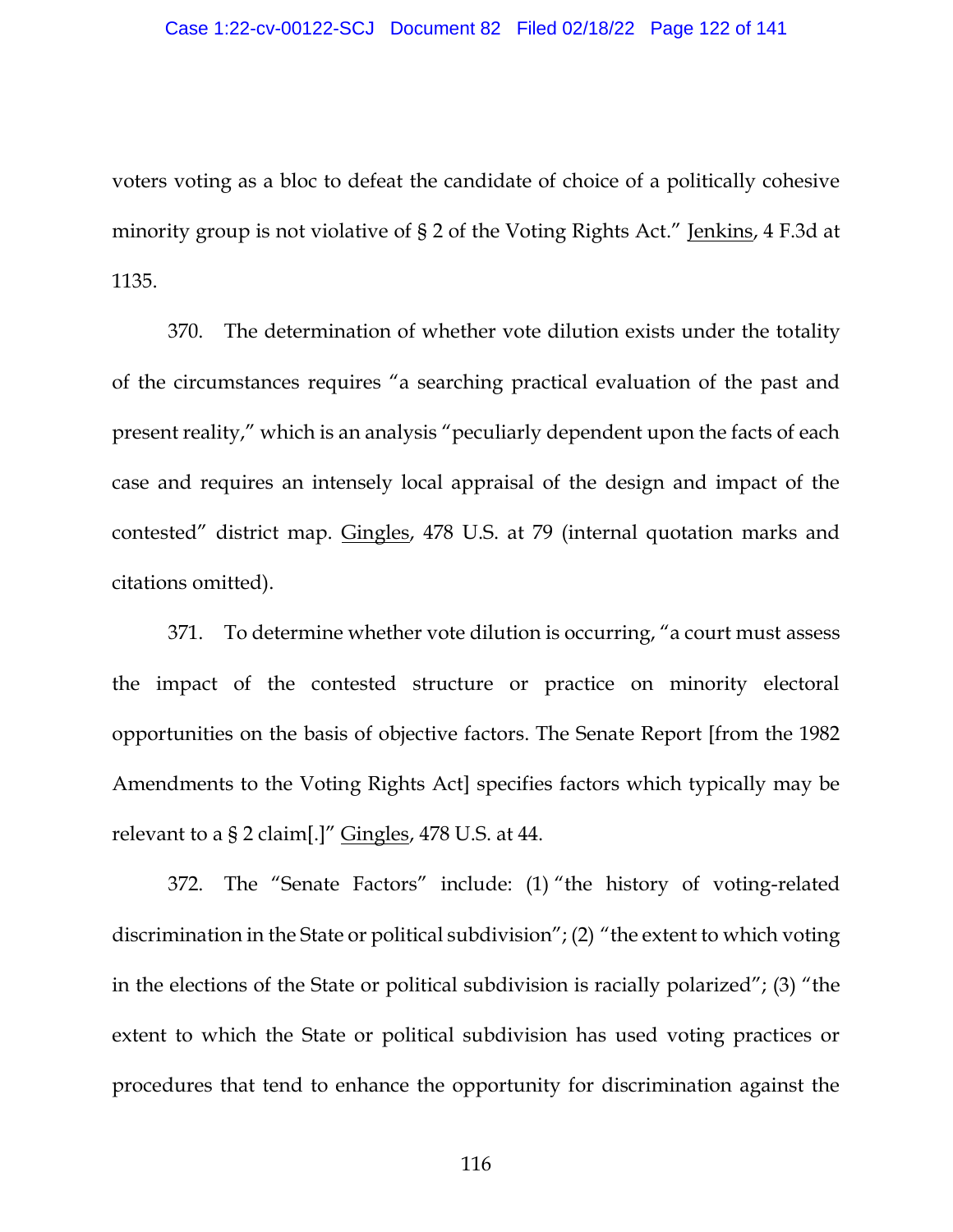voters voting as a bloc to defeat the candidate of choice of a politically cohesive minority group is not violative of § 2 of the Voting Rights Act." Jenkins, 4 F.3d at 1135.

370. The determination of whether vote dilution exists under the totality of the circumstances requires "a searching practical evaluation of the past and present reality," which is an analysis "peculiarly dependent upon the facts of each case and requires an intensely local appraisal of the design and impact of the contested" district map. Gingles, 478 U.S. at 79 (internal quotation marks and citations omitted).

371. To determine whether vote dilution is occurring, "a court must assess the impact of the contested structure or practice on minority electoral opportunities on the basis of objective factors. The Senate Report [from the 1982 Amendments to the Voting Rights Act] specifies factors which typically may be relevant to a § 2 claim[.]" Gingles, 478 U.S. at 44.

372. The "Senate Factors" include: (1) "the history of voting-related discrimination in the State or political subdivision"; (2) "the extent to which voting in the elections of the State or political subdivision is racially polarized"; (3) "the extent to which the State or political subdivision has used voting practices or procedures that tend to enhance the opportunity for discrimination against the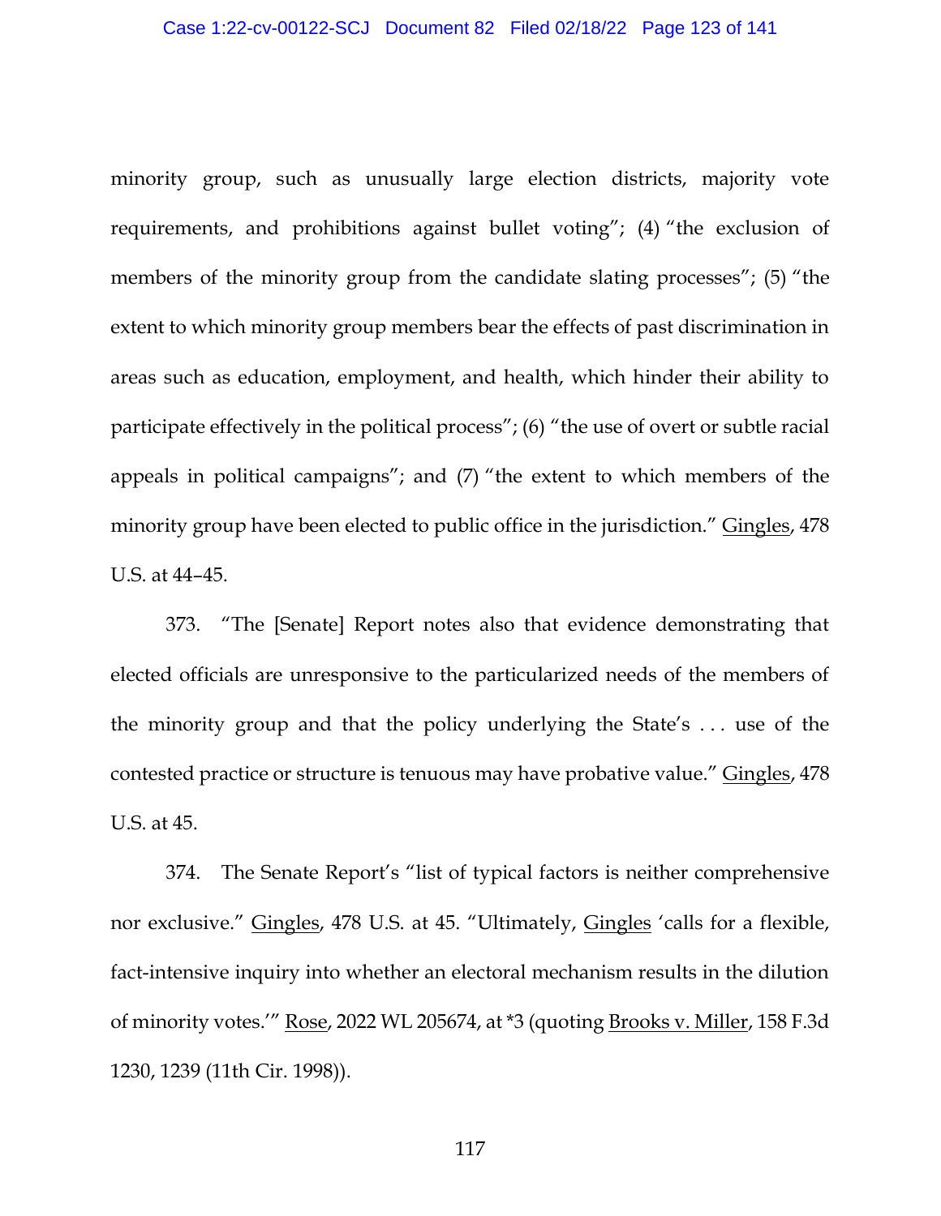minority group, such as unusually large election districts, majority vote requirements, and prohibitions against bullet voting"; (4) "the exclusion of members of the minority group from the candidate slating processes"; (5) "the extent to which minority group members bear the effects of past discrimination in areas such as education, employment, and health, which hinder their ability to participate effectively in the political process"; (6) "the use of overt or subtle racial appeals in political campaigns"; and (7) "the extent to which members of the minority group have been elected to public office in the jurisdiction." Gingles, 478 U.S. at 44–45.

373. "The [Senate] Report notes also that evidence demonstrating that elected officials are unresponsive to the particularized needs of the members of the minority group and that the policy underlying the State's . . . use of the contested practice or structure is tenuous may have probative value." Gingles, 478 U.S. at 45.

374. The Senate Report's "list of typical factors is neither comprehensive nor exclusive." Gingles, 478 U.S. at 45. "Ultimately, Gingles 'calls for a flexible, fact-intensive inquiry into whether an electoral mechanism results in the dilution of minority votes.'" Rose, 2022 WL 205674, at *3 (quoting Brooks v. Miller, 158 F.3d 1230, 1239 (11th Cir. 1998)).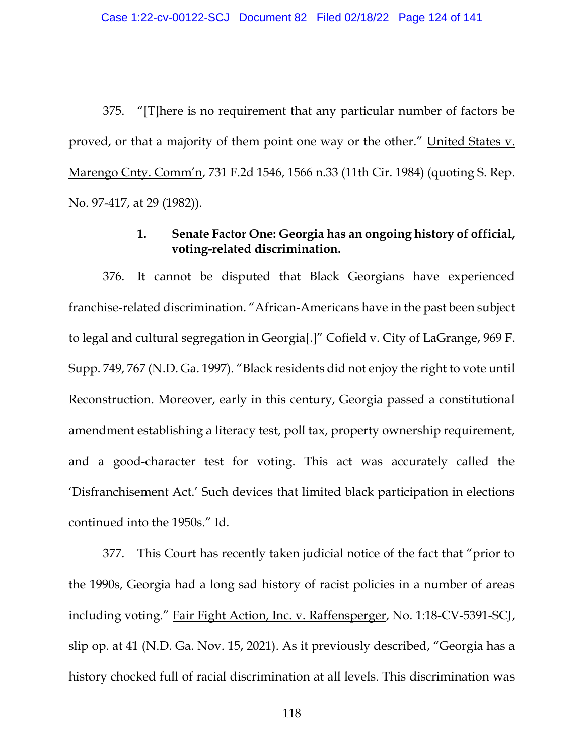375. "[T]here is no requirement that any particular number of factors be proved, or that a majority of them point one way or the other." United States v. Marengo Cnty. Comm'n, 731 F.2d 1546, 1566 n.33 (11th Cir. 1984) (quoting S. Rep. No. 97-417, at 29 (1982)).

### 1. Senate Factor One: Georgia has an ongoing history of official, voting-related discrimination.

376. It cannot be disputed that Black Georgians have experienced franchise-related discrimination. "African-Americans have in the past been subject to legal and cultural segregation in Georgia[.]" Cofield v. City of LaGrange, 969 F. Supp. 749, 767 (N.D. Ga. 1997). "Black residents did not enjoy the right to vote until Reconstruction. Moreover, early in this century, Georgia passed a constitutional amendment establishing a literacy test, poll tax, property ownership requirement, and a good-character test for voting. This act was accurately called the 'Disfranchisement Act.' Such devices that limited black participation in elections continued into the 1950s." Id.

377. This Court has recently taken judicial notice of the fact that "prior to the 1990s, Georgia had a long sad history of racist policies in a number of areas including voting." Fair Fight Action, Inc. v. Raffensperger, No. 1:18-CV-5391-SCJ, slip op. at 41 (N.D. Ga. Nov. 15, 2021). As it previously described, "Georgia has a history chocked full of racial discrimination at all levels. This discrimination was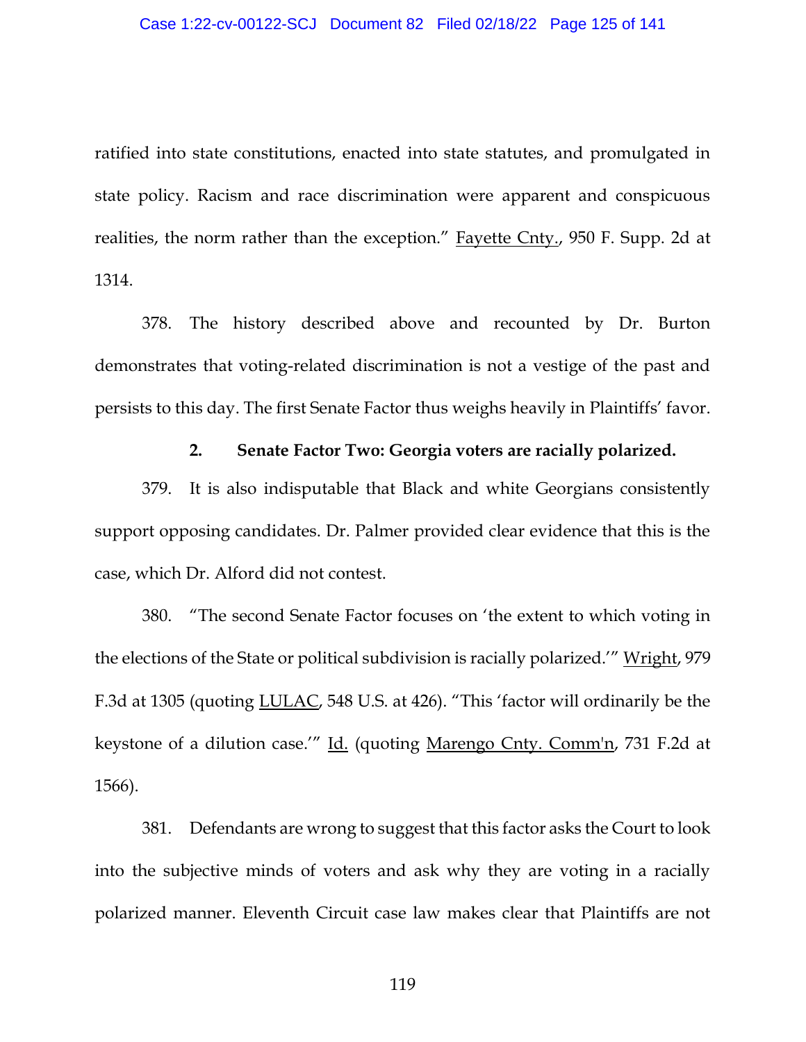ratified into state constitutions, enacted into state statutes, and promulgated in state policy. Racism and race discrimination were apparent and conspicuous realities, the norm rather than the exception." Fayette Cnty., 950 F. Supp. 2d at 1314.

378. The history described above and recounted by Dr. Burton demonstrates that voting-related discrimination is not a vestige of the past and persists to this day. The first Senate Factor thus weighs heavily in Plaintiffs' favor.

**2. Senate Factor Two: Georgia voters are racially polarized.**

379. It is also indisputable that Black and white Georgians consistently support opposing candidates. Dr. Palmer provided clear evidence that this is the case, which Dr. Alford did not contest.

380. "The second Senate Factor focuses on 'the extent to which voting in the elections of the State or political subdivision is racially polarized.'" Wright, 979 F.3d at 1305 (quoting LULAC, 548 U.S. at 426). "This 'factor will ordinarily be the keystone of a dilution case.'" Id. (quoting Marengo Cnty. Comm'n, 731 F.2d at 1566).

381. Defendants are wrong to suggest that this factor asks the Court to look into the subjective minds of voters and ask why they are voting in a racially polarized manner. Eleventh Circuit case law makes clear that Plaintiffs are not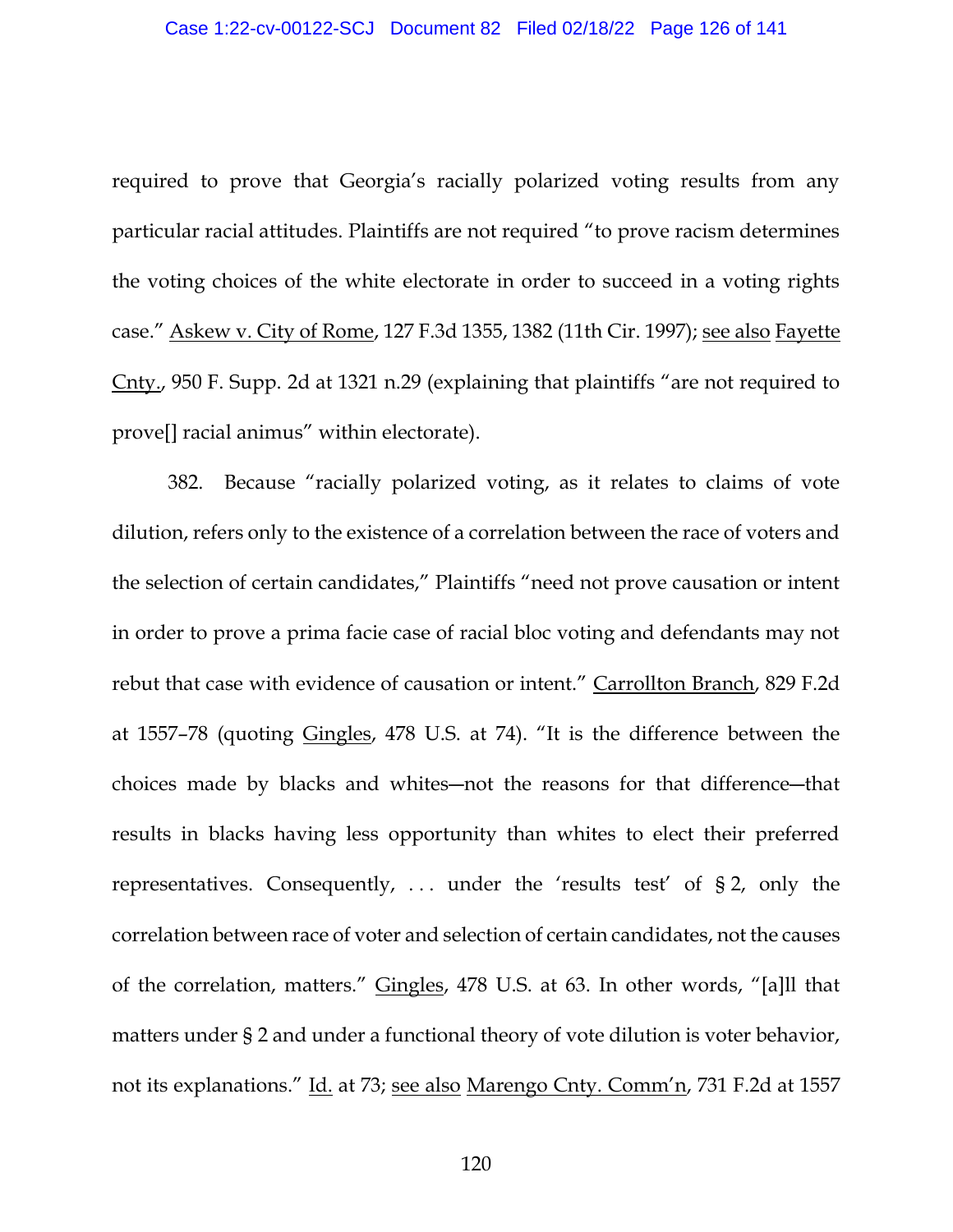required to prove that Georgia's racially polarized voting results from any particular racial attitudes. Plaintiffs are not required "to prove racism determines the voting choices of the white electorate in order to succeed in a voting rights case." Askew v. City of Rome, 127 F.3d 1355, 1382 (11th Cir. 1997); see also Fayette Cnty., 950 F. Supp. 2d at 1321 n.29 (explaining that plaintiffs "are not required to prove[] racial animus" within electorate).

382. Because "racially polarized voting, as it relates to claims of vote dilution, refers only to the existence of a correlation between the race of voters and the selection of certain candidates," Plaintiffs "need not prove causation or intent in order to prove a prima facie case of racial bloc voting and defendants may not rebut that case with evidence of causation or intent." Carrollton Branch, 829 F.2d at 1557–78 (quoting Gingles, 478 U.S. at 74). "It is the difference between the choices made by blacks and whites—not the reasons for that difference—that results in blacks having less opportunity than whites to elect their preferred representatives. Consequently, . . . under the 'results test' of § 2, only the correlation between race of voter and selection of certain candidates, not the causes of the correlation, matters." Gingles, 478 U.S. at 63. In other words, "[a]ll that matters under § 2 and under a functional theory of vote dilution is voter behavior, not its explanations." Id. at 73; see also Marengo Cnty. Comm'n, 731 F.2d at 1557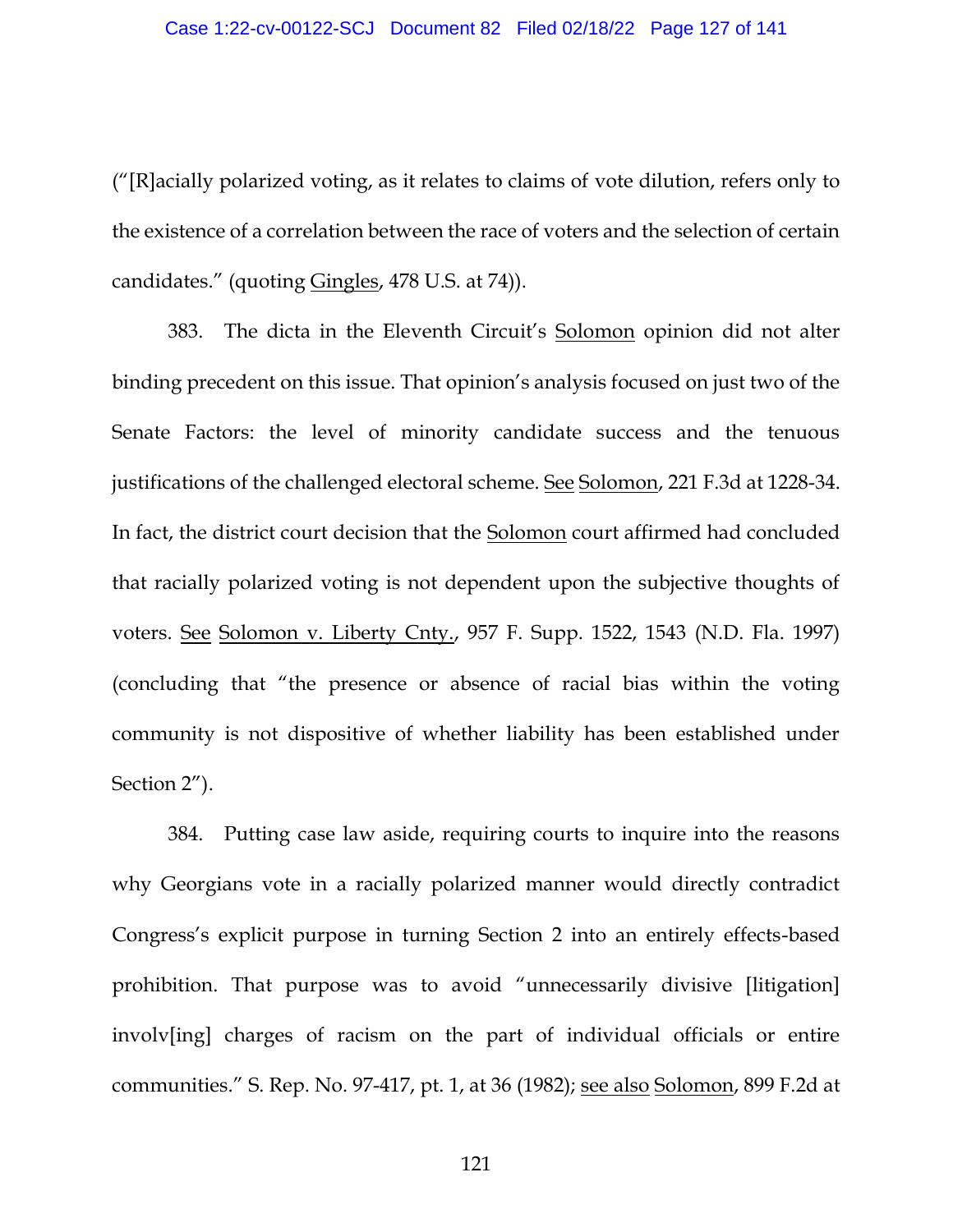("[R]acially polarized voting, as it relates to claims of vote dilution, refers only to the existence of a correlation between the race of voters and the selection of certain candidates." (quoting Gingles, 478 U.S. at 74)).

383. The dicta in the Eleventh Circuit's Solomon opinion did not alter binding precedent on this issue. That opinion's analysis focused on just two of the Senate Factors: the level of minority candidate success and the tenuous justifications of the challenged electoral scheme. See Solomon, 221 F.3d at 1228-34. In fact, the district court decision that the Solomon court affirmed had concluded that racially polarized voting is not dependent upon the subjective thoughts of voters. See Solomon v. Liberty Cnty., 957 F. Supp. 1522, 1543 (N.D. Fla. 1997) (concluding that "the presence or absence of racial bias within the voting community is not dispositive of whether liability has been established under Section 2").

384. Putting case law aside, requiring courts to inquire into the reasons why Georgians vote in a racially polarized manner would directly contradict Congress's explicit purpose in turning Section 2 into an entirely effects-based prohibition. That purpose was to avoid "unnecessarily divisive [litigation] involv[ing] charges of racism on the part of individual officials or entire communities." S. Rep. No. 97-417, pt. 1, at 36 (1982); see also Solomon, 899 F.2d at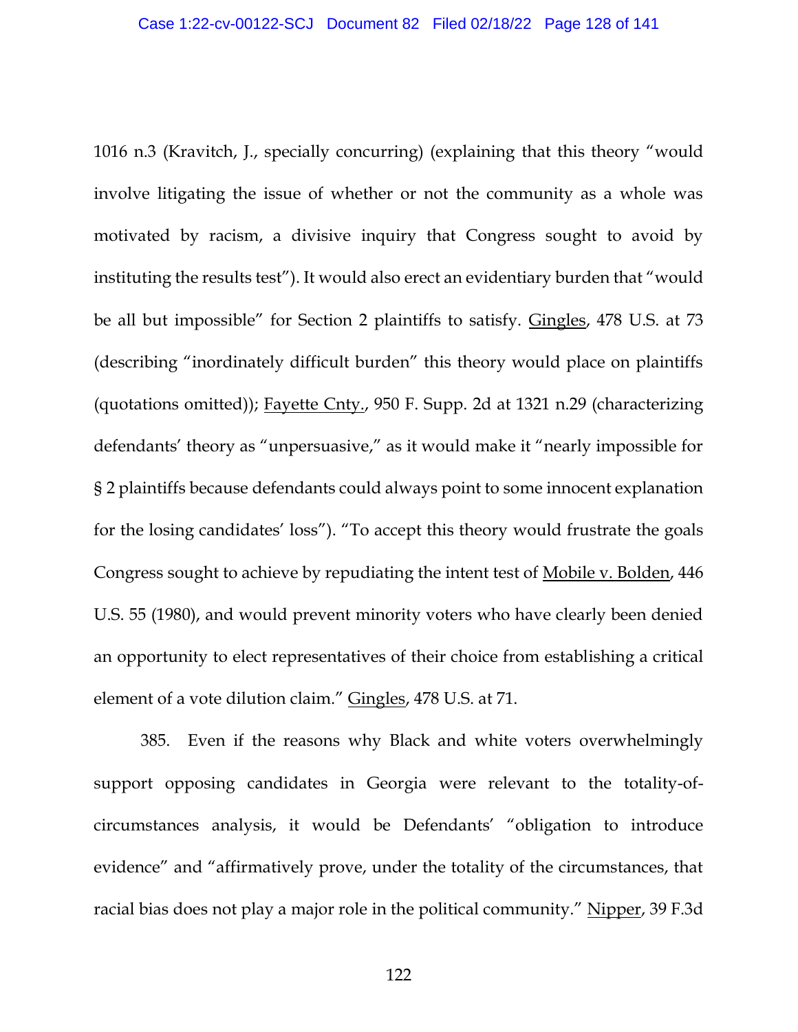1016 n.3 (Kravitch, J., specially concurring) (explaining that this theory "would involve litigating the issue of whether or not the community as a whole was motivated by racism, a divisive inquiry that Congress sought to avoid by instituting the results test"). It would also erect an evidentiary burden that "would be all but impossible" for Section 2 plaintiffs to satisfy. Gingles, 478 U.S. at 73 (describing "inordinately difficult burden" this theory would place on plaintiffs (quotations omitted)); Fayette Cnty., 950 F. Supp. 2d at 1321 n.29 (characterizing defendants' theory as "unpersuasive," as it would make it "nearly impossible for § 2 plaintiffs because defendants could always point to some innocent explanation for the losing candidates' loss"). "To accept this theory would frustrate the goals Congress sought to achieve by repudiating the intent test of Mobile v. Bolden, 446 U.S. 55 (1980), and would prevent minority voters who have clearly been denied an opportunity to elect representatives of their choice from establishing a critical element of a vote dilution claim." Gingles, 478 U.S. at 71.

385. Even if the reasons why Black and white voters overwhelmingly support opposing candidates in Georgia were relevant to the totality-of-circumstances analysis, it would be Defendants' "obligation to introduce evidence" and "affirmatively prove, under the totality of the circumstances, that racial bias does not play a major role in the political community." Nipper, 39 F.3d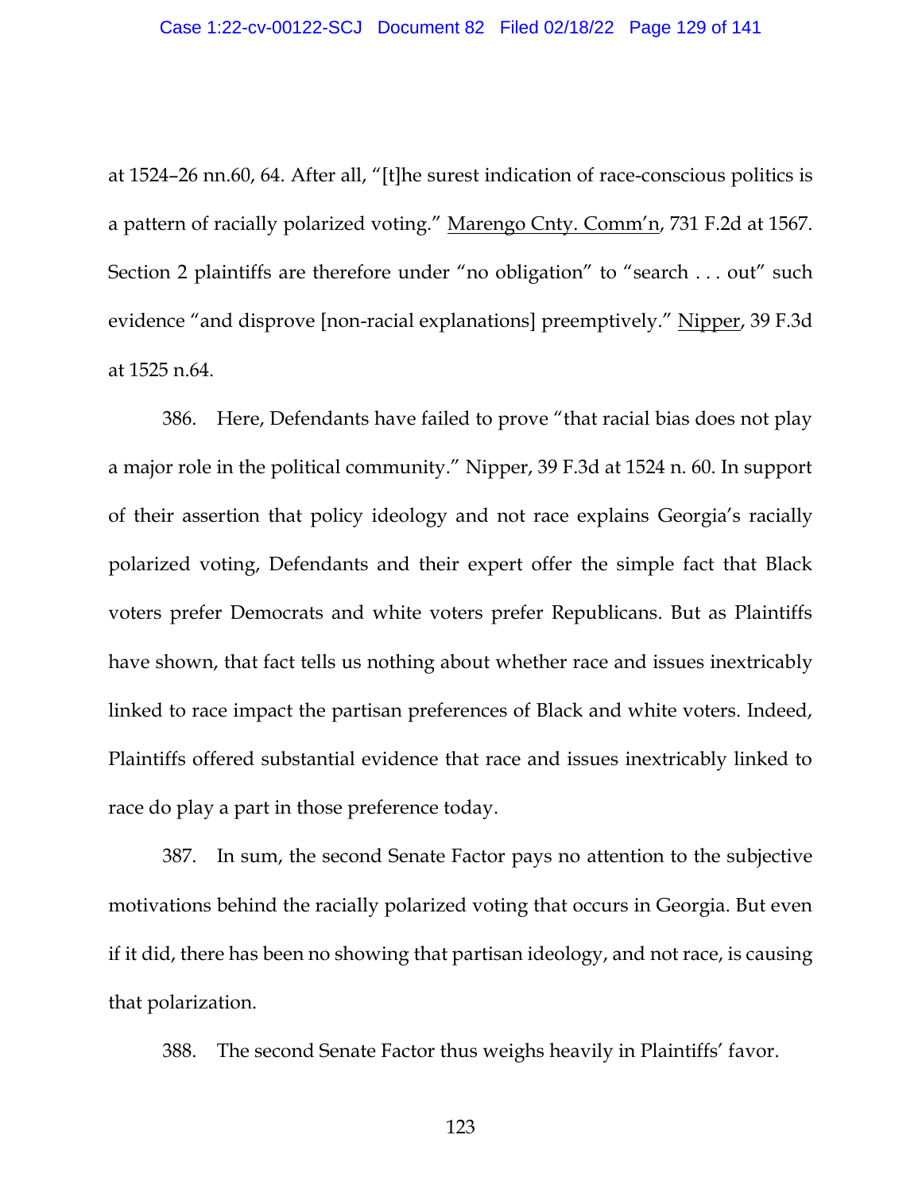at 1524–26 nn.60, 64. After all, "[t]he surest indication of race-conscious politics is a pattern of racially polarized voting." Marengo Cnty. Comm'n, 731 F.2d at 1567. Section 2 plaintiffs are therefore under "no obligation" to "search . . . out" such evidence "and disprove [non-racial explanations] preemptively." Nipper, 39 F.3d at 1525 n.64.

386. Here, Defendants have failed to prove "that racial bias does not play a major role in the political community." Nipper, 39 F.3d at 1524 n. 60. In support of their assertion that policy ideology and not race explains Georgia's racially polarized voting, Defendants and their expert offer the simple fact that Black voters prefer Democrats and white voters prefer Republicans. But as Plaintiffs have shown, that fact tells us nothing about whether race and issues inextricably linked to race impact the partisan preferences of Black and white voters. Indeed, Plaintiffs offered substantial evidence that race and issues inextricably linked to race do play a part in those preference today.

387. In sum, the second Senate Factor pays no attention to the subjective motivations behind the racially polarized voting that occurs in Georgia. But even if it did, there has been no showing that partisan ideology, and not race, is causing that polarization.

388. The second Senate Factor thus weighs heavily in Plaintiffs' favor.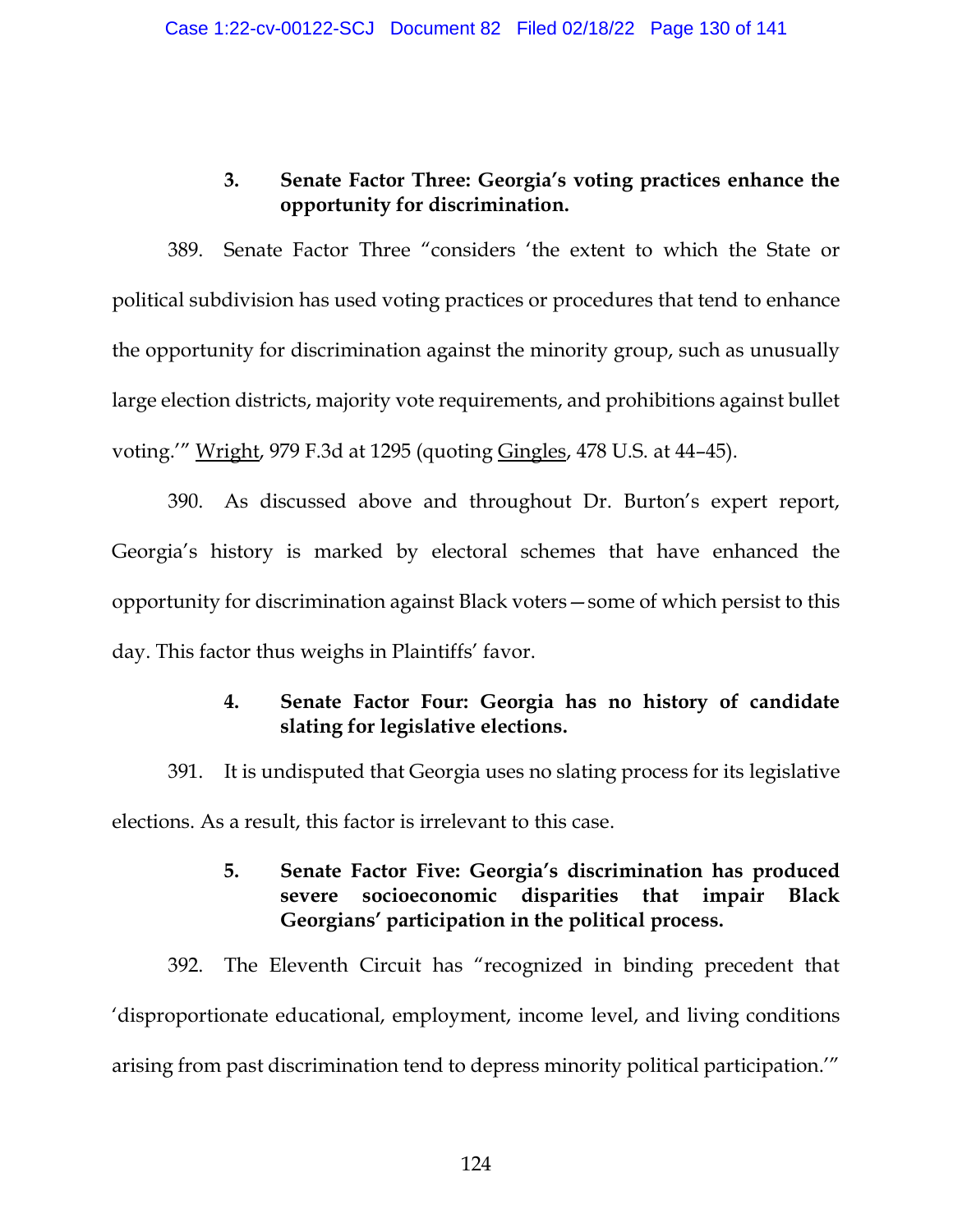### 3. Senate Factor Three: Georgia's voting practices enhance the opportunity for discrimination.

389. Senate Factor Three "considers 'the extent to which the State or political subdivision has used voting practices or procedures that tend to enhance the opportunity for discrimination against the minority group, such as unusually large election districts, majority vote requirements, and prohibitions against bullet voting.'" Wright, 979 F.3d at 1295 (quoting Gingles, 478 U.S. at 44–45).

390. As discussed above and throughout Dr. Burton's expert report, Georgia's history is marked by electoral schemes that have enhanced the opportunity for discrimination against Black voters—some of which persist to this day. This factor thus weighs in Plaintiffs' favor.

### 4. Senate Factor Four: Georgia has no history of candidate slating for legislative elections.

391. It is undisputed that Georgia uses no slating process for its legislative elections. As a result, this factor is irrelevant to this case.

### 5. Senate Factor Five: Georgia's discrimination has produced severe socioeconomic disparities that impair Black Georgians' participation in the political process.

392. The Eleventh Circuit has "recognized in binding precedent that 'disproportionate educational, employment, income level, and living conditions arising from past discrimination tend to depress minority political participation.'"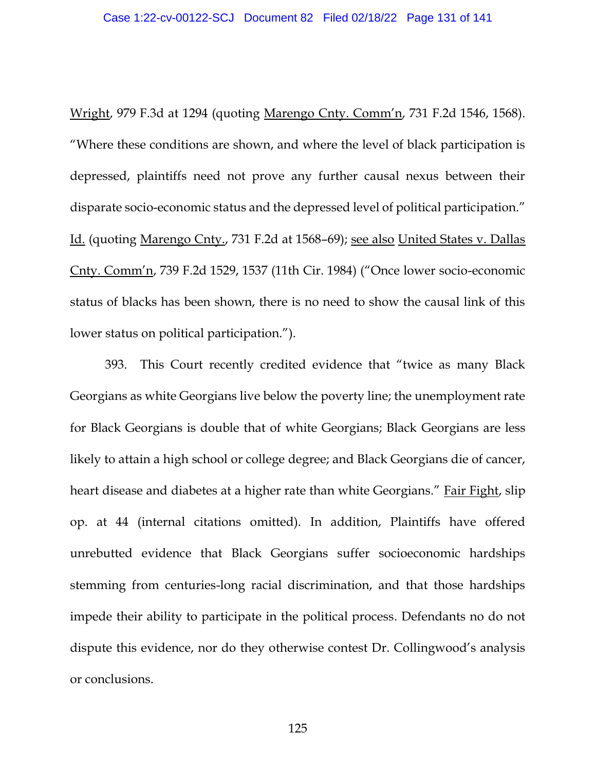Wright, 979 F.3d at 1294 (quoting Marengo Cnty. Comm'n, 731 F.2d 1546, 1568). "Where these conditions are shown, and where the level of black participation is depressed, plaintiffs need not prove any further causal nexus between their disparate socio-economic status and the depressed level of political participation." Id. (quoting Marengo Cnty., 731 F.2d at 1568–69); see also United States v. Dallas Cnty. Comm'n, 739 F.2d 1529, 1537 (11th Cir. 1984) ("Once lower socio-economic status of blacks has been shown, there is no need to show the causal link of this lower status on political participation.").

393. This Court recently credited evidence that "twice as many Black Georgians as white Georgians live below the poverty line; the unemployment rate for Black Georgians is double that of white Georgians; Black Georgians are less likely to attain a high school or college degree; and Black Georgians die of cancer, heart disease and diabetes at a higher rate than white Georgians." Fair Fight, slip op. at 44 (internal citations omitted). In addition, Plaintiffs have offered unrebutted evidence that Black Georgians suffer socioeconomic hardships stemming from centuries-long racial discrimination, and that those hardships impede their ability to participate in the political process. Defendants no do not dispute this evidence, nor do they otherwise contest Dr. Collingwood's analysis or conclusions.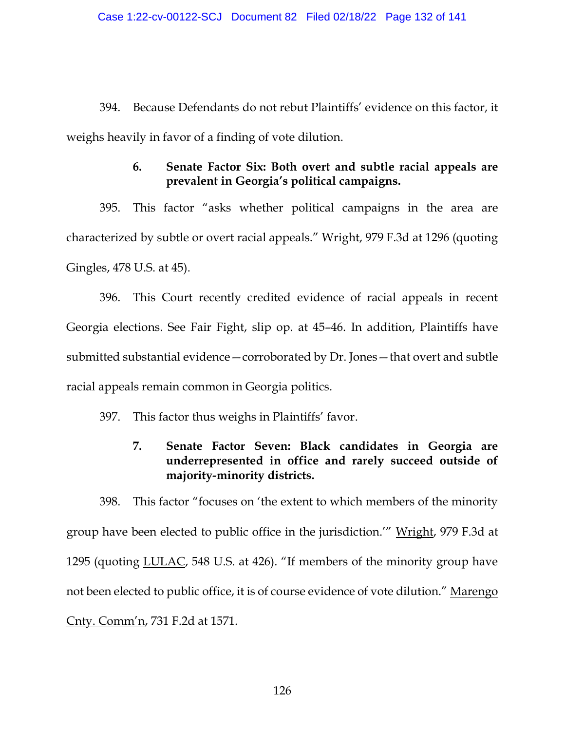394. Because Defendants do not rebut Plaintiffs' evidence on this factor, it weighs heavily in favor of a finding of vote dilution.

### 6. Senate Factor Six: Both overt and subtle racial appeals are prevalent in Georgia's political campaigns.

395. This factor "asks whether political campaigns in the area are characterized by subtle or overt racial appeals." Wright, 979 F.3d at 1296 (quoting Gingles, 478 U.S. at 45).

396. This Court recently credited evidence of racial appeals in recent Georgia elections. See Fair Fight, slip op. at 45–46. In addition, Plaintiffs have submitted substantial evidence—corroborated by Dr. Jones—that overt and subtle racial appeals remain common in Georgia politics.

397. This factor thus weighs in Plaintiffs' favor.

### 7. Senate Factor Seven: Black candidates in Georgia are underrepresented in office and rarely succeed outside of majority-minority districts.

398. This factor "focuses on 'the extent to which members of the minority group have been elected to public office in the jurisdiction.'" Wright, 979 F.3d at 1295 (quoting LULAC, 548 U.S. at 426). "If members of the minority group have not been elected to public office, it is of course evidence of vote dilution." Marengo Cnty. Comm'n, 731 F.2d at 1571.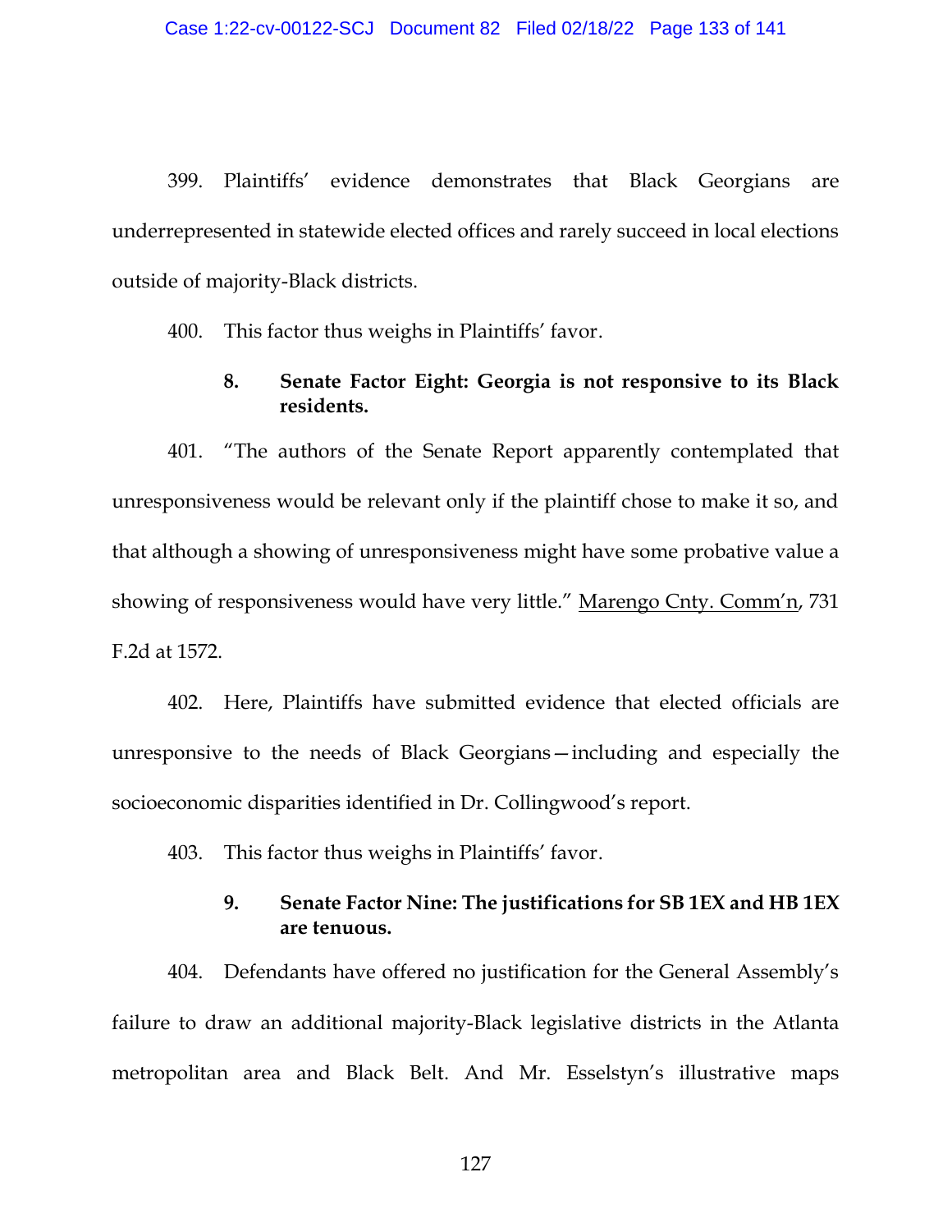399. Plaintiffs' evidence demonstrates that Black Georgians are underrepresented in statewide elected offices and rarely succeed in local elections outside of majority-Black districts.

400. This factor thus weighs in Plaintiffs' favor.

### 8. Senate Factor Eight: Georgia is not responsive to its Black residents.

401. "The authors of the Senate Report apparently contemplated that unresponsiveness would be relevant only if the plaintiff chose to make it so, and that although a showing of unresponsiveness might have some probative value a showing of responsiveness would have very little." Marengo Cnty. Comm'n, 731 F.2d at 1572.

402. Here, Plaintiffs have submitted evidence that elected officials are unresponsive to the needs of Black Georgians—including and especially the socioeconomic disparities identified in Dr. Collingwood's report.

403. This factor thus weighs in Plaintiffs' favor.

### 9. Senate Factor Nine: The justifications for SB 1EX and HB 1EX are tenuous.

404. Defendants have offered no justification for the General Assembly's failure to draw an additional majority-Black legislative districts in the Atlanta metropolitan area and Black Belt. And Mr. Esselstyn's illustrative maps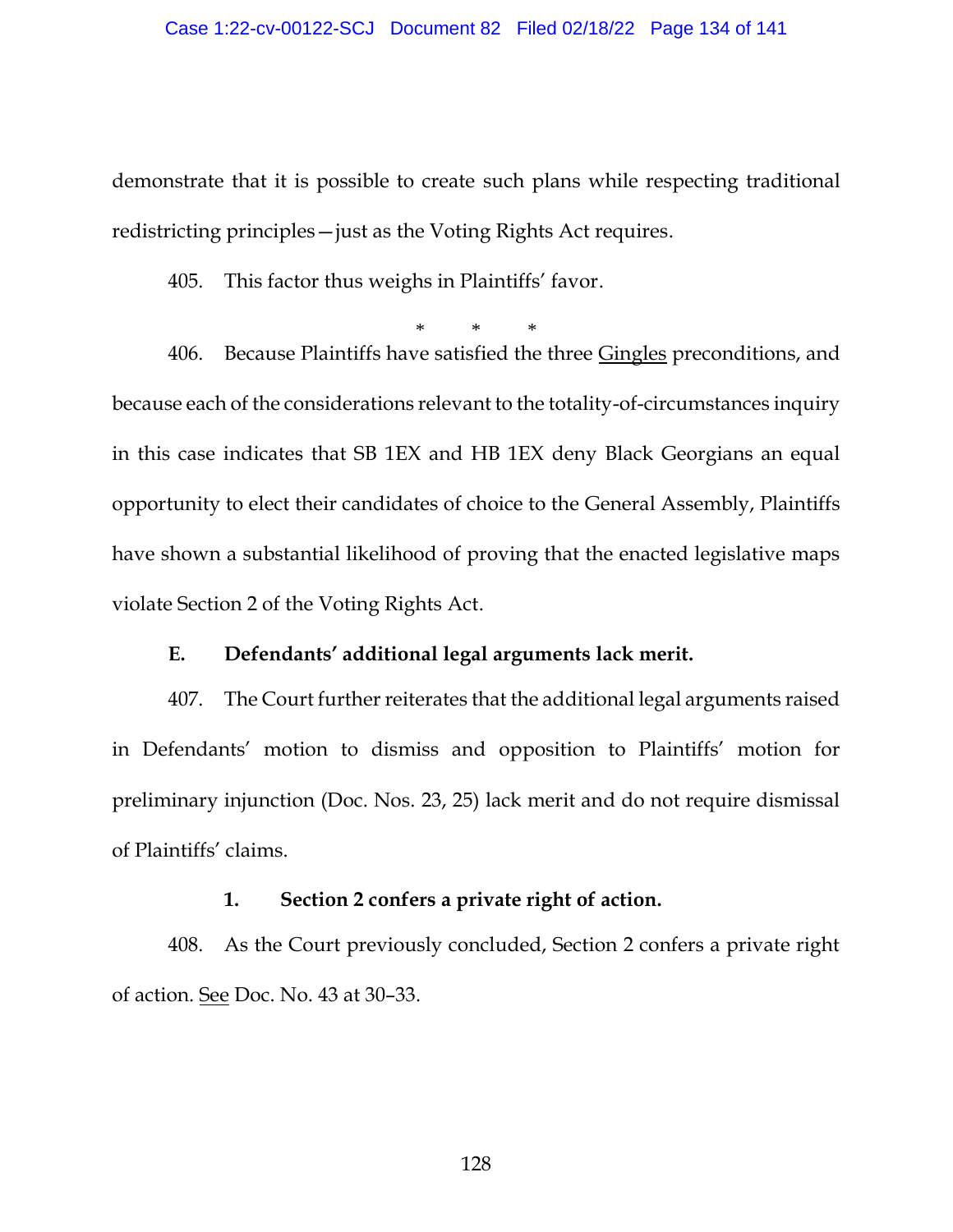demonstrate that it is possible to create such plans while respecting traditional redistricting principles—just as the Voting Rights Act requires.

405. This factor thus weighs in Plaintiffs' favor.

\*       \*       \*

406. Because Plaintiffs have satisfied the three Gingles preconditions, and because each of the considerations relevant to the totality-of-circumstances inquiry in this case indicates that SB 1EX and HB 1EX deny Black Georgians an equal opportunity to elect their candidates of choice to the General Assembly, Plaintiffs have shown a substantial likelihood of proving that the enacted legislative maps violate Section 2 of the Voting Rights Act.

### E. Defendants' additional legal arguments lack merit.

407. The Court further reiterates that the additional legal arguments raised in Defendants' motion to dismiss and opposition to Plaintiffs' motion for preliminary injunction (Doc. Nos. 23, 25) lack merit and do not require dismissal of Plaintiffs' claims.

#### 1. Section 2 confers a private right of action.

408. As the Court previously concluded, Section 2 confers a private right of action. See Doc. No. 43 at 30–33.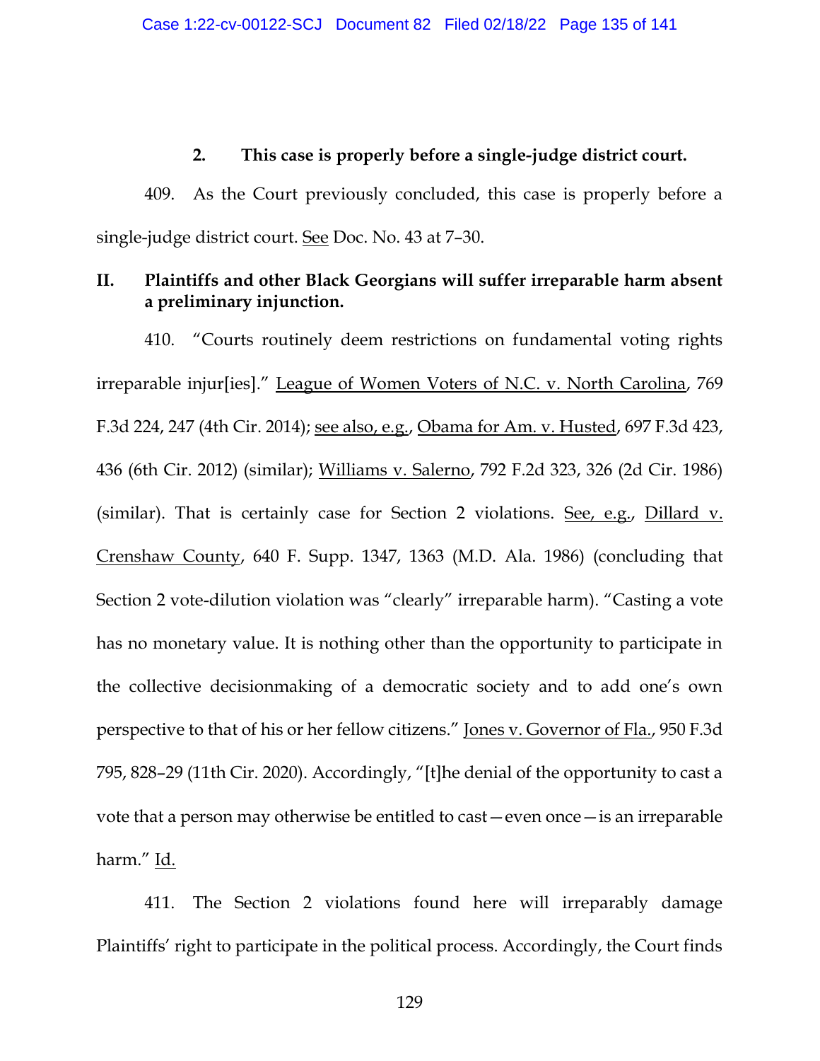### 2. This case is properly before a single-judge district court.

409. As the Court previously concluded, this case is properly before a single-judge district court. See Doc. No. 43 at 7–30.

## II. Plaintiffs and other Black Georgians will suffer irreparable harm absent a preliminary injunction.

410. "Courts routinely deem restrictions on fundamental voting rights irreparable injur[ies]." League of Women Voters of N.C. v. North Carolina, 769 F.3d 224, 247 (4th Cir. 2014); see also, e.g., Obama for Am. v. Husted, 697 F.3d 423, 436 (6th Cir. 2012) (similar); Williams v. Salerno, 792 F.2d 323, 326 (2d Cir. 1986) (similar). That is certainly case for Section 2 violations. See, e.g., Dillard v. Crenshaw County, 640 F. Supp. 1347, 1363 (M.D. Ala. 1986) (concluding that Section 2 vote-dilution violation was "clearly" irreparable harm). "Casting a vote has no monetary value. It is nothing other than the opportunity to participate in the collective decisionmaking of a democratic society and to add one's own perspective to that of his or her fellow citizens." Jones v. Governor of Fla., 950 F.3d 795, 828–29 (11th Cir. 2020). Accordingly, "[t]he denial of the opportunity to cast a vote that a person may otherwise be entitled to cast—even once—is an irreparable harm." Id.

411. The Section 2 violations found here will irreparably damage Plaintiffs' right to participate in the political process. Accordingly, the Court finds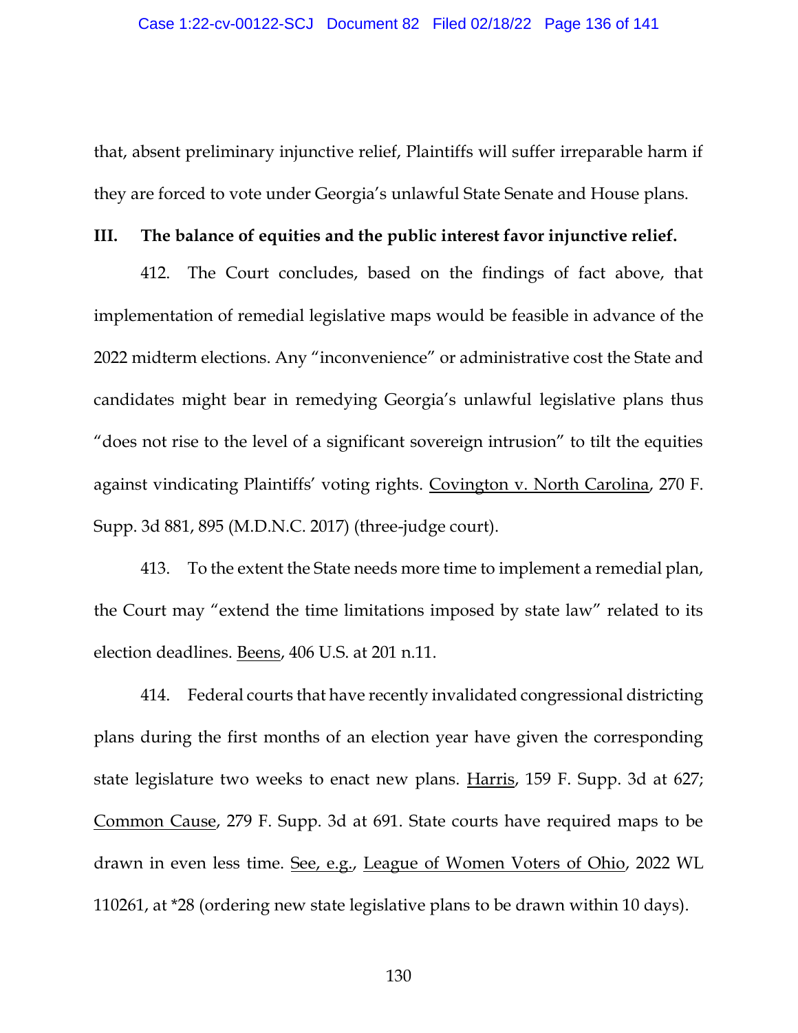that, absent preliminary injunctive relief, Plaintiffs will suffer irreparable harm if they are forced to vote under Georgia's unlawful State Senate and House plans.

**III. The balance of equities and the public interest favor injunctive relief.**

412. The Court concludes, based on the findings of fact above, that implementation of remedial legislative maps would be feasible in advance of the 2022 midterm elections. Any "inconvenience" or administrative cost the State and candidates might bear in remedying Georgia's unlawful legislative plans thus "does not rise to the level of a significant sovereign intrusion" to tilt the equities against vindicating Plaintiffs' voting rights. Covington v. North Carolina, 270 F. Supp. 3d 881, 895 (M.D.N.C. 2017) (three-judge court).

413. To the extent the State needs more time to implement a remedial plan, the Court may "extend the time limitations imposed by state law" related to its election deadlines. Beens, 406 U.S. at 201 n.11.

414. Federal courts that have recently invalidated congressional districting plans during the first months of an election year have given the corresponding state legislature two weeks to enact new plans. Harris, 159 F. Supp. 3d at 627; Common Cause, 279 F. Supp. 3d at 691. State courts have required maps to be drawn in even less time. See, e.g., League of Women Voters of Ohio, 2022 WL 110261, at *28 (ordering new state legislative plans to be drawn within 10 days).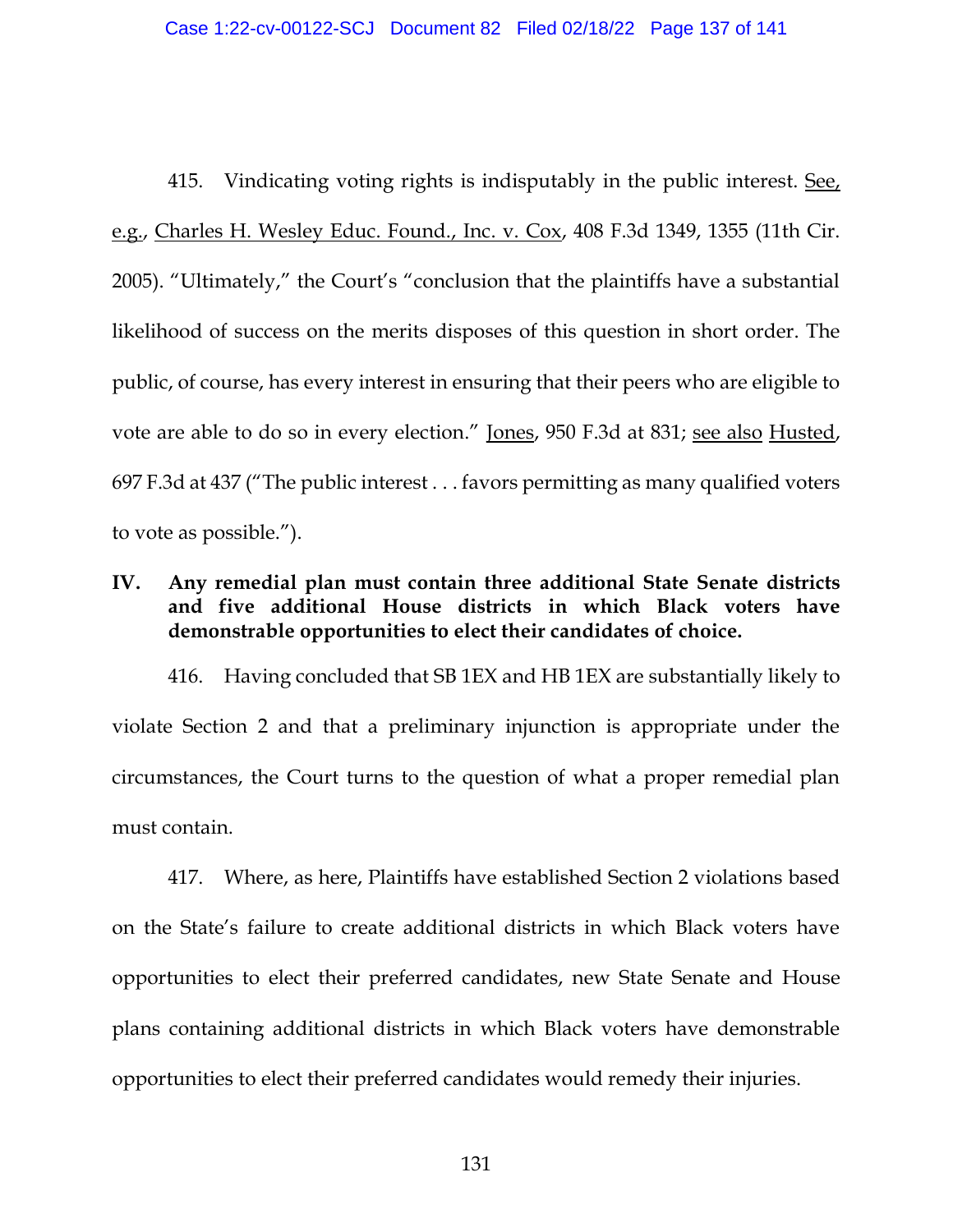415. Vindicating voting rights is indisputably in the public interest. See, e.g., Charles H. Wesley Educ. Found., Inc. v. Cox, 408 F.3d 1349, 1355 (11th Cir. 2005). "Ultimately," the Court's "conclusion that the plaintiffs have a substantial likelihood of success on the merits disposes of this question in short order. The public, of course, has every interest in ensuring that their peers who are eligible to vote are able to do so in every election." Jones, 950 F.3d at 831; see also Husted, 697 F.3d at 437 ("The public interest . . . favors permitting as many qualified voters to vote as possible.").

## IV. Any remedial plan must contain three additional State Senate districts and five additional House districts in which Black voters have demonstrable opportunities to elect their candidates of choice.

416. Having concluded that SB 1EX and HB 1EX are substantially likely to violate Section 2 and that a preliminary injunction is appropriate under the circumstances, the Court turns to the question of what a proper remedial plan must contain.

417. Where, as here, Plaintiffs have established Section 2 violations based on the State's failure to create additional districts in which Black voters have opportunities to elect their preferred candidates, new State Senate and House plans containing additional districts in which Black voters have demonstrable opportunities to elect their preferred candidates would remedy their injuries.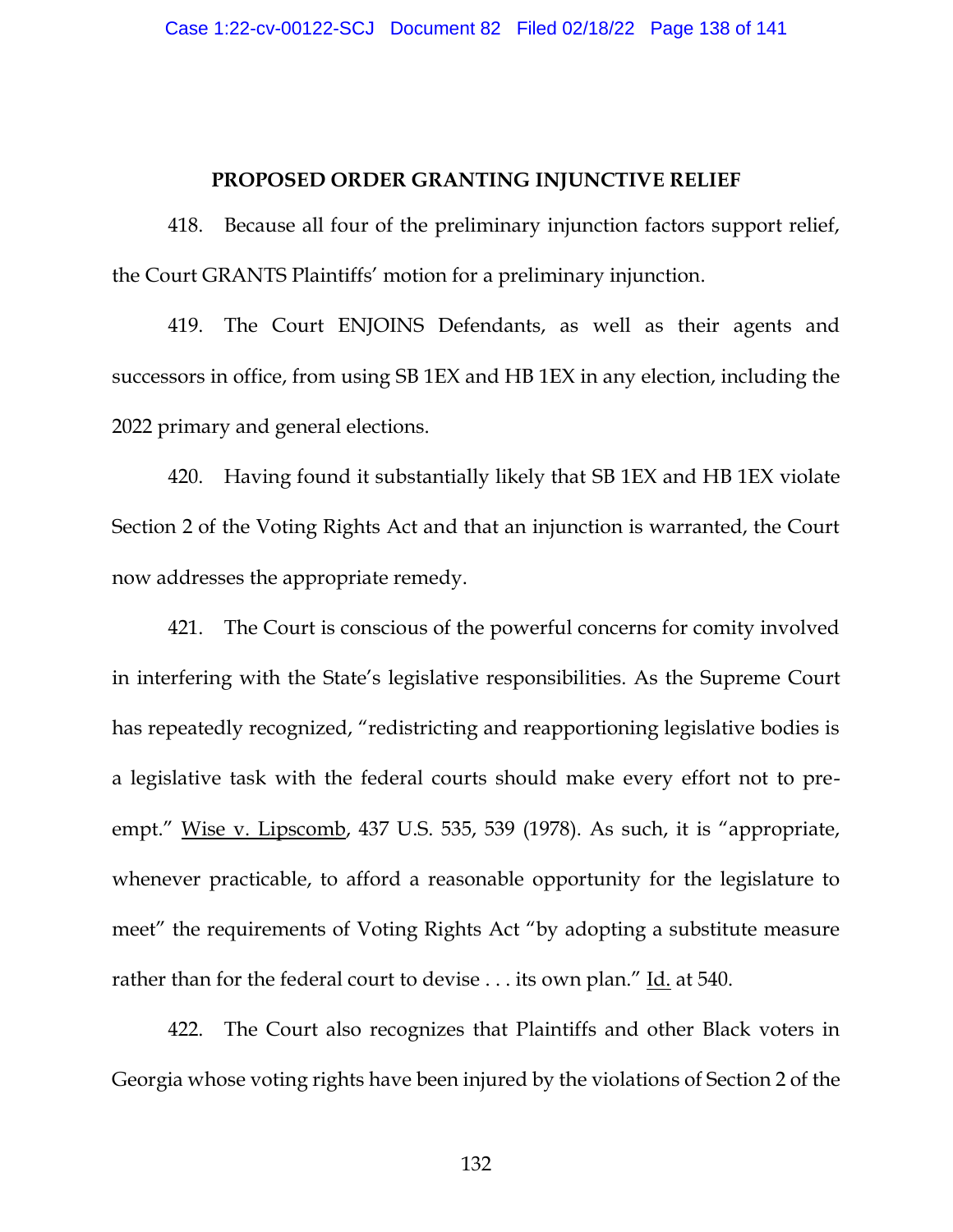**PROPOSED ORDER GRANTING INJUNCTIVE RELIEF**

418. Because all four of the preliminary injunction factors support relief, the Court GRANTS Plaintiffs' motion for a preliminary injunction.

419. The Court ENJOINS Defendants, as well as their agents and successors in office, from using SB 1EX and HB 1EX in any election, including the 2022 primary and general elections.

420. Having found it substantially likely that SB 1EX and HB 1EX violate Section 2 of the Voting Rights Act and that an injunction is warranted, the Court now addresses the appropriate remedy.

421. The Court is conscious of the powerful concerns for comity involved in interfering with the State's legislative responsibilities. As the Supreme Court has repeatedly recognized, "redistricting and reapportioning legislative bodies is a legislative task with the federal courts should make every effort not to pre-empt." Wise v. Lipscomb, 437 U.S. 535, 539 (1978). As such, it is "appropriate, whenever practicable, to afford a reasonable opportunity for the legislature to meet" the requirements of Voting Rights Act "by adopting a substitute measure rather than for the federal court to devise . . . its own plan." Id. at 540.

422. The Court also recognizes that Plaintiffs and other Black voters in Georgia whose voting rights have been injured by the violations of Section 2 of the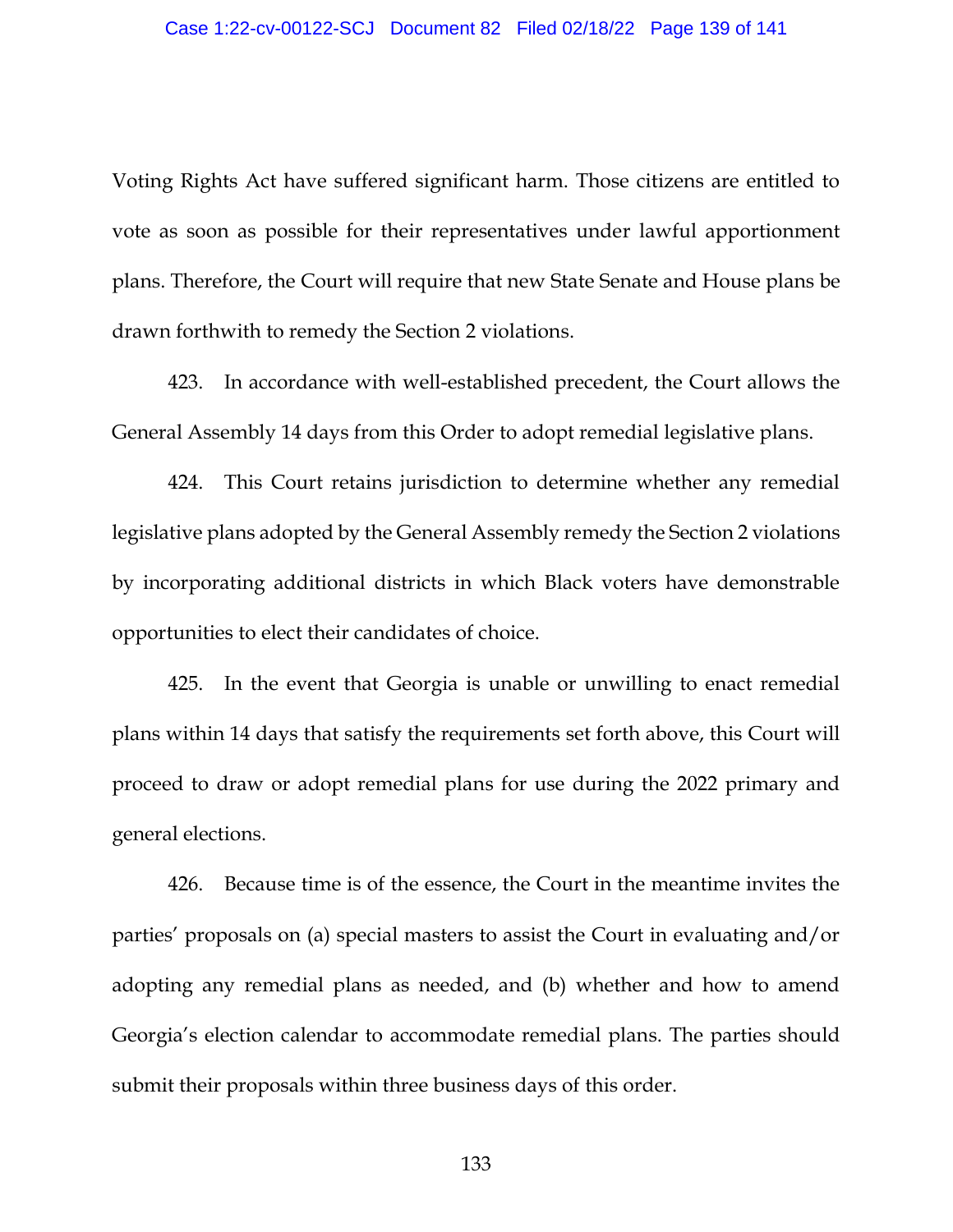Voting Rights Act have suffered significant harm. Those citizens are entitled to vote as soon as possible for their representatives under lawful apportionment plans. Therefore, the Court will require that new State Senate and House plans be drawn forthwith to remedy the Section 2 violations.

423. In accordance with well-established precedent, the Court allows the General Assembly 14 days from this Order to adopt remedial legislative plans.

424. This Court retains jurisdiction to determine whether any remedial legislative plans adopted by the General Assembly remedy the Section 2 violations by incorporating additional districts in which Black voters have demonstrable opportunities to elect their candidates of choice.

425. In the event that Georgia is unable or unwilling to enact remedial plans within 14 days that satisfy the requirements set forth above, this Court will proceed to draw or adopt remedial plans for use during the 2022 primary and general elections.

426. Because time is of the essence, the Court in the meantime invites the parties' proposals on (a) special masters to assist the Court in evaluating and/or adopting any remedial plans as needed, and (b) whether and how to amend Georgia's election calendar to accommodate remedial plans. The parties should submit their proposals within three business days of this order.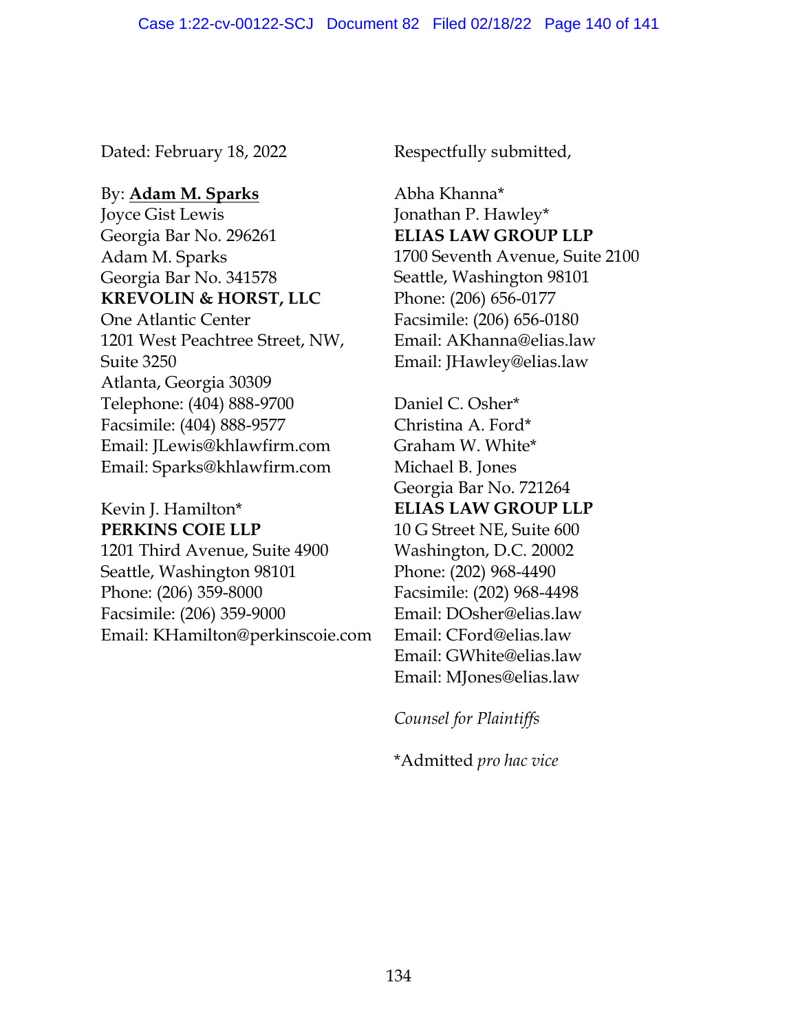Dated: February 18, 2022

By: **Adam M. Sparks**
Joyce Gist Lewis
Georgia Bar No. 296261
Adam M. Sparks
Georgia Bar No. 341578
**KREVOLIN & HORST, LLC**
One Atlantic Center
1201 West Peachtree Street, NW,
Suite 3250
Atlanta, Georgia 30309
Telephone: (404) 888-9700
Facsimile: (404) 888-9577
Email: JLewis@khlawfirm.com
Email: Sparks@khlawfirm.com

Kevin J. Hamilton*
**PERKINS COIE LLP**
1201 Third Avenue, Suite 4900
Seattle, Washington 98101
Phone: (206) 359-8000
Facsimile: (206) 359-9000
Email: KHamilton@perkinscoie.com

Respectfully submitted,

Abha Khanna*
Jonathan P. Hawley*
**ELIAS LAW GROUP LLP**
1700 Seventh Avenue, Suite 2100
Seattle, Washington 98101
Phone: (206) 656-0177
Facsimile: (206) 656-0180
Email: AKhanna@elias.law
Email: JHawley@elias.law

Daniel C. Osher*
Christina A. Ford*
Graham W. White*
Michael B. Jones
Georgia Bar No. 721264
**ELIAS LAW GROUP LLP**
10 G Street NE, Suite 600
Washington, D.C. 20002
Phone: (202) 968-4490
Facsimile: (202) 968-4498
Email: DOsher@elias.law
Email: CFord@elias.law
Email: GWhite@elias.law
Email: MJones@elias.law

*Counsel for Plaintiffs*

*Admitted *pro hac vice*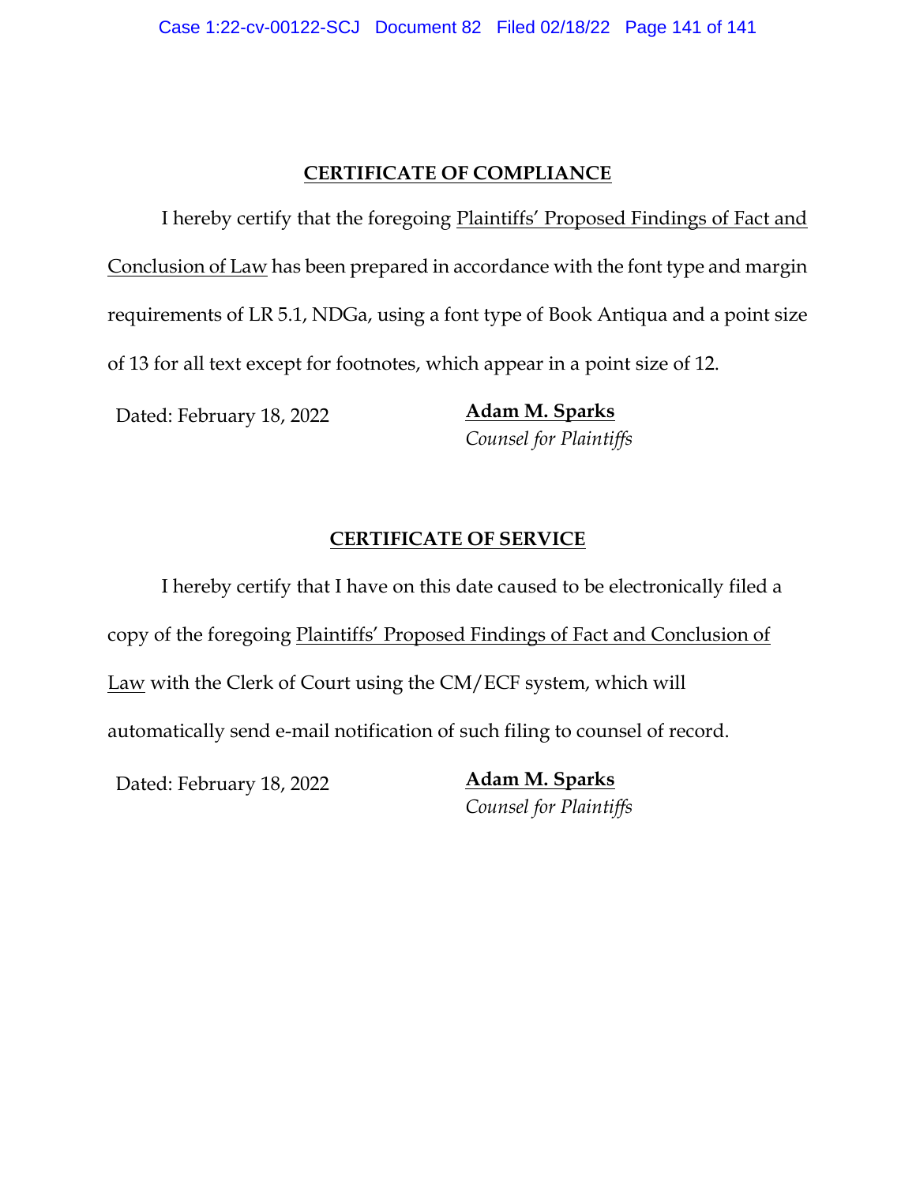## CERTIFICATE OF COMPLIANCE

I hereby certify that the foregoing Plaintiffs' Proposed Findings of Fact and Conclusion of Law has been prepared in accordance with the font type and margin requirements of LR 5.1, NDGa, using a font type of Book Antiqua and a point size of 13 for all text except for footnotes, which appear in a point size of 12.

Dated: February 18, 2022

**Adam M. Sparks**
*Counsel for Plaintiffs*

## CERTIFICATE OF SERVICE

I hereby certify that I have on this date caused to be electronically filed a copy of the foregoing Plaintiffs' Proposed Findings of Fact and Conclusion of Law with the Clerk of Court using the CM/ECF system, which will automatically send e-mail notification of such filing to counsel of record.

Dated: February 18, 2022

**Adam M. Sparks**
*Counsel for Plaintiffs*